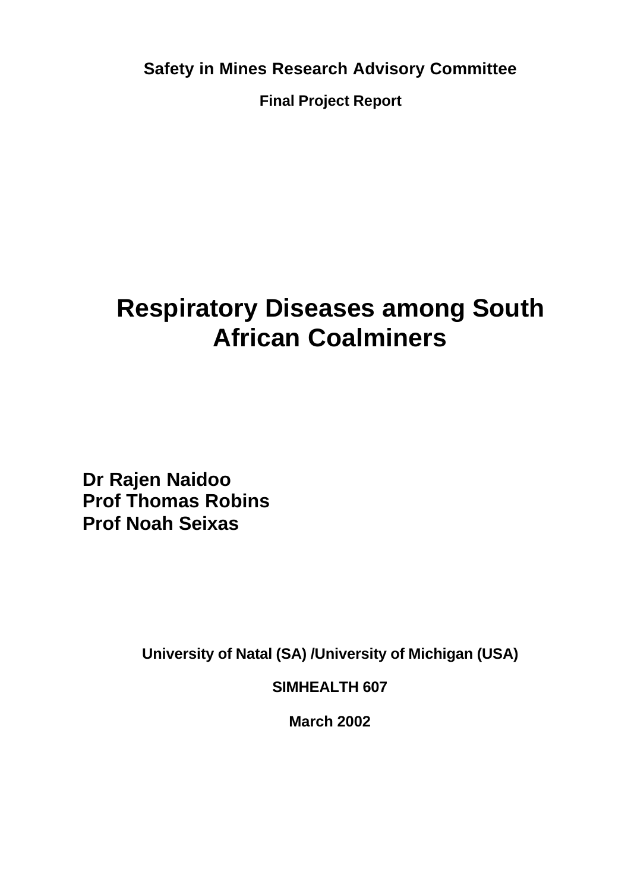**Safety in Mines Research Advisory Committee**

**Final Project Report**

# Respiratory Diseases among South African Coalminers

**Dr Rajen Naidoo**
**Prof Thomas Robins**
**Prof Noah Seixas**

**University of Natal (SA) /University of Michigan (USA)**

**SIMHEALTH 607**

**March 2002**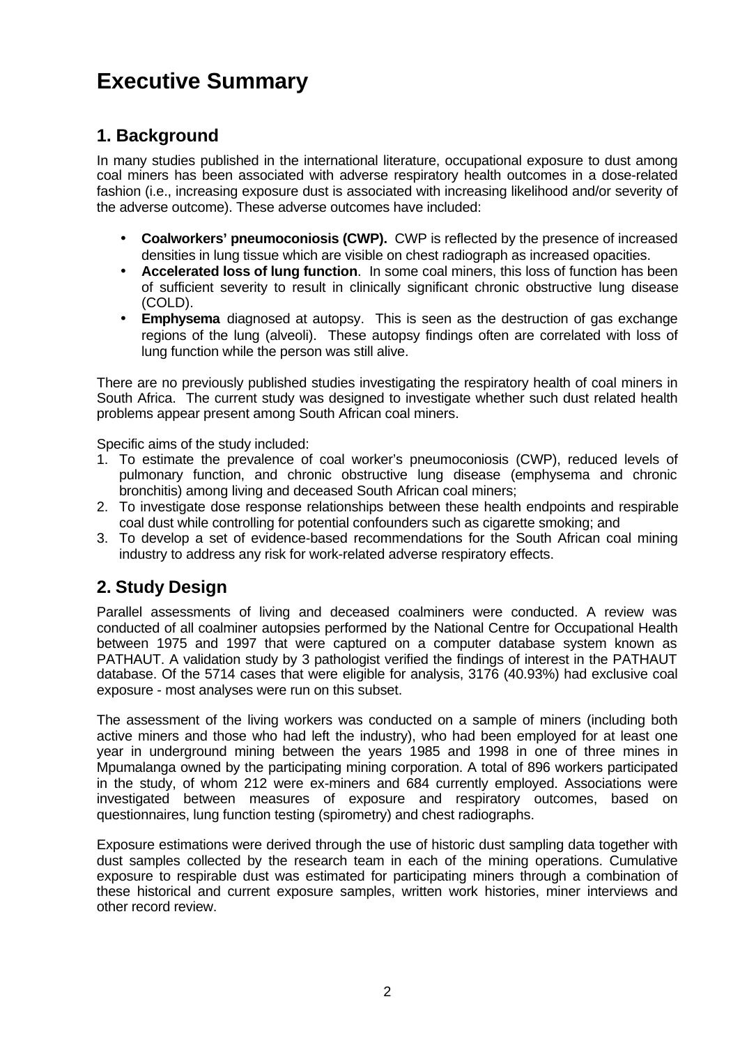# Executive Summary

## 1. Background

In many studies published in the international literature, occupational exposure to dust among coal miners has been associated with adverse respiratory health outcomes in a dose-related fashion (i.e., increasing exposure dust is associated with increasing likelihood and/or severity of the adverse outcome). These adverse outcomes have included:

- **Coalworkers' pneumoconiosis (CWP).** CWP is reflected by the presence of increased densities in lung tissue which are visible on chest radiograph as increased opacities.
- **Accelerated loss of lung function**. In some coal miners, this loss of function has been of sufficient severity to result in clinically significant chronic obstructive lung disease (COLD).
- **Emphysema** diagnosed at autopsy. This is seen as the destruction of gas exchange regions of the lung (alveoli). These autopsy findings often are correlated with loss of lung function while the person was still alive.

There are no previously published studies investigating the respiratory health of coal miners in South Africa. The current study was designed to investigate whether such dust related health problems appear present among South African coal miners.

Specific aims of the study included:

1. To estimate the prevalence of coal worker's pneumoconiosis (CWP), reduced levels of pulmonary function, and chronic obstructive lung disease (emphysema and chronic bronchitis) among living and deceased South African coal miners;
2. To investigate dose response relationships between these health endpoints and respirable coal dust while controlling for potential confounders such as cigarette smoking; and
3. To develop a set of evidence-based recommendations for the South African coal mining industry to address any risk for work-related adverse respiratory effects.

## 2. Study Design

Parallel assessments of living and deceased coalminers were conducted. A review was conducted of all coalminer autopsies performed by the National Centre for Occupational Health between 1975 and 1997 that were captured on a computer database system known as PATHAUT. A validation study by 3 pathologist verified the findings of interest in the PATHAUT database. Of the 5714 cases that were eligible for analysis, 3176 (40.93%) had exclusive coal exposure - most analyses were run on this subset.

The assessment of the living workers was conducted on a sample of miners (including both active miners and those who had left the industry), who had been employed for at least one year in underground mining between the years 1985 and 1998 in one of three mines in Mpumalanga owned by the participating mining corporation. A total of 896 workers participated in the study, of whom 212 were ex-miners and 684 currently employed. Associations were investigated between measures of exposure and respiratory outcomes, based on questionnaires, lung function testing (spirometry) and chest radiographs.

Exposure estimations were derived through the use of historic dust sampling data together with dust samples collected by the research team in each of the mining operations. Cumulative exposure to respirable dust was estimated for participating miners through a combination of these historical and current exposure samples, written work histories, miner interviews and other record review.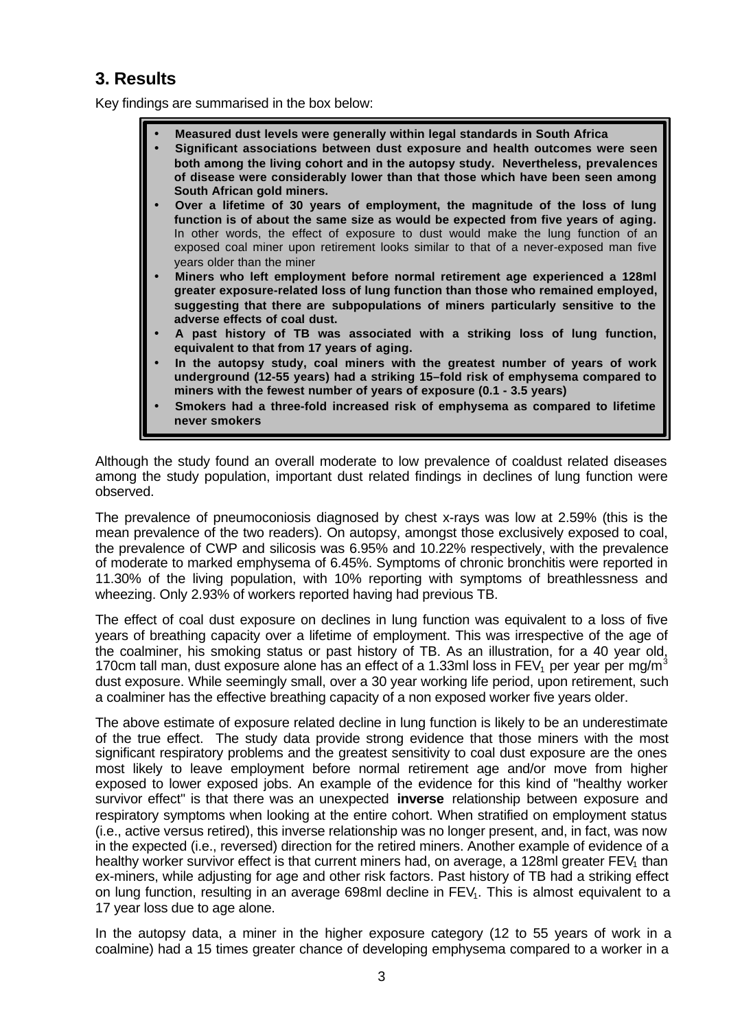## 3. Results

Key findings are summarised in the box below:

> - **Measured dust levels were generally within legal standards in South Africa**
> - **Significant associations between dust exposure and health outcomes were seen both among the living cohort and in the autopsy study. Nevertheless, prevalences of disease were considerably lower than that those which have been seen among South African gold miners.**
> - **Over a lifetime of 30 years of employment, the magnitude of the loss of lung function is of about the same size as would be expected from five years of aging.** In other words, the effect of exposure to dust would make the lung function of an exposed coal miner upon retirement looks similar to that of a never-exposed man five years older than the miner
> - **Miners who left employment before normal retirement age experienced a 128ml greater exposure-related loss of lung function than those who remained employed, suggesting that there are subpopulations of miners particularly sensitive to the adverse effects of coal dust.**
> - **A past history of TB was associated with a striking loss of lung function, equivalent to that from 17 years of aging.**
> - **In the autopsy study, coal miners with the greatest number of years of work underground (12-55 years) had a striking 15–fold risk of emphysema compared to miners with the fewest number of years of exposure (0.1 - 3.5 years)**
> - **Smokers had a three-fold increased risk of emphysema as compared to lifetime never smokers**

Although the study found an overall moderate to low prevalence of coaldust related diseases among the study population, important dust related findings in declines of lung function were observed.

The prevalence of pneumoconiosis diagnosed by chest x-rays was low at 2.59% (this is the mean prevalence of the two readers). On autopsy, amongst those exclusively exposed to coal, the prevalence of CWP and silicosis was 6.95% and 10.22% respectively, with the prevalence of moderate to marked emphysema of 6.45%. Symptoms of chronic bronchitis were reported in 11.30% of the living population, with 10% reporting with symptoms of breathlessness and wheezing. Only 2.93% of workers reported having had previous TB.

The effect of coal dust exposure on declines in lung function was equivalent to a loss of five years of breathing capacity over a lifetime of employment. This was irrespective of the age of the coalminer, his smoking status or past history of TB. As an illustration, for a 40 year old, 170cm tall man, dust exposure alone has an effect of a 1.33ml loss in $FEV_1$ per year per mg/m$^3$ dust exposure. While seemingly small, over a 30 year working life period, upon retirement, such a coalminer has the effective breathing capacity of a non exposed worker five years older.

The above estimate of exposure related decline in lung function is likely to be an underestimate of the true effect. The study data provide strong evidence that those miners with the most significant respiratory problems and the greatest sensitivity to coal dust exposure are the ones most likely to leave employment before normal retirement age and/or move from higher exposed to lower exposed jobs. An example of the evidence for this kind of "healthy worker survivor effect" is that there was an unexpected **inverse** relationship between exposure and respiratory symptoms when looking at the entire cohort. When stratified on employment status (i.e., active versus retired), this inverse relationship was no longer present, and, in fact, was now in the expected (i.e., reversed) direction for the retired miners. Another example of evidence of a healthy worker survivor effect is that current miners had, on average, a 128ml greater $FEV_1$ than ex-miners, while adjusting for age and other risk factors. Past history of TB had a striking effect on lung function, resulting in an average 698ml decline in $FEV_1$. This is almost equivalent to a 17 year loss due to age alone.

In the autopsy data, a miner in the higher exposure category (12 to 55 years of work in a coalmine) had a 15 times greater chance of developing emphysema compared to a worker in a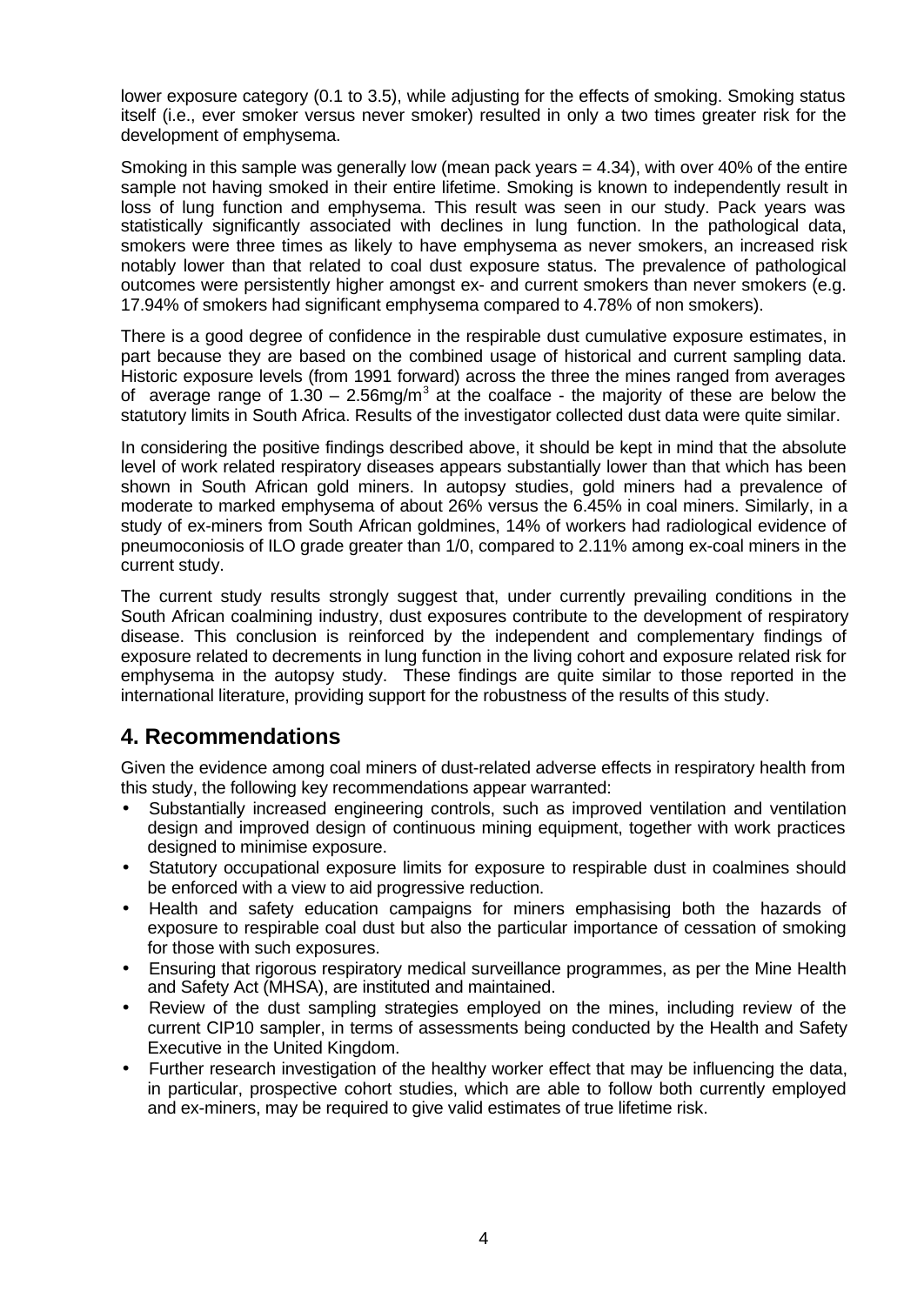lower exposure category (0.1 to 3.5), while adjusting for the effects of smoking. Smoking status itself (i.e., ever smoker versus never smoker) resulted in only a two times greater risk for the development of emphysema.

Smoking in this sample was generally low (mean pack years = 4.34), with over 40% of the entire sample not having smoked in their entire lifetime. Smoking is known to independently result in loss of lung function and emphysema. This result was seen in our study. Pack years was statistically significantly associated with declines in lung function. In the pathological data, smokers were three times as likely to have emphysema as never smokers, an increased risk notably lower than that related to coal dust exposure status. The prevalence of pathological outcomes were persistently higher amongst ex- and current smokers than never smokers (e.g. 17.94% of smokers had significant emphysema compared to 4.78% of non smokers).

There is a good degree of confidence in the respirable dust cumulative exposure estimates, in part because they are based on the combined usage of historical and current sampling data. Historic exposure levels (from 1991 forward) across the three the mines ranged from averages of average range of 1.30 – 2.56mg/m$^3$ at the coalface - the majority of these are below the statutory limits in South Africa. Results of the investigator collected dust data were quite similar.

In considering the positive findings described above, it should be kept in mind that the absolute level of work related respiratory diseases appears substantially lower than that which has been shown in South African gold miners. In autopsy studies, gold miners had a prevalence of moderate to marked emphysema of about 26% versus the 6.45% in coal miners. Similarly, in a study of ex-miners from South African goldmines, 14% of workers had radiological evidence of pneumoconiosis of ILO grade greater than 1/0, compared to 2.11% among ex-coal miners in the current study.

The current study results strongly suggest that, under currently prevailing conditions in the South African coalmining industry, dust exposures contribute to the development of respiratory disease. This conclusion is reinforced by the independent and complementary findings of exposure related to decrements in lung function in the living cohort and exposure related risk for emphysema in the autopsy study. These findings are quite similar to those reported in the international literature, providing support for the robustness of the results of this study.

## 4. Recommendations

Given the evidence among coal miners of dust-related adverse effects in respiratory health from this study, the following key recommendations appear warranted:

- Substantially increased engineering controls, such as improved ventilation and ventilation design and improved design of continuous mining equipment, together with work practices designed to minimise exposure.
- Statutory occupational exposure limits for exposure to respirable dust in coalmines should be enforced with a view to aid progressive reduction.
- Health and safety education campaigns for miners emphasising both the hazards of exposure to respirable coal dust but also the particular importance of cessation of smoking for those with such exposures.
- Ensuring that rigorous respiratory medical surveillance programmes, as per the Mine Health and Safety Act (MHSA), are instituted and maintained.
- Review of the dust sampling strategies employed on the mines, including review of the current CIP10 sampler, in terms of assessments being conducted by the Health and Safety Executive in the United Kingdom.
- Further research investigation of the healthy worker effect that may be influencing the data, in particular, prospective cohort studies, which are able to follow both currently employed and ex-miners, may be required to give valid estimates of true lifetime risk.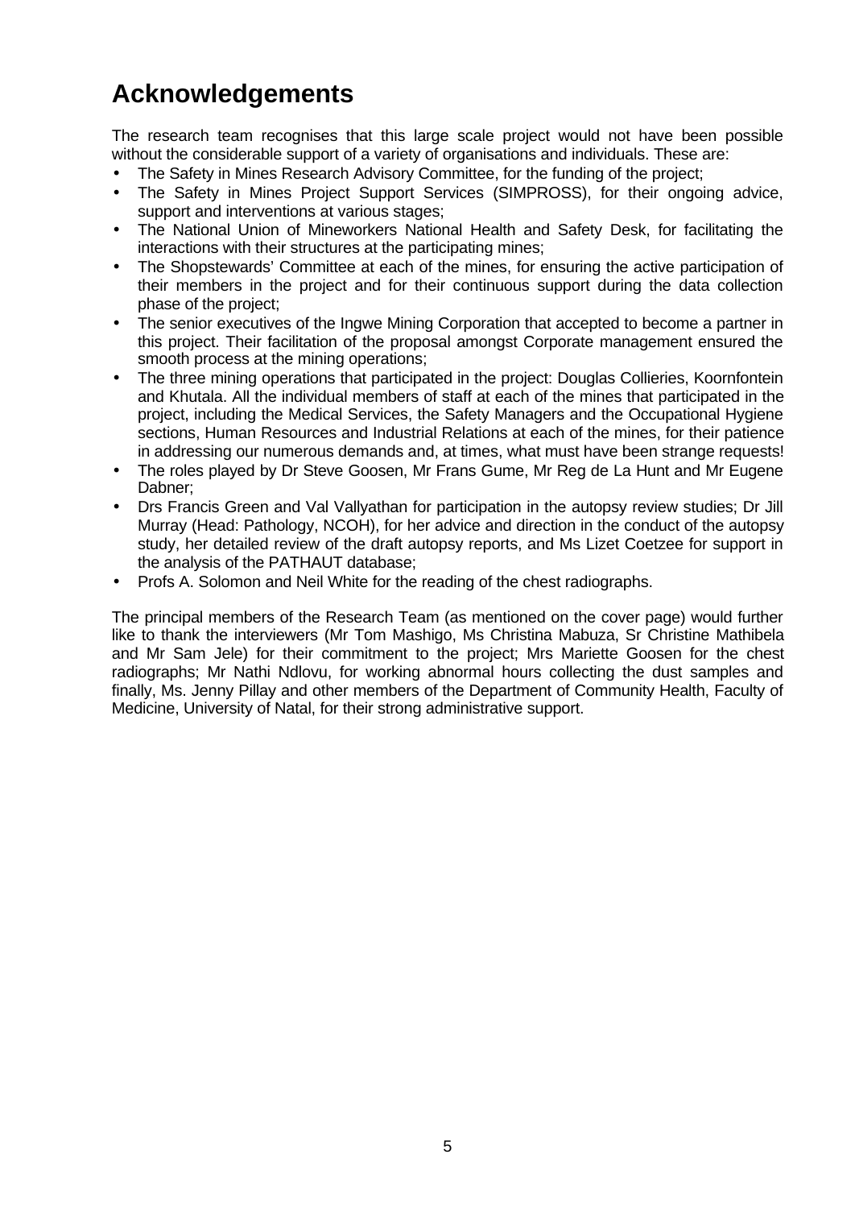# Acknowledgements

The research team recognises that this large scale project would not have been possible without the considerable support of a variety of organisations and individuals. These are:

- The Safety in Mines Research Advisory Committee, for the funding of the project;
- The Safety in Mines Project Support Services (SIMPROSS), for their ongoing advice, support and interventions at various stages;
- The National Union of Mineworkers National Health and Safety Desk, for facilitating the interactions with their structures at the participating mines;
- The Shopstewards' Committee at each of the mines, for ensuring the active participation of their members in the project and for their continuous support during the data collection phase of the project;
- The senior executives of the Ingwe Mining Corporation that accepted to become a partner in this project. Their facilitation of the proposal amongst Corporate management ensured the smooth process at the mining operations;
- The three mining operations that participated in the project: Douglas Collieries, Koornfontein and Khutala. All the individual members of staff at each of the mines that participated in the project, including the Medical Services, the Safety Managers and the Occupational Hygiene sections, Human Resources and Industrial Relations at each of the mines, for their patience in addressing our numerous demands and, at times, what must have been strange requests!
- The roles played by Dr Steve Goosen, Mr Frans Gume, Mr Reg de La Hunt and Mr Eugene Dabner;
- Drs Francis Green and Val Vallyathan for participation in the autopsy review studies; Dr Jill Murray (Head: Pathology, NCOH), for her advice and direction in the conduct of the autopsy study, her detailed review of the draft autopsy reports, and Ms Lizet Coetzee for support in the analysis of the PATHAUT database;
- Profs A. Solomon and Neil White for the reading of the chest radiographs.

The principal members of the Research Team (as mentioned on the cover page) would further like to thank the interviewers (Mr Tom Mashigo, Ms Christina Mabuza, Sr Christine Mathibela and Mr Sam Jele) for their commitment to the project; Mrs Mariette Goosen for the chest radiographs; Mr Nathi Ndlovu, for working abnormal hours collecting the dust samples and finally, Ms. Jenny Pillay and other members of the Department of Community Health, Faculty of Medicine, University of Natal, for their strong administrative support.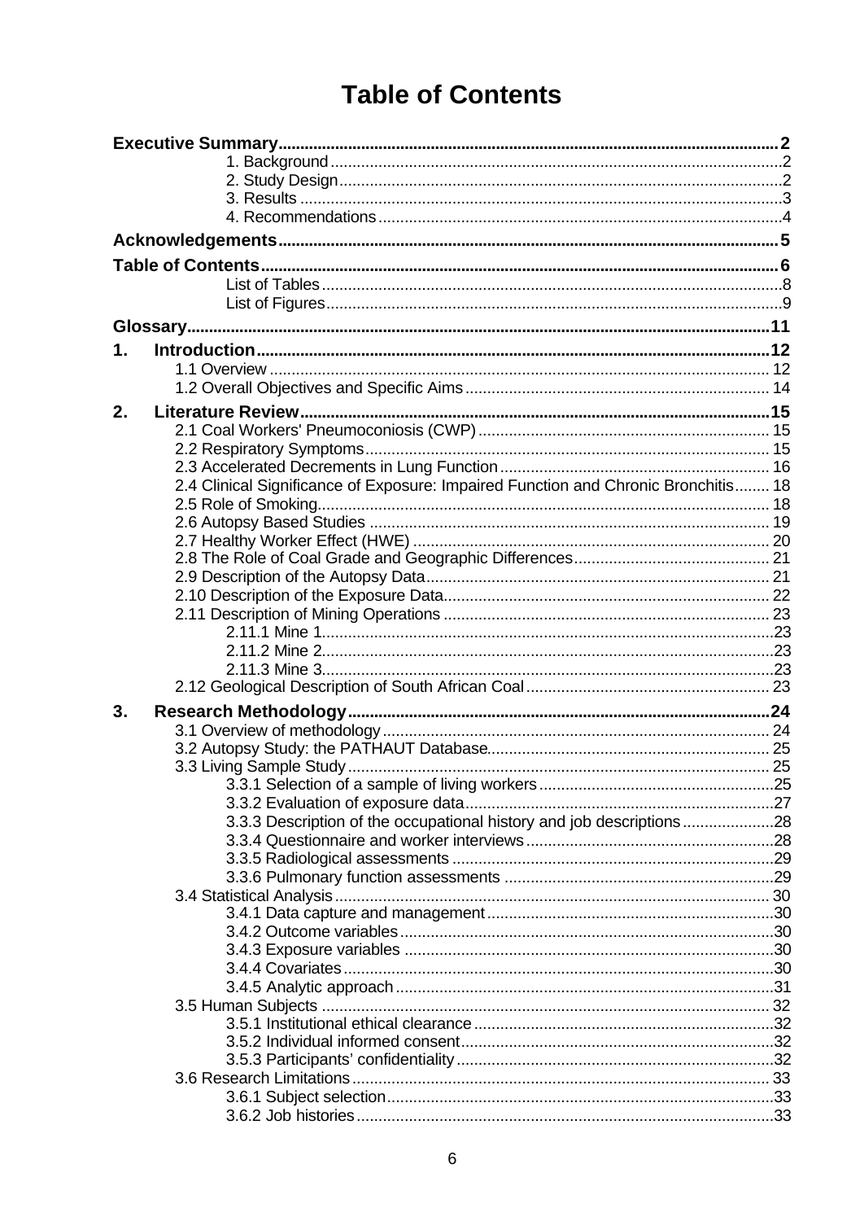# Table of Contents

**Executive Summary** ... 2
- 1. Background ... 2
- 2. Study Design ... 2
- 3. Results ... 3
- 4. Recommendations ... 4

**Acknowledgements** ... 5

**Table of Contents** ... 6
- List of Tables ... 8
- List of Figures ... 9

**Glossary** ... 11

**1. Introduction** ... 12
- 1.1 Overview ... 12
- 1.2 Overall Objectives and Specific Aims ... 14

**2. Literature Review** ... 15
- 2.1 Coal Workers' Pneumoconiosis (CWP) ... 15
- 2.2 Respiratory Symptoms ... 15
- 2.3 Accelerated Decrements in Lung Function ... 16
- 2.4 Clinical Significance of Exposure: Impaired Function and Chronic Bronchitis ... 18
- 2.5 Role of Smoking ... 18
- 2.6 Autopsy Based Studies ... 19
- 2.7 Healthy Worker Effect (HWE) ... 20
- 2.8 The Role of Coal Grade and Geographic Differences ... 21
- 2.9 Description of the Autopsy Data ... 21
- 2.10 Description of the Exposure Data ... 22
- 2.11 Description of Mining Operations ... 23
  - 2.11.1 Mine 1 ... 23
  - 2.11.2 Mine 2 ... 23
  - 2.11.3 Mine 3 ... 23
- 2.12 Geological Description of South African Coal ... 23

**3. Research Methodology** ... 24
- 3.1 Overview of methodology ... 24
- 3.2 Autopsy Study: the PATHAUT Database ... 25
- 3.3 Living Sample Study ... 25
  - 3.3.1 Selection of a sample of living workers ... 25
  - 3.3.2 Evaluation of exposure data ... 27
  - 3.3.3 Description of the occupational history and job descriptions ... 28
  - 3.3.4 Questionnaire and worker interviews ... 28
  - 3.3.5 Radiological assessments ... 29
  - 3.3.6 Pulmonary function assessments ... 29
- 3.4 Statistical Analysis ... 30
  - 3.4.1 Data capture and management ... 30
  - 3.4.2 Outcome variables ... 30
  - 3.4.3 Exposure variables ... 30
  - 3.4.4 Covariates ... 30
  - 3.4.5 Analytic approach ... 31
- 3.5 Human Subjects ... 32
  - 3.5.1 Institutional ethical clearance ... 32
  - 3.5.2 Individual informed consent ... 32
  - 3.5.3 Participants' confidentiality ... 32
- 3.6 Research Limitations ... 33
  - 3.6.1 Subject selection ... 33
  - 3.6.2 Job histories ... 33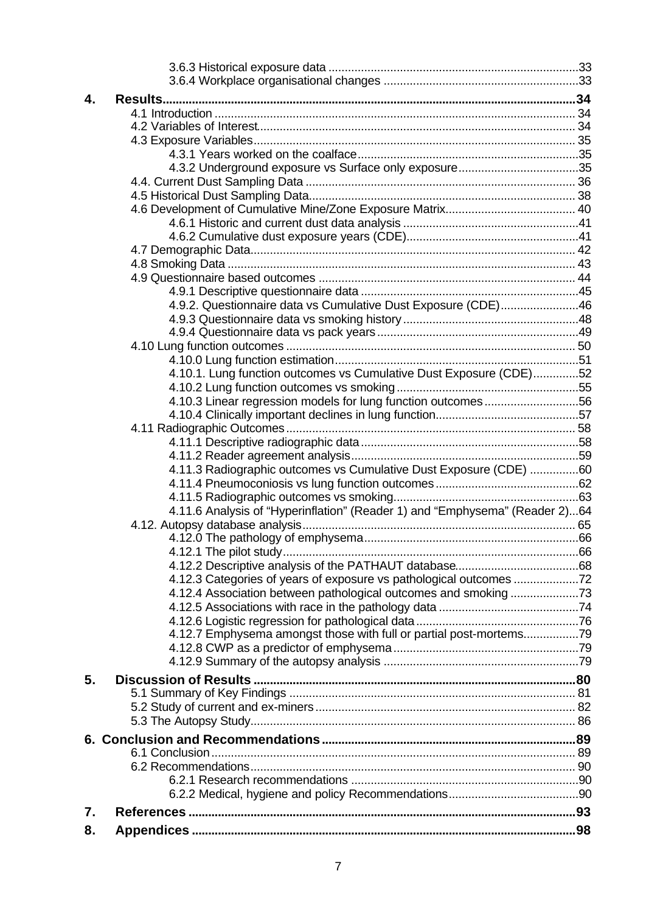3.6.3 Historical exposure data ............................................................................33
3.6.4 Workplace organisational changes ............................................................33

**4. Results...............................................................................................................34**

4.1 Introduction ............................................................................................... 34
4.2 Variables of Interest................................................................................. 34
4.3 Exposure Variables.................................................................................... 35
4.3.1 Years worked on the coalface....................................................................35
4.3.2 Underground exposure vs Surface only exposure.....................................35
4.4. Current Dust Sampling Data .................................................................... 36
4.5 Historical Dust Sampling Data................................................................... 38
4.6 Development of Cumulative Mine/Zone Exposure Matrix......................................... 40
4.6.1 Historic and current dust data analysis ......................................................41
4.6.2 Cumulative dust exposure years (CDE).....................................................41
4.7 Demographic Data.................................................................................... 42
4.8 Smoking Data ............................................................................................ 43
4.9 Questionnaire based outcomes ................................................................ 44
4.9.1 Descriptive questionnaire data ...................................................................45
4.9.2. Questionnaire data vs Cumulative Dust Exposure (CDE)........................46
4.9.3 Questionnaire data vs smoking history......................................................48
4.9.4 Questionnaire data vs pack years..............................................................49
4.10 Lung function outcomes .......................................................................... 50
4.10.0 Lung function estimation..........................................................................51
4.10.1. Lung function outcomes vs Cumulative Dust Exposure (CDE)..............52
4.10.2 Lung function outcomes vs smoking........................................................55
4.10.3 Linear regression models for lung function outcomes.............................56
4.10.4 Clinically important declines in lung function............................................57
4.11 Radiographic Outcomes.......................................................................... 58
4.11.1 Descriptive radiographic data..................................................................58
4.11.2 Reader agreement analysis......................................................................59
4.11.3 Radiographic outcomes vs Cumulative Dust Exposure (CDE) ...............60
4.11.4 Pneumoconiosis vs lung function outcomes............................................62
4.11.5 Radiographic outcomes vs smoking.........................................................63
4.11.6 Analysis of “Hyperinflation” (Reader 1) and “Emphysema” (Reader 2)...64
4.12. Autopsy database analysis..................................................................... 65
4.12.0 The pathology of emphysema..................................................................66
4.12.1 The pilot study...........................................................................................66
4.12.2 Descriptive analysis of the PATHAUT database......................................68
4.12.3 Categories of years of exposure vs pathological outcomes ....................72
4.12.4 Association between pathological outcomes and smoking .....................73
4.12.5 Associations with race in the pathology data ...........................................74
4.12.6 Logistic regression for pathological data..................................................76
4.12.7 Emphysema amongst those with full or partial post-mortems.................79
4.12.8 CWP as a predictor of emphysema..........................................................79
4.12.9 Summary of the autopsy analysis ............................................................79

**5. Discussion of Results ..................................................................................................80**

5.1 Summary of Key Findings ........................................................................ 81
5.2 Study of current and ex-miners................................................................. 82
5.3 The Autopsy Study.................................................................................... 86

**6. Conclusion and Recommendations.............................................................................89**

6.1 Conclusion................................................................................................ 89
6.2 Recommendations.................................................................................... 90
6.2.1 Research recommendations .....................................................................90
6.2.2 Medical, hygiene and policy Recommendations........................................90

**7. References ...............................................................................................................93**

**8. Appendices ..............................................................................................................98**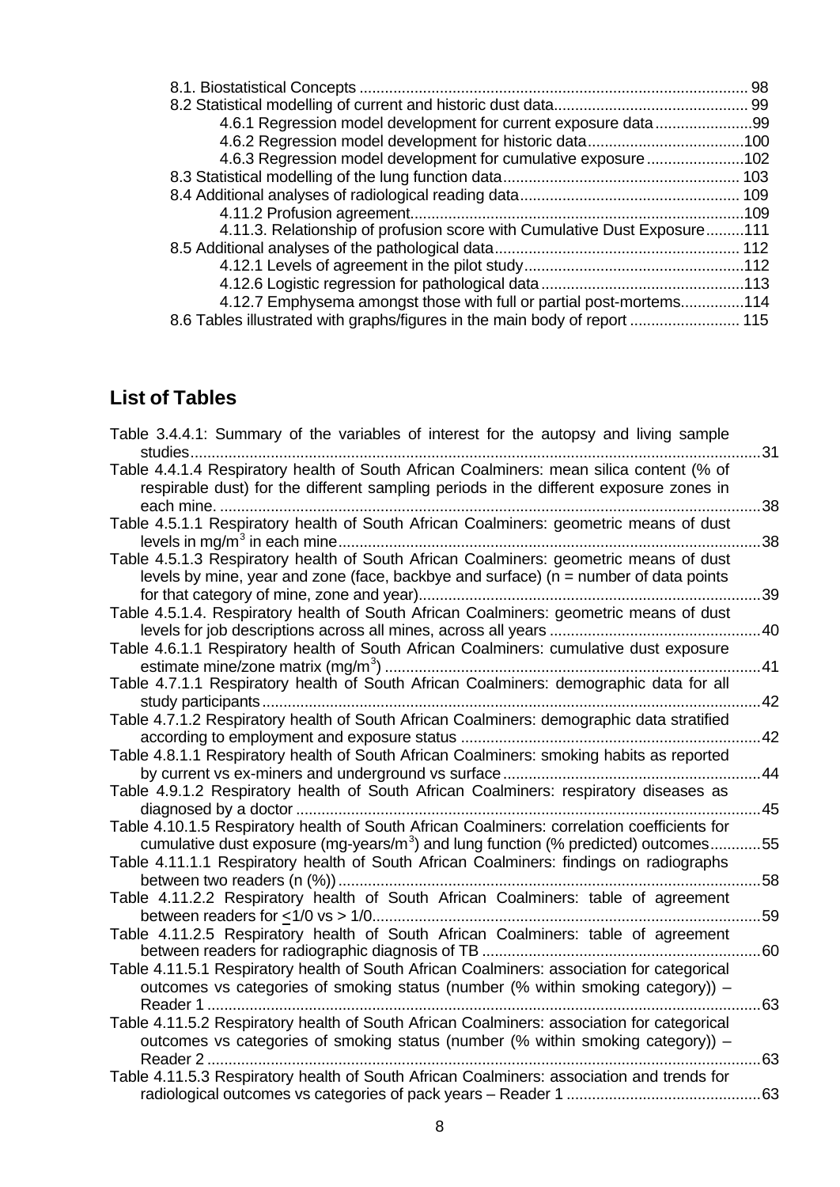8.1. Biostatistical Concepts ........................................................................................... 98
8.2 Statistical modelling of current and historic dust data............................................. 99
    4.6.1 Regression model development for current exposure data.......................99
    4.6.2 Regression model development for historic data.....................................100
    4.6.3 Regression model development for cumulative exposure.......................102
8.3 Statistical modelling of the lung function data........................................................ 103
8.4 Additional analyses of radiological reading data.................................................... 109
    4.11.2 Profusion agreement..............................................................................109
    4.11.3. Relationship of profusion score with Cumulative Dust Exposure.........111
8.5 Additional analyses of the pathological data.......................................................... 112
    4.12.1 Levels of agreement in the pilot study....................................................112
    4.12.6 Logistic regression for pathological data................................................113
    4.12.7 Emphysema amongst those with full or partial post-mortems...............114
8.6 Tables illustrated with graphs/figures in the main body of report .......................... 115

## List of Tables

Table 3.4.4.1: Summary of the variables of interest for the autopsy and living sample studies.....................................................................................................................31
Table 4.4.1.4 Respiratory health of South African Coalminers: mean silica content (% of respirable dust) for the different sampling periods in the different exposure zones in each mine. ...............................................................................................................38
Table 4.5.1.1 Respiratory health of South African Coalminers: geometric means of dust levels in mg/m$^3$ in each mine..................................................................................38
Table 4.5.1.3 Respiratory health of South African Coalminers: geometric means of dust levels by mine, year and zone (face, backbye and surface) (n = number of data points for that category of mine, zone and year)................................................................39
Table 4.5.1.4. Respiratory health of South African Coalminers: geometric means of dust levels for job descriptions across all mines, across all years .................................40
Table 4.6.1.1 Respiratory health of South African Coalminers: cumulative dust exposure estimate mine/zone matrix (mg/m$^3$) .......................................................................41
Table 4.7.1.1 Respiratory health of South African Coalminers: demographic data for all study participants.....................................................................................................42
Table 4.7.1.2 Respiratory health of South African Coalminers: demographic data stratified according to employment and exposure status ......................................................42
Table 4.8.1.1 Respiratory health of South African Coalminers: smoking habits as reported by current vs ex-miners and underground vs surface............................................44
Table 4.9.1.2 Respiratory health of South African Coalminers: respiratory diseases as diagnosed by a doctor .............................................................................................45
Table 4.10.1.5 Respiratory health of South African Coalminers: correlation coefficients for cumulative dust exposure (mg-years/m$^3$) and lung function (% predicted) outcomes............55
Table 4.11.1.1 Respiratory health of South African Coalminers: findings on radiographs between two readers (n (%)) ...................................................................................58
Table 4.11.2.2 Respiratory health of South African Coalminers: table of agreement between readers for $\leq$1/0 vs > 1/0...........................................................................59
Table 4.11.2.5 Respiratory health of South African Coalminers: table of agreement between readers for radiographic diagnosis of TB .................................................60
Table 4.11.5.1 Respiratory health of South African Coalminers: association for categorical outcomes vs categories of smoking status (number (% within smoking category)) – Reader 1 ..................................................................................................................63
Table 4.11.5.2 Respiratory health of South African Coalminers: association for categorical outcomes vs categories of smoking status (number (% within smoking category)) – Reader 2 ..................................................................................................................63
Table 4.11.5.3 Respiratory health of South African Coalminers: association and trends for radiological outcomes vs categories of pack years – Reader 1 .............................................63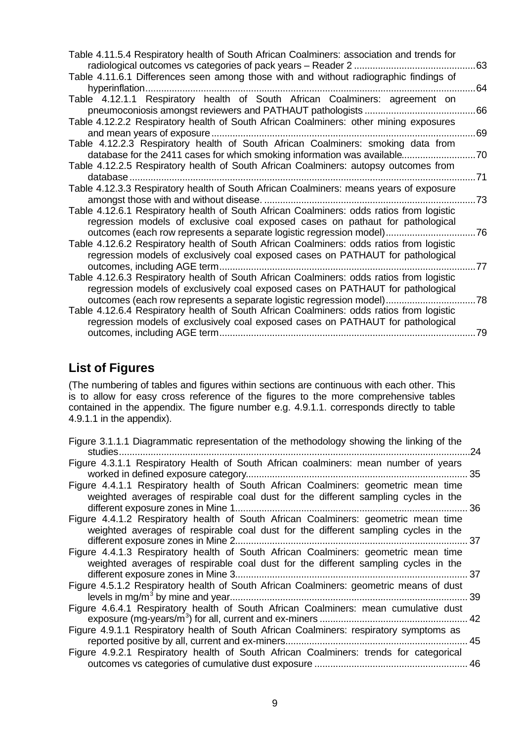Table 4.11.5.4 Respiratory health of South African Coalminers: association and trends for radiological outcomes vs categories of pack years – Reader 2 .............................................63

Table 4.11.6.1 Differences seen among those with and without radiographic findings of hyperinflation............................................................................................................................64

Table 4.12.1.1 Respiratory health of South African Coalminers: agreement on pneumoconiosis amongst reviewers and PATHAUT pathologists ..........................................66

Table 4.12.2.2 Respiratory health of South African Coalminers: other mining exposures and mean years of exposure....................................................................................................69

Table 4.12.2.3 Respiratory health of South African Coalminers: smoking data from database for the 2411 cases for which smoking information was available............................70

Table 4.12.2.5 Respiratory health of South African Coalminers: autopsy outcomes from database...................................................................................................................................71

Table 4.12.3.3 Respiratory health of South African Coalminers: means years of exposure amongst those with and without disease. ................................................................................73

Table 4.12.6.1 Respiratory health of South African Coalminers: odds ratios from logistic regression models of exclusive coal exposed cases on pathaut for pathological outcomes (each row represents a separate logistic regression model)..................................76

Table 4.12.6.2 Respiratory health of South African Coalminers: odds ratios from logistic regression models of exclusively coal exposed cases on PATHAUT for pathological outcomes, including AGE term.................................................................................................77

Table 4.12.6.3 Respiratory health of South African Coalminers: odds ratios from logistic regression models of exclusively coal exposed cases on PATHAUT for pathological outcomes (each row represents a separate logistic regression model)..................................78

Table 4.12.6.4 Respiratory health of South African Coalminers: odds ratios from logistic regression models of exclusively coal exposed cases on PATHAUT for pathological outcomes, including AGE term.................................................................................................79

## List of Figures

(The numbering of tables and figures within sections are continuous with each other. This is to allow for easy cross reference of the figures to the more comprehensive tables contained in the appendix. The figure number e.g. 4.9.1.1. corresponds directly to table 4.9.1.1 in the appendix).

Figure 3.1.1.1 Diagrammatic representation of the methodology showing the linking of the studies.....................................................................................................................................24

Figure 4.3.1.1 Respiratory Health of South African coalminers: mean number of years worked in defined exposure category.................................................................................... 35

Figure 4.4.1.1 Respiratory health of South African Coalminers: geometric mean time weighted averages of respirable coal dust for the different sampling cycles in the different exposure zones in Mine 1........................................................................................ 36

Figure 4.4.1.2 Respiratory health of South African Coalminers: geometric mean time weighted averages of respirable coal dust for the different sampling cycles in the different exposure zones in Mine 2........................................................................................ 37

Figure 4.4.1.3 Respiratory health of South African Coalminers: geometric mean time weighted averages of respirable coal dust for the different sampling cycles in the different exposure zones in Mine 3........................................................................................ 37

Figure 4.5.1.2 Respiratory health of South African Coalminers: geometric means of dust levels in mg/m$^3$ by mine and year.......................................................................................... 39

Figure 4.6.4.1 Respiratory health of South African Coalminers: mean cumulative dust exposure (mg-years/m$^3$) for all, current and ex-miners ........................................................ 42

Figure 4.9.1.1 Respiratory health of South African Coalminers: respiratory symptoms as reported positive by all, current and ex-miners..................................................................... 45

Figure 4.9.2.1 Respiratory health of South African Coalminers: trends for categorical outcomes vs categories of cumulative dust exposure .......................................................... 46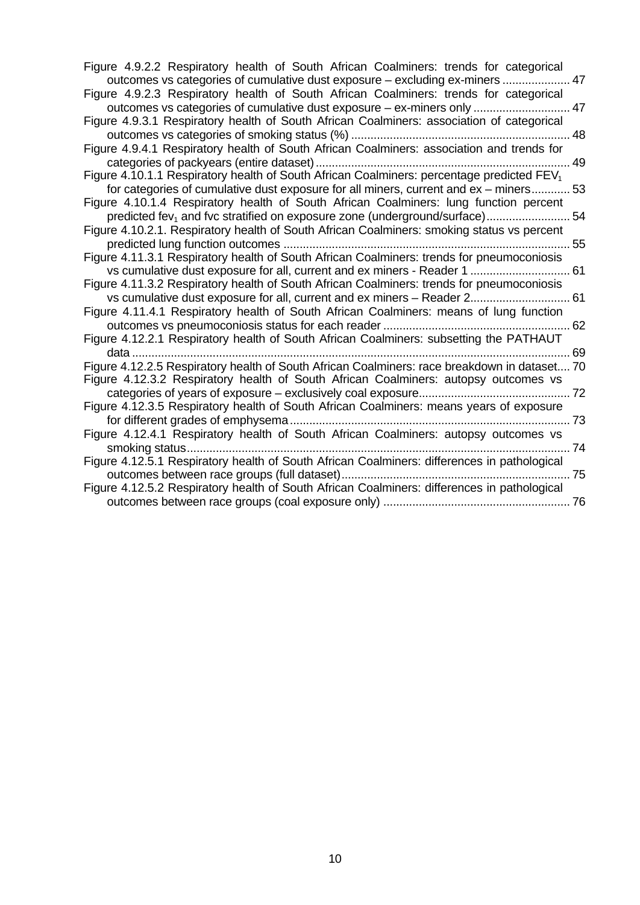Figure 4.9.2.2 Respiratory health of South African Coalminers: trends for categorical outcomes vs categories of cumulative dust exposure – excluding ex-miners ..................... 47

Figure 4.9.2.3 Respiratory health of South African Coalminers: trends for categorical outcomes vs categories of cumulative dust exposure – ex-miners only .............................. 47

Figure 4.9.3.1 Respiratory health of South African Coalminers: association of categorical outcomes vs categories of smoking status (%) .................................................................... 48

Figure 4.9.4.1 Respiratory health of South African Coalminers: association and trends for categories of packyears (entire dataset) ............................................................................... 49

Figure 4.10.1.1 Respiratory health of South African Coalminers: percentage predicted $FEV_1$ for categories of cumulative dust exposure for all miners, current and ex – miners............ 53

Figure 4.10.1.4 Respiratory health of South African Coalminers: lung function percent predicted $fev_1$ and fvc stratified on exposure zone (underground/surface).......................... 54

Figure 4.10.2.1. Respiratory health of South African Coalminers: smoking status vs percent predicted lung function outcomes ......................................................................................... 55

Figure 4.11.3.1 Respiratory health of South African Coalminers: trends for pneumoconiosis vs cumulative dust exposure for all, current and ex miners - Reader 1 ............................... 61

Figure 4.11.3.2 Respiratory health of South African Coalminers: trends for pneumoconiosis vs cumulative dust exposure for all, current and ex miners – Reader 2............................... 61

Figure 4.11.4.1 Respiratory health of South African Coalminers: means of lung function outcomes vs pneumoconiosis status for each reader .......................................................... 62

Figure 4.12.2.1 Respiratory health of South African Coalminers: subsetting the PATHAUT data ........................................................................................................................................ 69

Figure 4.12.2.5 Respiratory health of South African Coalminers: race breakdown in dataset.... 70

Figure 4.12.3.2 Respiratory health of South African Coalminers: autopsy outcomes vs categories of years of exposure – exclusively coal exposure............................................... 72

Figure 4.12.3.5 Respiratory health of South African Coalminers: means years of exposure for different grades of emphysema ...................................................................................... 73

Figure 4.12.4.1 Respiratory health of South African Coalminers: autopsy outcomes vs smoking status....................................................................................................................... 74

Figure 4.12.5.1 Respiratory health of South African Coalminers: differences in pathological outcomes between race groups (full dataset)....................................................................... 75

Figure 4.12.5.2 Respiratory health of South African Coalminers: differences in pathological outcomes between race groups (coal exposure only) .......................................................... 76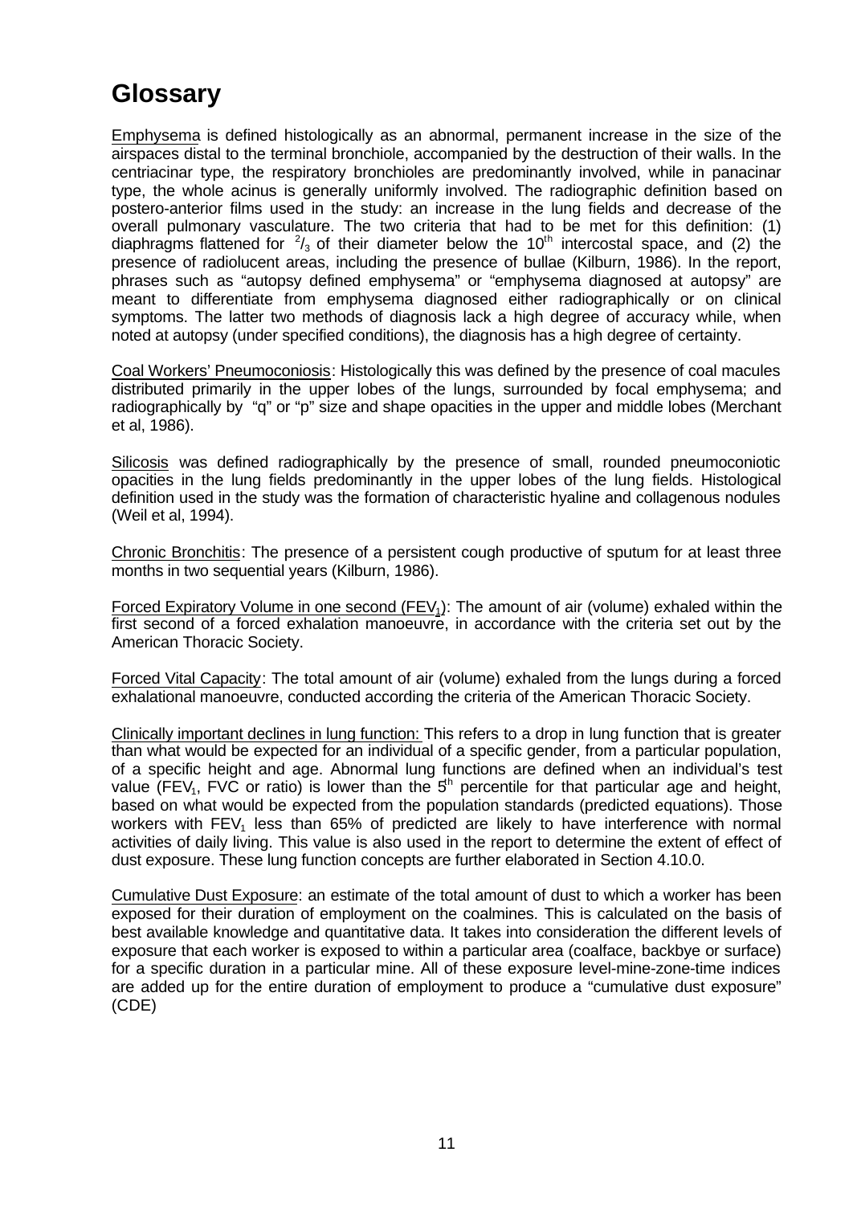# Glossary

Emphysema is defined histologically as an abnormal, permanent increase in the size of the airspaces distal to the terminal bronchiole, accompanied by the destruction of their walls. In the centriacinar type, the respiratory bronchioles are predominantly involved, while in panacinar type, the whole acinus is generally uniformly involved. The radiographic definition based on postero-anterior films used in the study: an increase in the lung fields and decrease of the overall pulmonary vasculature. The two criteria that had to be met for this definition: (1) diaphragms flattened for $^2/_3$ of their diameter below the $10^{th}$ intercostal space, and (2) the presence of radiolucent areas, including the presence of bullae (Kilburn, 1986). In the report, phrases such as "autopsy defined emphysema" or "emphysema diagnosed at autopsy" are meant to differentiate from emphysema diagnosed either radiographically or on clinical symptoms. The latter two methods of diagnosis lack a high degree of accuracy while, when noted at autopsy (under specified conditions), the diagnosis has a high degree of certainty.

Coal Workers' Pneumoconiosis: Histologically this was defined by the presence of coal macules distributed primarily in the upper lobes of the lungs, surrounded by focal emphysema; and radiographically by "q" or "p" size and shape opacities in the upper and middle lobes (Merchant et al, 1986).

Silicosis was defined radiographically by the presence of small, rounded pneumoconiotic opacities in the lung fields predominantly in the upper lobes of the lung fields. Histological definition used in the study was the formation of characteristic hyaline and collagenous nodules (Weil et al, 1994).

Chronic Bronchitis: The presence of a persistent cough productive of sputum for at least three months in two sequential years (Kilburn, 1986).

Forced Expiratory Volume in one second ($FEV_1$): The amount of air (volume) exhaled within the first second of a forced exhalation manoeuvre, in accordance with the criteria set out by the American Thoracic Society.

Forced Vital Capacity: The total amount of air (volume) exhaled from the lungs during a forced exhalational manoeuvre, conducted according the criteria of the American Thoracic Society.

Clinically important declines in lung function: This refers to a drop in lung function that is greater than what would be expected for an individual of a specific gender, from a particular population, of a specific height and age. Abnormal lung functions are defined when an individual's test value ($FEV_1$, FVC or ratio) is lower than the $5^{th}$ percentile for that particular age and height, based on what would be expected from the population standards (predicted equations). Those workers with $FEV_1$ less than 65% of predicted are likely to have interference with normal activities of daily living. This value is also used in the report to determine the extent of effect of dust exposure. These lung function concepts are further elaborated in Section 4.10.0.

Cumulative Dust Exposure: an estimate of the total amount of dust to which a worker has been exposed for their duration of employment on the coalmines. This is calculated on the basis of best available knowledge and quantitative data. It takes into consideration the different levels of exposure that each worker is exposed to within a particular area (coalface, backbye or surface) for a specific duration in a particular mine. All of these exposure level-mine-zone-time indices are added up for the entire duration of employment to produce a "cumulative dust exposure" (CDE)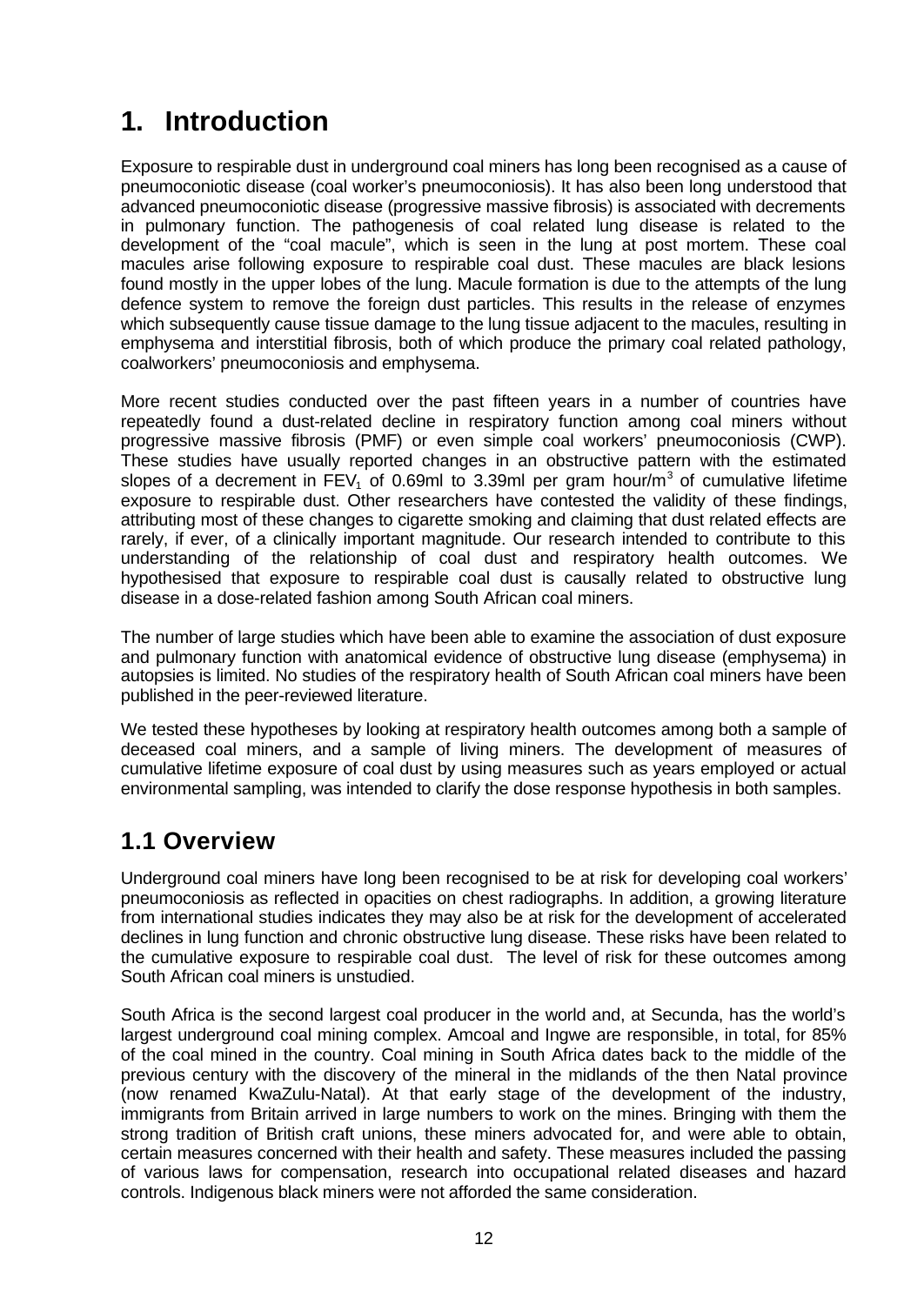# 1. Introduction

Exposure to respirable dust in underground coal miners has long been recognised as a cause of pneumoconiotic disease (coal worker's pneumoconiosis). It has also been long understood that advanced pneumoconiotic disease (progressive massive fibrosis) is associated with decrements in pulmonary function. The pathogenesis of coal related lung disease is related to the development of the "coal macule", which is seen in the lung at post mortem. These coal macules arise following exposure to respirable coal dust. These macules are black lesions found mostly in the upper lobes of the lung. Macule formation is due to the attempts of the lung defence system to remove the foreign dust particles. This results in the release of enzymes which subsequently cause tissue damage to the lung tissue adjacent to the macules, resulting in emphysema and interstitial fibrosis, both of which produce the primary coal related pathology, coalworkers' pneumoconiosis and emphysema.

More recent studies conducted over the past fifteen years in a number of countries have repeatedly found a dust-related decline in respiratory function among coal miners without progressive massive fibrosis (PMF) or even simple coal workers' pneumoconiosis (CWP). These studies have usually reported changes in an obstructive pattern with the estimated slopes of a decrement in $FEV_1$ of 0.69ml to 3.39ml per gram hour/$m^3$ of cumulative lifetime exposure to respirable dust. Other researchers have contested the validity of these findings, attributing most of these changes to cigarette smoking and claiming that dust related effects are rarely, if ever, of a clinically important magnitude. Our research intended to contribute to this understanding of the relationship of coal dust and respiratory health outcomes. We hypothesised that exposure to respirable coal dust is causally related to obstructive lung disease in a dose-related fashion among South African coal miners.

The number of large studies which have been able to examine the association of dust exposure and pulmonary function with anatomical evidence of obstructive lung disease (emphysema) in autopsies is limited. No studies of the respiratory health of South African coal miners have been published in the peer-reviewed literature.

We tested these hypotheses by looking at respiratory health outcomes among both a sample of deceased coal miners, and a sample of living miners. The development of measures of cumulative lifetime exposure of coal dust by using measures such as years employed or actual environmental sampling, was intended to clarify the dose response hypothesis in both samples.

## 1.1 Overview

Underground coal miners have long been recognised to be at risk for developing coal workers' pneumoconiosis as reflected in opacities on chest radiographs. In addition, a growing literature from international studies indicates they may also be at risk for the development of accelerated declines in lung function and chronic obstructive lung disease. These risks have been related to the cumulative exposure to respirable coal dust. The level of risk for these outcomes among South African coal miners is unstudied.

South Africa is the second largest coal producer in the world and, at Secunda, has the world's largest underground coal mining complex. Amcoal and Ingwe are responsible, in total, for 85% of the coal mined in the country. Coal mining in South Africa dates back to the middle of the previous century with the discovery of the mineral in the midlands of the then Natal province (now renamed KwaZulu-Natal). At that early stage of the development of the industry, immigrants from Britain arrived in large numbers to work on the mines. Bringing with them the strong tradition of British craft unions, these miners advocated for, and were able to obtain, certain measures concerned with their health and safety. These measures included the passing of various laws for compensation, research into occupational related diseases and hazard controls. Indigenous black miners were not afforded the same consideration.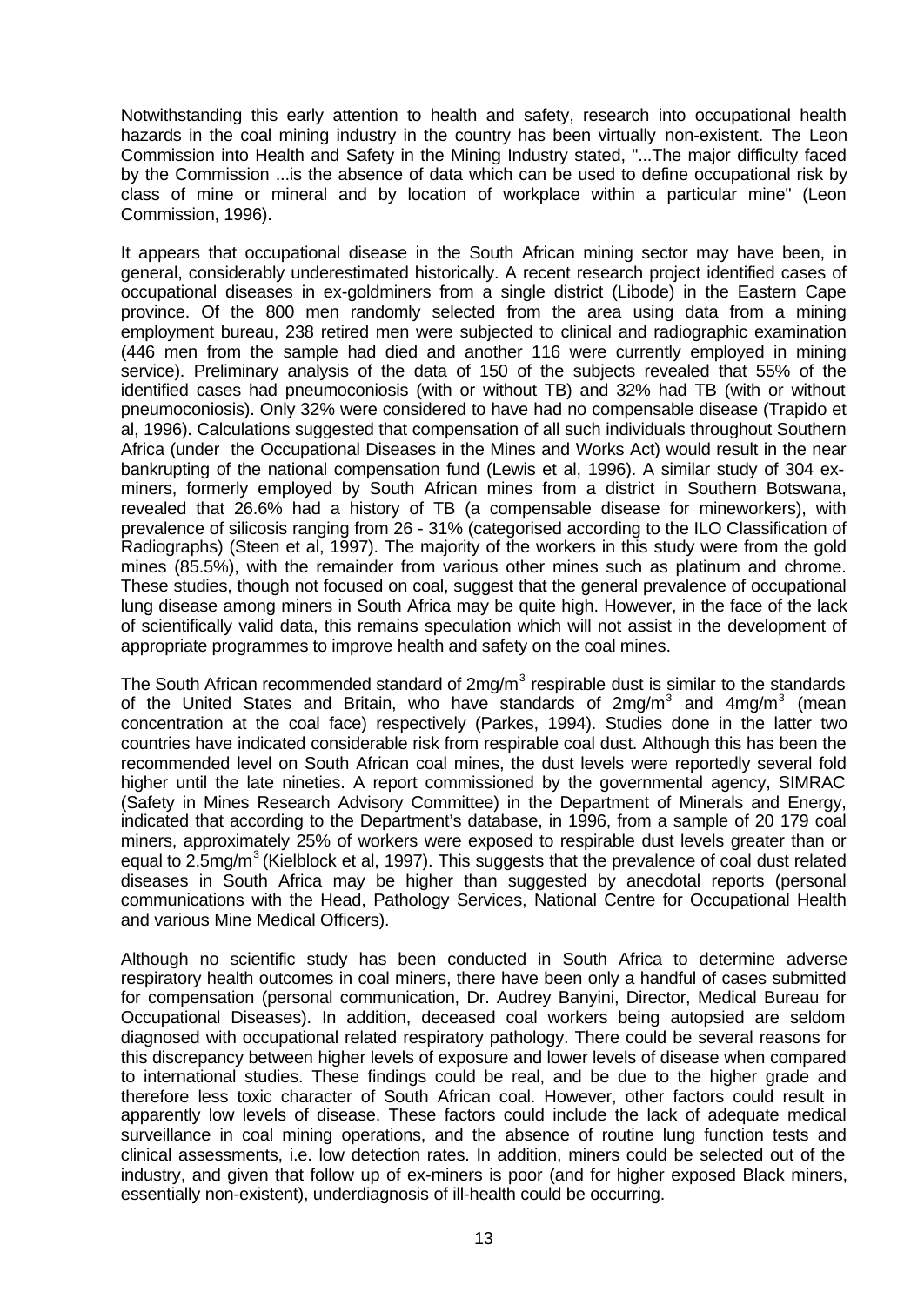Notwithstanding this early attention to health and safety, research into occupational health hazards in the coal mining industry in the country has been virtually non-existent. The Leon Commission into Health and Safety in the Mining Industry stated, "...The major difficulty faced by the Commission ...is the absence of data which can be used to define occupational risk by class of mine or mineral and by location of workplace within a particular mine" (Leon Commission, 1996).

It appears that occupational disease in the South African mining sector may have been, in general, considerably underestimated historically. A recent research project identified cases of occupational diseases in ex-goldminers from a single district (Libode) in the Eastern Cape province. Of the 800 men randomly selected from the area using data from a mining employment bureau, 238 retired men were subjected to clinical and radiographic examination (446 men from the sample had died and another 116 were currently employed in mining service). Preliminary analysis of the data of 150 of the subjects revealed that 55% of the identified cases had pneumoconiosis (with or without TB) and 32% had TB (with or without pneumoconiosis). Only 32% were considered to have had no compensable disease (Trapido et al, 1996). Calculations suggested that compensation of all such individuals throughout Southern Africa (under the Occupational Diseases in the Mines and Works Act) would result in the near bankrupting of the national compensation fund (Lewis et al, 1996). A similar study of 304 ex-miners, formerly employed by South African mines from a district in Southern Botswana, revealed that 26.6% had a history of TB (a compensable disease for mineworkers), with prevalence of silicosis ranging from 26 - 31% (categorised according to the ILO Classification of Radiographs) (Steen et al, 1997). The majority of the workers in this study were from the gold mines (85.5%), with the remainder from various other mines such as platinum and chrome. These studies, though not focused on coal, suggest that the general prevalence of occupational lung disease among miners in South Africa may be quite high. However, in the face of the lack of scientifically valid data, this remains speculation which will not assist in the development of appropriate programmes to improve health and safety on the coal mines.

The South African recommended standard of $2mg/m^3$ respirable dust is similar to the standards of the United States and Britain, who have standards of $2mg/m^3$ and $4mg/m^3$ (mean concentration at the coal face) respectively (Parkes, 1994). Studies done in the latter two countries have indicated considerable risk from respirable coal dust. Although this has been the recommended level on South African coal mines, the dust levels were reportedly several fold higher until the late nineties. A report commissioned by the governmental agency, SIMRAC (Safety in Mines Research Advisory Committee) in the Department of Minerals and Energy, indicated that according to the Department's database, in 1996, from a sample of 20 179 coal miners, approximately 25% of workers were exposed to respirable dust levels greater than or equal to $2.5mg/m^3$ (Kielblock et al, 1997). This suggests that the prevalence of coal dust related diseases in South Africa may be higher than suggested by anecdotal reports (personal communications with the Head, Pathology Services, National Centre for Occupational Health and various Mine Medical Officers).

Although no scientific study has been conducted in South Africa to determine adverse respiratory health outcomes in coal miners, there have been only a handful of cases submitted for compensation (personal communication, Dr. Audrey Banyini, Director, Medical Bureau for Occupational Diseases). In addition, deceased coal workers being autopsied are seldom diagnosed with occupational related respiratory pathology. There could be several reasons for this discrepancy between higher levels of exposure and lower levels of disease when compared to international studies. These findings could be real, and be due to the higher grade and therefore less toxic character of South African coal. However, other factors could result in apparently low levels of disease. These factors could include the lack of adequate medical surveillance in coal mining operations, and the absence of routine lung function tests and clinical assessments, i.e. low detection rates. In addition, miners could be selected out of the industry, and given that follow up of ex-miners is poor (and for higher exposed Black miners, essentially non-existent), underdiagnosis of ill-health could be occurring.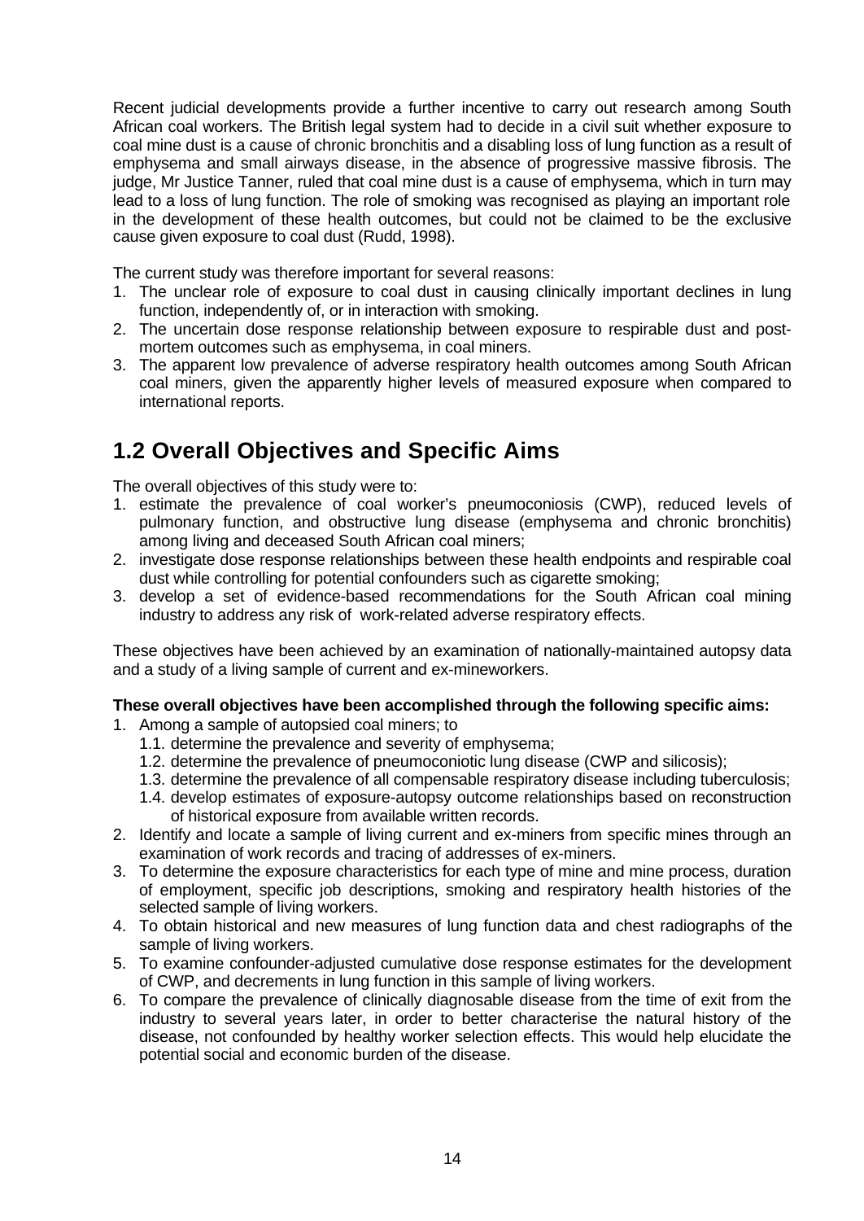Recent judicial developments provide a further incentive to carry out research among South African coal workers. The British legal system had to decide in a civil suit whether exposure to coal mine dust is a cause of chronic bronchitis and a disabling loss of lung function as a result of emphysema and small airways disease, in the absence of progressive massive fibrosis. The judge, Mr Justice Tanner, ruled that coal mine dust is a cause of emphysema, which in turn may lead to a loss of lung function. The role of smoking was recognised as playing an important role in the development of these health outcomes, but could not be claimed to be the exclusive cause given exposure to coal dust (Rudd, 1998).

The current study was therefore important for several reasons:

1. The unclear role of exposure to coal dust in causing clinically important declines in lung function, independently of, or in interaction with smoking.
2. The uncertain dose response relationship between exposure to respirable dust and post-mortem outcomes such as emphysema, in coal miners.
3. The apparent low prevalence of adverse respiratory health outcomes among South African coal miners, given the apparently higher levels of measured exposure when compared to international reports.

## 1.2 Overall Objectives and Specific Aims

The overall objectives of this study were to:

1. estimate the prevalence of coal worker's pneumoconiosis (CWP), reduced levels of pulmonary function, and obstructive lung disease (emphysema and chronic bronchitis) among living and deceased South African coal miners;
2. investigate dose response relationships between these health endpoints and respirable coal dust while controlling for potential confounders such as cigarette smoking;
3. develop a set of evidence-based recommendations for the South African coal mining industry to address any risk of work-related adverse respiratory effects.

These objectives have been achieved by an examination of nationally-maintained autopsy data and a study of a living sample of current and ex-mineworkers.

**These overall objectives have been accomplished through the following specific aims:**

1. Among a sample of autopsied coal miners; to
   1.1. determine the prevalence and severity of emphysema;
   1.2. determine the prevalence of pneumoconiotic lung disease (CWP and silicosis);
   1.3. determine the prevalence of all compensable respiratory disease including tuberculosis;
   1.4. develop estimates of exposure-autopsy outcome relationships based on reconstruction of historical exposure from available written records.
2. Identify and locate a sample of living current and ex-miners from specific mines through an examination of work records and tracing of addresses of ex-miners.
3. To determine the exposure characteristics for each type of mine and mine process, duration of employment, specific job descriptions, smoking and respiratory health histories of the selected sample of living workers.
4. To obtain historical and new measures of lung function data and chest radiographs of the sample of living workers.
5. To examine confounder-adjusted cumulative dose response estimates for the development of CWP, and decrements in lung function in this sample of living workers.
6. To compare the prevalence of clinically diagnosable disease from the time of exit from the industry to several years later, in order to better characterise the natural history of the disease, not confounded by healthy worker selection effects. This would help elucidate the potential social and economic burden of the disease.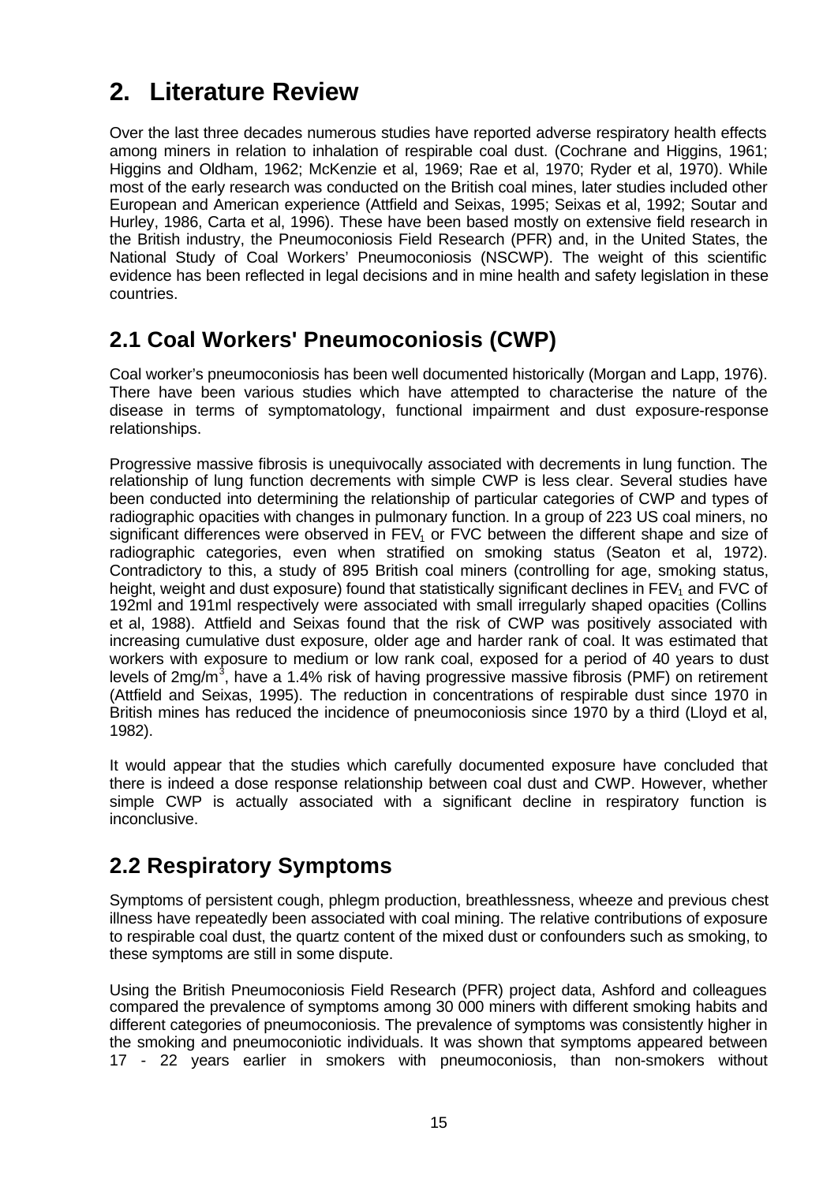# 2. Literature Review

Over the last three decades numerous studies have reported adverse respiratory health effects among miners in relation to inhalation of respirable coal dust. (Cochrane and Higgins, 1961; Higgins and Oldham, 1962; McKenzie et al, 1969; Rae et al, 1970; Ryder et al, 1970). While most of the early research was conducted on the British coal mines, later studies included other European and American experience (Attfield and Seixas, 1995; Seixas et al, 1992; Soutar and Hurley, 1986, Carta et al, 1996). These have been based mostly on extensive field research in the British industry, the Pneumoconiosis Field Research (PFR) and, in the United States, the National Study of Coal Workers' Pneumoconiosis (NSCWP). The weight of this scientific evidence has been reflected in legal decisions and in mine health and safety legislation in these countries.

## 2.1 Coal Workers' Pneumoconiosis (CWP)

Coal worker's pneumoconiosis has been well documented historically (Morgan and Lapp, 1976). There have been various studies which have attempted to characterise the nature of the disease in terms of symptomatology, functional impairment and dust exposure-response relationships.

Progressive massive fibrosis is unequivocally associated with decrements in lung function. The relationship of lung function decrements with simple CWP is less clear. Several studies have been conducted into determining the relationship of particular categories of CWP and types of radiographic opacities with changes in pulmonary function. In a group of 223 US coal miners, no significant differences were observed in $FEV_1$ or FVC between the different shape and size of radiographic categories, even when stratified on smoking status (Seaton et al, 1972). Contradictory to this, a study of 895 British coal miners (controlling for age, smoking status, height, weight and dust exposure) found that statistically significant declines in $FEV_1$ and FVC of 192ml and 191ml respectively were associated with small irregularly shaped opacities (Collins et al, 1988). Attfield and Seixas found that the risk of CWP was positively associated with increasing cumulative dust exposure, older age and harder rank of coal. It was estimated that workers with exposure to medium or low rank coal, exposed for a period of 40 years to dust levels of 2mg/m$^3$, have a 1.4% risk of having progressive massive fibrosis (PMF) on retirement (Attfield and Seixas, 1995). The reduction in concentrations of respirable dust since 1970 in British mines has reduced the incidence of pneumoconiosis since 1970 by a third (Lloyd et al, 1982).

It would appear that the studies which carefully documented exposure have concluded that there is indeed a dose response relationship between coal dust and CWP. However, whether simple CWP is actually associated with a significant decline in respiratory function is inconclusive.

## 2.2 Respiratory Symptoms

Symptoms of persistent cough, phlegm production, breathlessness, wheeze and previous chest illness have repeatedly been associated with coal mining. The relative contributions of exposure to respirable coal dust, the quartz content of the mixed dust or confounders such as smoking, to these symptoms are still in some dispute.

Using the British Pneumoconiosis Field Research (PFR) project data, Ashford and colleagues compared the prevalence of symptoms among 30 000 miners with different smoking habits and different categories of pneumoconiosis. The prevalence of symptoms was consistently higher in the smoking and pneumoconiotic individuals. It was shown that symptoms appeared between 17 - 22 years earlier in smokers with pneumoconiosis, than non-smokers without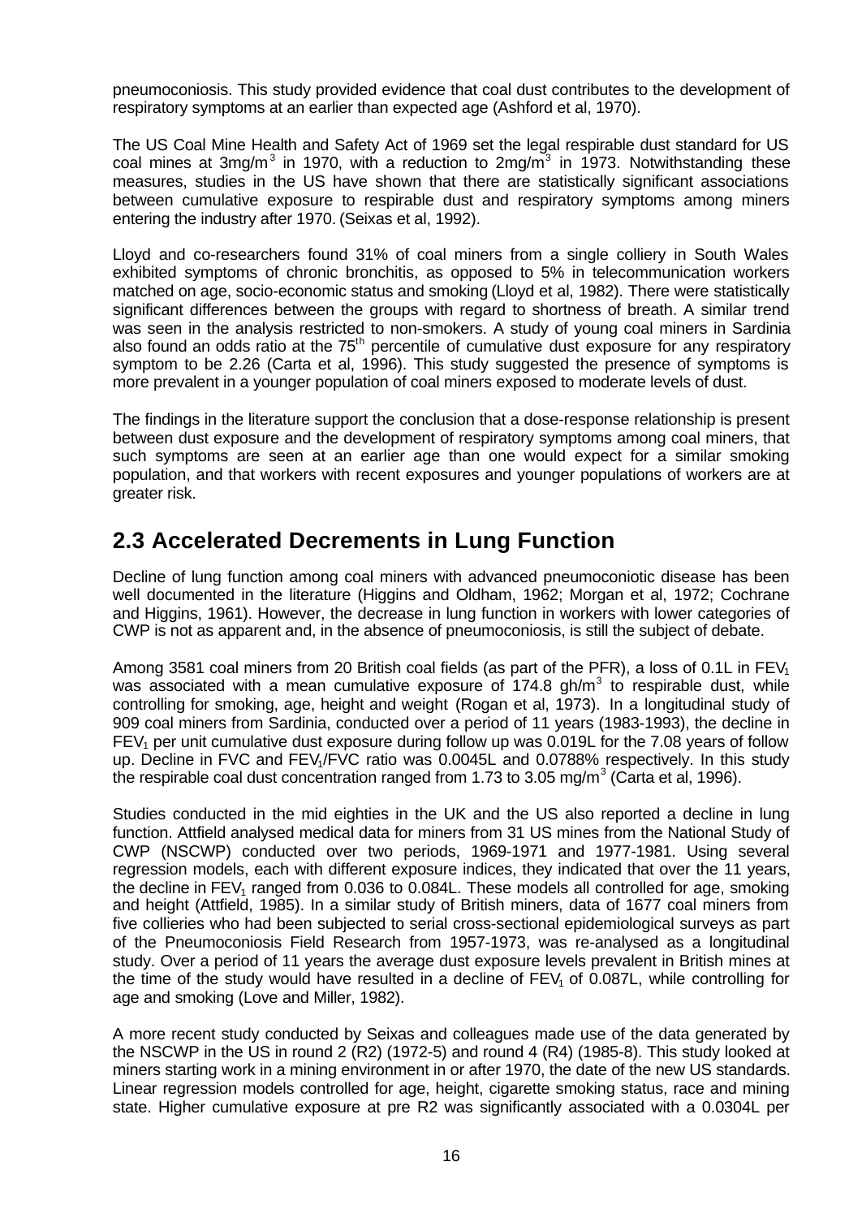pneumoconiosis. This study provided evidence that coal dust contributes to the development of respiratory symptoms at an earlier than expected age (Ashford et al, 1970).

The US Coal Mine Health and Safety Act of 1969 set the legal respirable dust standard for US coal mines at 3mg/m$^3$ in 1970, with a reduction to 2mg/m$^3$ in 1973. Notwithstanding these measures, studies in the US have shown that there are statistically significant associations between cumulative exposure to respirable dust and respiratory symptoms among miners entering the industry after 1970. (Seixas et al, 1992).

Lloyd and co-researchers found 31% of coal miners from a single colliery in South Wales exhibited symptoms of chronic bronchitis, as opposed to 5% in telecommunication workers matched on age, socio-economic status and smoking (Lloyd et al, 1982). There were statistically significant differences between the groups with regard to shortness of breath. A similar trend was seen in the analysis restricted to non-smokers. A study of young coal miners in Sardinia also found an odds ratio at the 75$^{th}$ percentile of cumulative dust exposure for any respiratory symptom to be 2.26 (Carta et al, 1996). This study suggested the presence of symptoms is more prevalent in a younger population of coal miners exposed to moderate levels of dust.

The findings in the literature support the conclusion that a dose-response relationship is present between dust exposure and the development of respiratory symptoms among coal miners, that such symptoms are seen at an earlier age than one would expect for a similar smoking population, and that workers with recent exposures and younger populations of workers are at greater risk.

## 2.3 Accelerated Decrements in Lung Function

Decline of lung function among coal miners with advanced pneumoconiotic disease has been well documented in the literature (Higgins and Oldham, 1962; Morgan et al, 1972; Cochrane and Higgins, 1961). However, the decrease in lung function in workers with lower categories of CWP is not as apparent and, in the absence of pneumoconiosis, is still the subject of debate.

Among 3581 coal miners from 20 British coal fields (as part of the PFR), a loss of 0.1L in $FEV_1$ was associated with a mean cumulative exposure of 174.8 gh/m$^3$ to respirable dust, while controlling for smoking, age, height and weight (Rogan et al, 1973). In a longitudinal study of 909 coal miners from Sardinia, conducted over a period of 11 years (1983-1993), the decline in $FEV_1$ per unit cumulative dust exposure during follow up was 0.019L for the 7.08 years of follow up. Decline in FVC and $FEV_1$/FVC ratio was 0.0045L and 0.0788% respectively. In this study the respirable coal dust concentration ranged from 1.73 to 3.05 mg/m$^3$ (Carta et al, 1996).

Studies conducted in the mid eighties in the UK and the US also reported a decline in lung function. Attfield analysed medical data for miners from 31 US mines from the National Study of CWP (NSCWP) conducted over two periods, 1969-1971 and 1977-1981. Using several regression models, each with different exposure indices, they indicated that over the 11 years, the decline in $FEV_1$ ranged from 0.036 to 0.084L. These models all controlled for age, smoking and height (Attfield, 1985). In a similar study of British miners, data of 1677 coal miners from five collieries who had been subjected to serial cross-sectional epidemiological surveys as part of the Pneumoconiosis Field Research from 1957-1973, was re-analysed as a longitudinal study. Over a period of 11 years the average dust exposure levels prevalent in British mines at the time of the study would have resulted in a decline of $FEV_1$ of 0.087L, while controlling for age and smoking (Love and Miller, 1982).

A more recent study conducted by Seixas and colleagues made use of the data generated by the NSCWP in the US in round 2 (R2) (1972-5) and round 4 (R4) (1985-8). This study looked at miners starting work in a mining environment in or after 1970, the date of the new US standards. Linear regression models controlled for age, height, cigarette smoking status, race and mining state. Higher cumulative exposure at pre R2 was significantly associated with a 0.0304L per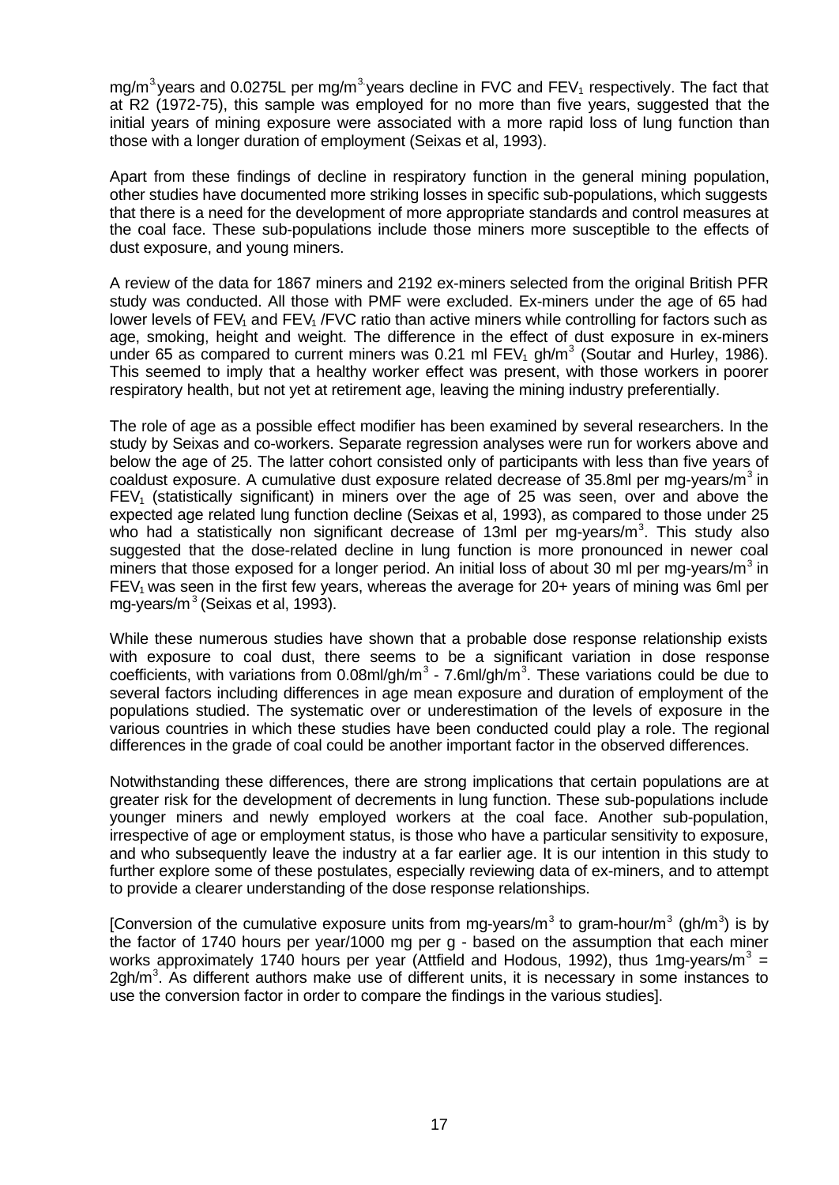mg/m$^3$ years and 0.0275L per mg/m$^3$ years decline in FVC and $FEV_1$ respectively. The fact that at R2 (1972-75), this sample was employed for no more than five years, suggested that the initial years of mining exposure were associated with a more rapid loss of lung function than those with a longer duration of employment (Seixas et al, 1993).

Apart from these findings of decline in respiratory function in the general mining population, other studies have documented more striking losses in specific sub-populations, which suggests that there is a need for the development of more appropriate standards and control measures at the coal face. These sub-populations include those miners more susceptible to the effects of dust exposure, and young miners.

A review of the data for 1867 miners and 2192 ex-miners selected from the original British PFR study was conducted. All those with PMF were excluded. Ex-miners under the age of 65 had lower levels of $FEV_1$ and $FEV_1$ /FVC ratio than active miners while controlling for factors such as age, smoking, height and weight. The difference in the effect of dust exposure in ex-miners under 65 as compared to current miners was 0.21 ml $FEV_1$ gh/m$^3$ (Soutar and Hurley, 1986). This seemed to imply that a healthy worker effect was present, with those workers in poorer respiratory health, but not yet at retirement age, leaving the mining industry preferentially.

The role of age as a possible effect modifier has been examined by several researchers. In the study by Seixas and co-workers. Separate regression analyses were run for workers above and below the age of 25. The latter cohort consisted only of participants with less than five years of coaldust exposure. A cumulative dust exposure related decrease of 35.8ml per mg-years/m$^3$ in $FEV_1$ (statistically significant) in miners over the age of 25 was seen, over and above the expected age related lung function decline (Seixas et al, 1993), as compared to those under 25 who had a statistically non significant decrease of 13ml per mg-years/m$^3$. This study also suggested that the dose-related decline in lung function is more pronounced in newer coal miners that those exposed for a longer period. An initial loss of about 30 ml per mg-years/m$^3$ in $FEV_1$ was seen in the first few years, whereas the average for 20+ years of mining was 6ml per mg-years/m$^3$ (Seixas et al, 1993).

While these numerous studies have shown that a probable dose response relationship exists with exposure to coal dust, there seems to be a significant variation in dose response coefficients, with variations from 0.08ml/gh/m$^3$ - 7.6ml/gh/m$^3$. These variations could be due to several factors including differences in age mean exposure and duration of employment of the populations studied. The systematic over or underestimation of the levels of exposure in the various countries in which these studies have been conducted could play a role. The regional differences in the grade of coal could be another important factor in the observed differences.

Notwithstanding these differences, there are strong implications that certain populations are at greater risk for the development of decrements in lung function. These sub-populations include younger miners and newly employed workers at the coal face. Another sub-population, irrespective of age or employment status, is those who have a particular sensitivity to exposure, and who subsequently leave the industry at a far earlier age. It is our intention in this study to further explore some of these postulates, especially reviewing data of ex-miners, and to attempt to provide a clearer understanding of the dose response relationships.

[Conversion of the cumulative exposure units from mg-years/m$^3$ to gram-hour/m$^3$ (gh/m$^3$) is by the factor of 1740 hours per year/1000 mg per g - based on the assumption that each miner works approximately 1740 hours per year (Attfield and Hodous, 1992), thus 1mg-years/m$^3$ = 2gh/m$^3$. As different authors make use of different units, it is necessary in some instances to use the conversion factor in order to compare the findings in the various studies].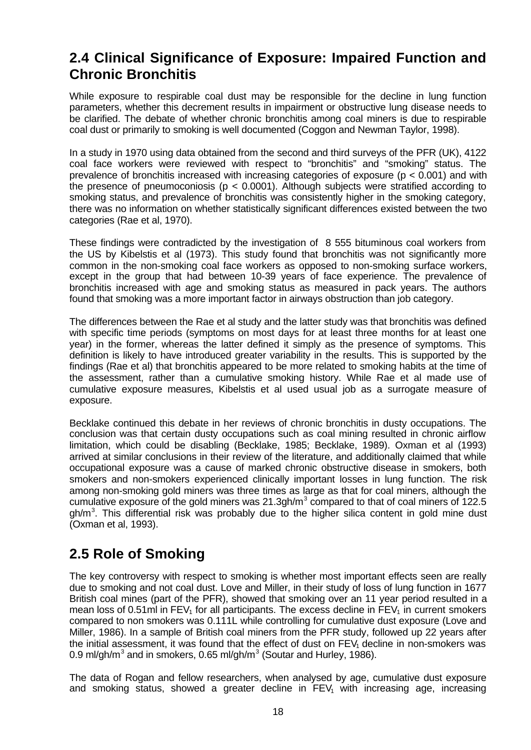## 2.4 Clinical Significance of Exposure: Impaired Function and Chronic Bronchitis

While exposure to respirable coal dust may be responsible for the decline in lung function parameters, whether this decrement results in impairment or obstructive lung disease needs to be clarified. The debate of whether chronic bronchitis among coal miners is due to respirable coal dust or primarily to smoking is well documented (Coggon and Newman Taylor, 1998).

In a study in 1970 using data obtained from the second and third surveys of the PFR (UK), 4122 coal face workers were reviewed with respect to “bronchitis” and “smoking” status. The prevalence of bronchitis increased with increasing categories of exposure ($p < 0.001$) and with the presence of pneumoconiosis ($p < 0.0001$). Although subjects were stratified according to smoking status, and prevalence of bronchitis was consistently higher in the smoking category, there was no information on whether statistically significant differences existed between the two categories (Rae et al, 1970).

These findings were contradicted by the investigation of 8 555 bituminous coal workers from the US by Kibelstis et al (1973). This study found that bronchitis was not significantly more common in the non-smoking coal face workers as opposed to non-smoking surface workers, except in the group that had between 10-39 years of face experience. The prevalence of bronchitis increased with age and smoking status as measured in pack years. The authors found that smoking was a more important factor in airways obstruction than job category.

The differences between the Rae et al study and the latter study was that bronchitis was defined with specific time periods (symptoms on most days for at least three months for at least one year) in the former, whereas the latter defined it simply as the presence of symptoms. This definition is likely to have introduced greater variability in the results. This is supported by the findings (Rae et al) that bronchitis appeared to be more related to smoking habits at the time of the assessment, rather than a cumulative smoking history. While Rae et al made use of cumulative exposure measures, Kibelstis et al used usual job as a surrogate measure of exposure.

Becklake continued this debate in her reviews of chronic bronchitis in dusty occupations. The conclusion was that certain dusty occupations such as coal mining resulted in chronic airflow limitation, which could be disabling (Becklake, 1985; Becklake, 1989). Oxman et al (1993) arrived at similar conclusions in their review of the literature, and additionally claimed that while occupational exposure was a cause of marked chronic obstructive disease in smokers, both smokers and non-smokers experienced clinically important losses in lung function. The risk among non-smoking gold miners was three times as large as that for coal miners, although the cumulative exposure of the gold miners was 21.3gh/m$^3$ compared to that of coal miners of 122.5 gh/m$^3$. This differential risk was probably due to the higher silica content in gold mine dust (Oxman et al, 1993).

## 2.5 Role of Smoking

The key controversy with respect to smoking is whether most important effects seen are really due to smoking and not coal dust. Love and Miller, in their study of loss of lung function in 1677 British coal mines (part of the PFR), showed that smoking over an 11 year period resulted in a mean loss of 0.51ml in $FEV_1$ for all participants. The excess decline in $FEV_1$ in current smokers compared to non smokers was 0.111L while controlling for cumulative dust exposure (Love and Miller, 1986). In a sample of British coal miners from the PFR study, followed up 22 years after the initial assessment, it was found that the effect of dust on $FEV_1$ decline in non-smokers was 0.9 ml/gh/m$^3$ and in smokers, 0.65 ml/gh/m$^3$ (Soutar and Hurley, 1986).

The data of Rogan and fellow researchers, when analysed by age, cumulative dust exposure and smoking status, showed a greater decline in $FEV_1$ with increasing age, increasing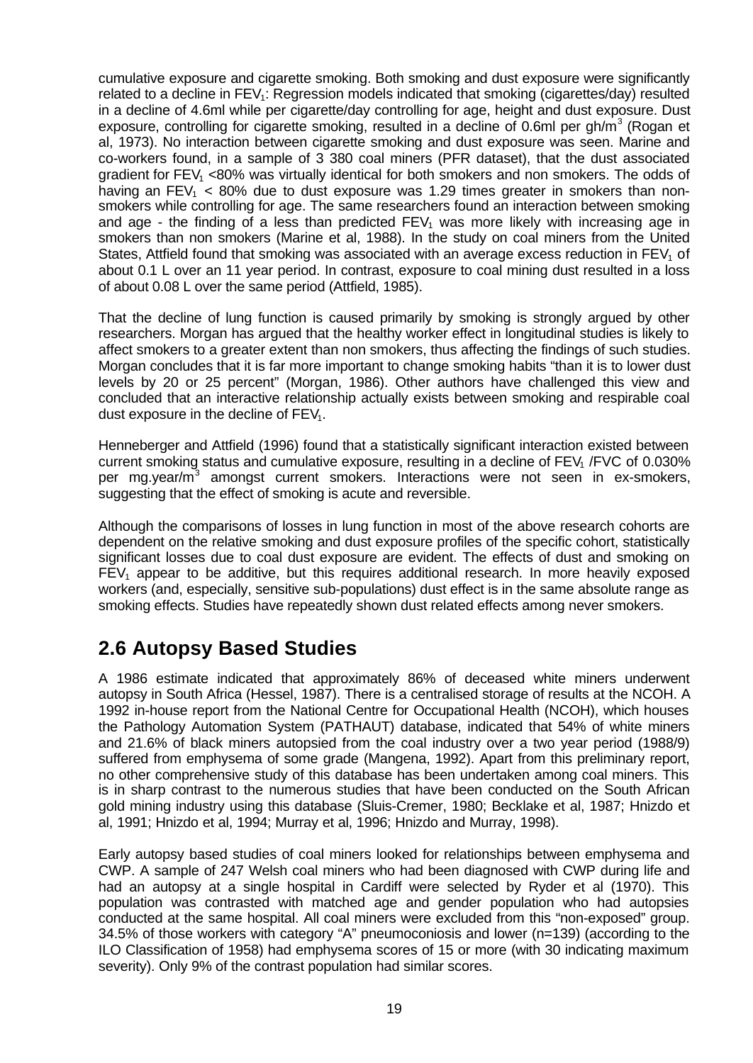cumulative exposure and cigarette smoking. Both smoking and dust exposure were significantly related to a decline in $FEV_1$: Regression models indicated that smoking (cigarettes/day) resulted in a decline of 4.6ml while per cigarette/day controlling for age, height and dust exposure. Dust exposure, controlling for cigarette smoking, resulted in a decline of 0.6ml per $gh/m^3$ (Rogan et al, 1973). No interaction between cigarette smoking and dust exposure was seen. Marine and co-workers found, in a sample of 3 380 coal miners (PFR dataset), that the dust associated gradient for $FEV_1$ <80% was virtually identical for both smokers and non smokers. The odds of having an $FEV_1$ < 80% due to dust exposure was 1.29 times greater in smokers than non-smokers while controlling for age. The same researchers found an interaction between smoking and age - the finding of a less than predicted $FEV_1$ was more likely with increasing age in smokers than non smokers (Marine et al, 1988). In the study on coal miners from the United States, Attfield found that smoking was associated with an average excess reduction in $FEV_1$ of about 0.1 L over an 11 year period. In contrast, exposure to coal mining dust resulted in a loss of about 0.08 L over the same period (Attfield, 1985).

That the decline of lung function is caused primarily by smoking is strongly argued by other researchers. Morgan has argued that the healthy worker effect in longitudinal studies is likely to affect smokers to a greater extent than non smokers, thus affecting the findings of such studies. Morgan concludes that it is far more important to change smoking habits "than it is to lower dust levels by 20 or 25 percent" (Morgan, 1986). Other authors have challenged this view and concluded that an interactive relationship actually exists between smoking and respirable coal dust exposure in the decline of $FEV_1$.

Henneberger and Attfield (1996) found that a statistically significant interaction existed between current smoking status and cumulative exposure, resulting in a decline of $FEV_1$ /FVC of 0.030% per $mg.year/m^3$ amongst current smokers. Interactions were not seen in ex-smokers, suggesting that the effect of smoking is acute and reversible.

Although the comparisons of losses in lung function in most of the above research cohorts are dependent on the relative smoking and dust exposure profiles of the specific cohort, statistically significant losses due to coal dust exposure are evident. The effects of dust and smoking on $FEV_1$ appear to be additive, but this requires additional research. In more heavily exposed workers (and, especially, sensitive sub-populations) dust effect is in the same absolute range as smoking effects. Studies have repeatedly shown dust related effects among never smokers.

## 2.6 Autopsy Based Studies

A 1986 estimate indicated that approximately 86% of deceased white miners underwent autopsy in South Africa (Hessel, 1987). There is a centralised storage of results at the NCOH. A 1992 in-house report from the National Centre for Occupational Health (NCOH), which houses the Pathology Automation System (PATHAUT) database, indicated that 54% of white miners and 21.6% of black miners autopsied from the coal industry over a two year period (1988/9) suffered from emphysema of some grade (Mangena, 1992). Apart from this preliminary report, no other comprehensive study of this database has been undertaken among coal miners. This is in sharp contrast to the numerous studies that have been conducted on the South African gold mining industry using this database (Sluis-Cremer, 1980; Becklake et al, 1987; Hnizdo et al, 1991; Hnizdo et al, 1994; Murray et al, 1996; Hnizdo and Murray, 1998).

Early autopsy based studies of coal miners looked for relationships between emphysema and CWP. A sample of 247 Welsh coal miners who had been diagnosed with CWP during life and had an autopsy at a single hospital in Cardiff were selected by Ryder et al (1970). This population was contrasted with matched age and gender population who had autopsies conducted at the same hospital. All coal miners were excluded from this "non-exposed" group. 34.5% of those workers with category "A" pneumoconiosis and lower (n=139) (according to the ILO Classification of 1958) had emphysema scores of 15 or more (with 30 indicating maximum severity). Only 9% of the contrast population had similar scores.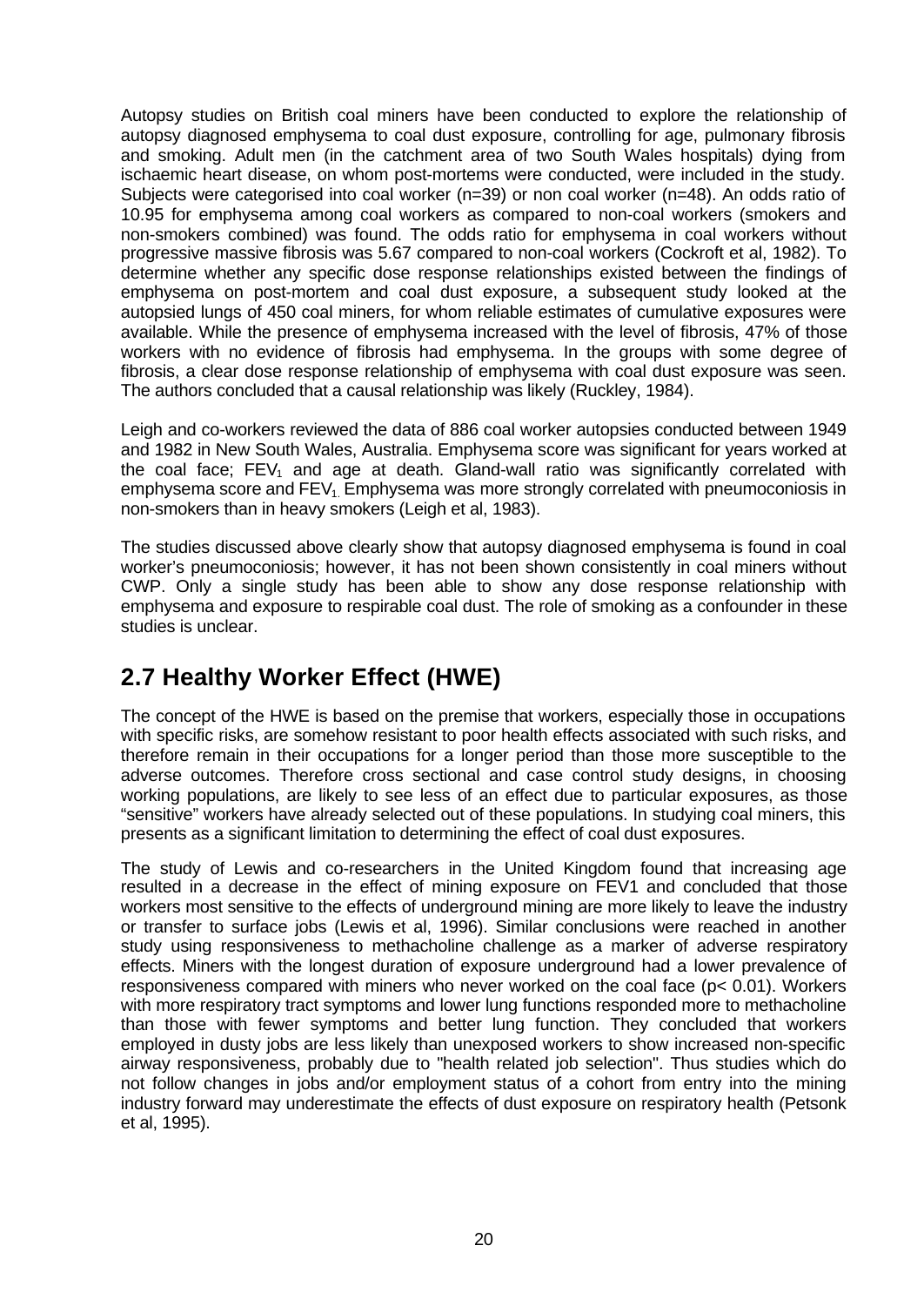Autopsy studies on British coal miners have been conducted to explore the relationship of autopsy diagnosed emphysema to coal dust exposure, controlling for age, pulmonary fibrosis and smoking. Adult men (in the catchment area of two South Wales hospitals) dying from ischaemic heart disease, on whom post-mortems were conducted, were included in the study. Subjects were categorised into coal worker (n=39) or non coal worker (n=48). An odds ratio of 10.95 for emphysema among coal workers as compared to non-coal workers (smokers and non-smokers combined) was found. The odds ratio for emphysema in coal workers without progressive massive fibrosis was 5.67 compared to non-coal workers (Cockroft et al, 1982). To determine whether any specific dose response relationships existed between the findings of emphysema on post-mortem and coal dust exposure, a subsequent study looked at the autopsied lungs of 450 coal miners, for whom reliable estimates of cumulative exposures were available. While the presence of emphysema increased with the level of fibrosis, 47% of those workers with no evidence of fibrosis had emphysema. In the groups with some degree of fibrosis, a clear dose response relationship of emphysema with coal dust exposure was seen. The authors concluded that a causal relationship was likely (Ruckley, 1984).

Leigh and co-workers reviewed the data of 886 coal worker autopsies conducted between 1949 and 1982 in New South Wales, Australia. Emphysema score was significant for years worked at the coal face; $FEV_1$ and age at death. Gland-wall ratio was significantly correlated with emphysema score and $FEV_1$. Emphysema was more strongly correlated with pneumoconiosis in non-smokers than in heavy smokers (Leigh et al, 1983).

The studies discussed above clearly show that autopsy diagnosed emphysema is found in coal worker's pneumoconiosis; however, it has not been shown consistently in coal miners without CWP. Only a single study has been able to show any dose response relationship with emphysema and exposure to respirable coal dust. The role of smoking as a confounder in these studies is unclear.

## 2.7 Healthy Worker Effect (HWE)

The concept of the HWE is based on the premise that workers, especially those in occupations with specific risks, are somehow resistant to poor health effects associated with such risks, and therefore remain in their occupations for a longer period than those more susceptible to the adverse outcomes. Therefore cross sectional and case control study designs, in choosing working populations, are likely to see less of an effect due to particular exposures, as those "sensitive" workers have already selected out of these populations. In studying coal miners, this presents as a significant limitation to determining the effect of coal dust exposures.

The study of Lewis and co-researchers in the United Kingdom found that increasing age resulted in a decrease in the effect of mining exposure on FEV1 and concluded that those workers most sensitive to the effects of underground mining are more likely to leave the industry or transfer to surface jobs (Lewis et al, 1996). Similar conclusions were reached in another study using responsiveness to methacholine challenge as a marker of adverse respiratory effects. Miners with the longest duration of exposure underground had a lower prevalence of responsiveness compared with miners who never worked on the coal face ($p < 0.01$). Workers with more respiratory tract symptoms and lower lung functions responded more to methacholine than those with fewer symptoms and better lung function. They concluded that workers employed in dusty jobs are less likely than unexposed workers to show increased non-specific airway responsiveness, probably due to "health related job selection". Thus studies which do not follow changes in jobs and/or employment status of a cohort from entry into the mining industry forward may underestimate the effects of dust exposure on respiratory health (Petsonk et al, 1995).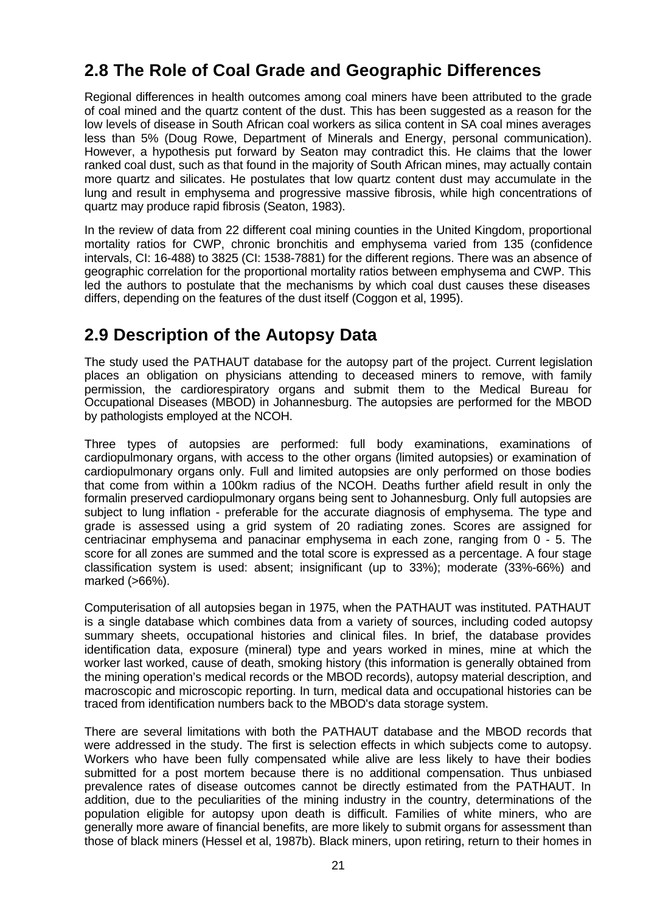## 2.8 The Role of Coal Grade and Geographic Differences

Regional differences in health outcomes among coal miners have been attributed to the grade of coal mined and the quartz content of the dust. This has been suggested as a reason for the low levels of disease in South African coal workers as silica content in SA coal mines averages less than 5% (Doug Rowe, Department of Minerals and Energy, personal communication). However, a hypothesis put forward by Seaton may contradict this. He claims that the lower ranked coal dust, such as that found in the majority of South African mines, may actually contain more quartz and silicates. He postulates that low quartz content dust may accumulate in the lung and result in emphysema and progressive massive fibrosis, while high concentrations of quartz may produce rapid fibrosis (Seaton, 1983).

In the review of data from 22 different coal mining counties in the United Kingdom, proportional mortality ratios for CWP, chronic bronchitis and emphysema varied from 135 (confidence intervals, CI: 16-488) to 3825 (CI: 1538-7881) for the different regions. There was an absence of geographic correlation for the proportional mortality ratios between emphysema and CWP. This led the authors to postulate that the mechanisms by which coal dust causes these diseases differs, depending on the features of the dust itself (Coggon et al, 1995).

## 2.9 Description of the Autopsy Data

The study used the PATHAUT database for the autopsy part of the project. Current legislation places an obligation on physicians attending to deceased miners to remove, with family permission, the cardiorespiratory organs and submit them to the Medical Bureau for Occupational Diseases (MBOD) in Johannesburg. The autopsies are performed for the MBOD by pathologists employed at the NCOH.

Three types of autopsies are performed: full body examinations, examinations of cardiopulmonary organs, with access to the other organs (limited autopsies) or examination of cardiopulmonary organs only. Full and limited autopsies are only performed on those bodies that come from within a 100km radius of the NCOH. Deaths further afield result in only the formalin preserved cardiopulmonary organs being sent to Johannesburg. Only full autopsies are subject to lung inflation - preferable for the accurate diagnosis of emphysema. The type and grade is assessed using a grid system of 20 radiating zones. Scores are assigned for centriacinar emphysema and panacinar emphysema in each zone, ranging from 0 - 5. The score for all zones are summed and the total score is expressed as a percentage. A four stage classification system is used: absent; insignificant (up to 33%); moderate (33%-66%) and marked (>66%).

Computerisation of all autopsies began in 1975, when the PATHAUT was instituted. PATHAUT is a single database which combines data from a variety of sources, including coded autopsy summary sheets, occupational histories and clinical files. In brief, the database provides identification data, exposure (mineral) type and years worked in mines, mine at which the worker last worked, cause of death, smoking history (this information is generally obtained from the mining operation's medical records or the MBOD records), autopsy material description, and macroscopic and microscopic reporting. In turn, medical data and occupational histories can be traced from identification numbers back to the MBOD's data storage system.

There are several limitations with both the PATHAUT database and the MBOD records that were addressed in the study. The first is selection effects in which subjects come to autopsy. Workers who have been fully compensated while alive are less likely to have their bodies submitted for a post mortem because there is no additional compensation. Thus unbiased prevalence rates of disease outcomes cannot be directly estimated from the PATHAUT. In addition, due to the peculiarities of the mining industry in the country, determinations of the population eligible for autopsy upon death is difficult. Families of white miners, who are generally more aware of financial benefits, are more likely to submit organs for assessment than those of black miners (Hessel et al, 1987b). Black miners, upon retiring, return to their homes in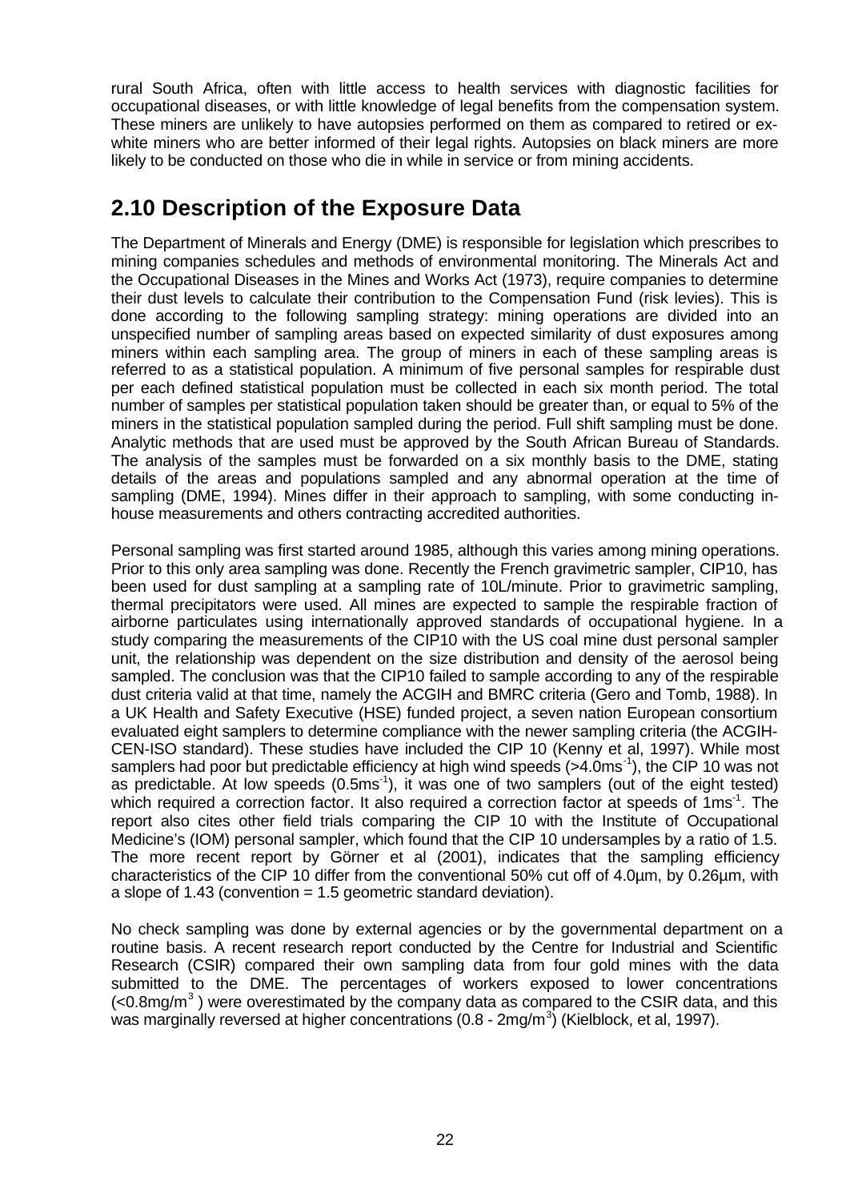rural South Africa, often with little access to health services with diagnostic facilities for occupational diseases, or with little knowledge of legal benefits from the compensation system. These miners are unlikely to have autopsies performed on them as compared to retired or ex-white miners who are better informed of their legal rights. Autopsies on black miners are more likely to be conducted on those who die in while in service or from mining accidents.

## 2.10 Description of the Exposure Data

The Department of Minerals and Energy (DME) is responsible for legislation which prescribes to mining companies schedules and methods of environmental monitoring. The Minerals Act and the Occupational Diseases in the Mines and Works Act (1973), require companies to determine their dust levels to calculate their contribution to the Compensation Fund (risk levies). This is done according to the following sampling strategy: mining operations are divided into an unspecified number of sampling areas based on expected similarity of dust exposures among miners within each sampling area. The group of miners in each of these sampling areas is referred to as a statistical population. A minimum of five personal samples for respirable dust per each defined statistical population must be collected in each six month period. The total number of samples per statistical population taken should be greater than, or equal to 5% of the miners in the statistical population sampled during the period. Full shift sampling must be done. Analytic methods that are used must be approved by the South African Bureau of Standards. The analysis of the samples must be forwarded on a six monthly basis to the DME, stating details of the areas and populations sampled and any abnormal operation at the time of sampling (DME, 1994). Mines differ in their approach to sampling, with some conducting in-house measurements and others contracting accredited authorities.

Personal sampling was first started around 1985, although this varies among mining operations. Prior to this only area sampling was done. Recently the French gravimetric sampler, CIP10, has been used for dust sampling at a sampling rate of 10L/minute. Prior to gravimetric sampling, thermal precipitators were used. All mines are expected to sample the respirable fraction of airborne particulates using internationally approved standards of occupational hygiene. In a study comparing the measurements of the CIP10 with the US coal mine dust personal sampler unit, the relationship was dependent on the size distribution and density of the aerosol being sampled. The conclusion was that the CIP10 failed to sample according to any of the respirable dust criteria valid at that time, namely the ACGIH and BMRC criteria (Gero and Tomb, 1988). In a UK Health and Safety Executive (HSE) funded project, a seven nation European consortium evaluated eight samplers to determine compliance with the newer sampling criteria (the ACGIH-CEN-ISO standard). These studies have included the CIP 10 (Kenny et al, 1997). While most samplers had poor but predictable efficiency at high wind speeds (>4.0ms$^{-1}$), the CIP 10 was not as predictable. At low speeds (0.5ms$^{-1}$), it was one of two samplers (out of the eight tested) which required a correction factor. It also required a correction factor at speeds of 1ms$^{-1}$. The report also cites other field trials comparing the CIP 10 with the Institute of Occupational Medicine's (IOM) personal sampler, which found that the CIP 10 undersamples by a ratio of 1.5. The more recent report by Görner et al (2001), indicates that the sampling efficiency characteristics of the CIP 10 differ from the conventional 50% cut off of 4.0µm, by 0.26µm, with a slope of 1.43 (convention = 1.5 geometric standard deviation).

No check sampling was done by external agencies or by the governmental department on a routine basis. A recent research report conducted by the Centre for Industrial and Scientific Research (CSIR) compared their own sampling data from four gold mines with the data submitted to the DME. The percentages of workers exposed to lower concentrations (<0.8mg/m$^3$ ) were overestimated by the company data as compared to the CSIR data, and this was marginally reversed at higher concentrations (0.8 - 2mg/m$^3$) (Kielblock, et al, 1997).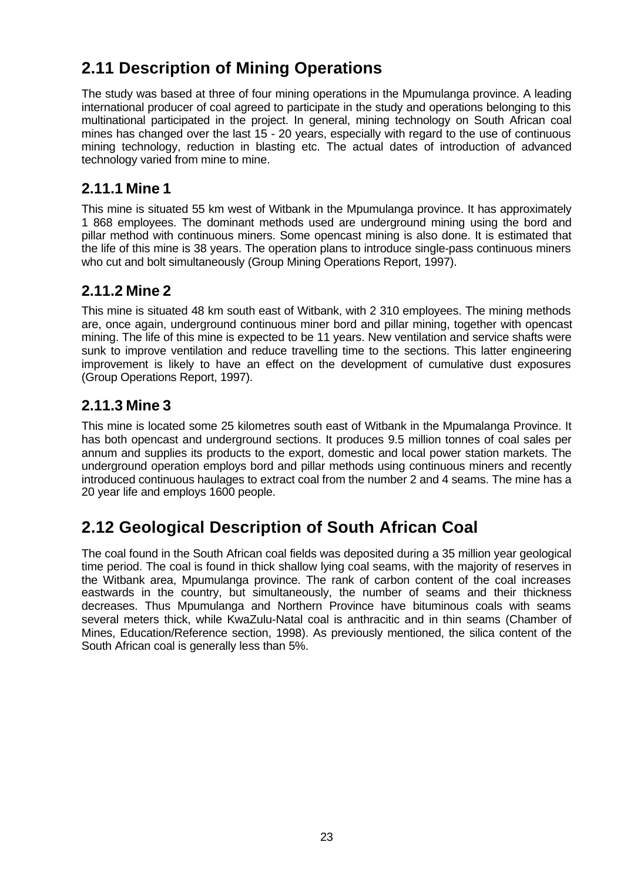## 2.11 Description of Mining Operations

The study was based at three of four mining operations in the Mpumulanga province. A leading international producer of coal agreed to participate in the study and operations belonging to this multinational participated in the project. In general, mining technology on South African coal mines has changed over the last 15 - 20 years, especially with regard to the use of continuous mining technology, reduction in blasting etc. The actual dates of introduction of advanced technology varied from mine to mine.

### 2.11.1 Mine 1

This mine is situated 55 km west of Witbank in the Mpumulanga province. It has approximately 1 868 employees. The dominant methods used are underground mining using the bord and pillar method with continuous miners. Some opencast mining is also done. It is estimated that the life of this mine is 38 years. The operation plans to introduce single-pass continuous miners who cut and bolt simultaneously (Group Mining Operations Report, 1997).

### 2.11.2 Mine 2

This mine is situated 48 km south east of Witbank, with 2 310 employees. The mining methods are, once again, underground continuous miner bord and pillar mining, together with opencast mining. The life of this mine is expected to be 11 years. New ventilation and service shafts were sunk to improve ventilation and reduce travelling time to the sections. This latter engineering improvement is likely to have an effect on the development of cumulative dust exposures (Group Operations Report, 1997).

### 2.11.3 Mine 3

This mine is located some 25 kilometres south east of Witbank in the Mpumalanga Province. It has both opencast and underground sections. It produces 9.5 million tonnes of coal sales per annum and supplies its products to the export, domestic and local power station markets. The underground operation employs bord and pillar methods using continuous miners and recently introduced continuous haulages to extract coal from the number 2 and 4 seams. The mine has a 20 year life and employs 1600 people.

## 2.12 Geological Description of South African Coal

The coal found in the South African coal fields was deposited during a 35 million year geological time period. The coal is found in thick shallow lying coal seams, with the majority of reserves in the Witbank area, Mpumulanga province. The rank of carbon content of the coal increases eastwards in the country, but simultaneously, the number of seams and their thickness decreases. Thus Mpumulanga and Northern Province have bituminous coals with seams several meters thick, while KwaZulu-Natal coal is anthracitic and in thin seams (Chamber of Mines, Education/Reference section, 1998). As previously mentioned, the silica content of the South African coal is generally less than 5%.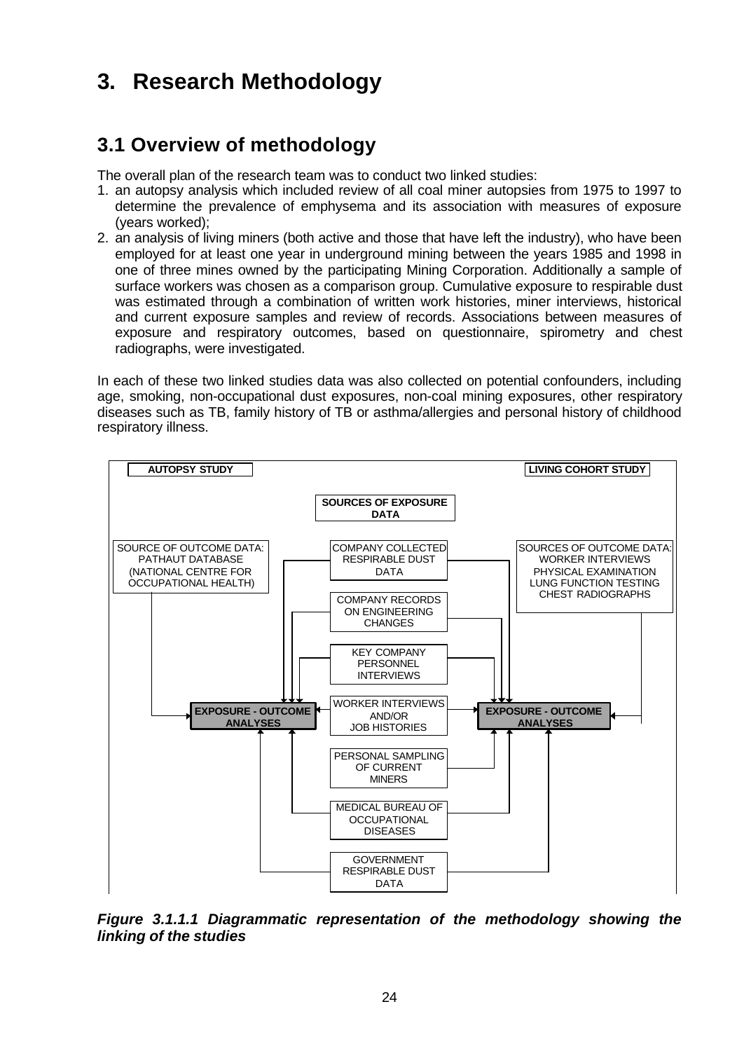# 3. Research Methodology

## 3.1 Overview of methodology

The overall plan of the research team was to conduct two linked studies:

1. an autopsy analysis which included review of all coal miner autopsies from 1975 to 1997 to determine the prevalence of emphysema and its association with measures of exposure (years worked);
2. an analysis of living miners (both active and those that have left the industry), who have been employed for at least one year in underground mining between the years 1985 and 1998 in one of three mines owned by the participating Mining Corporation. Additionally a sample of surface workers was chosen as a comparison group. Cumulative exposure to respirable dust was estimated through a combination of written work histories, miner interviews, historical and current exposure samples and review of records. Associations between measures of exposure and respiratory outcomes, based on questionnaire, spirometry and chest radiographs, were investigated.

In each of these two linked studies data was also collected on potential confounders, including age, smoking, non-occupational dust exposures, non-coal mining exposures, other respiratory diseases such as TB, family history of TB or asthma/allergies and personal history of childhood respiratory illness.

AUTOPSY STUDY

LIVING COHORT STUDY

SOURCES OF EXPOSURE DATA

SOURCE OF OUTCOME DATA: PATHAUT DATABASE (NATIONAL CENTRE FOR OCCUPATIONAL HEALTH)

COMPANY COLLECTED RESPIRABLE DUST DATA

SOURCES OF OUTCOME DATA: WORKER INTERVIEWS PHYSICAL EXAMINATION LUNG FUNCTION TESTING CHEST RADIOGRAPHS

COMPANY RECORDS ON ENGINEERING CHANGES

KEY COMPANY PERSONNEL INTERVIEWS

EXPOSURE - OUTCOME ANALYSES

WORKER INTERVIEWS AND/OR JOB HISTORIES

EXPOSURE - OUTCOME ANALYSES

PERSONAL SAMPLING OF CURRENT MINERS

MEDICAL BUREAU OF OCCUPATIONAL DISEASES

GOVERNMENT RESPIRABLE DUST DATA

***Figure 3.1.1.1 Diagrammatic representation of the methodology showing the linking of the studies***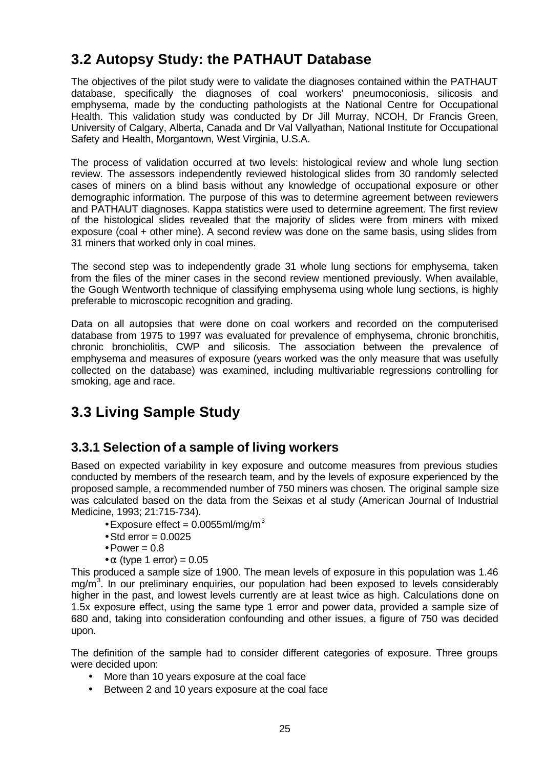## 3.2 Autopsy Study: the PATHAUT Database

The objectives of the pilot study were to validate the diagnoses contained within the PATHAUT database, specifically the diagnoses of coal workers' pneumoconiosis, silicosis and emphysema, made by the conducting pathologists at the National Centre for Occupational Health. This validation study was conducted by Dr Jill Murray, NCOH, Dr Francis Green, University of Calgary, Alberta, Canada and Dr Val Vallyathan, National Institute for Occupational Safety and Health, Morgantown, West Virginia, U.S.A.

The process of validation occurred at two levels: histological review and whole lung section review. The assessors independently reviewed histological slides from 30 randomly selected cases of miners on a blind basis without any knowledge of occupational exposure or other demographic information. The purpose of this was to determine agreement between reviewers and PATHAUT diagnoses. Kappa statistics were used to determine agreement. The first review of the histological slides revealed that the majority of slides were from miners with mixed exposure (coal + other mine). A second review was done on the same basis, using slides from 31 miners that worked only in coal mines.

The second step was to independently grade 31 whole lung sections for emphysema, taken from the files of the miner cases in the second review mentioned previously. When available, the Gough Wentworth technique of classifying emphysema using whole lung sections, is highly preferable to microscopic recognition and grading.

Data on all autopsies that were done on coal workers and recorded on the computerised database from 1975 to 1997 was evaluated for prevalence of emphysema, chronic bronchitis, chronic bronchiolitis, CWP and silicosis. The association between the prevalence of emphysema and measures of exposure (years worked was the only measure that was usefully collected on the database) was examined, including multivariable regressions controlling for smoking, age and race.

## 3.3 Living Sample Study

### 3.3.1 Selection of a sample of living workers

Based on expected variability in key exposure and outcome measures from previous studies conducted by members of the research team, and by the levels of exposure experienced by the proposed sample, a recommended number of 750 miners was chosen. The original sample size was calculated based on the data from the Seixas et al study (American Journal of Industrial Medicine, 1993; 21:715-734).

- Exposure effect = 0.0055ml/mg/m$^3$
- Std error = 0.0025
- Power = 0.8
- $\alpha$ (type 1 error) = 0.05

This produced a sample size of 1900. The mean levels of exposure in this population was 1.46 mg/m$^3$. In our preliminary enquiries, our population had been exposed to levels considerably higher in the past, and lowest levels currently are at least twice as high. Calculations done on 1.5x exposure effect, using the same type 1 error and power data, provided a sample size of 680 and, taking into consideration confounding and other issues, a figure of 750 was decided upon.

The definition of the sample had to consider different categories of exposure. Three groups were decided upon:

- More than 10 years exposure at the coal face
- Between 2 and 10 years exposure at the coal face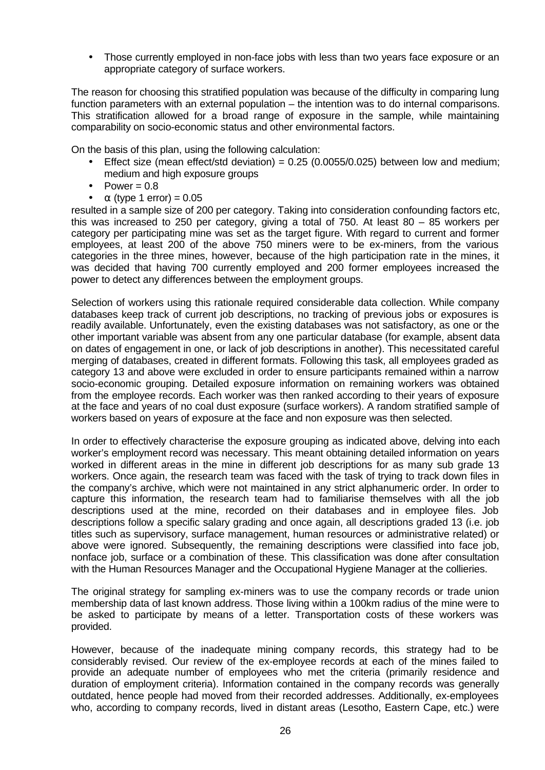- Those currently employed in non-face jobs with less than two years face exposure or an appropriate category of surface workers.

The reason for choosing this stratified population was because of the difficulty in comparing lung function parameters with an external population – the intention was to do internal comparisons. This stratification allowed for a broad range of exposure in the sample, while maintaining comparability on socio-economic status and other environmental factors.

On the basis of this plan, using the following calculation:

- Effect size (mean effect/std deviation) = 0.25 (0.0055/0.025) between low and medium; medium and high exposure groups
- Power = 0.8
- $\alpha$ (type 1 error) = 0.05

resulted in a sample size of 200 per category. Taking into consideration confounding factors etc, this was increased to 250 per category, giving a total of 750. At least 80 – 85 workers per category per participating mine was set as the target figure. With regard to current and former employees, at least 200 of the above 750 miners were to be ex-miners, from the various categories in the three mines, however, because of the high participation rate in the mines, it was decided that having 700 currently employed and 200 former employees increased the power to detect any differences between the employment groups.

Selection of workers using this rationale required considerable data collection. While company databases keep track of current job descriptions, no tracking of previous jobs or exposures is readily available. Unfortunately, even the existing databases was not satisfactory, as one or the other important variable was absent from any one particular database (for example, absent data on dates of engagement in one, or lack of job descriptions in another). This necessitated careful merging of databases, created in different formats. Following this task, all employees graded as category 13 and above were excluded in order to ensure participants remained within a narrow socio-economic grouping. Detailed exposure information on remaining workers was obtained from the employee records. Each worker was then ranked according to their years of exposure at the face and years of no coal dust exposure (surface workers). A random stratified sample of workers based on years of exposure at the face and non exposure was then selected.

In order to effectively characterise the exposure grouping as indicated above, delving into each worker's employment record was necessary. This meant obtaining detailed information on years worked in different areas in the mine in different job descriptions for as many sub grade 13 workers. Once again, the research team was faced with the task of trying to track down files in the company's archive, which were not maintained in any strict alphanumeric order. In order to capture this information, the research team had to familiarise themselves with all the job descriptions used at the mine, recorded on their databases and in employee files. Job descriptions follow a specific salary grading and once again, all descriptions graded 13 (i.e. job titles such as supervisory, surface management, human resources or administrative related) or above were ignored. Subsequently, the remaining descriptions were classified into face job, nonface job, surface or a combination of these. This classification was done after consultation with the Human Resources Manager and the Occupational Hygiene Manager at the collieries.

The original strategy for sampling ex-miners was to use the company records or trade union membership data of last known address. Those living within a 100km radius of the mine were to be asked to participate by means of a letter. Transportation costs of these workers was provided.

However, because of the inadequate mining company records, this strategy had to be considerably revised. Our review of the ex-employee records at each of the mines failed to provide an adequate number of employees who met the criteria (primarily residence and duration of employment criteria). Information contained in the company records was generally outdated, hence people had moved from their recorded addresses. Additionally, ex-employees who, according to company records, lived in distant areas (Lesotho, Eastern Cape, etc.) were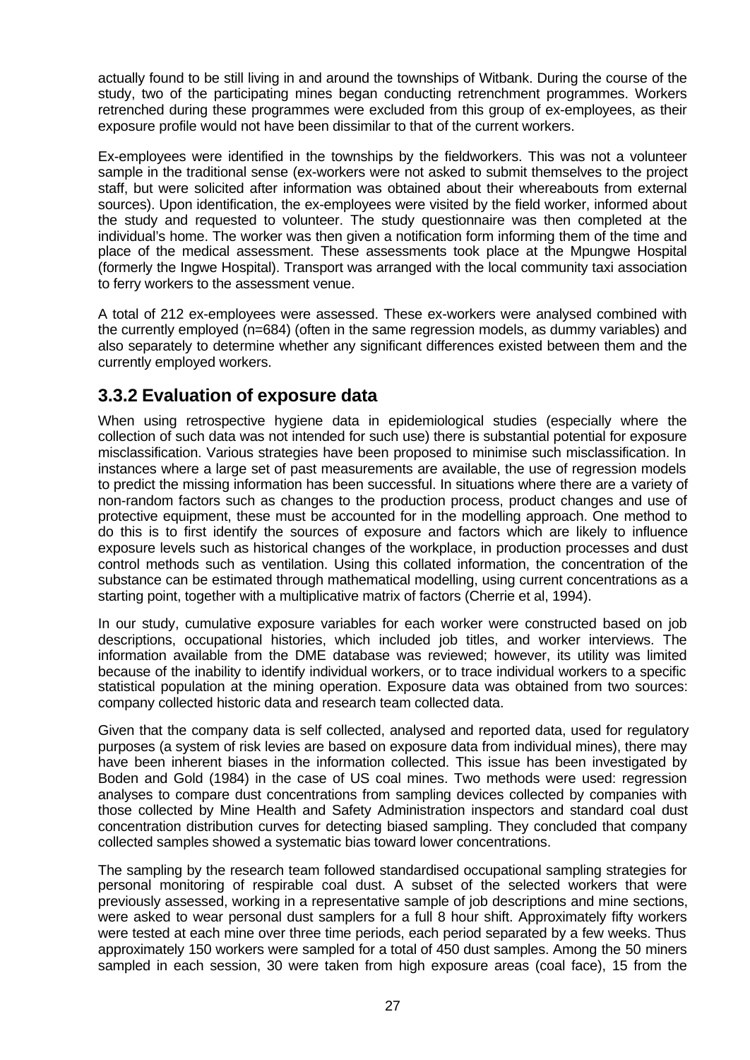actually found to be still living in and around the townships of Witbank. During the course of the study, two of the participating mines began conducting retrenchment programmes. Workers retrenched during these programmes were excluded from this group of ex-employees, as their exposure profile would not have been dissimilar to that of the current workers.

Ex-employees were identified in the townships by the fieldworkers. This was not a volunteer sample in the traditional sense (ex-workers were not asked to submit themselves to the project staff, but were solicited after information was obtained about their whereabouts from external sources). Upon identification, the ex-employees were visited by the field worker, informed about the study and requested to volunteer. The study questionnaire was then completed at the individual's home. The worker was then given a notification form informing them of the time and place of the medical assessment. These assessments took place at the Mpungwe Hospital (formerly the Ingwe Hospital). Transport was arranged with the local community taxi association to ferry workers to the assessment venue.

A total of 212 ex-employees were assessed. These ex-workers were analysed combined with the currently employed (n=684) (often in the same regression models, as dummy variables) and also separately to determine whether any significant differences existed between them and the currently employed workers.

## 3.3.2 Evaluation of exposure data

When using retrospective hygiene data in epidemiological studies (especially where the collection of such data was not intended for such use) there is substantial potential for exposure misclassification. Various strategies have been proposed to minimise such misclassification. In instances where a large set of past measurements are available, the use of regression models to predict the missing information has been successful. In situations where there are a variety of non-random factors such as changes to the production process, product changes and use of protective equipment, these must be accounted for in the modelling approach. One method to do this is to first identify the sources of exposure and factors which are likely to influence exposure levels such as historical changes of the workplace, in production processes and dust control methods such as ventilation. Using this collated information, the concentration of the substance can be estimated through mathematical modelling, using current concentrations as a starting point, together with a multiplicative matrix of factors (Cherrie et al, 1994).

In our study, cumulative exposure variables for each worker were constructed based on job descriptions, occupational histories, which included job titles, and worker interviews. The information available from the DME database was reviewed; however, its utility was limited because of the inability to identify individual workers, or to trace individual workers to a specific statistical population at the mining operation. Exposure data was obtained from two sources: company collected historic data and research team collected data.

Given that the company data is self collected, analysed and reported data, used for regulatory purposes (a system of risk levies are based on exposure data from individual mines), there may have been inherent biases in the information collected. This issue has been investigated by Boden and Gold (1984) in the case of US coal mines. Two methods were used: regression analyses to compare dust concentrations from sampling devices collected by companies with those collected by Mine Health and Safety Administration inspectors and standard coal dust concentration distribution curves for detecting biased sampling. They concluded that company collected samples showed a systematic bias toward lower concentrations.

The sampling by the research team followed standardised occupational sampling strategies for personal monitoring of respirable coal dust. A subset of the selected workers that were previously assessed, working in a representative sample of job descriptions and mine sections, were asked to wear personal dust samplers for a full 8 hour shift. Approximately fifty workers were tested at each mine over three time periods, each period separated by a few weeks. Thus approximately 150 workers were sampled for a total of 450 dust samples. Among the 50 miners sampled in each session, 30 were taken from high exposure areas (coal face), 15 from the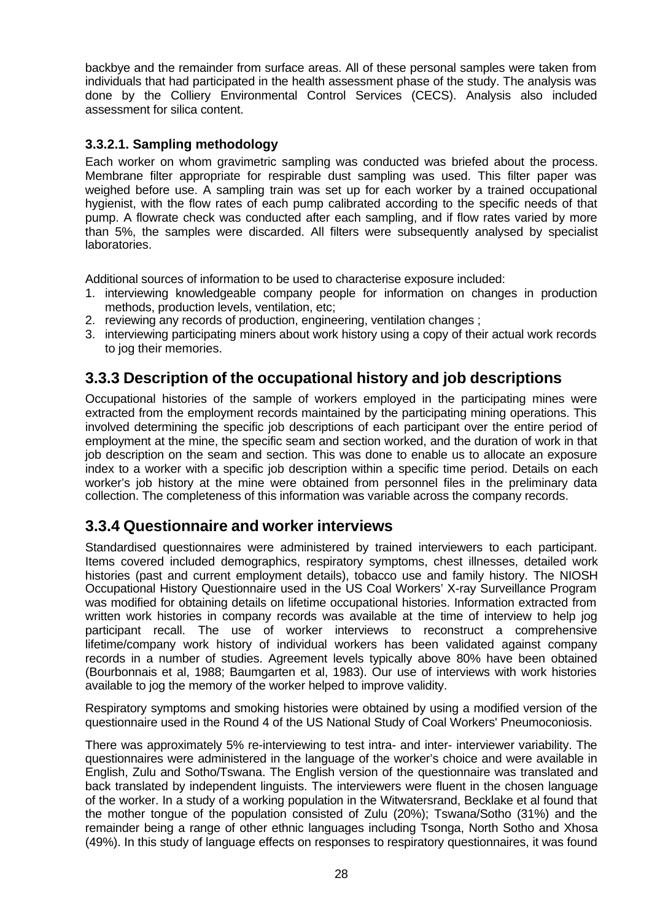backbye and the remainder from surface areas. All of these personal samples were taken from individuals that had participated in the health assessment phase of the study. The analysis was done by the Colliery Environmental Control Services (CECS). Analysis also included assessment for silica content.

#### 3.3.2.1. Sampling methodology

Each worker on whom gravimetric sampling was conducted was briefed about the process. Membrane filter appropriate for respirable dust sampling was used. This filter paper was weighed before use. A sampling train was set up for each worker by a trained occupational hygienist, with the flow rates of each pump calibrated according to the specific needs of that pump. A flowrate check was conducted after each sampling, and if flow rates varied by more than 5%, the samples were discarded. All filters were subsequently analysed by specialist laboratories.

Additional sources of information to be used to characterise exposure included:

1. interviewing knowledgeable company people for information on changes in production methods, production levels, ventilation, etc;
2. reviewing any records of production, engineering, ventilation changes ;
3. interviewing participating miners about work history using a copy of their actual work records to jog their memories.

### 3.3.3 Description of the occupational history and job descriptions

Occupational histories of the sample of workers employed in the participating mines were extracted from the employment records maintained by the participating mining operations. This involved determining the specific job descriptions of each participant over the entire period of employment at the mine, the specific seam and section worked, and the duration of work in that job description on the seam and section. This was done to enable us to allocate an exposure index to a worker with a specific job description within a specific time period. Details on each worker's job history at the mine were obtained from personnel files in the preliminary data collection. The completeness of this information was variable across the company records.

### 3.3.4 Questionnaire and worker interviews

Standardised questionnaires were administered by trained interviewers to each participant. Items covered included demographics, respiratory symptoms, chest illnesses, detailed work histories (past and current employment details), tobacco use and family history. The NIOSH Occupational History Questionnaire used in the US Coal Workers' X-ray Surveillance Program was modified for obtaining details on lifetime occupational histories. Information extracted from written work histories in company records was available at the time of interview to help jog participant recall. The use of worker interviews to reconstruct a comprehensive lifetime/company work history of individual workers has been validated against company records in a number of studies. Agreement levels typically above 80% have been obtained (Bourbonnais et al, 1988; Baumgarten et al, 1983). Our use of interviews with work histories available to jog the memory of the worker helped to improve validity.

Respiratory symptoms and smoking histories were obtained by using a modified version of the questionnaire used in the Round 4 of the US National Study of Coal Workers' Pneumoconiosis.

There was approximately 5% re-interviewing to test intra- and inter- interviewer variability. The questionnaires were administered in the language of the worker's choice and were available in English, Zulu and Sotho/Tswana. The English version of the questionnaire was translated and back translated by independent linguists. The interviewers were fluent in the chosen language of the worker. In a study of a working population in the Witwatersrand, Becklake et al found that the mother tongue of the population consisted of Zulu (20%); Tswana/Sotho (31%) and the remainder being a range of other ethnic languages including Tsonga, North Sotho and Xhosa (49%). In this study of language effects on responses to respiratory questionnaires, it was found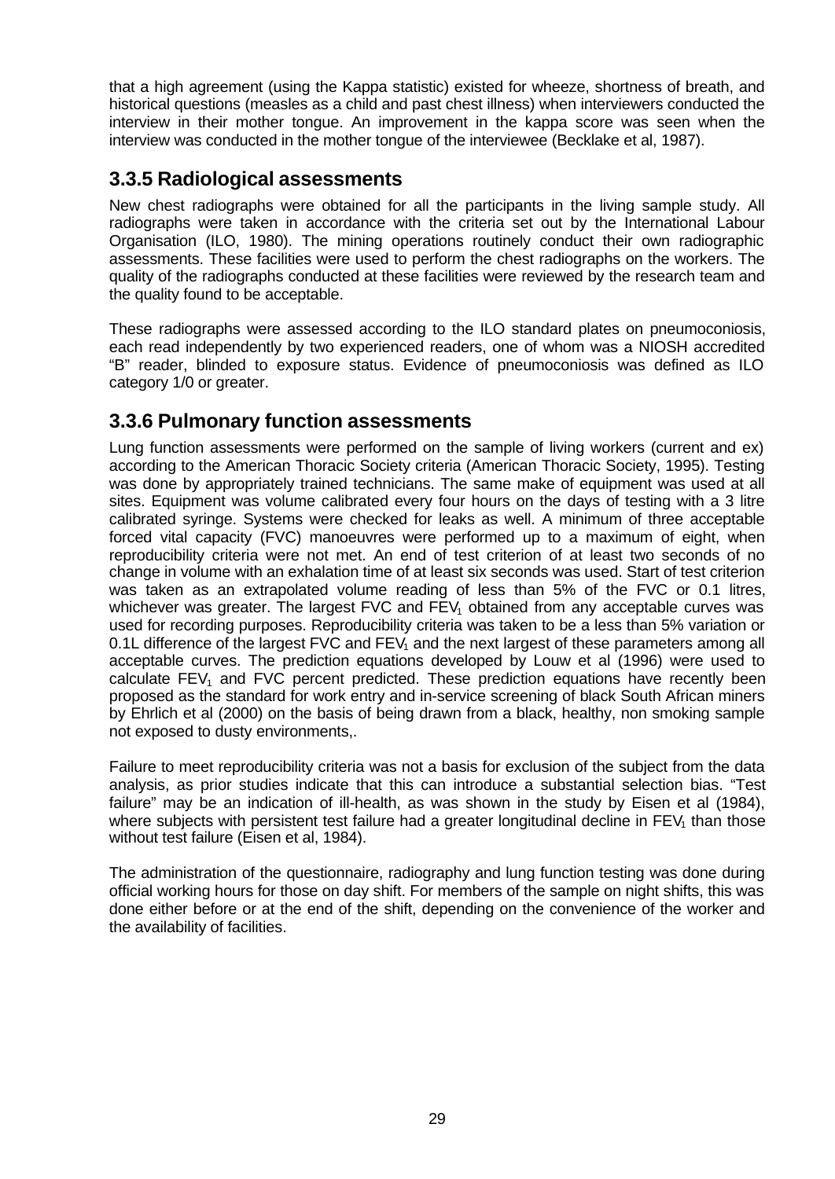that a high agreement (using the Kappa statistic) existed for wheeze, shortness of breath, and historical questions (measles as a child and past chest illness) when interviewers conducted the interview in their mother tongue. An improvement in the kappa score was seen when the interview was conducted in the mother tongue of the interviewee (Becklake et al, 1987).

## 3.3.5 Radiological assessments

New chest radiographs were obtained for all the participants in the living sample study. All radiographs were taken in accordance with the criteria set out by the International Labour Organisation (ILO, 1980). The mining operations routinely conduct their own radiographic assessments. These facilities were used to perform the chest radiographs on the workers. The quality of the radiographs conducted at these facilities were reviewed by the research team and the quality found to be acceptable.

These radiographs were assessed according to the ILO standard plates on pneumoconiosis, each read independently by two experienced readers, one of whom was a NIOSH accredited "B" reader, blinded to exposure status. Evidence of pneumoconiosis was defined as ILO category 1/0 or greater.

## 3.3.6 Pulmonary function assessments

Lung function assessments were performed on the sample of living workers (current and ex) according to the American Thoracic Society criteria (American Thoracic Society, 1995). Testing was done by appropriately trained technicians. The same make of equipment was used at all sites. Equipment was volume calibrated every four hours on the days of testing with a 3 litre calibrated syringe. Systems were checked for leaks as well. A minimum of three acceptable forced vital capacity (FVC) manoeuvres were performed up to a maximum of eight, when reproducibility criteria were not met. An end of test criterion of at least two seconds of no change in volume with an exhalation time of at least six seconds was used. Start of test criterion was taken as an extrapolated volume reading of less than 5% of the FVC or 0.1 litres, whichever was greater. The largest FVC and $FEV_1$ obtained from any acceptable curves was used for recording purposes. Reproducibility criteria was taken to be a less than 5% variation or 0.1L difference of the largest FVC and $FEV_1$ and the next largest of these parameters among all acceptable curves. The prediction equations developed by Louw et al (1996) were used to calculate $FEV_1$ and FVC percent predicted. These prediction equations have recently been proposed as the standard for work entry and in-service screening of black South African miners by Ehrlich et al (2000) on the basis of being drawn from a black, healthy, non smoking sample not exposed to dusty environments,.

Failure to meet reproducibility criteria was not a basis for exclusion of the subject from the data analysis, as prior studies indicate that this can introduce a substantial selection bias. "Test failure" may be an indication of ill-health, as was shown in the study by Eisen et al (1984), where subjects with persistent test failure had a greater longitudinal decline in $FEV_1$ than those without test failure (Eisen et al, 1984).

The administration of the questionnaire, radiography and lung function testing was done during official working hours for those on day shift. For members of the sample on night shifts, this was done either before or at the end of the shift, depending on the convenience of the worker and the availability of facilities.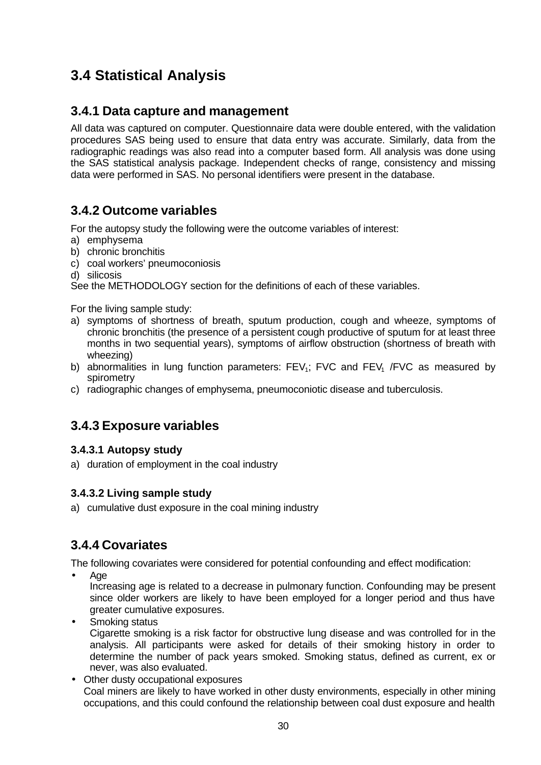## 3.4 Statistical Analysis

### 3.4.1 Data capture and management

All data was captured on computer. Questionnaire data were double entered, with the validation procedures SAS being used to ensure that data entry was accurate. Similarly, data from the radiographic readings was also read into a computer based form. All analysis was done using the SAS statistical analysis package. Independent checks of range, consistency and missing data were performed in SAS. No personal identifiers were present in the database.

### 3.4.2 Outcome variables

For the autopsy study the following were the outcome variables of interest:

a) emphysema
b) chronic bronchitis
c) coal workers' pneumoconiosis
d) silicosis

See the METHODOLOGY section for the definitions of each of these variables.

For the living sample study:

a) symptoms of shortness of breath, sputum production, cough and wheeze, symptoms of chronic bronchitis (the presence of a persistent cough productive of sputum for at least three months in two sequential years), symptoms of airflow obstruction (shortness of breath with wheezing)
b) abnormalities in lung function parameters: $FEV_1$; FVC and $FEV_1$ /FVC as measured by spirometry
c) radiographic changes of emphysema, pneumoconiotic disease and tuberculosis.

### 3.4.3 Exposure variables

#### 3.4.3.1 Autopsy study

a) duration of employment in the coal industry

#### 3.4.3.2 Living sample study

a) cumulative dust exposure in the coal mining industry

### 3.4.4 Covariates

The following covariates were considered for potential confounding and effect modification:

- Age
  Increasing age is related to a decrease in pulmonary function. Confounding may be present since older workers are likely to have been employed for a longer period and thus have greater cumulative exposures.
- Smoking status
  Cigarette smoking is a risk factor for obstructive lung disease and was controlled for in the analysis. All participants were asked for details of their smoking history in order to determine the number of pack years smoked. Smoking status, defined as current, ex or never, was also evaluated.
- Other dusty occupational exposures
  Coal miners are likely to have worked in other dusty environments, especially in other mining occupations, and this could confound the relationship between coal dust exposure and health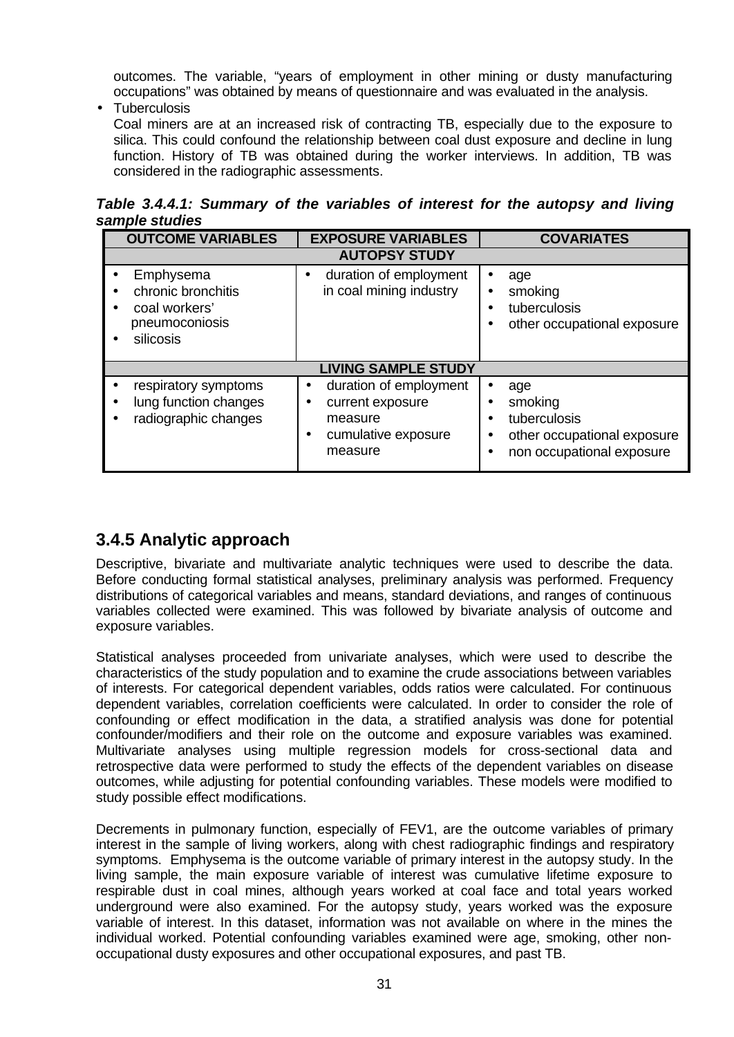outcomes. The variable, "years of employment in other mining or dusty manufacturing occupations" was obtained by means of questionnaire and was evaluated in the analysis.

- Tuberculosis
  Coal miners are at an increased risk of contracting TB, especially due to the exposure to silica. This could confound the relationship between coal dust exposure and decline in lung function. History of TB was obtained during the worker interviews. In addition, TB was considered in the radiographic assessments.

***Table 3.4.4.1: Summary of the variables of interest for the autopsy and living sample studies***

| OUTCOME VARIABLES | EXPOSURE VARIABLES | COVARIATES |
|---|---|---|
| **AUTOPSY STUDY** | | |
| • Emphysema<br>• chronic bronchitis<br>• coal workers' pneumoconiosis<br>• silicosis | • duration of employment in coal mining industry | • age<br>• smoking<br>• tuberculosis<br>• other occupational exposure |
| **LIVING SAMPLE STUDY** | | |
| • respiratory symptoms<br>• lung function changes<br>• radiographic changes | • duration of employment<br>• current exposure measure<br>• cumulative exposure measure | • age<br>• smoking<br>• tuberculosis<br>• other occupational exposure<br>• non occupational exposure |

## 3.4.5 Analytic approach

Descriptive, bivariate and multivariate analytic techniques were used to describe the data. Before conducting formal statistical analyses, preliminary analysis was performed. Frequency distributions of categorical variables and means, standard deviations, and ranges of continuous variables collected were examined. This was followed by bivariate analysis of outcome and exposure variables.

Statistical analyses proceeded from univariate analyses, which were used to describe the characteristics of the study population and to examine the crude associations between variables of interests. For categorical dependent variables, odds ratios were calculated. For continuous dependent variables, correlation coefficients were calculated. In order to consider the role of confounding or effect modification in the data, a stratified analysis was done for potential confounder/modifiers and their role on the outcome and exposure variables was examined. Multivariate analyses using multiple regression models for cross-sectional data and retrospective data were performed to study the effects of the dependent variables on disease outcomes, while adjusting for potential confounding variables. These models were modified to study possible effect modifications.

Decrements in pulmonary function, especially of FEV1, are the outcome variables of primary interest in the sample of living workers, along with chest radiographic findings and respiratory symptoms. Emphysema is the outcome variable of primary interest in the autopsy study. In the living sample, the main exposure variable of interest was cumulative lifetime exposure to respirable dust in coal mines, although years worked at coal face and total years worked underground were also examined. For the autopsy study, years worked was the exposure variable of interest. In this dataset, information was not available on where in the mines the individual worked. Potential confounding variables examined were age, smoking, other non-occupational dusty exposures and other occupational exposures, and past TB.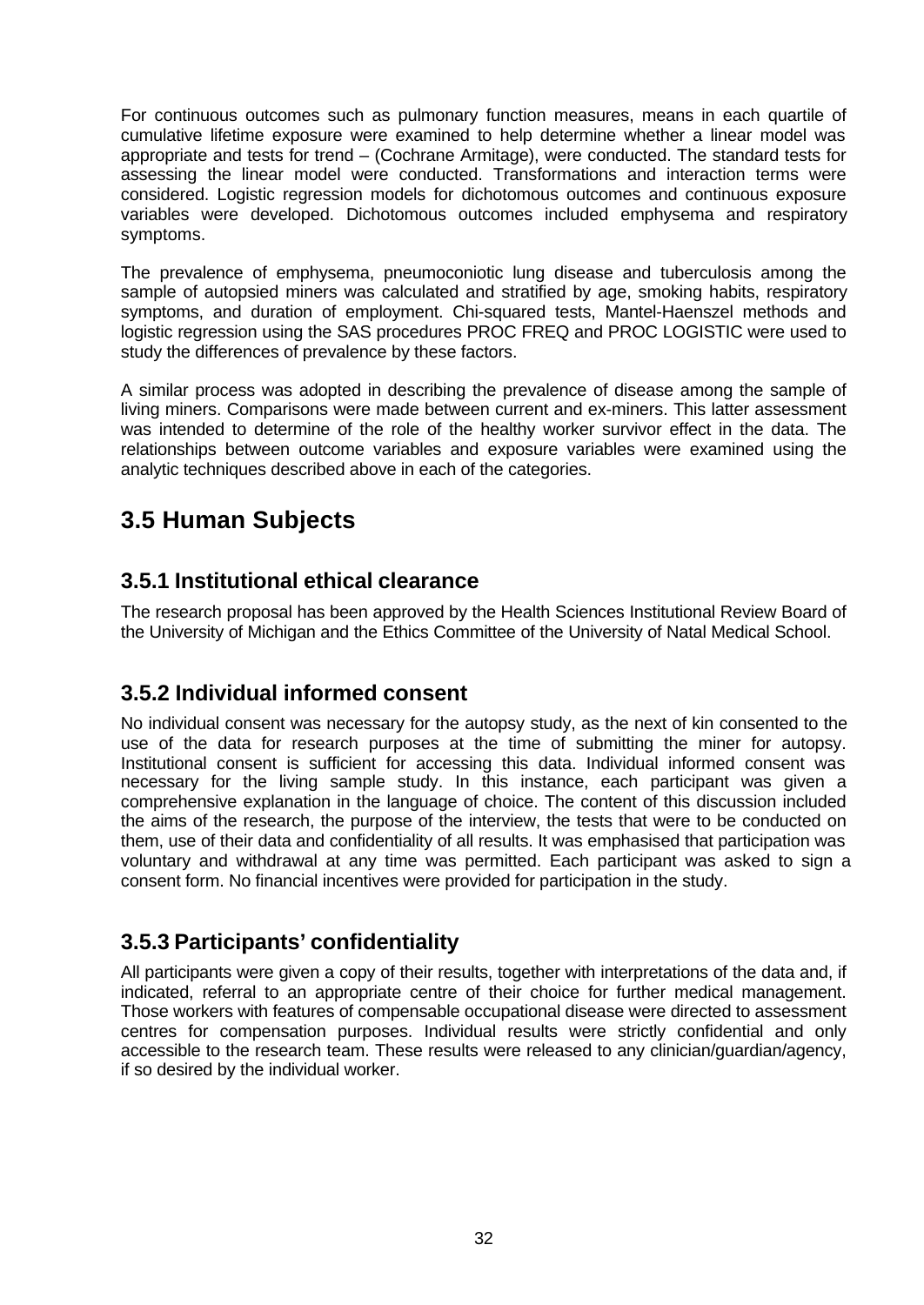For continuous outcomes such as pulmonary function measures, means in each quartile of cumulative lifetime exposure were examined to help determine whether a linear model was appropriate and tests for trend – (Cochrane Armitage), were conducted. The standard tests for assessing the linear model were conducted. Transformations and interaction terms were considered. Logistic regression models for dichotomous outcomes and continuous exposure variables were developed. Dichotomous outcomes included emphysema and respiratory symptoms.

The prevalence of emphysema, pneumoconiotic lung disease and tuberculosis among the sample of autopsied miners was calculated and stratified by age, smoking habits, respiratory symptoms, and duration of employment. Chi-squared tests, Mantel-Haenszel methods and logistic regression using the SAS procedures PROC FREQ and PROC LOGISTIC were used to study the differences of prevalence by these factors.

A similar process was adopted in describing the prevalence of disease among the sample of living miners. Comparisons were made between current and ex-miners. This latter assessment was intended to determine of the role of the healthy worker survivor effect in the data. The relationships between outcome variables and exposure variables were examined using the analytic techniques described above in each of the categories.

## 3.5 Human Subjects

### 3.5.1 Institutional ethical clearance

The research proposal has been approved by the Health Sciences Institutional Review Board of the University of Michigan and the Ethics Committee of the University of Natal Medical School.

### 3.5.2 Individual informed consent

No individual consent was necessary for the autopsy study, as the next of kin consented to the use of the data for research purposes at the time of submitting the miner for autopsy. Institutional consent is sufficient for accessing this data. Individual informed consent was necessary for the living sample study. In this instance, each participant was given a comprehensive explanation in the language of choice. The content of this discussion included the aims of the research, the purpose of the interview, the tests that were to be conducted on them, use of their data and confidentiality of all results. It was emphasised that participation was voluntary and withdrawal at any time was permitted. Each participant was asked to sign a consent form. No financial incentives were provided for participation in the study.

### 3.5.3 Participants' confidentiality

All participants were given a copy of their results, together with interpretations of the data and, if indicated, referral to an appropriate centre of their choice for further medical management. Those workers with features of compensable occupational disease were directed to assessment centres for compensation purposes. Individual results were strictly confidential and only accessible to the research team. These results were released to any clinician/guardian/agency, if so desired by the individual worker.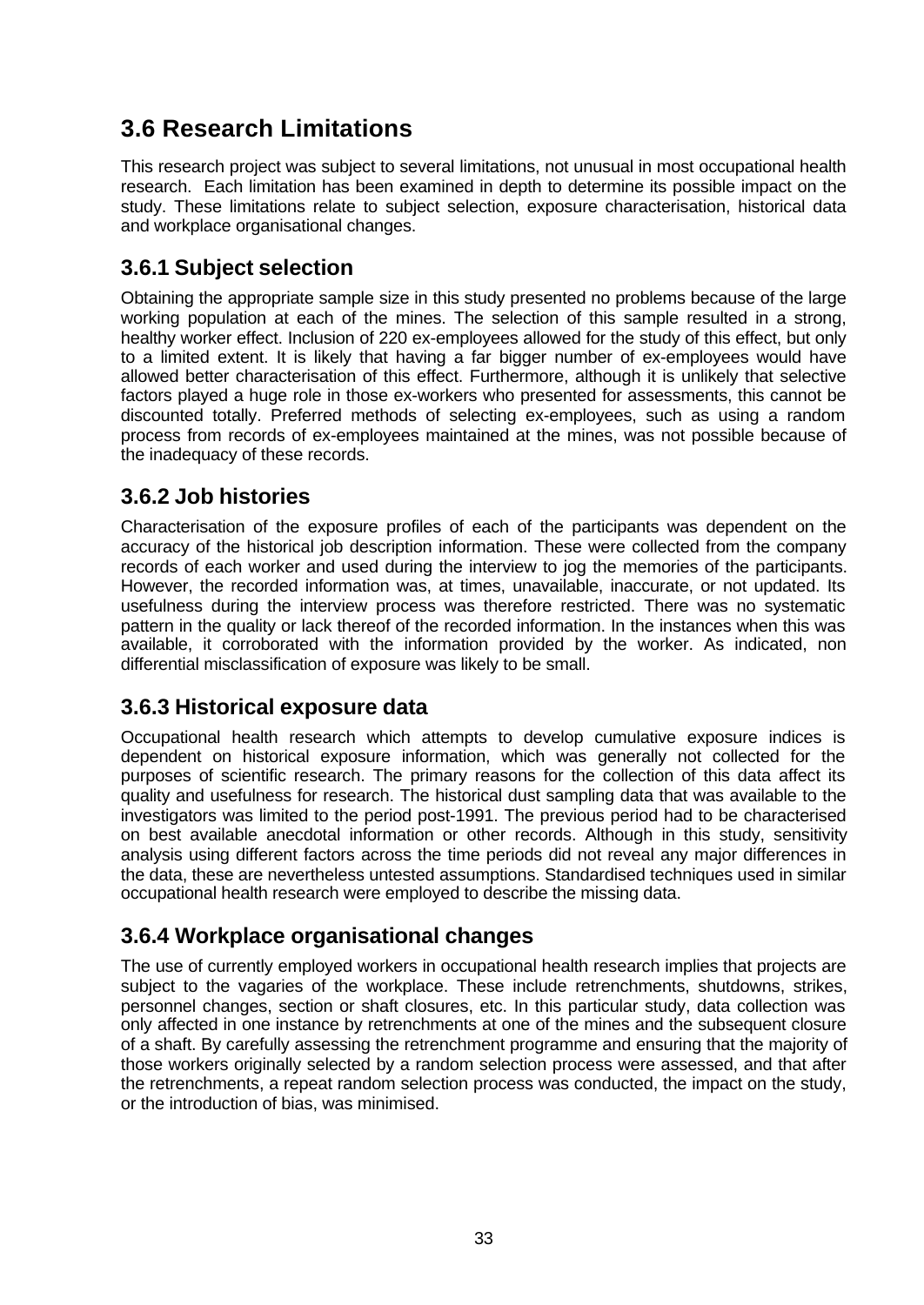## 3.6 Research Limitations

This research project was subject to several limitations, not unusual in most occupational health research. Each limitation has been examined in depth to determine its possible impact on the study. These limitations relate to subject selection, exposure characterisation, historical data and workplace organisational changes.

### 3.6.1 Subject selection

Obtaining the appropriate sample size in this study presented no problems because of the large working population at each of the mines. The selection of this sample resulted in a strong, healthy worker effect. Inclusion of 220 ex-employees allowed for the study of this effect, but only to a limited extent. It is likely that having a far bigger number of ex-employees would have allowed better characterisation of this effect. Furthermore, although it is unlikely that selective factors played a huge role in those ex-workers who presented for assessments, this cannot be discounted totally. Preferred methods of selecting ex-employees, such as using a random process from records of ex-employees maintained at the mines, was not possible because of the inadequacy of these records.

### 3.6.2 Job histories

Characterisation of the exposure profiles of each of the participants was dependent on the accuracy of the historical job description information. These were collected from the company records of each worker and used during the interview to jog the memories of the participants. However, the recorded information was, at times, unavailable, inaccurate, or not updated. Its usefulness during the interview process was therefore restricted. There was no systematic pattern in the quality or lack thereof of the recorded information. In the instances when this was available, it corroborated with the information provided by the worker. As indicated, non differential misclassification of exposure was likely to be small.

### 3.6.3 Historical exposure data

Occupational health research which attempts to develop cumulative exposure indices is dependent on historical exposure information, which was generally not collected for the purposes of scientific research. The primary reasons for the collection of this data affect its quality and usefulness for research. The historical dust sampling data that was available to the investigators was limited to the period post-1991. The previous period had to be characterised on best available anecdotal information or other records. Although in this study, sensitivity analysis using different factors across the time periods did not reveal any major differences in the data, these are nevertheless untested assumptions. Standardised techniques used in similar occupational health research were employed to describe the missing data.

### 3.6.4 Workplace organisational changes

The use of currently employed workers in occupational health research implies that projects are subject to the vagaries of the workplace. These include retrenchments, shutdowns, strikes, personnel changes, section or shaft closures, etc. In this particular study, data collection was only affected in one instance by retrenchments at one of the mines and the subsequent closure of a shaft. By carefully assessing the retrenchment programme and ensuring that the majority of those workers originally selected by a random selection process were assessed, and that after the retrenchments, a repeat random selection process was conducted, the impact on the study, or the introduction of bias, was minimised.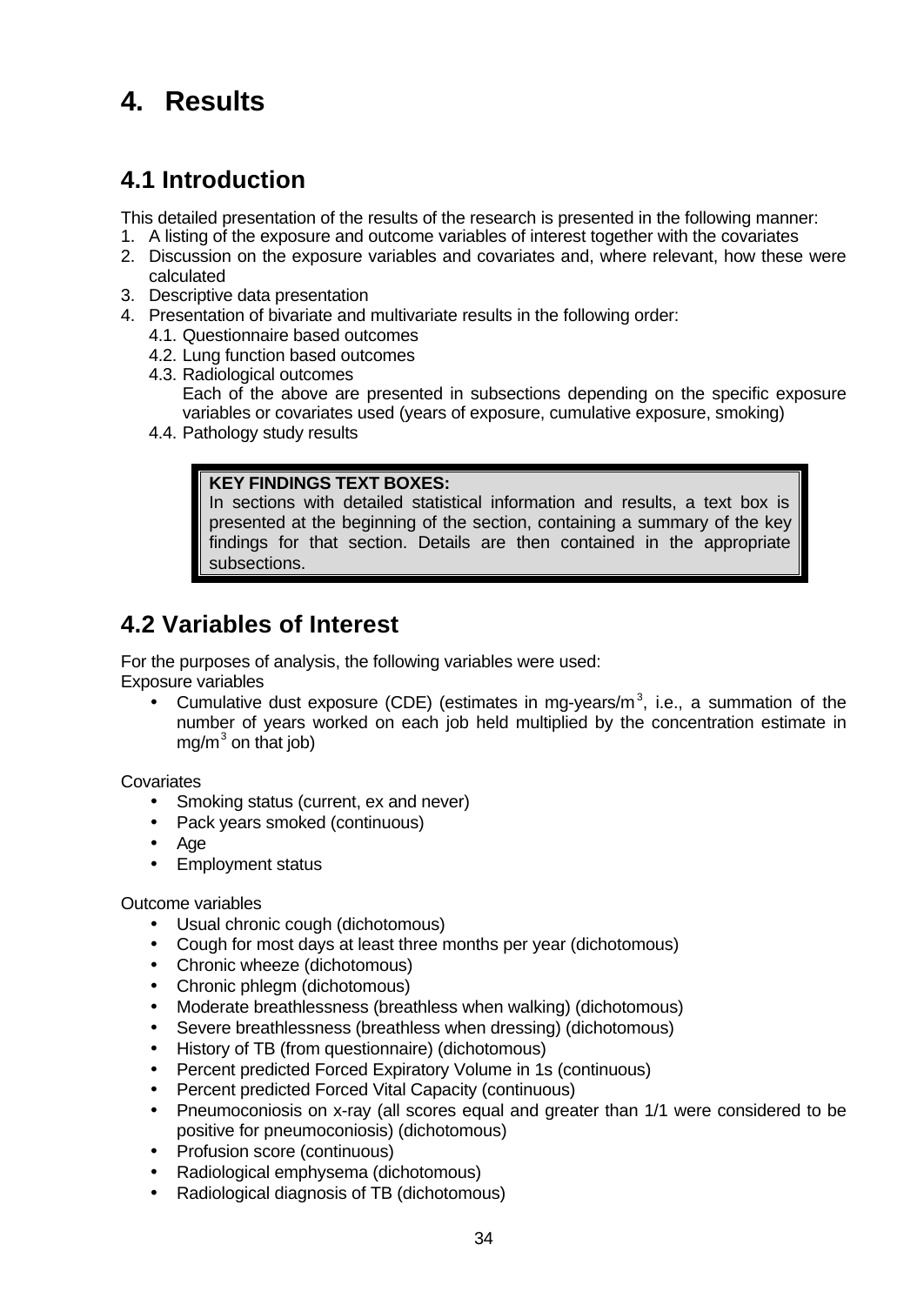# 4. Results

## 4.1 Introduction

This detailed presentation of the results of the research is presented in the following manner:

1. A listing of the exposure and outcome variables of interest together with the covariates
2. Discussion on the exposure variables and covariates and, where relevant, how these were calculated
3. Descriptive data presentation
4. Presentation of bivariate and multivariate results in the following order:
   4.1. Questionnaire based outcomes
   4.2. Lung function based outcomes
   4.3. Radiological outcomes
   Each of the above are presented in subsections depending on the specific exposure variables or covariates used (years of exposure, cumulative exposure, smoking)
   4.4. Pathology study results

> **KEY FINDINGS TEXT BOXES:**
> In sections with detailed statistical information and results, a text box is presented at the beginning of the section, containing a summary of the key findings for that section. Details are then contained in the appropriate subsections.

## 4.2 Variables of Interest

For the purposes of analysis, the following variables were used:
Exposure variables

- Cumulative dust exposure (CDE) (estimates in mg-years/$m^3$, i.e., a summation of the number of years worked on each job held multiplied by the concentration estimate in mg/$m^3$ on that job)

Covariates

- Smoking status (current, ex and never)
- Pack years smoked (continuous)
- Age
- Employment status

Outcome variables

- Usual chronic cough (dichotomous)
- Cough for most days at least three months per year (dichotomous)
- Chronic wheeze (dichotomous)
- Chronic phlegm (dichotomous)
- Moderate breathlessness (breathless when walking) (dichotomous)
- Severe breathlessness (breathless when dressing) (dichotomous)
- History of TB (from questionnaire) (dichotomous)
- Percent predicted Forced Expiratory Volume in 1s (continuous)
- Percent predicted Forced Vital Capacity (continuous)
- Pneumoconiosis on x-ray (all scores equal and greater than 1/1 were considered to be positive for pneumoconiosis) (dichotomous)
- Profusion score (continuous)
- Radiological emphysema (dichotomous)
- Radiological diagnosis of TB (dichotomous)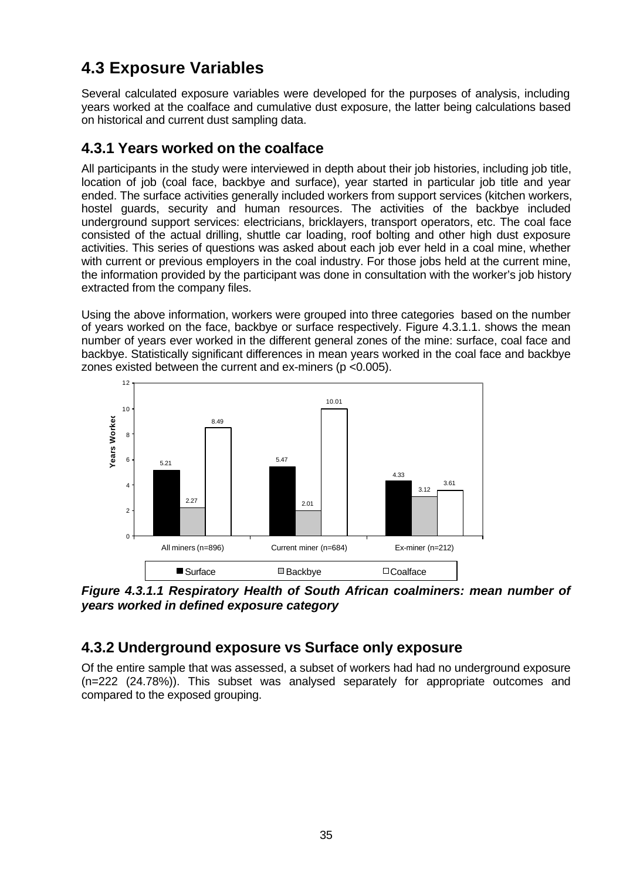## 4.3 Exposure Variables

Several calculated exposure variables were developed for the purposes of analysis, including years worked at the coalface and cumulative dust exposure, the latter being calculations based on historical and current dust sampling data.

### 4.3.1 Years worked on the coalface

All participants in the study were interviewed in depth about their job histories, including job title, location of job (coal face, backbye and surface), year started in particular job title and year ended. The surface activities generally included workers from support services (kitchen workers, hostel guards, security and human resources. The activities of the backbye included underground support services: electricians, bricklayers, transport operators, etc. The coal face consisted of the actual drilling, shuttle car loading, roof bolting and other high dust exposure activities. This series of questions was asked about each job ever held in a coal mine, whether with current or previous employers in the coal industry. For those jobs held at the current mine, the information provided by the participant was done in consultation with the worker's job history extracted from the company files.

Using the above information, workers were grouped into three categories based on the number of years worked on the face, backbye or surface respectively. Figure 4.3.1.1. shows the mean number of years ever worked in the different general zones of the mine: surface, coal face and backbye. Statistically significant differences in mean years worked in the coal face and backbye zones existed between the current and ex-miners ($p < 0.005$).

| Years Worked | Surface | Backbye | Coalface |
|---|---|---|---|
| All miners (n=896) | 5.21 | 2.27 | 8.49 |
| Current miner (n=684) | 5.47 | 2.01 | 10.01 |
| Ex-miner (n=212) | 4.33 | 3.12 | 3.61 |

***Figure 4.3.1.1 Respiratory Health of South African coalminers: mean number of years worked in defined exposure category***

### 4.3.2 Underground exposure vs Surface only exposure

Of the entire sample that was assessed, a subset of workers had had no underground exposure (n=222 (24.78%)). This subset was analysed separately for appropriate outcomes and compared to the exposed grouping.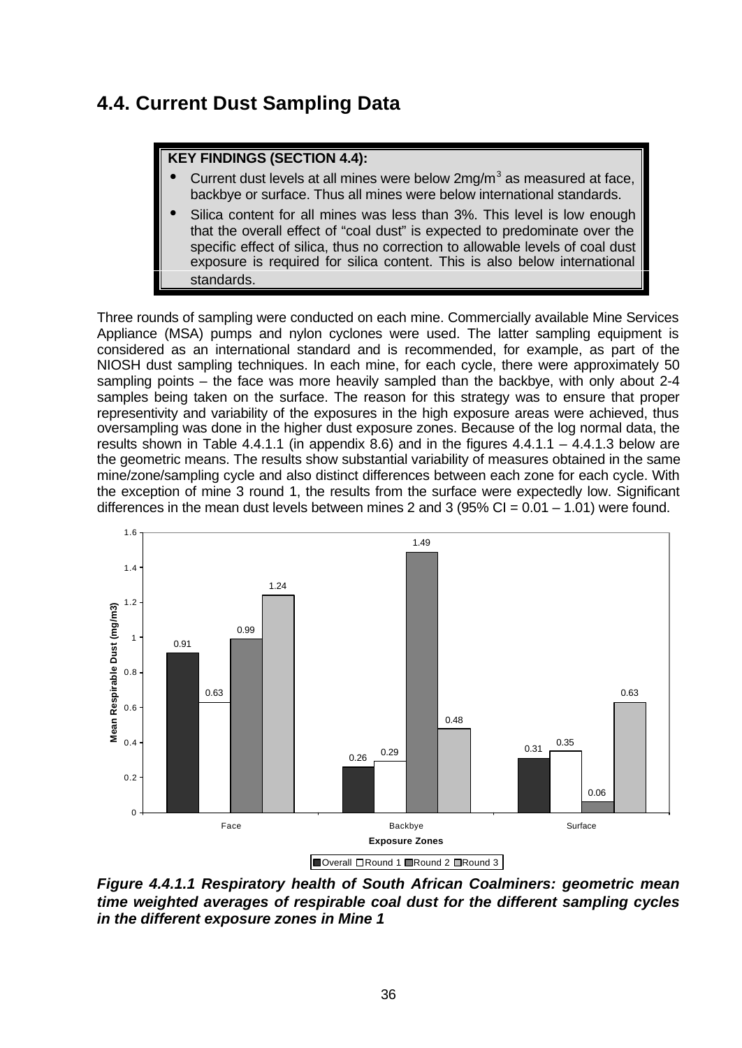## 4.4. Current Dust Sampling Data

**KEY FINDINGS (SECTION 4.4):**

- Current dust levels at all mines were below 2mg/m$^3$ as measured at face, backbye or surface. Thus all mines were below international standards.
- Silica content for all mines was less than 3%. This level is low enough that the overall effect of "coal dust" is expected to predominate over the specific effect of silica, thus no correction to allowable levels of coal dust exposure is required for silica content. This is also below international standards.

Three rounds of sampling were conducted on each mine. Commercially available Mine Services Appliance (MSA) pumps and nylon cyclones were used. The latter sampling equipment is considered as an international standard and is recommended, for example, as part of the NIOSH dust sampling techniques. In each mine, for each cycle, there were approximately 50 sampling points – the face was more heavily sampled than the backbye, with only about 2-4 samples being taken on the surface. The reason for this strategy was to ensure that proper representivity and variability of the exposures in the high exposure areas were achieved, thus oversampling was done in the higher dust exposure zones. Because of the log normal data, the results shown in Table 4.4.1.1 (in appendix 8.6) and in the figures 4.4.1.1 – 4.4.1.3 below are the geometric means. The results show substantial variability of measures obtained in the same mine/zone/sampling cycle and also distinct differences between each zone for each cycle. With the exception of mine 3 round 1, the results from the surface were expectedly low. Significant differences in the mean dust levels between mines 2 and 3 (95% CI = 0.01 – 1.01) were found.

| Exposure Zones | Overall | Round 1 | Round 2 | Round 3 |
|---|---|---|---|---|
| Face | 0.91 | 0.63 | 0.99 | 1.24 |
| Backbye | 0.26 | 0.29 | 1.49 | 0.48 |
| Surface | 0.31 | 0.35 | 0.06 | 0.63 |

*Mean Respirable Dust (mg/m3)*

***Figure 4.4.1.1 Respiratory health of South African Coalminers: geometric mean time weighted averages of respirable coal dust for the different sampling cycles in the different exposure zones in Mine 1***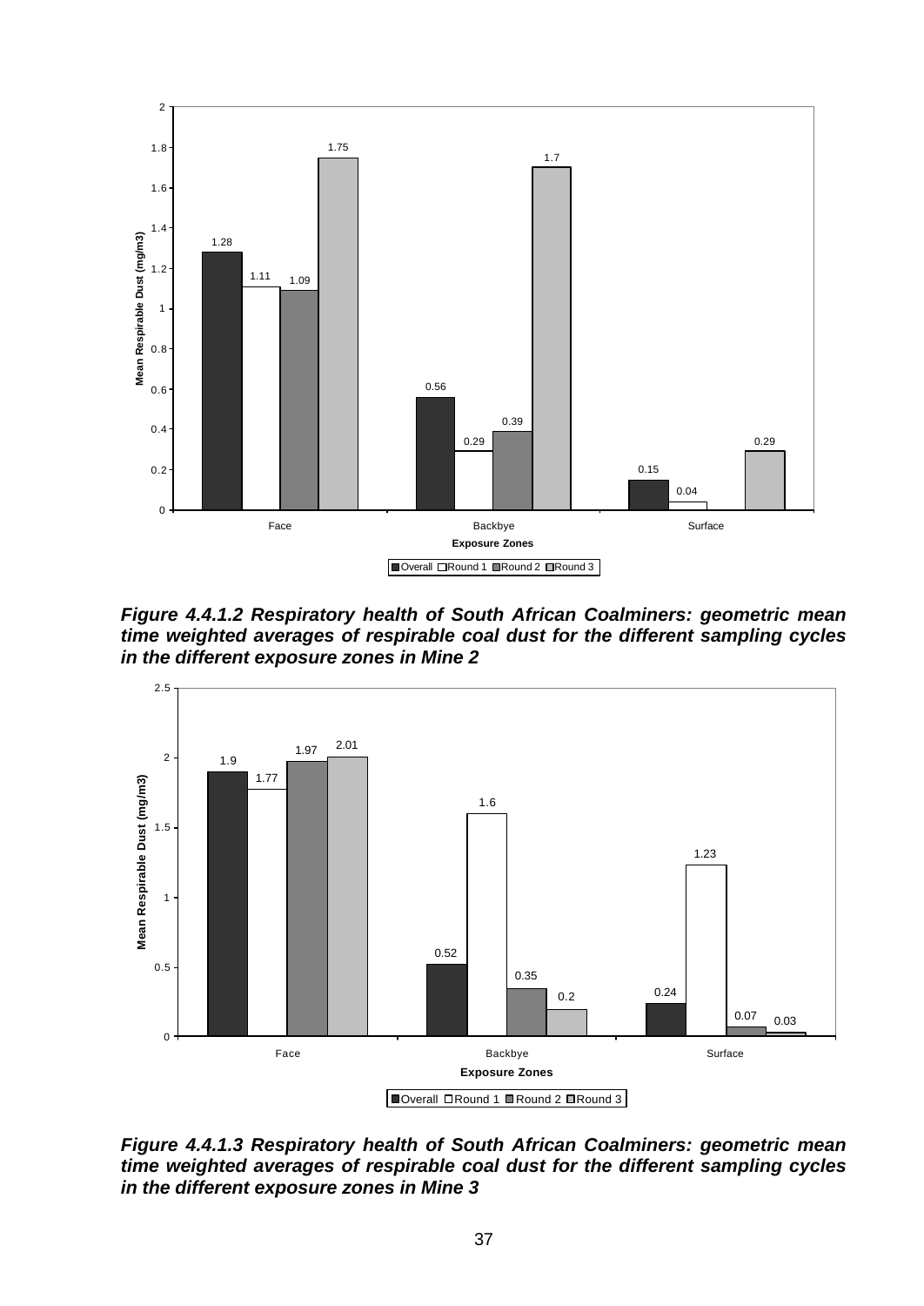*Figure 4.4.1.2 Respiratory health of South African Coalminers: geometric mean time weighted averages of respirable coal dust for the different sampling cycles in the different exposure zones in Mine 2*

*Figure 4.4.1.3 Respiratory health of South African Coalminers: geometric mean time weighted averages of respirable coal dust for the different sampling cycles in the different exposure zones in Mine 3*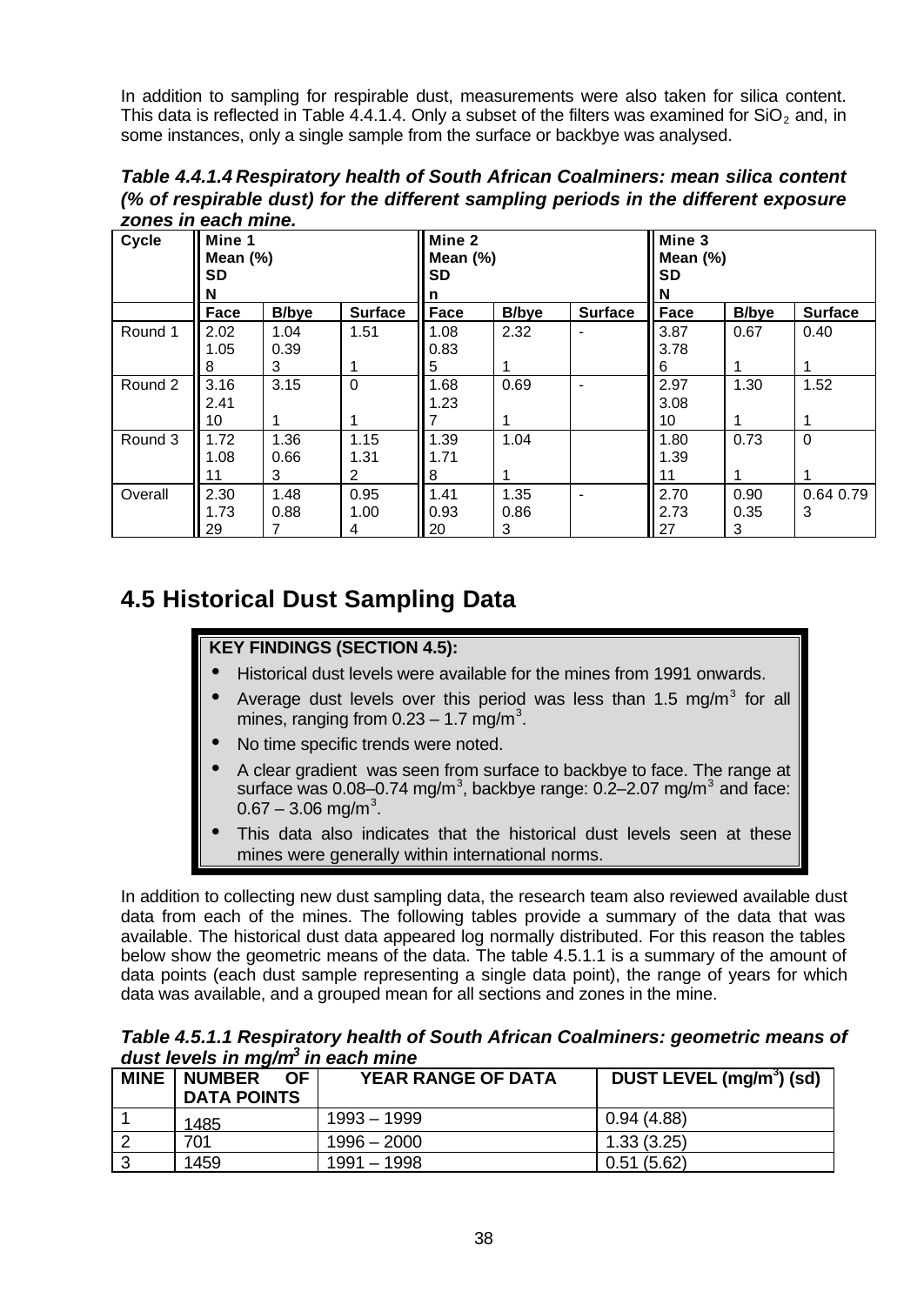In addition to sampling for respirable dust, measurements were also taken for silica content. This data is reflected in Table 4.4.1.4. Only a subset of the filters was examined for $SiO_2$ and, in some instances, only a single sample from the surface or backbye was analysed.

***Table 4.4.1.4 Respiratory health of South African Coalminers: mean silica content (% of respirable dust) for the different sampling periods in the different exposure zones in each mine.***

| Cycle | Mine 1<br>Mean (%)<br>SD<br>N | | | Mine 2<br>Mean (%)<br>SD<br>n | | | Mine 3<br>Mean (%)<br>SD<br>N | | |
|---|---|---|---|---|---|---|---|---|---|
| | **Face** | **B/bye** | **Surface** | **Face** | **B/bye** | **Surface** | **Face** | **B/bye** | **Surface** |
| Round 1 | 2.02<br>1.05<br>8 | 1.04<br>0.39<br>3 | 1.51<br><br>1 | 1.08<br>0.83<br>5 | 2.32<br><br>1 | - | 3.87<br>3.78<br>6 | 0.67<br><br>1 | 0.40<br><br>1 |
| Round 2 | 3.16<br>2.41<br>10 | 3.15<br><br>1 | 0<br><br>1 | 1.68<br>1.23<br>7 | 0.69<br><br>1 | - | 2.97<br>3.08<br>10 | 1.30<br><br>1 | 1.52<br><br>1 |
| Round 3 | 1.72<br>1.08<br>11 | 1.36<br>0.66<br>3 | 1.15<br>1.31<br>2 | 1.39<br>1.71<br>8 | 1.04<br><br>1 | | 1.80<br>1.39<br>11 | 0.73<br><br>1 | 0<br><br>1 |
| Overall | 2.30<br>1.73<br>29 | 1.48<br>0.88<br>7 | 0.95<br>1.00<br>4 | 1.41<br>0.93<br>20 | 1.35<br>0.86<br>3 | - | 2.70<br>2.73<br>27 | 0.90<br>0.35<br>3 | 0.64 0.79<br>3 |

## 4.5 Historical Dust Sampling Data

**KEY FINDINGS (SECTION 4.5):**

- Historical dust levels were available for the mines from 1991 onwards.
- Average dust levels over this period was less than 1.5 mg/m$^3$ for all mines, ranging from 0.23 – 1.7 mg/m$^3$.
- No time specific trends were noted.
- A clear gradient was seen from surface to backbye to face. The range at surface was 0.08–0.74 mg/m$^3$, backbye range: 0.2–2.07 mg/m$^3$ and face: 0.67 – 3.06 mg/m$^3$.
- This data also indicates that the historical dust levels seen at these mines were generally within international norms.

In addition to collecting new dust sampling data, the research team also reviewed available dust data from each of the mines. The following tables provide a summary of the data that was available. The historical dust data appeared log normally distributed. For this reason the tables below show the geometric means of the data. The table 4.5.1.1 is a summary of the amount of data points (each dust sample representing a single data point), the range of years for which data was available, and a grouped mean for all sections and zones in the mine.

***Table 4.5.1.1 Respiratory health of South African Coalminers: geometric means of dust levels in mg/m$^3$ in each mine***

| MINE | NUMBER OF DATA POINTS | YEAR RANGE OF DATA | DUST LEVEL (mg/m$^3$) (sd) |
|---|---|---|---|
| 1 | 1485 | 1993 – 1999 | 0.94 (4.88) |
| 2 | 701 | 1996 – 2000 | 1.33 (3.25) |
| 3 | 1459 | 1991 – 1998 | 0.51 (5.62) |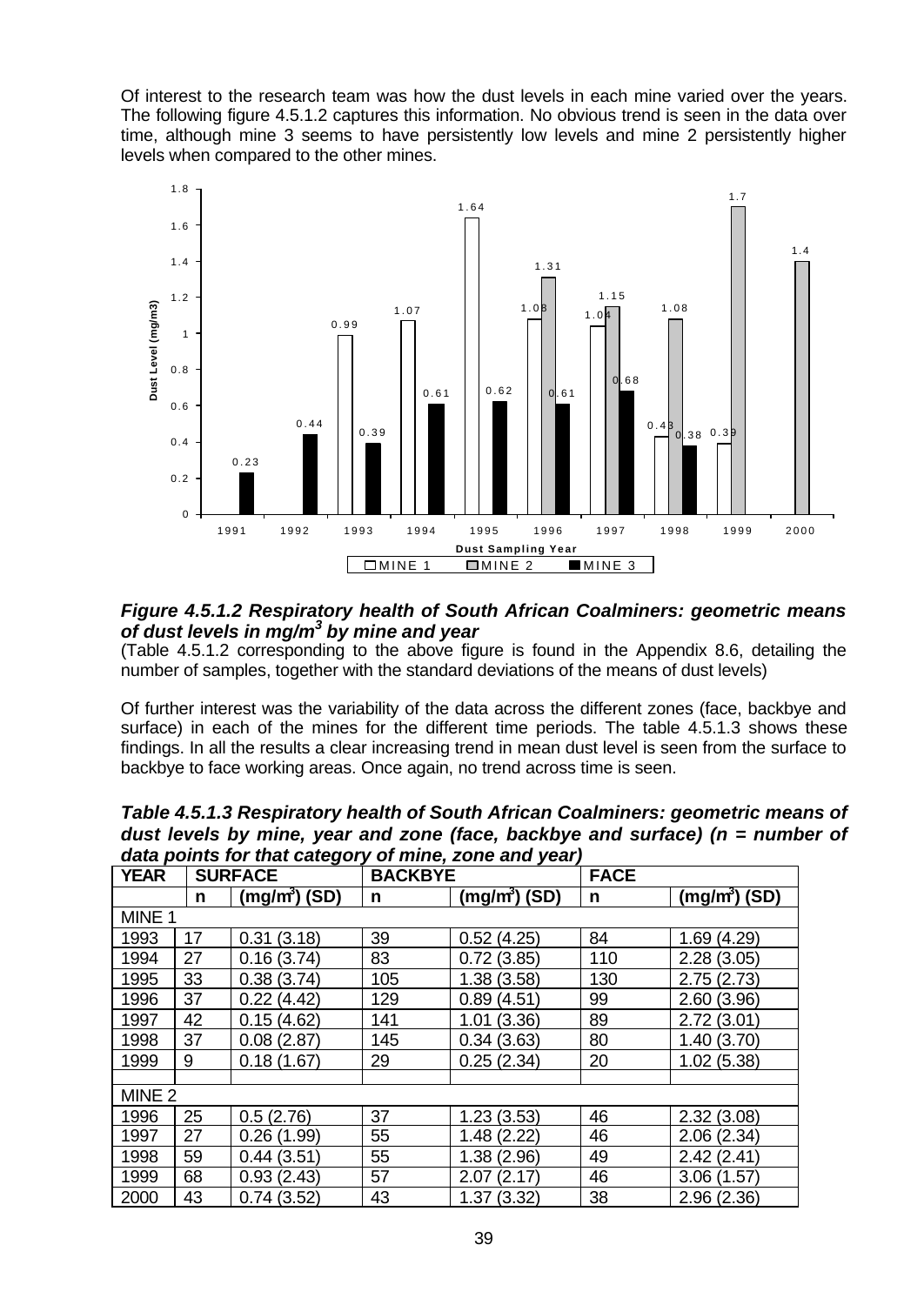Of interest to the research team was how the dust levels in each mine varied over the years. The following figure 4.5.1.2 captures this information. No obvious trend is seen in the data over time, although mine 3 seems to have persistently low levels and mine 2 persistently higher levels when compared to the other mines.

***Figure 4.5.1.2 Respiratory health of South African Coalminers: geometric means of dust levels in mg/m³ by mine and year***

(Table 4.5.1.2 corresponding to the above figure is found in the Appendix 8.6, detailing the number of samples, together with the standard deviations of the means of dust levels)

Of further interest was the variability of the data across the different zones (face, backbye and surface) in each of the mines for the different time periods. The table 4.5.1.3 shows these findings. In all the results a clear increasing trend in mean dust level is seen from the surface to backbye to face working areas. Once again, no trend across time is seen.

***Table 4.5.1.3 Respiratory health of South African Coalminers: geometric means of dust levels by mine, year and zone (face, backbye and surface) (n = number of data points for that category of mine, zone and year)***

| YEAR | SURFACE | | BACKBYE | | FACE | |
|---|---|---|---|---|---|---|
| | n | (mg/m³) (SD) | n | (mg/m³) (SD) | n | (mg/m³) (SD) |
| MINE 1 | | | | | | |
| 1993 | 17 | 0.31 (3.18) | 39 | 0.52 (4.25) | 84 | 1.69 (4.29) |
| 1994 | 27 | 0.16 (3.74) | 83 | 0.72 (3.85) | 110 | 2.28 (3.05) |
| 1995 | 33 | 0.38 (3.74) | 105 | 1.38 (3.58) | 130 | 2.75 (2.73) |
| 1996 | 37 | 0.22 (4.42) | 129 | 0.89 (4.51) | 99 | 2.60 (3.96) |
| 1997 | 42 | 0.15 (4.62) | 141 | 1.01 (3.36) | 89 | 2.72 (3.01) |
| 1998 | 37 | 0.08 (2.87) | 145 | 0.34 (3.63) | 80 | 1.40 (3.70) |
| 1999 | 9 | 0.18 (1.67) | 29 | 0.25 (2.34) | 20 | 1.02 (5.38) |
| | | | | | | |
| MINE 2 | | | | | | |
| 1996 | 25 | 0.5 (2.76) | 37 | 1.23 (3.53) | 46 | 2.32 (3.08) |
| 1997 | 27 | 0.26 (1.99) | 55 | 1.48 (2.22) | 46 | 2.06 (2.34) |
| 1998 | 59 | 0.44 (3.51) | 55 | 1.38 (2.96) | 49 | 2.42 (2.41) |
| 1999 | 68 | 0.93 (2.43) | 57 | 2.07 (2.17) | 46 | 3.06 (1.57) |
| 2000 | 43 | 0.74 (3.52) | 43 | 1.37 (3.32) | 38 | 2.96 (2.36) |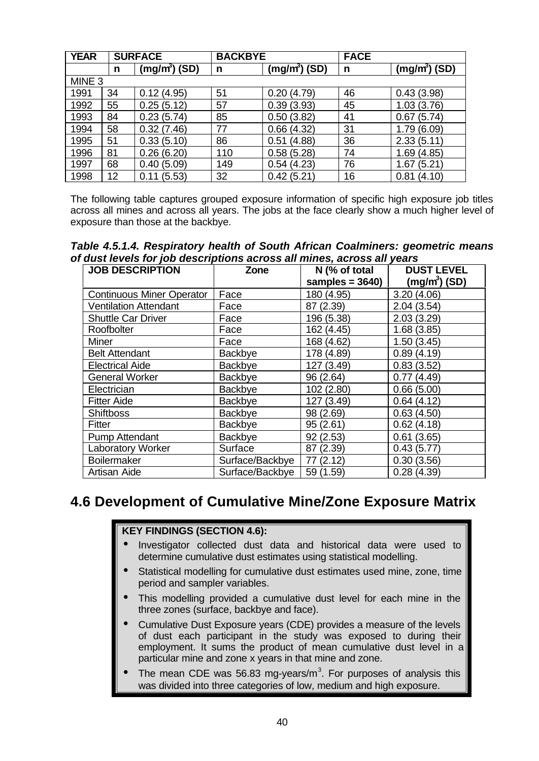| YEAR | SURFACE | | BACKBYE | | FACE | |
|---|---|---|---|---|---|---|
| | n | (mg/m$^3$) (SD) | n | (mg/m$^3$) (SD) | n | (mg/m$^3$) (SD) |
| MINE 3 | | | | | | |
| 1991 | 34 | 0.12 (4.95) | 51 | 0.20 (4.79) | 46 | 0.43 (3.98) |
| 1992 | 55 | 0.25 (5.12) | 57 | 0.39 (3.93) | 45 | 1.03 (3.76) |
| 1993 | 84 | 0.23 (5.74) | 85 | 0.50 (3.82) | 41 | 0.67 (5.74) |
| 1994 | 58 | 0.32 (7.46) | 77 | 0.66 (4.32) | 31 | 1.79 (6.09) |
| 1995 | 51 | 0.33 (5.10) | 86 | 0.51 (4.88) | 36 | 2.33 (5.11) |
| 1996 | 81 | 0.26 (6.20) | 110 | 0.58 (5.28) | 74 | 1.69 (4.85) |
| 1997 | 68 | 0.40 (5.09) | 149 | 0.54 (4.23) | 76 | 1.67 (5.21) |
| 1998 | 12 | 0.11 (5.53) | 32 | 0.42 (5.21) | 16 | 0.81 (4.10) |

The following table captures grouped exposure information of specific high exposure job titles across all mines and across all years. The jobs at the face clearly show a much higher level of exposure than those at the backbye.

***Table 4.5.1.4. Respiratory health of South African Coalminers: geometric means of dust levels for job descriptions across all mines, across all years***

| JOB DESCRIPTION | Zone | N (% of total samples = 3640) | DUST LEVEL (mg/m$^3$) (SD) |
|---|---|---|---|
| Continuous Miner Operator | Face | 180 (4.95) | 3.20 (4.06) |
| Ventilation Attendant | Face | 87 (2.39) | 2.04 (3.54) |
| Shuttle Car Driver | Face | 196 (5.38) | 2.03 (3.29) |
| Roofbolter | Face | 162 (4.45) | 1.68 (3.85) |
| Miner | Face | 168 (4.62) | 1.50 (3.45) |
| Belt Attendant | Backbye | 178 (4.89) | 0.89 (4.19) |
| Electrical Aide | Backbye | 127 (3.49) | 0.83 (3.52) |
| General Worker | Backbye | 96 (2.64) | 0.77 (4.49) |
| Electrician | Backbye | 102 (2.80) | 0.66 (5.00) |
| Fitter Aide | Backbye | 127 (3.49) | 0.64 (4.12) |
| Shiftboss | Backbye | 98 (2.69) | 0.63 (4.50) |
| Fitter | Backbye | 95 (2.61) | 0.62 (4.18) |
| Pump Attendant | Backbye | 92 (2.53) | 0.61 (3.65) |
| Laboratory Worker | Surface | 87 (2.39) | 0.43 (5.77) |
| Boilermaker | Surface/Backbye | 77 (2.12) | 0.30 (3.56) |
| Artisan Aide | Surface/Backbye | 59 (1.59) | 0.28 (4.39) |

## 4.6 Development of Cumulative Mine/Zone Exposure Matrix

**KEY FINDINGS (SECTION 4.6):**

- Investigator collected dust data and historical data were used to determine cumulative dust estimates using statistical modelling.
- Statistical modelling for cumulative dust estimates used mine, zone, time period and sampler variables.
- This modelling provided a cumulative dust level for each mine in the three zones (surface, backbye and face).
- Cumulative Dust Exposure years (CDE) provides a measure of the levels of dust each participant in the study was exposed to during their employment. It sums the product of mean cumulative dust level in a particular mine and zone x years in that mine and zone.
- The mean CDE was 56.83 mg-years/m$^3$. For purposes of analysis this was divided into three categories of low, medium and high exposure.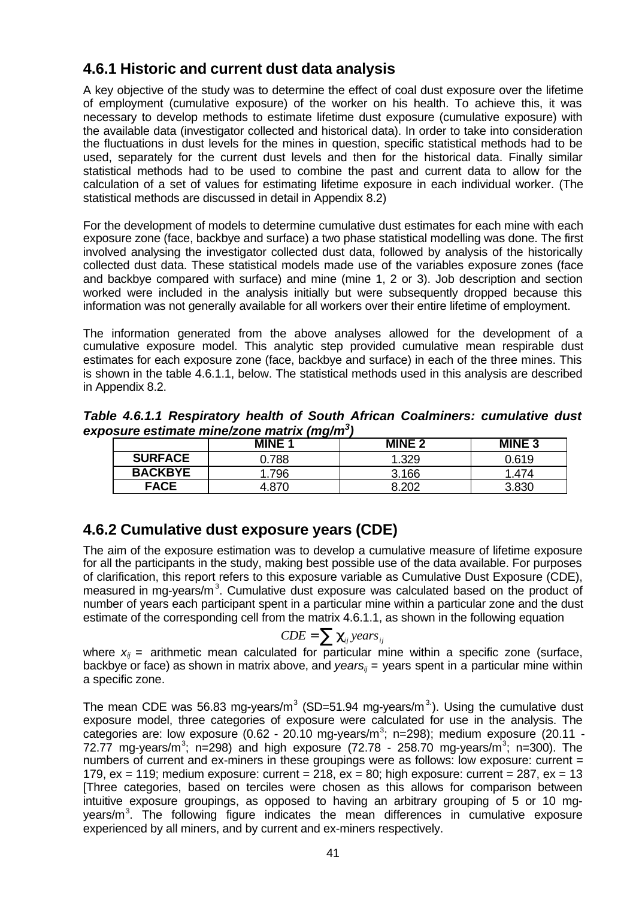### 4.6.1 Historic and current dust data analysis

A key objective of the study was to determine the effect of coal dust exposure over the lifetime of employment (cumulative exposure) of the worker on his health. To achieve this, it was necessary to develop methods to estimate lifetime dust exposure (cumulative exposure) with the available data (investigator collected and historical data). In order to take into consideration the fluctuations in dust levels for the mines in question, specific statistical methods had to be used, separately for the current dust levels and then for the historical data. Finally similar statistical methods had to be used to combine the past and current data to allow for the calculation of a set of values for estimating lifetime exposure in each individual worker. (The statistical methods are discussed in detail in Appendix 8.2)

For the development of models to determine cumulative dust estimates for each mine with each exposure zone (face, backbye and surface) a two phase statistical modelling was done. The first involved analysing the investigator collected dust data, followed by analysis of the historically collected dust data. These statistical models made use of the variables exposure zones (face and backbye compared with surface) and mine (mine 1, 2 or 3). Job description and section worked were included in the analysis initially but were subsequently dropped because this information was not generally available for all workers over their entire lifetime of employment.

The information generated from the above analyses allowed for the development of a cumulative exposure model. This analytic step provided cumulative mean respirable dust estimates for each exposure zone (face, backbye and surface) in each of the three mines. This is shown in the table 4.6.1.1, below. The statistical methods used in this analysis are described in Appendix 8.2.

***Table 4.6.1.1 Respiratory health of South African Coalminers: cumulative dust exposure estimate mine/zone matrix (mg/m$^3$)***

| | MINE 1 | MINE 2 | MINE 3 |
|---|---|---|---|
| **SURFACE** | 0.788 | 1.329 | 0.619 |
| **BACKBYE** | 1.796 | 3.166 | 1.474 |
| **FACE** | 4.870 | 8.202 | 3.830 |

### 4.6.2 Cumulative dust exposure years (CDE)

The aim of the exposure estimation was to develop a cumulative measure of lifetime exposure for all the participants in the study, making best possible use of the data available. For purposes of clarification, this report refers to this exposure variable as Cumulative Dust Exposure (CDE), measured in mg-years/m$^3$. Cumulative dust exposure was calculated based on the product of number of years each participant spent in a particular mine within a particular zone and the dust estimate of the corresponding cell from the matrix 4.6.1.1, as shown in the following equation

$$CDE = \sum \chi_{ij}\, years_{ij}$$

where $x_{ij}$ = arithmetic mean calculated for particular mine within a specific zone (surface, backbye or face) as shown in matrix above, and $years_{ij}$ = years spent in a particular mine within a specific zone.

The mean CDE was 56.83 mg-years/m$^3$ (SD=51.94 mg-years/m$^3$). Using the cumulative dust exposure model, three categories of exposure were calculated for use in the analysis. The categories are: low exposure (0.62 - 20.10 mg-years/m$^3$; n=298); medium exposure (20.11 - 72.77 mg-years/m$^3$; n=298) and high exposure (72.78 - 258.70 mg-years/m$^3$; n=300). The numbers of current and ex-miners in these groupings were as follows: low exposure: current = 179, ex = 119; medium exposure: current = 218, ex = 80; high exposure: current = 287, ex = 13 [Three categories, based on terciles were chosen as this allows for comparison between intuitive exposure groupings, as opposed to having an arbitrary grouping of 5 or 10 mg-years/m$^3$. The following figure indicates the mean differences in cumulative exposure experienced by all miners, and by current and ex-miners respectively.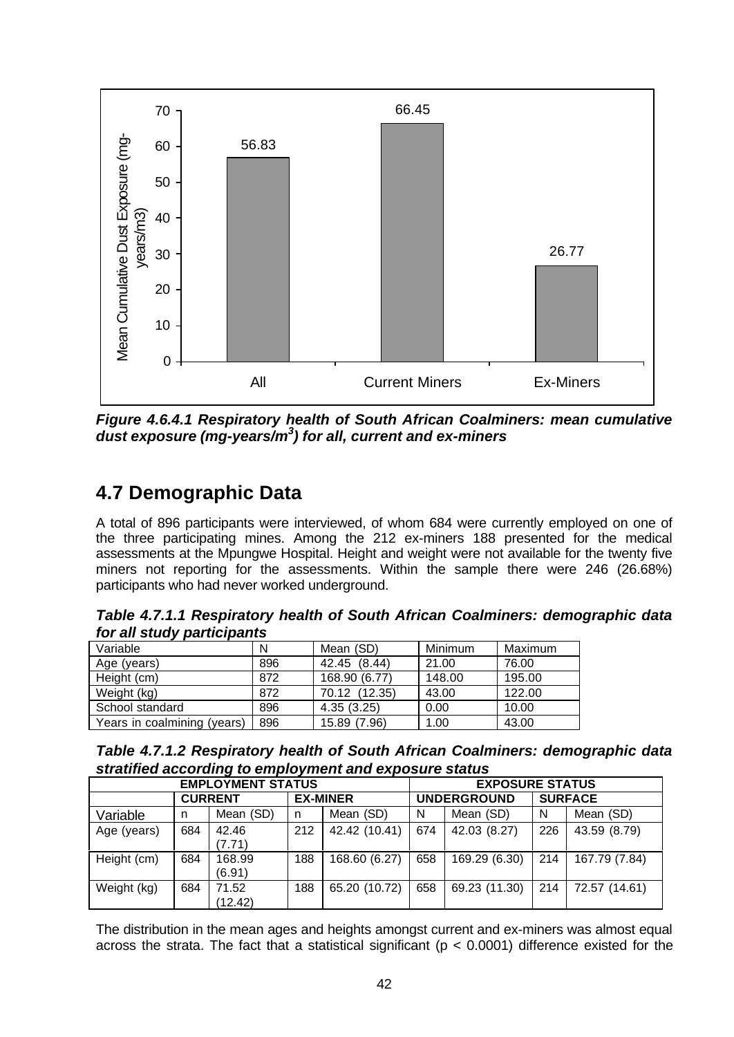*Figure 4.6.4.1 Respiratory health of South African Coalminers: mean cumulative dust exposure (mg-years/m$^3$) for all, current and ex-miners*

## 4.7 Demographic Data

A total of 896 participants were interviewed, of whom 684 were currently employed on one of the three participating mines. Among the 212 ex-miners 188 presented for the medical assessments at the Mpungwe Hospital. Height and weight were not available for the twenty five miners not reporting for the assessments. Within the sample there were 246 (26.68%) participants who had never worked underground.

***Table 4.7.1.1 Respiratory health of South African Coalminers: demographic data for all study participants***

| Variable | N | Mean (SD) | Minimum | Maximum |
|---|---|---|---|---|
| Age (years) | 896 | 42.45 (8.44) | 21.00 | 76.00 |
| Height (cm) | 872 | 168.90 (6.77) | 148.00 | 195.00 |
| Weight (kg) | 872 | 70.12 (12.35) | 43.00 | 122.00 |
| School standard | 896 | 4.35 (3.25) | 0.00 | 10.00 |
| Years in coalmining (years) | 896 | 15.89 (7.96) | 1.00 | 43.00 |

***Table 4.7.1.2 Respiratory health of South African Coalminers: demographic data stratified according to employment and exposure status***

| | EMPLOYMENT STATUS | | | | EXPOSURE STATUS | | | |
|---|---|---|---|---|---|---|---|---|
| | CURRENT | | EX-MINER | | UNDERGROUND | | SURFACE | |
| Variable | n | Mean (SD) | n | Mean (SD) | N | Mean (SD) | N | Mean (SD) |
| Age (years) | 684 | 42.46 (7.71) | 212 | 42.42 (10.41) | 674 | 42.03 (8.27) | 226 | 43.59 (8.79) |
| Height (cm) | 684 | 168.99 (6.91) | 188 | 168.60 (6.27) | 658 | 169.29 (6.30) | 214 | 167.79 (7.84) |
| Weight (kg) | 684 | 71.52 (12.42) | 188 | 65.20 (10.72) | 658 | 69.23 (11.30) | 214 | 72.57 (14.61) |

The distribution in the mean ages and heights amongst current and ex-miners was almost equal across the strata. The fact that a statistical significant ($p < 0.0001$) difference existed for the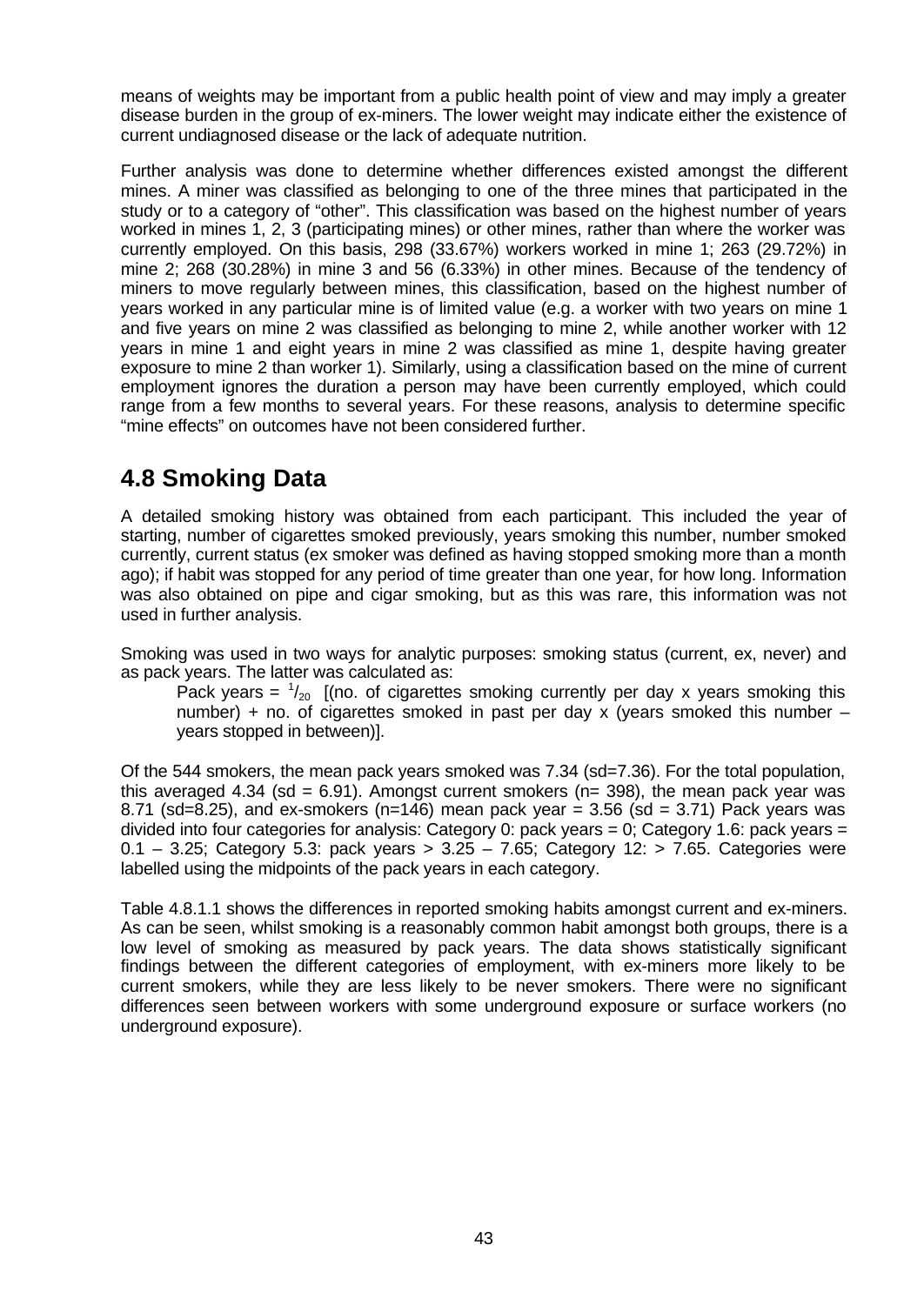means of weights may be important from a public health point of view and may imply a greater disease burden in the group of ex-miners. The lower weight may indicate either the existence of current undiagnosed disease or the lack of adequate nutrition.

Further analysis was done to determine whether differences existed amongst the different mines. A miner was classified as belonging to one of the three mines that participated in the study or to a category of "other". This classification was based on the highest number of years worked in mines 1, 2, 3 (participating mines) or other mines, rather than where the worker was currently employed. On this basis, 298 (33.67%) workers worked in mine 1; 263 (29.72%) in mine 2; 268 (30.28%) in mine 3 and 56 (6.33%) in other mines. Because of the tendency of miners to move regularly between mines, this classification, based on the highest number of years worked in any particular mine is of limited value (e.g. a worker with two years on mine 1 and five years on mine 2 was classified as belonging to mine 2, while another worker with 12 years in mine 1 and eight years in mine 2 was classified as mine 1, despite having greater exposure to mine 2 than worker 1). Similarly, using a classification based on the mine of current employment ignores the duration a person may have been currently employed, which could range from a few months to several years. For these reasons, analysis to determine specific "mine effects" on outcomes have not been considered further.

## 4.8 Smoking Data

A detailed smoking history was obtained from each participant. This included the year of starting, number of cigarettes smoked previously, years smoking this number, number smoked currently, current status (ex smoker was defined as having stopped smoking more than a month ago); if habit was stopped for any period of time greater than one year, for how long. Information was also obtained on pipe and cigar smoking, but as this was rare, this information was not used in further analysis.

Smoking was used in two ways for analytic purposes: smoking status (current, ex, never) and as pack years. The latter was calculated as:

> Pack years = $^{1}/_{20}$ [(no. of cigarettes smoking currently per day x years smoking this number) + no. of cigarettes smoked in past per day x (years smoked this number – years stopped in between)].

Of the 544 smokers, the mean pack years smoked was 7.34 (sd=7.36). For the total population, this averaged 4.34 (sd = 6.91). Amongst current smokers (n= 398), the mean pack year was 8.71 (sd=8.25), and ex-smokers (n=146) mean pack year = 3.56 (sd = 3.71) Pack years was divided into four categories for analysis: Category 0: pack years = 0; Category 1.6: pack years = 0.1 – 3.25; Category 5.3: pack years > 3.25 – 7.65; Category 12: > 7.65. Categories were labelled using the midpoints of the pack years in each category.

Table 4.8.1.1 shows the differences in reported smoking habits amongst current and ex-miners. As can be seen, whilst smoking is a reasonably common habit amongst both groups, there is a low level of smoking as measured by pack years. The data shows statistically significant findings between the different categories of employment, with ex-miners more likely to be current smokers, while they are less likely to be never smokers. There were no significant differences seen between workers with some underground exposure or surface workers (no underground exposure).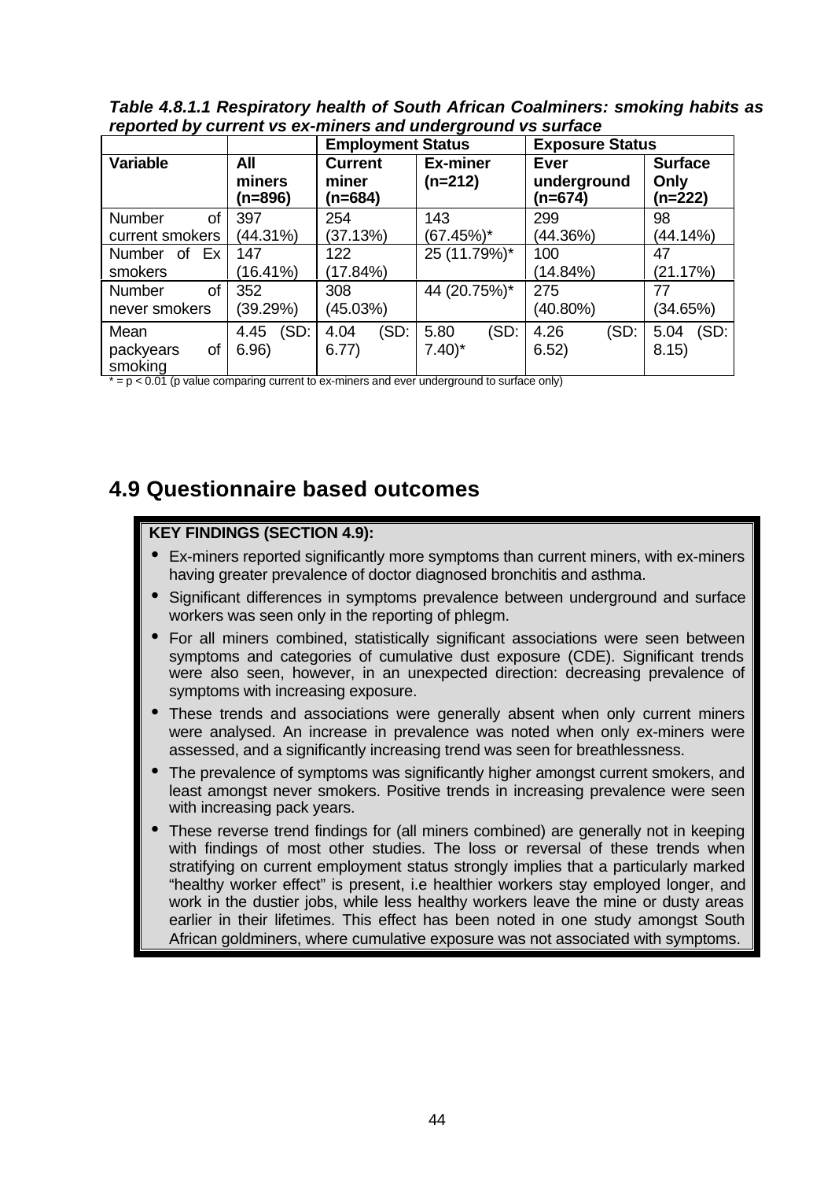***Table 4.8.1.1 Respiratory health of South African Coalminers: smoking habits as reported by current vs ex-miners and underground vs surface***

| | | Employment Status | | Exposure Status | |
|---|---|---|---|---|---|
| **Variable** | **All miners (n=896)** | **Current miner (n=684)** | **Ex-miner (n=212)** | **Ever underground (n=674)** | **Surface Only (n=222)** |
| Number of current smokers | 397 (44.31%) | 254 (37.13%) | 143 (67.45%)* | 299 (44.36%) | 98 (44.14%) |
| Number of Ex smokers | 147 (16.41%) | 122 (17.84%) | 25 (11.79%)* | 100 (14.84%) | 47 (21.17%) |
| Number of never smokers | 352 (39.29%) | 308 (45.03%) | 44 (20.75%)* | 275 (40.80%) | 77 (34.65%) |
| Mean packyears of smoking | 4.45 (SD: 6.96) | 4.04 (SD: 6.77) | 5.80 (SD: 7.40)* | 4.26 (SD: 6.52) | 5.04 (SD: 8.15) |

* = p < 0.01 (p value comparing current to ex-miners and ever underground to surface only)

## 4.9 Questionnaire based outcomes

**KEY FINDINGS (SECTION 4.9):**

- Ex-miners reported significantly more symptoms than current miners, with ex-miners having greater prevalence of doctor diagnosed bronchitis and asthma.
- Significant differences in symptoms prevalence between underground and surface workers was seen only in the reporting of phlegm.
- For all miners combined, statistically significant associations were seen between symptoms and categories of cumulative dust exposure (CDE). Significant trends were also seen, however, in an unexpected direction: decreasing prevalence of symptoms with increasing exposure.
- These trends and associations were generally absent when only current miners were analysed. An increase in prevalence was noted when only ex-miners were assessed, and a significantly increasing trend was seen for breathlessness.
- The prevalence of symptoms was significantly higher amongst current smokers, and least amongst never smokers. Positive trends in increasing prevalence were seen with increasing pack years.
- These reverse trend findings for (all miners combined) are generally not in keeping with findings of most other studies. The loss or reversal of these trends when stratifying on current employment status strongly implies that a particularly marked "healthy worker effect" is present, i.e healthier workers stay employed longer, and work in the dustier jobs, while less healthy workers leave the mine or dusty areas earlier in their lifetimes. This effect has been noted in one study amongst South African goldminers, where cumulative exposure was not associated with symptoms.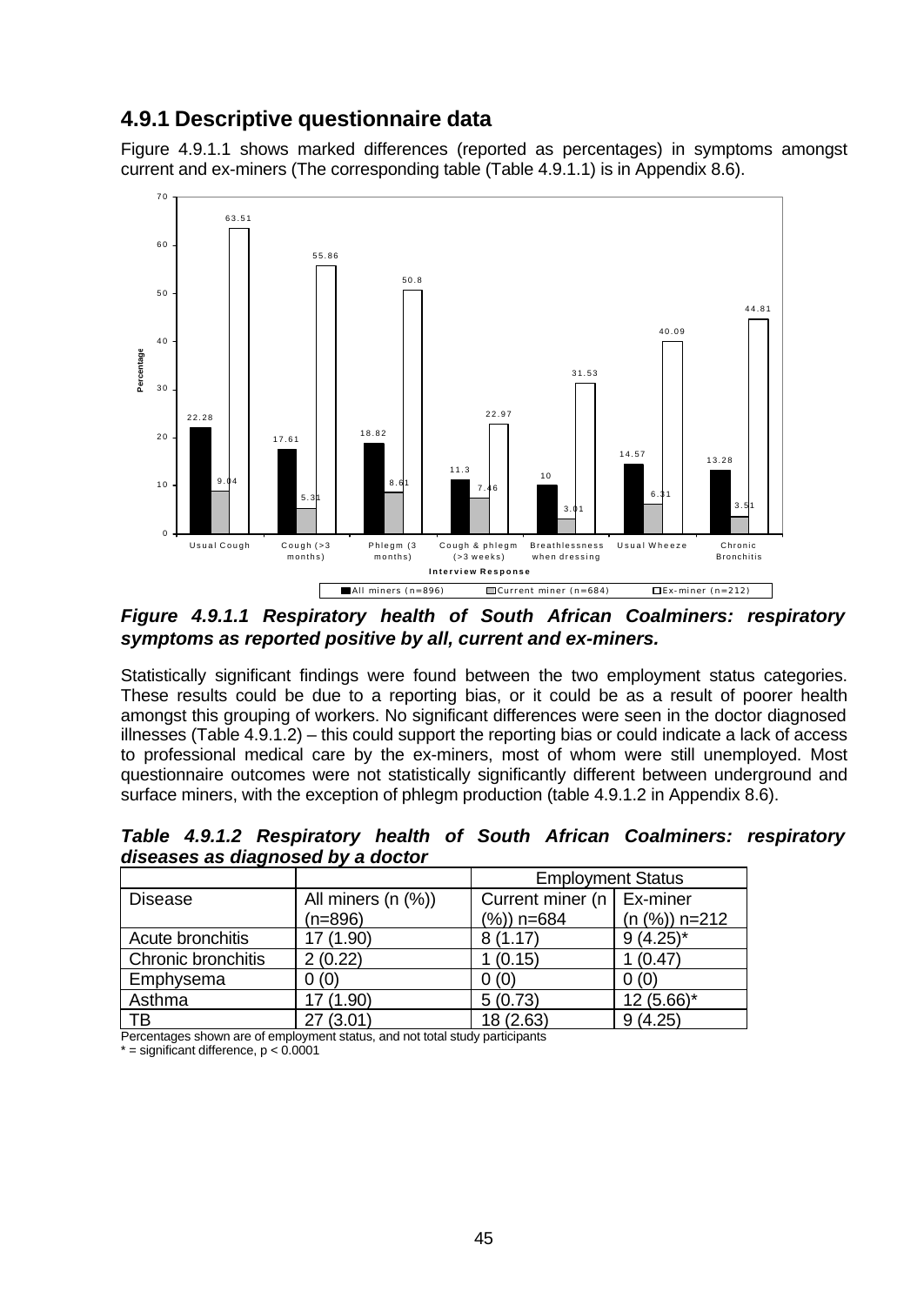## 4.9.1 Descriptive questionnaire data

Figure 4.9.1.1 shows marked differences (reported as percentages) in symptoms amongst current and ex-miners (The corresponding table (Table 4.9.1.1) is in Appendix 8.6).

***Figure 4.9.1.1 Respiratory health of South African Coalminers: respiratory symptoms as reported positive by all, current and ex-miners.***

Statistically significant findings were found between the two employment status categories. These results could be due to a reporting bias, or it could be as a result of poorer health amongst this grouping of workers. No significant differences were seen in the doctor diagnosed illnesses (Table 4.9.1.2) – this could support the reporting bias or could indicate a lack of access to professional medical care by the ex-miners, most of whom were still unemployed. Most questionnaire outcomes were not statistically significantly different between underground and surface miners, with the exception of phlegm production (table 4.9.1.2 in Appendix 8.6).

***Table 4.9.1.2 Respiratory health of South African Coalminers: respiratory diseases as diagnosed by a doctor***

| | | Employment Status | |
|---|---|---|---|
| Disease | All miners (n (%)) (n=896) | Current miner (n (%)) n=684 | Ex-miner (n (%)) n=212 |
| Acute bronchitis | 17 (1.90) | 8 (1.17) | 9 (4.25)* |
| Chronic bronchitis | 2 (0.22) | 1 (0.15) | 1 (0.47) |
| Emphysema | 0 (0) | 0 (0) | 0 (0) |
| Asthma | 17 (1.90) | 5 (0.73) | 12 (5.66)* |
| TB | 27 (3.01) | 18 (2.63) | 9 (4.25) |

Percentages shown are of employment status, and not total study participants
* = significant difference, $p < 0.0001$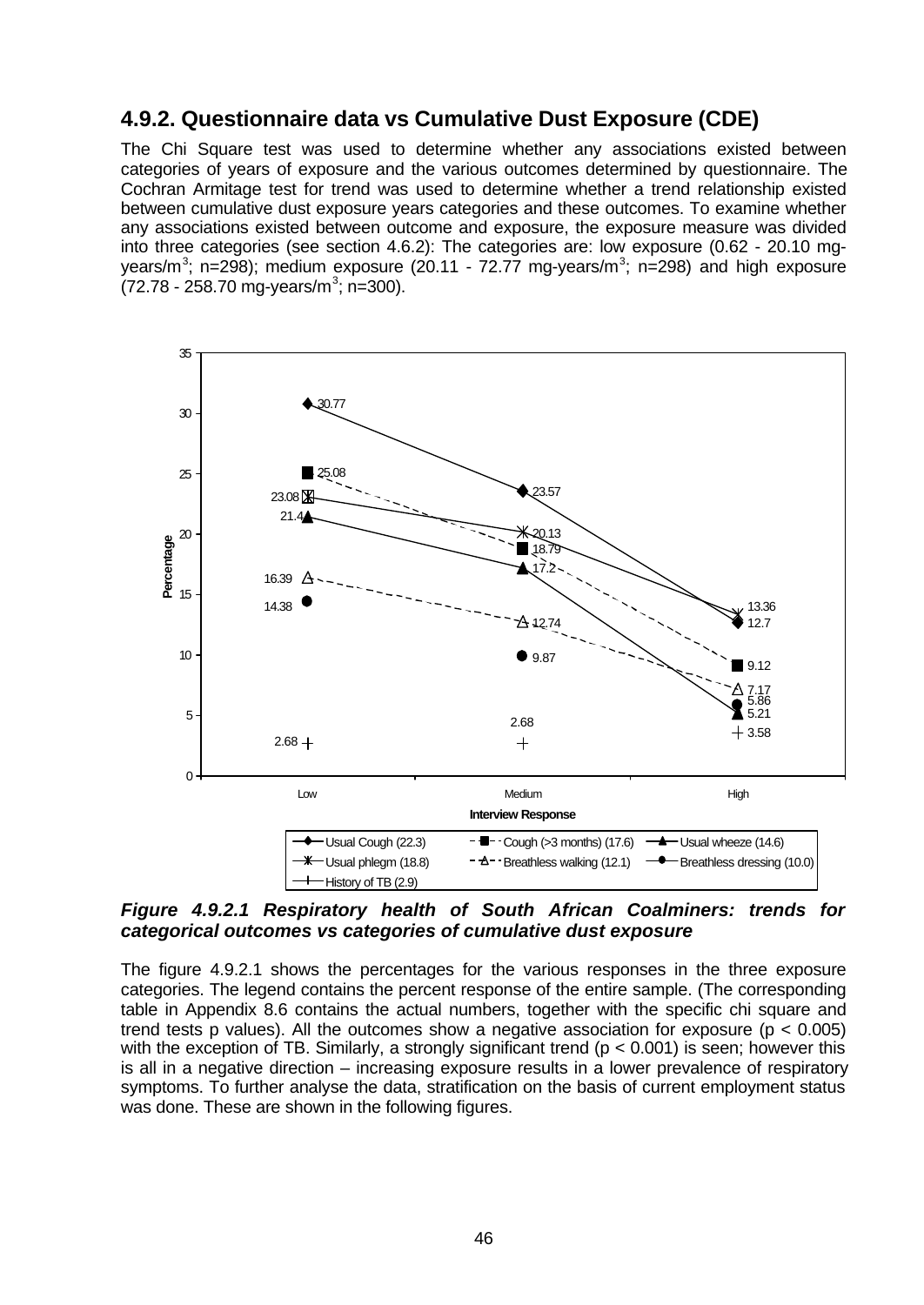## 4.9.2. Questionnaire data vs Cumulative Dust Exposure (CDE)

The Chi Square test was used to determine whether any associations existed between categories of years of exposure and the various outcomes determined by questionnaire. The Cochran Armitage test for trend was used to determine whether a trend relationship existed between cumulative dust exposure years categories and these outcomes. To examine whether any associations existed between outcome and exposure, the exposure measure was divided into three categories (see section 4.6.2): The categories are: low exposure (0.62 - 20.10 mg-years/m$^3$; n=298); medium exposure (20.11 - 72.77 mg-years/m$^3$; n=298) and high exposure (72.78 - 258.70 mg-years/m$^3$; n=300).

***Figure 4.9.2.1 Respiratory health of South African Coalminers: trends for categorical outcomes vs categories of cumulative dust exposure***

The figure 4.9.2.1 shows the percentages for the various responses in the three exposure categories. The legend contains the percent response of the entire sample. (The corresponding table in Appendix 8.6 contains the actual numbers, together with the specific chi square and trend tests p values). All the outcomes show a negative association for exposure ($p < 0.005$) with the exception of TB. Similarly, a strongly significant trend ($p < 0.001$) is seen; however this is all in a negative direction – increasing exposure results in a lower prevalence of respiratory symptoms. To further analyse the data, stratification on the basis of current employment status was done. These are shown in the following figures.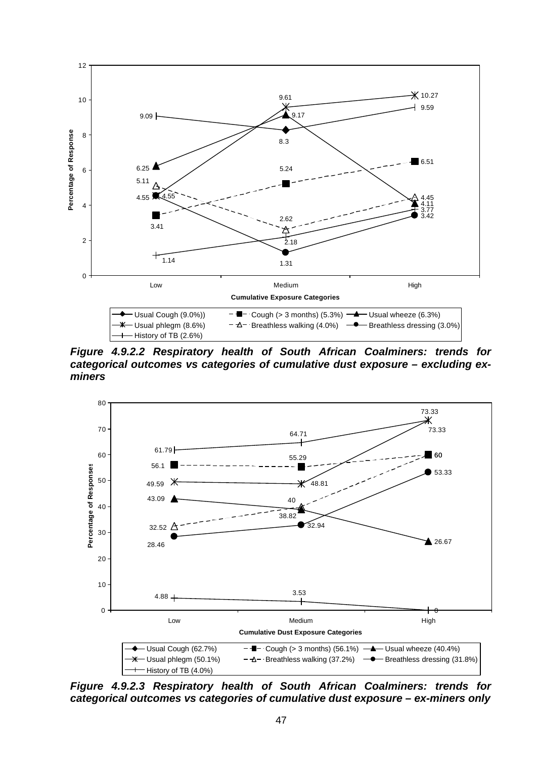**Figure 4.9.2.2 Respiratory health of South African Coalminers: trends for categorical outcomes vs categories of cumulative dust exposure – excluding ex-miners**

**Figure 4.9.2.3 Respiratory health of South African Coalminers: trends for categorical outcomes vs categories of cumulative dust exposure – ex-miners only**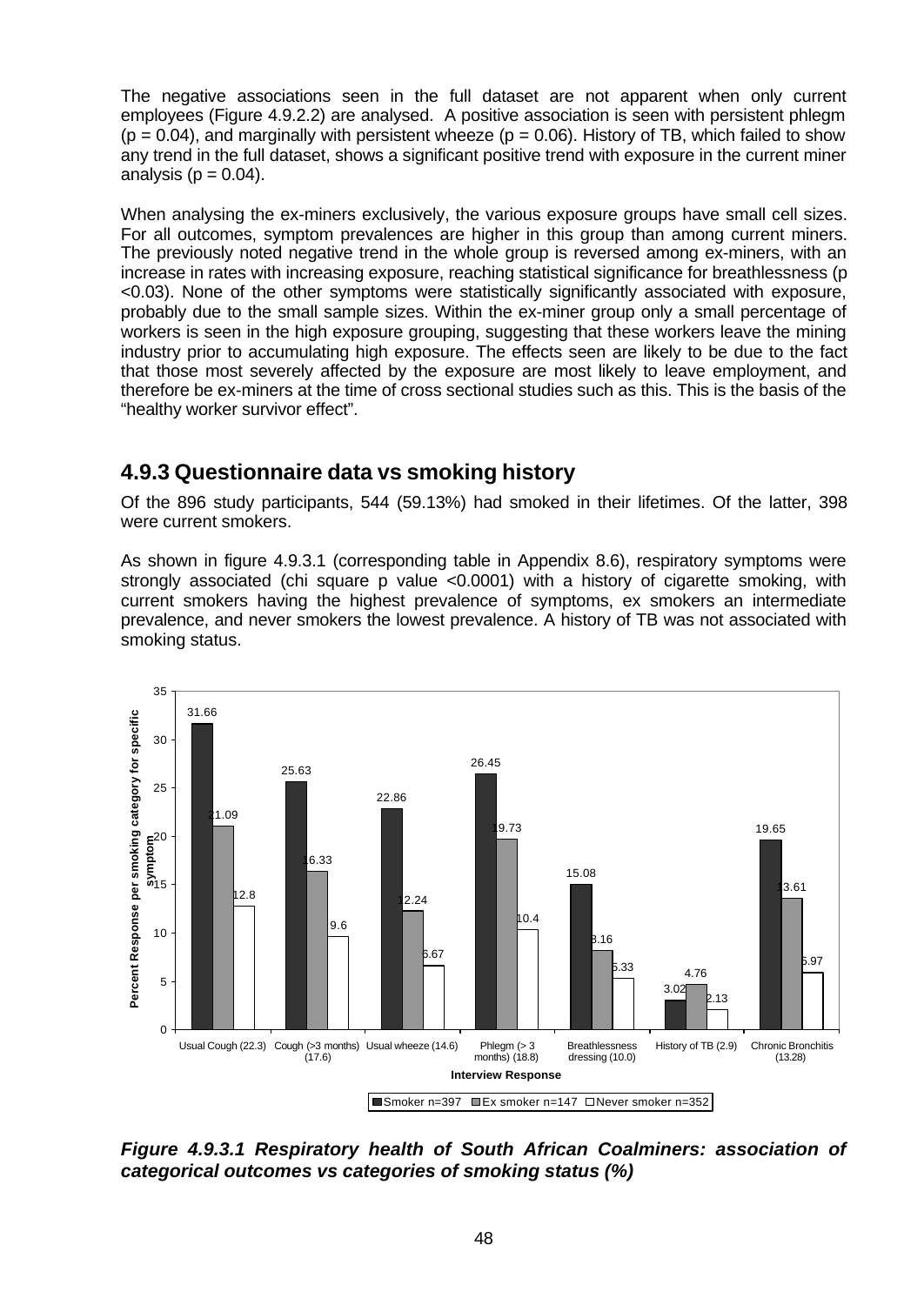The negative associations seen in the full dataset are not apparent when only current employees (Figure 4.9.2.2) are analysed. A positive association is seen with persistent phlegm ($p = 0.04$), and marginally with persistent wheeze ($p = 0.06$). History of TB, which failed to show any trend in the full dataset, shows a significant positive trend with exposure in the current miner analysis ($p = 0.04$).

When analysing the ex-miners exclusively, the various exposure groups have small cell sizes. For all outcomes, symptom prevalences are higher in this group than among current miners. The previously noted negative trend in the whole group is reversed among ex-miners, with an increase in rates with increasing exposure, reaching statistical significance for breathlessness ($p < 0.03$). None of the other symptoms were statistically significantly associated with exposure, probably due to the small sample sizes. Within the ex-miner group only a small percentage of workers is seen in the high exposure grouping, suggesting that these workers leave the mining industry prior to accumulating high exposure. The effects seen are likely to be due to the fact that those most severely affected by the exposure are most likely to leave employment, and therefore be ex-miners at the time of cross sectional studies such as this. This is the basis of the "healthy worker survivor effect".

## 4.9.3 Questionnaire data vs smoking history

Of the 896 study participants, 544 (59.13%) had smoked in their lifetimes. Of the latter, 398 were current smokers.

As shown in figure 4.9.3.1 (corresponding table in Appendix 8.6), respiratory symptoms were strongly associated (chi square p value <0.0001) with a history of cigarette smoking, with current smokers having the highest prevalence of symptoms, ex smokers an intermediate prevalence, and never smokers the lowest prevalence. A history of TB was not associated with smoking status.

Percent Response per smoking category for specific symptom

| Interview Response | Smoker n=397 | Ex smoker n=147 | Never smoker n=352 |
|---|---|---|---|
| Usual Cough (22.3) | 31.66 | 21.09 | 12.8 |
| Cough (>3 months) (17.6) | 25.63 | 16.33 | 9.6 |
| Usual wheeze (14.6) | 22.86 | 12.24 | 6.67 |
| Phlegm (> 3 months) (18.8) | 26.45 | 19.73 | 10.4 |
| Breathlessness dressing (10.0) | 15.08 | 8.16 | 5.33 |
| History of TB (2.9) | 3.02 | 4.76 | 2.13 |
| Chronic Bronchitis (13.28) | 19.65 | 13.61 | 5.97 |

***Figure 4.9.3.1 Respiratory health of South African Coalminers: association of categorical outcomes vs categories of smoking status (%)***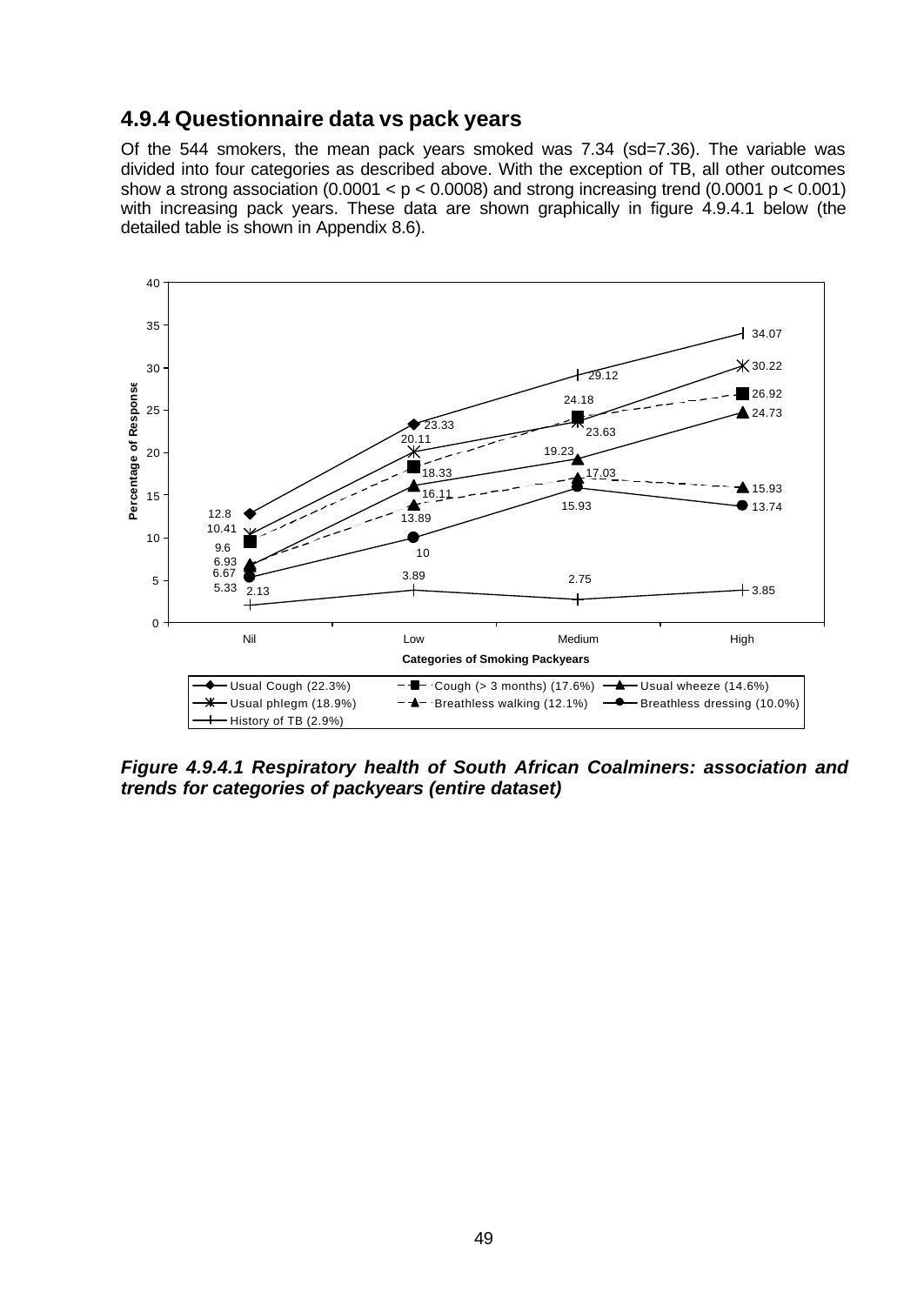### 4.9.4 Questionnaire data vs pack years

Of the 544 smokers, the mean pack years smoked was 7.34 (sd=7.36). The variable was divided into four categories as described above. With the exception of TB, all other outcomes show a strong association ($0.0001 < p < 0.0008$) and strong increasing trend ($0.0001\ p < 0.001$) with increasing pack years. These data are shown graphically in figure 4.9.4.1 below (the detailed table is shown in Appendix 8.6).

| Categories of Smoking Packyears | Nil | Low | Medium | High |
|---|---|---|---|---|
| Usual Cough (22.3%) | 12.8 | 23.33 | 29.12 | 34.07 |
| Usual phlegm (18.9%) | 10.41 | 20.11 | 23.63 | 30.22 |
| Cough (> 3 months) (17.6%) | 9.6 | 18.33 | 24.18 | 26.92 |
| Usual wheeze (14.6%) | 6.93 | 16.11 | 19.23 | 24.73 |
| Breathless walking (12.1%) | 6.67 | 13.89 | 17.03 | 15.93 |
| Breathless dressing (10.0%) | 5.33 | 10 | 15.93 | 13.74 |
| History of TB (2.9%) | 2.13 | 3.89 | 2.75 | 3.85 |

***Figure 4.9.4.1 Respiratory health of South African Coalminers: association and trends for categories of packyears (entire dataset)***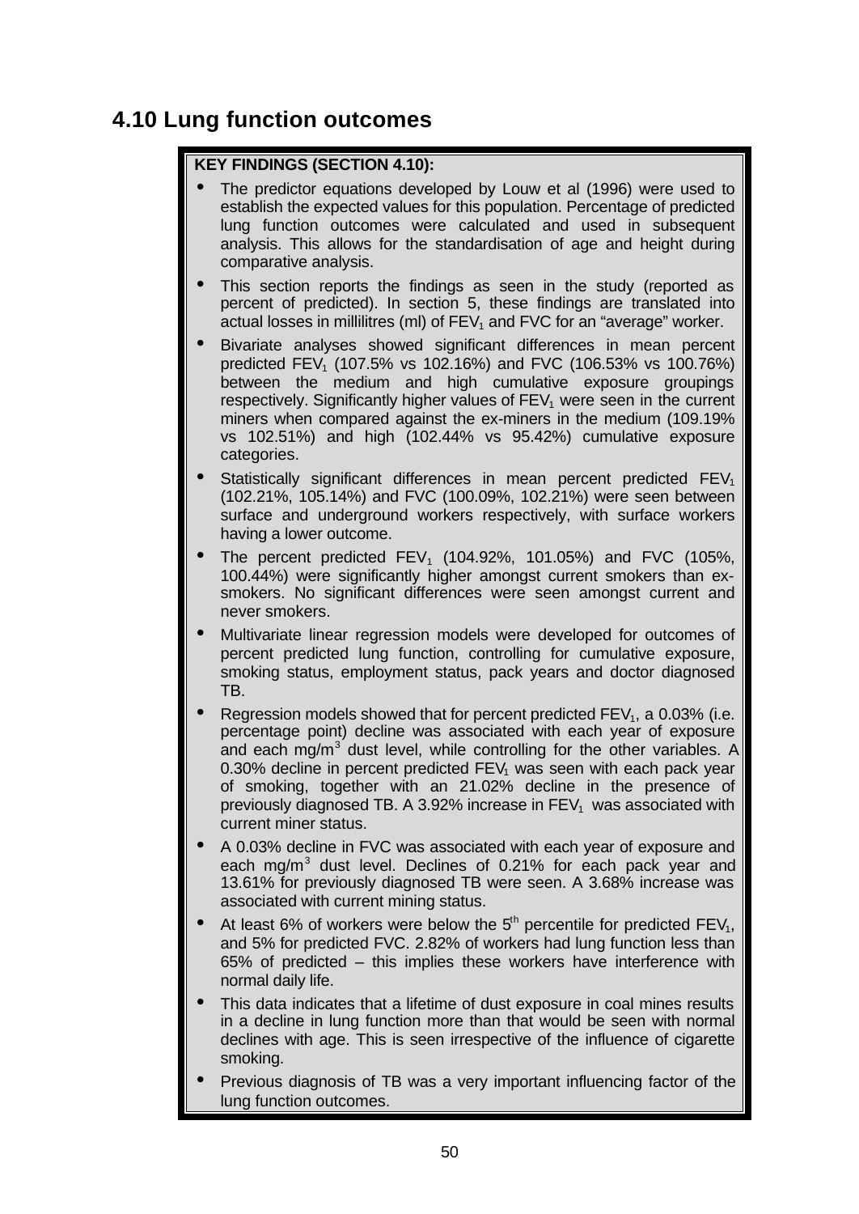## 4.10 Lung function outcomes

**KEY FINDINGS (SECTION 4.10):**

- The predictor equations developed by Louw et al (1996) were used to establish the expected values for this population. Percentage of predicted lung function outcomes were calculated and used in subsequent analysis. This allows for the standardisation of age and height during comparative analysis.
- This section reports the findings as seen in the study (reported as percent of predicted). In section 5, these findings are translated into actual losses in millilitres (ml) of $FEV_1$ and FVC for an "average" worker.
- Bivariate analyses showed significant differences in mean percent predicted $FEV_1$ (107.5% vs 102.16%) and FVC (106.53% vs 100.76%) between the medium and high cumulative exposure groupings respectively. Significantly higher values of $FEV_1$ were seen in the current miners when compared against the ex-miners in the medium (109.19% vs 102.51%) and high (102.44% vs 95.42%) cumulative exposure categories.
- Statistically significant differences in mean percent predicted $FEV_1$ (102.21%, 105.14%) and FVC (100.09%, 102.21%) were seen between surface and underground workers respectively, with surface workers having a lower outcome.
- The percent predicted $FEV_1$ (104.92%, 101.05%) and FVC (105%, 100.44%) were significantly higher amongst current smokers than ex-smokers. No significant differences were seen amongst current and never smokers.
- Multivariate linear regression models were developed for outcomes of percent predicted lung function, controlling for cumulative exposure, smoking status, employment status, pack years and doctor diagnosed TB.
- Regression models showed that for percent predicted $FEV_1$, a 0.03% (i.e. percentage point) decline was associated with each year of exposure and each $mg/m^3$ dust level, while controlling for the other variables. A 0.30% decline in percent predicted $FEV_1$ was seen with each pack year of smoking, together with an 21.02% decline in the presence of previously diagnosed TB. A 3.92% increase in $FEV_1$ was associated with current miner status.
- A 0.03% decline in FVC was associated with each year of exposure and each $mg/m^3$ dust level. Declines of 0.21% for each pack year and 13.61% for previously diagnosed TB were seen. A 3.68% increase was associated with current mining status.
- At least 6% of workers were below the $5^{th}$ percentile for predicted $FEV_1$, and 5% for predicted FVC. 2.82% of workers had lung function less than 65% of predicted – this implies these workers have interference with normal daily life.
- This data indicates that a lifetime of dust exposure in coal mines results in a decline in lung function more than that would be seen with normal declines with age. This is seen irrespective of the influence of cigarette smoking.
- Previous diagnosis of TB was a very important influencing factor of the lung function outcomes.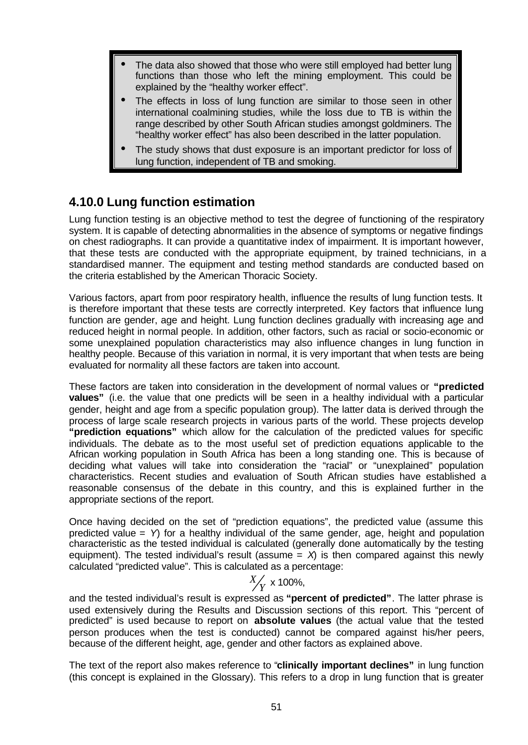- The data also showed that those who were still employed had better lung functions than those who left the mining employment. This could be explained by the "healthy worker effect".
- The effects in loss of lung function are similar to those seen in other international coalmining studies, while the loss due to TB is within the range described by other South African studies amongst goldminers. The "healthy worker effect" has also been described in the latter population.
- The study shows that dust exposure is an important predictor for loss of lung function, independent of TB and smoking.

## 4.10.0 Lung function estimation

Lung function testing is an objective method to test the degree of functioning of the respiratory system. It is capable of detecting abnormalities in the absence of symptoms or negative findings on chest radiographs. It can provide a quantitative index of impairment. It is important however, that these tests are conducted with the appropriate equipment, by trained technicians, in a standardised manner. The equipment and testing method standards are conducted based on the criteria established by the American Thoracic Society.

Various factors, apart from poor respiratory health, influence the results of lung function tests. It is therefore important that these tests are correctly interpreted. Key factors that influence lung function are gender, age and height. Lung function declines gradually with increasing age and reduced height in normal people. In addition, other factors, such as racial or socio-economic or some unexplained population characteristics may also influence changes in lung function in healthy people. Because of this variation in normal, it is very important that when tests are being evaluated for normality all these factors are taken into account.

These factors are taken into consideration in the development of normal values or **"predicted values"** (i.e. the value that one predicts will be seen in a healthy individual with a particular gender, height and age from a specific population group). The latter data is derived through the process of large scale research projects in various parts of the world. These projects develop **"prediction equations"** which allow for the calculation of the predicted values for specific individuals. The debate as to the most useful set of prediction equations applicable to the African working population in South Africa has been a long standing one. This is because of deciding what values will take into consideration the "racial" or "unexplained" population characteristics. Recent studies and evaluation of South African studies have established a reasonable consensus of the debate in this country, and this is explained further in the appropriate sections of the report.

Once having decided on the set of "prediction equations", the predicted value (assume this predicted value = $Y$) for a healthy individual of the same gender, age, height and population characteristic as the tested individual is calculated (generally done automatically by the testing equipment). The tested individual's result (assume = $X$) is then compared against this newly calculated "predicted value". This is calculated as a percentage:

$$X/Y \times 100\%,$$

and the tested individual's result is expressed as **"percent of predicted"**. The latter phrase is used extensively during the Results and Discussion sections of this report. This "percent of predicted" is used because to report on **absolute values** (the actual value that the tested person produces when the test is conducted) cannot be compared against his/her peers, because of the different height, age, gender and other factors as explained above.

The text of the report also makes reference to "**clinically important declines"** in lung function (this concept is explained in the Glossary). This refers to a drop in lung function that is greater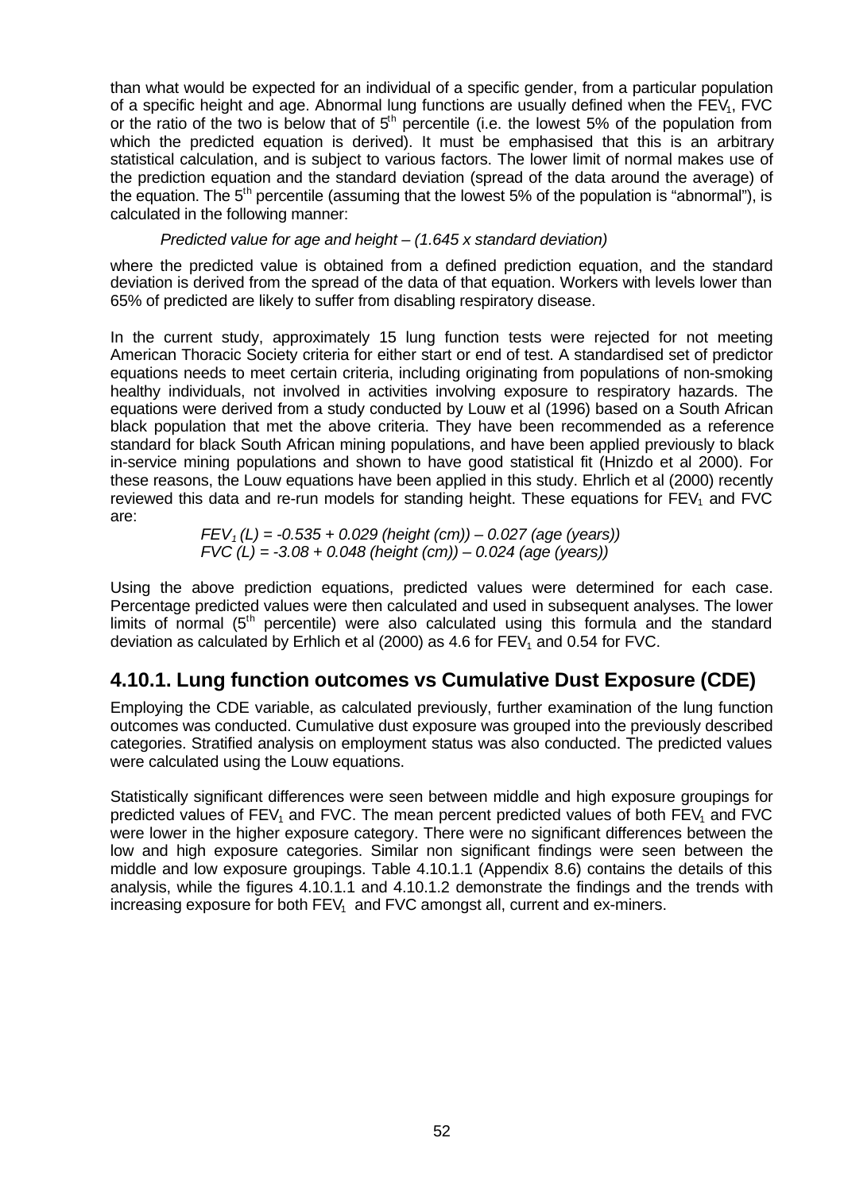than what would be expected for an individual of a specific gender, from a particular population of a specific height and age. Abnormal lung functions are usually defined when the $FEV_1$, FVC or the ratio of the two is below that of $5^{th}$ percentile (i.e. the lowest 5% of the population from which the predicted equation is derived). It must be emphasised that this is an arbitrary statistical calculation, and is subject to various factors. The lower limit of normal makes use of the prediction equation and the standard deviation (spread of the data around the average) of the equation. The $5^{th}$ percentile (assuming that the lowest 5% of the population is "abnormal"), is calculated in the following manner:

*Predicted value for age and height – (1.645 x standard deviation)*

where the predicted value is obtained from a defined prediction equation, and the standard deviation is derived from the spread of the data of that equation. Workers with levels lower than 65% of predicted are likely to suffer from disabling respiratory disease.

In the current study, approximately 15 lung function tests were rejected for not meeting American Thoracic Society criteria for either start or end of test. A standardised set of predictor equations needs to meet certain criteria, including originating from populations of non-smoking healthy individuals, not involved in activities involving exposure to respiratory hazards. The equations were derived from a study conducted by Louw et al (1996) based on a South African black population that met the above criteria. They have been recommended as a reference standard for black South African mining populations, and have been applied previously to black in-service mining populations and shown to have good statistical fit (Hnizdo et al 2000). For these reasons, the Louw equations have been applied in this study. Ehrlich et al (2000) recently reviewed this data and re-run models for standing height. These equations for $FEV_1$ and FVC are:

$$FEV_1\,(L) = -0.535 + 0.029\,(\text{height (cm)}) - 0.027\,(\text{age (years)})$$
$$FVC\,(L) = -3.08 + 0.048\,(\text{height (cm)}) - 0.024\,(\text{age (years)})$$

Using the above prediction equations, predicted values were determined for each case. Percentage predicted values were then calculated and used in subsequent analyses. The lower limits of normal ($5^{th}$ percentile) were also calculated using this formula and the standard deviation as calculated by Erhlich et al (2000) as 4.6 for $FEV_1$ and 0.54 for FVC.

## 4.10.1. Lung function outcomes vs Cumulative Dust Exposure (CDE)

Employing the CDE variable, as calculated previously, further examination of the lung function outcomes was conducted. Cumulative dust exposure was grouped into the previously described categories. Stratified analysis on employment status was also conducted. The predicted values were calculated using the Louw equations.

Statistically significant differences were seen between middle and high exposure groupings for predicted values of $FEV_1$ and FVC. The mean percent predicted values of both $FEV_1$ and FVC were lower in the higher exposure category. There were no significant differences between the low and high exposure categories. Similar non significant findings were seen between the middle and low exposure groupings. Table 4.10.1.1 (Appendix 8.6) contains the details of this analysis, while the figures 4.10.1.1 and 4.10.1.2 demonstrate the findings and the trends with increasing exposure for both $FEV_1$ and FVC amongst all, current and ex-miners.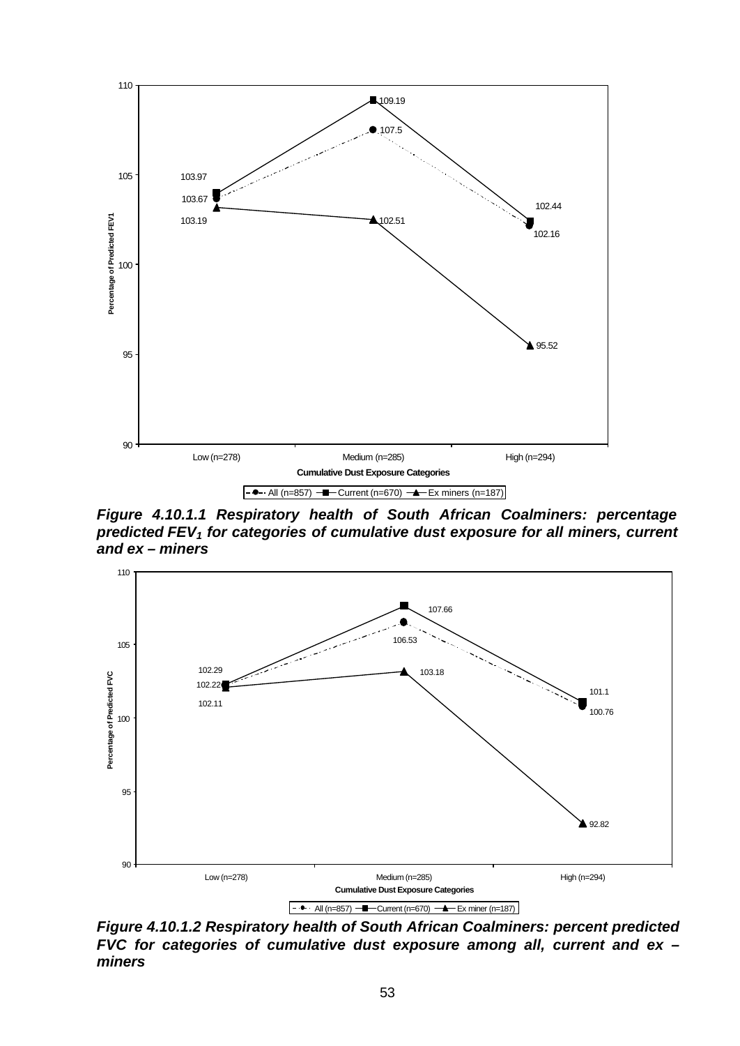**Figure 4.10.1.1 Respiratory health of South African Coalminers: percentage predicted $FEV_1$ for categories of cumulative dust exposure for all miners, current and ex – miners**

**Figure 4.10.1.2 Respiratory health of South African Coalminers: percent predicted FVC for categories of cumulative dust exposure among all, current and ex – miners**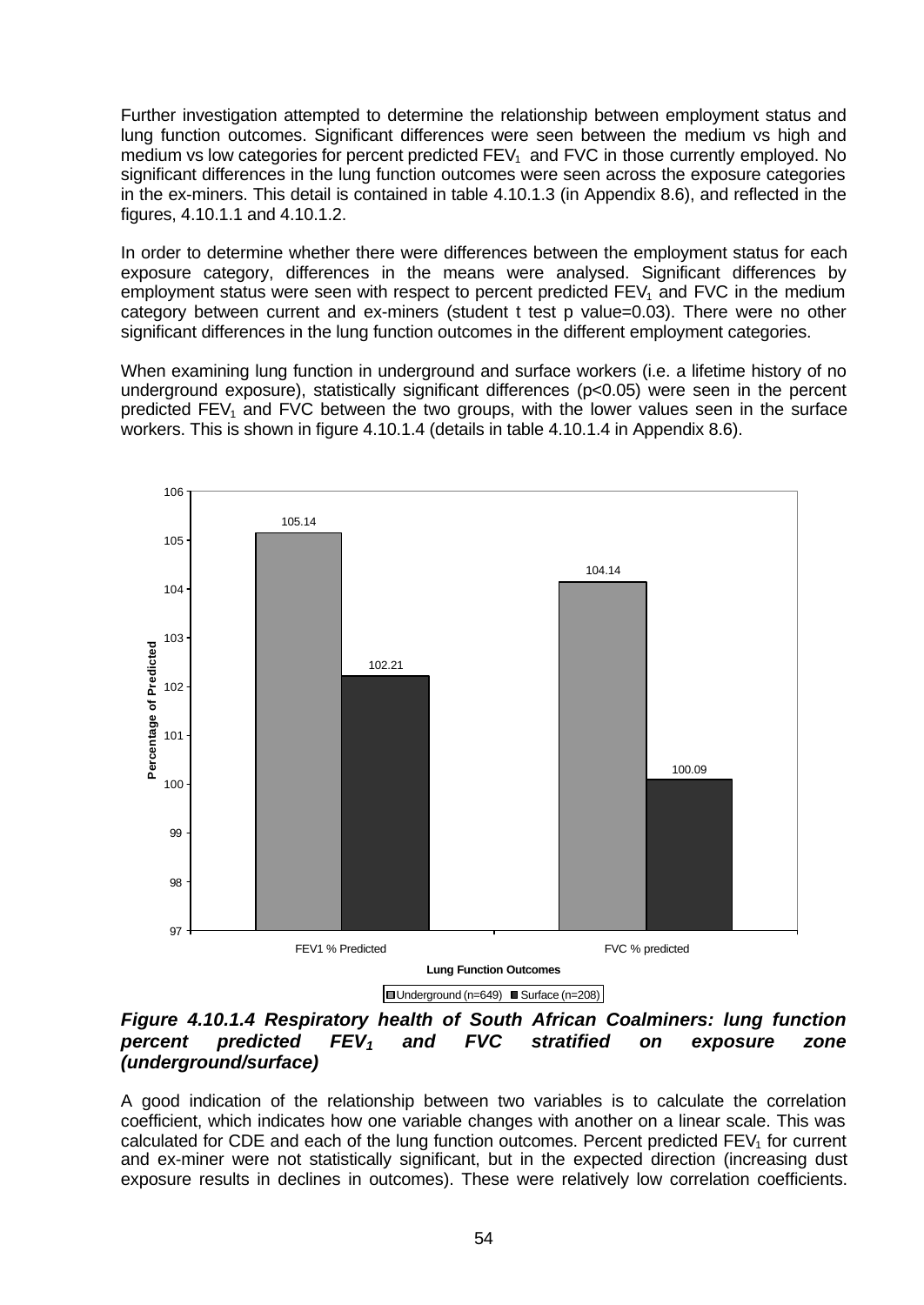Further investigation attempted to determine the relationship between employment status and lung function outcomes. Significant differences were seen between the medium vs high and medium vs low categories for percent predicted $FEV_1$ and FVC in those currently employed. No significant differences in the lung function outcomes were seen across the exposure categories in the ex-miners. This detail is contained in table 4.10.1.3 (in Appendix 8.6), and reflected in the figures, 4.10.1.1 and 4.10.1.2.

In order to determine whether there were differences between the employment status for each exposure category, differences in the means were analysed. Significant differences by employment status were seen with respect to percent predicted $FEV_1$ and FVC in the medium category between current and ex-miners (student t test p value=0.03). There were no other significant differences in the lung function outcomes in the different employment categories.

When examining lung function in underground and surface workers (i.e. a lifetime history of no underground exposure), statistically significant differences ($p<0.05$) were seen in the percent predicted $FEV_1$ and FVC between the two groups, with the lower values seen in the surface workers. This is shown in figure 4.10.1.4 (details in table 4.10.1.4 in Appendix 8.6).

| Lung Function Outcomes | Underground (n=649) | Surface (n=208) |
|---|---|---|
| FEV1 % Predicted | 105.14 | 102.21 |
| FVC % predicted | 104.14 | 100.09 |

***Figure 4.10.1.4 Respiratory health of South African Coalminers: lung function percent predicted $FEV_1$ and FVC stratified on exposure zone (underground/surface)***

A good indication of the relationship between two variables is to calculate the correlation coefficient, which indicates how one variable changes with another on a linear scale. This was calculated for CDE and each of the lung function outcomes. Percent predicted $FEV_1$ for current and ex-miner were not statistically significant, but in the expected direction (increasing dust exposure results in declines in outcomes). These were relatively low correlation coefficients.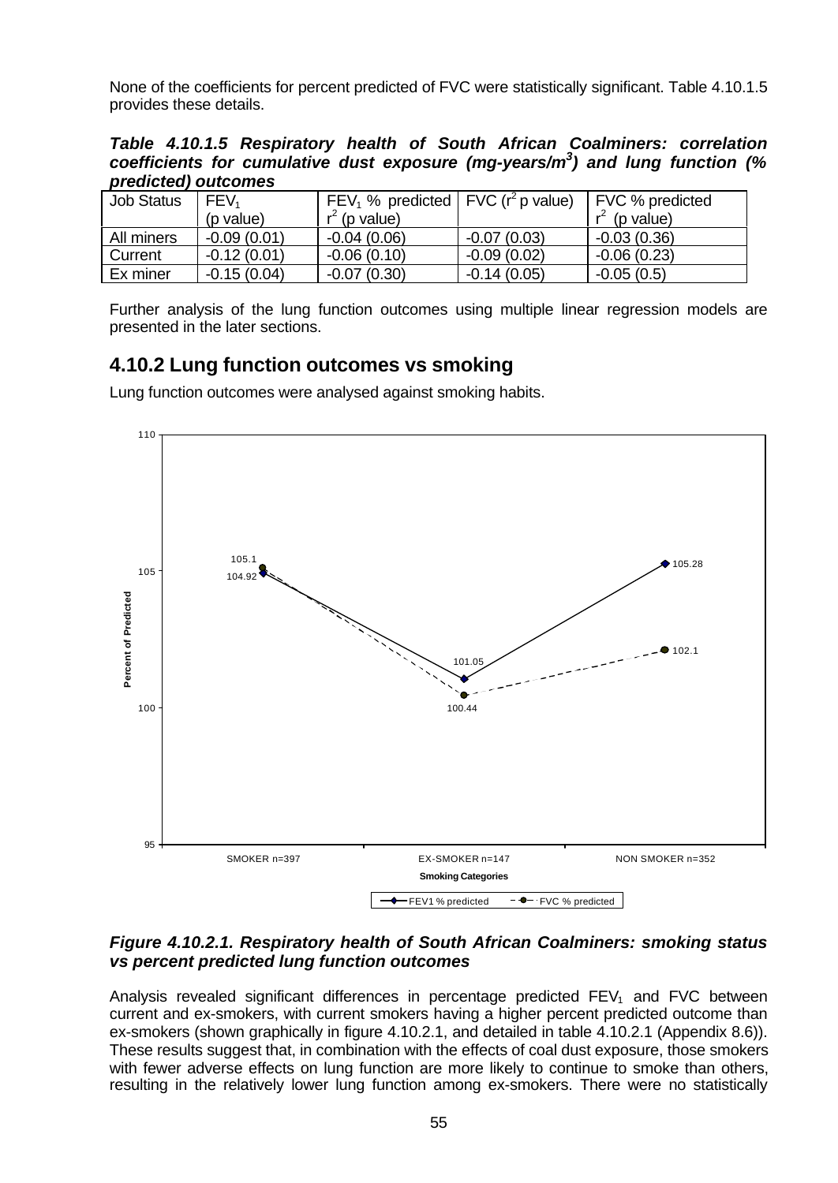None of the coefficients for percent predicted of FVC were statistically significant. Table 4.10.1.5 provides these details.

***Table 4.10.1.5 Respiratory health of South African Coalminers: correlation coefficients for cumulative dust exposure (mg-years/m$^3$) and lung function (% predicted) outcomes***

| Job Status | $FEV_1$ (p value) | $FEV_1$ % predicted $r^2$ (p value) | FVC ($r^2$ p value) | FVC % predicted $r^2$ (p value) |
|---|---|---|---|---|
| All miners | -0.09 (0.01) | -0.04 (0.06) | -0.07 (0.03) | -0.03 (0.36) |
| Current | -0.12 (0.01) | -0.06 (0.10) | -0.09 (0.02) | -0.06 (0.23) |
| Ex miner | -0.15 (0.04) | -0.07 (0.30) | -0.14 (0.05) | -0.05 (0.5) |

Further analysis of the lung function outcomes using multiple linear regression models are presented in the later sections.

## 4.10.2 Lung function outcomes vs smoking

Lung function outcomes were analysed against smoking habits.

| Smoking Categories | FEV1 % predicted | FVC % predicted |
|---|---|---|
| SMOKER n=397 | 104.92 | 105.1 |
| EX-SMOKER n=147 | 101.05 | 100.44 |
| NON SMOKER n=352 | 105.28 | 102.1 |

***Figure 4.10.2.1. Respiratory health of South African Coalminers: smoking status vs percent predicted lung function outcomes***

Analysis revealed significant differences in percentage predicted $FEV_1$ and FVC between current and ex-smokers, with current smokers having a higher percent predicted outcome than ex-smokers (shown graphically in figure 4.10.2.1, and detailed in table 4.10.2.1 (Appendix 8.6)). These results suggest that, in combination with the effects of coal dust exposure, those smokers with fewer adverse effects on lung function are more likely to continue to smoke than others, resulting in the relatively lower lung function among ex-smokers. There were no statistically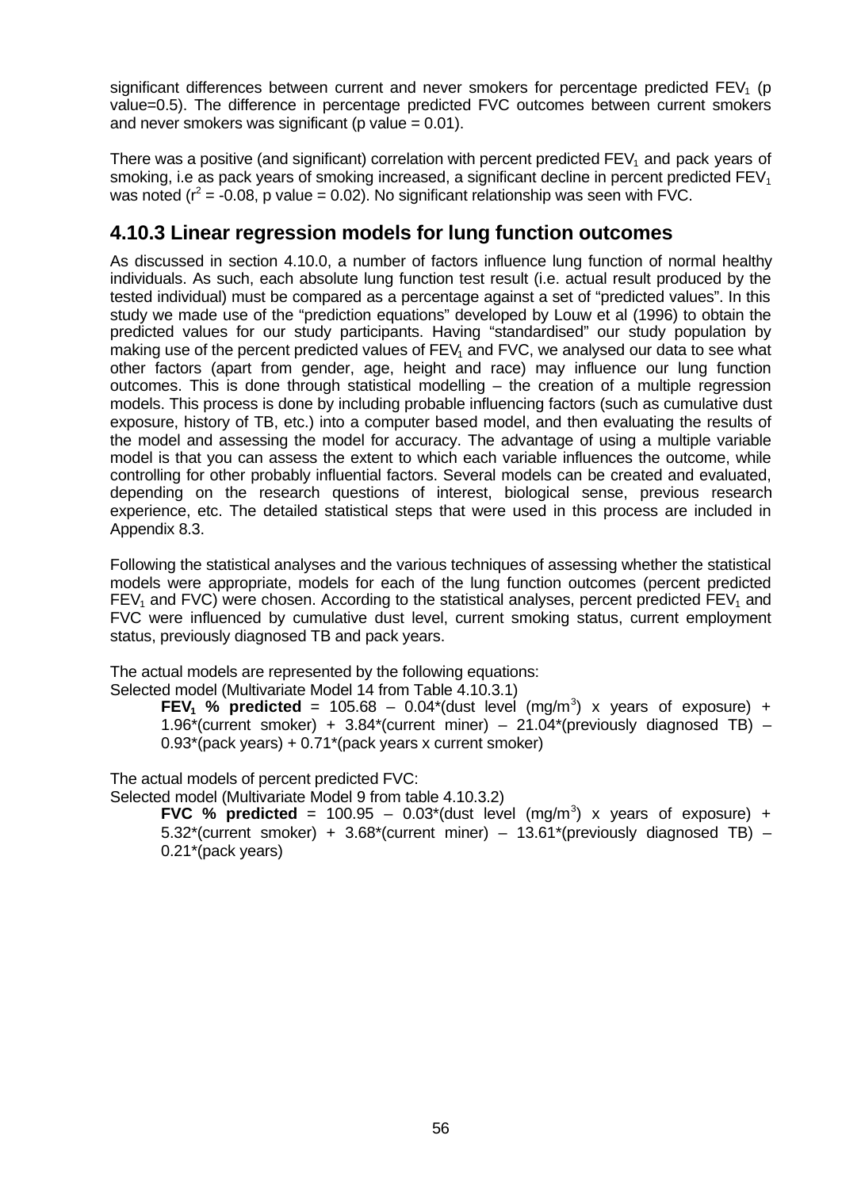significant differences between current and never smokers for percentage predicted $FEV_1$ (p value=0.5). The difference in percentage predicted FVC outcomes between current smokers and never smokers was significant (p value = 0.01).

There was a positive (and significant) correlation with percent predicted $FEV_1$ and pack years of smoking, i.e as pack years of smoking increased, a significant decline in percent predicted $FEV_1$ was noted ($r^2 = -0.08$, p value = 0.02). No significant relationship was seen with FVC.

### 4.10.3 Linear regression models for lung function outcomes

As discussed in section 4.10.0, a number of factors influence lung function of normal healthy individuals. As such, each absolute lung function test result (i.e. actual result produced by the tested individual) must be compared as a percentage against a set of "predicted values". In this study we made use of the "prediction equations" developed by Louw et al (1996) to obtain the predicted values for our study participants. Having "standardised" our study population by making use of the percent predicted values of $FEV_1$ and FVC, we analysed our data to see what other factors (apart from gender, age, height and race) may influence our lung function outcomes. This is done through statistical modelling – the creation of a multiple regression models. This process is done by including probable influencing factors (such as cumulative dust exposure, history of TB, etc.) into a computer based model, and then evaluating the results of the model and assessing the model for accuracy. The advantage of using a multiple variable model is that you can assess the extent to which each variable influences the outcome, while controlling for other probably influential factors. Several models can be created and evaluated, depending on the research questions of interest, biological sense, previous research experience, etc. The detailed statistical steps that were used in this process are included in Appendix 8.3.

Following the statistical analyses and the various techniques of assessing whether the statistical models were appropriate, models for each of the lung function outcomes (percent predicted $FEV_1$ and FVC) were chosen. According to the statistical analyses, percent predicted $FEV_1$ and FVC were influenced by cumulative dust level, current smoking status, current employment status, previously diagnosed TB and pack years.

The actual models are represented by the following equations:
Selected model (Multivariate Model 14 from Table 4.10.3.1)

> **$FEV_1$ % predicted** = 105.68 – 0.04*(dust level (mg/$m^3$) x years of exposure) + 1.96*(current smoker) + 3.84*(current miner) – 21.04*(previously diagnosed TB) – 0.93*(pack years) + 0.71*(pack years x current smoker)

The actual models of percent predicted FVC:
Selected model (Multivariate Model 9 from table 4.10.3.2)

> **FVC % predicted** = 100.95 – 0.03*(dust level (mg/$m^3$) x years of exposure) + 5.32*(current smoker) + 3.68*(current miner) – 13.61*(previously diagnosed TB) – 0.21*(pack years)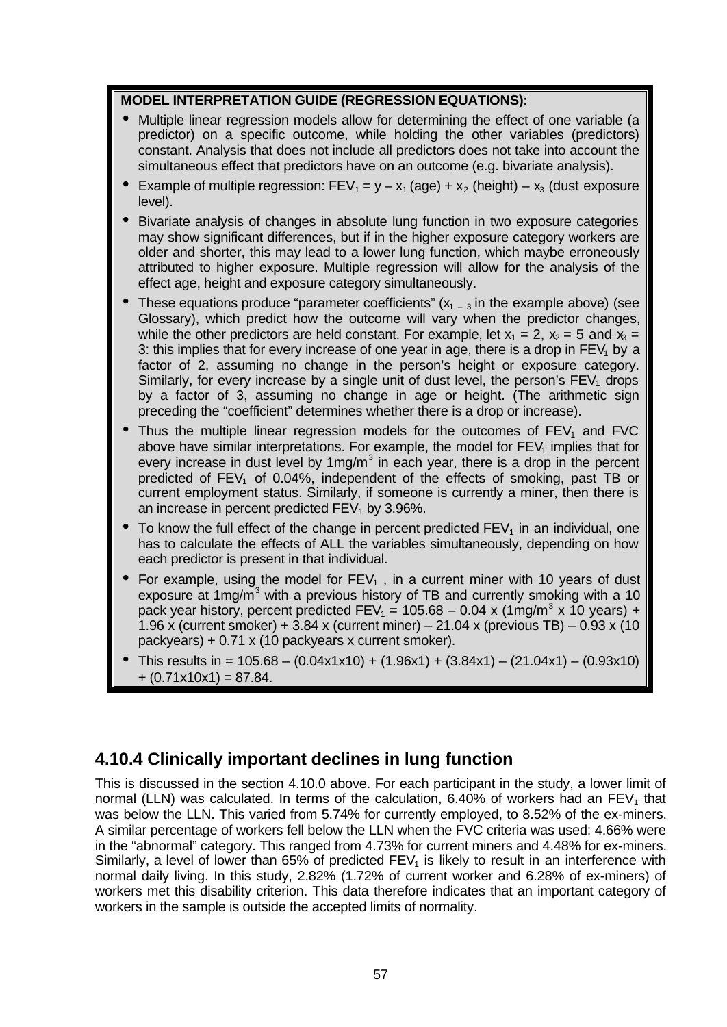**MODEL INTERPRETATION GUIDE (REGRESSION EQUATIONS):**

- Multiple linear regression models allow for determining the effect of one variable (a predictor) on a specific outcome, while holding the other variables (predictors) constant. Analysis that does not include all predictors does not take into account the simultaneous effect that predictors have on an outcome (e.g. bivariate analysis).
- Example of multiple regression: $FEV_1 = y - x_1$ (age) + $x_2$ (height) – $x_3$ (dust exposure level).
- Bivariate analysis of changes in absolute lung function in two exposure categories may show significant differences, but if in the higher exposure category workers are older and shorter, this may lead to a lower lung function, which maybe erroneously attributed to higher exposure. Multiple regression will allow for the analysis of the effect age, height and exposure category simultaneously.
- These equations produce "parameter coefficients" ($x_{1-3}$ in the example above) (see Glossary), which predict how the outcome will vary when the predictor changes, while the other predictors are held constant. For example, let $x_1 = 2$, $x_2 = 5$ and $x_3 = 3$: this implies that for every increase of one year in age, there is a drop in $FEV_1$ by a factor of 2, assuming no change in the person's height or exposure category. Similarly, for every increase by a single unit of dust level, the person's $FEV_1$ drops by a factor of 3, assuming no change in age or height. (The arithmetic sign preceding the "coefficient" determines whether there is a drop or increase).
- Thus the multiple linear regression models for the outcomes of $FEV_1$ and FVC above have similar interpretations. For example, the model for $FEV_1$ implies that for every increase in dust level by $1mg/m^3$ in each year, there is a drop in the percent predicted of $FEV_1$ of 0.04%, independent of the effects of smoking, past TB or current employment status. Similarly, if someone is currently a miner, then there is an increase in percent predicted $FEV_1$ by 3.96%.
- To know the full effect of the change in percent predicted $FEV_1$ in an individual, one has to calculate the effects of ALL the variables simultaneously, depending on how each predictor is present in that individual.
- For example, using the model for $FEV_1$, in a current miner with 10 years of dust exposure at $1mg/m^3$ with a previous history of TB and currently smoking with a 10 pack year history, percent predicted $FEV_1$ = 105.68 – 0.04 x ($1mg/m^3$ x 10 years) + 1.96 x (current smoker) + 3.84 x (current miner) – 21.04 x (previous TB) – 0.93 x (10 packyears) + 0.71 x (10 packyears x current smoker).
- This results in = 105.68 – (0.04x1x10) + (1.96x1) + (3.84x1) – (21.04x1) – (0.93x10) + (0.71x10x1) = 87.84.

### 4.10.4 Clinically important declines in lung function

This is discussed in the section 4.10.0 above. For each participant in the study, a lower limit of normal (LLN) was calculated. In terms of the calculation, 6.40% of workers had an $FEV_1$ that was below the LLN. This varied from 5.74% for currently employed, to 8.52% of the ex-miners. A similar percentage of workers fell below the LLN when the FVC criteria was used: 4.66% were in the "abnormal" category. This ranged from 4.73% for current miners and 4.48% for ex-miners. Similarly, a level of lower than 65% of predicted $FEV_1$ is likely to result in an interference with normal daily living. In this study, 2.82% (1.72% of current worker and 6.28% of ex-miners) of workers met this disability criterion. This data therefore indicates that an important category of workers in the sample is outside the accepted limits of normality.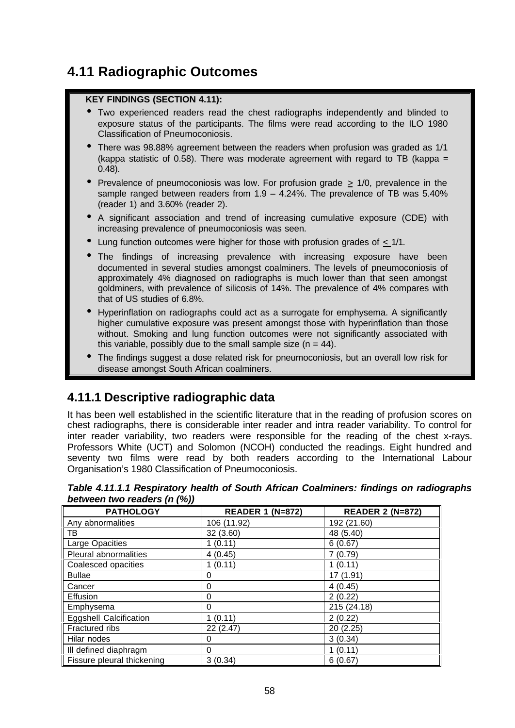## 4.11 Radiographic Outcomes

**KEY FINDINGS (SECTION 4.11):**

- Two experienced readers read the chest radiographs independently and blinded to exposure status of the participants. The films were read according to the ILO 1980 Classification of Pneumoconiosis.
- There was 98.88% agreement between the readers when profusion was graded as 1/1 (kappa statistic of 0.58). There was moderate agreement with regard to TB (kappa = 0.48).
- Prevalence of pneumoconiosis was low. For profusion grade $\geq$ 1/0, prevalence in the sample ranged between readers from 1.9 – 4.24%. The prevalence of TB was 5.40% (reader 1) and 3.60% (reader 2).
- A significant association and trend of increasing cumulative exposure (CDE) with increasing prevalence of pneumoconiosis was seen.
- Lung function outcomes were higher for those with profusion grades of $\leq$ 1/1.
- The findings of increasing prevalence with increasing exposure have been documented in several studies amongst coalminers. The levels of pneumoconiosis of approximately 4% diagnosed on radiographs is much lower than that seen amongst goldminers, with prevalence of silicosis of 14%. The prevalence of 4% compares with that of US studies of 6.8%.
- Hyperinflation on radiographs could act as a surrogate for emphysema. A significantly higher cumulative exposure was present amongst those with hyperinflation than those without. Smoking and lung function outcomes were not significantly associated with this variable, possibly due to the small sample size (n = 44).
- The findings suggest a dose related risk for pneumoconiosis, but an overall low risk for disease amongst South African coalminers.

### 4.11.1 Descriptive radiographic data

It has been well established in the scientific literature that in the reading of profusion scores on chest radiographs, there is considerable inter reader and intra reader variability. To control for inter reader variability, two readers were responsible for the reading of the chest x-rays. Professors White (UCT) and Solomon (NCOH) conducted the readings. Eight hundred and seventy two films were read by both readers according to the International Labour Organisation's 1980 Classification of Pneumoconiosis.

***Table 4.11.1.1 Respiratory health of South African Coalminers: findings on radiographs between two readers (n (%))***

| PATHOLOGY | READER 1 (N=872) | READER 2 (N=872) |
|---|---|---|
| Any abnormalities | 106 (11.92) | 192 (21.60) |
| TB | 32 (3.60) | 48 (5.40) |
| Large Opacities | 1 (0.11) | 6 (0.67) |
| Pleural abnormalities | 4 (0.45) | 7 (0.79) |
| Coalesced opacities | 1 (0.11) | 1 (0.11) |
| Bullae | 0 | 17 (1.91) |
| Cancer | 0 | 4 (0.45) |
| Effusion | 0 | 2 (0.22) |
| Emphysema | 0 | 215 (24.18) |
| Eggshell Calcification | 1 (0.11) | 2 (0.22) |
| Fractured ribs | 22 (2.47) | 20 (2.25) |
| Hilar nodes | 0 | 3 (0.34) |
| Ill defined diaphragm | 0 | 1 (0.11) |
| Fissure pleural thickening | 3 (0.34) | 6 (0.67) |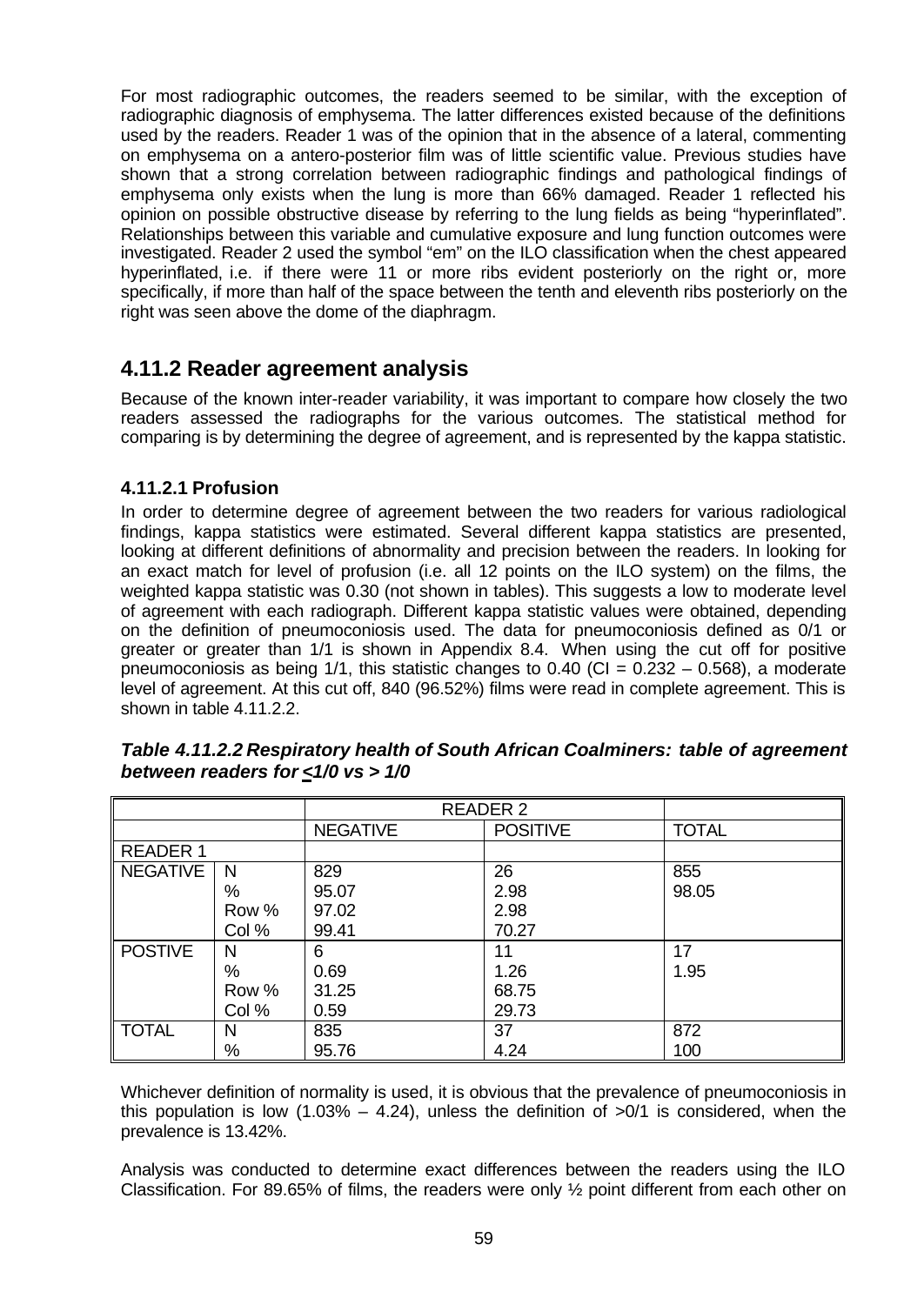For most radiographic outcomes, the readers seemed to be similar, with the exception of radiographic diagnosis of emphysema. The latter differences existed because of the definitions used by the readers. Reader 1 was of the opinion that in the absence of a lateral, commenting on emphysema on a antero-posterior film was of little scientific value. Previous studies have shown that a strong correlation between radiographic findings and pathological findings of emphysema only exists when the lung is more than 66% damaged. Reader 1 reflected his opinion on possible obstructive disease by referring to the lung fields as being "hyperinflated". Relationships between this variable and cumulative exposure and lung function outcomes were investigated. Reader 2 used the symbol "em" on the ILO classification when the chest appeared hyperinflated, i.e. if there were 11 or more ribs evident posteriorly on the right or, more specifically, if more than half of the space between the tenth and eleventh ribs posteriorly on the right was seen above the dome of the diaphragm.

## 4.11.2 Reader agreement analysis

Because of the known inter-reader variability, it was important to compare how closely the two readers assessed the radiographs for the various outcomes. The statistical method for comparing is by determining the degree of agreement, and is represented by the kappa statistic.

### 4.11.2.1 Profusion

In order to determine degree of agreement between the two readers for various radiological findings, kappa statistics were estimated. Several different kappa statistics are presented, looking at different definitions of abnormality and precision between the readers. In looking for an exact match for level of profusion (i.e. all 12 points on the ILO system) on the films, the weighted kappa statistic was 0.30 (not shown in tables). This suggests a low to moderate level of agreement with each radiograph. Different kappa statistic values were obtained, depending on the definition of pneumoconiosis used. The data for pneumoconiosis defined as 0/1 or greater or greater than 1/1 is shown in Appendix 8.4. When using the cut off for positive pneumoconiosis as being 1/1, this statistic changes to 0.40 (CI = 0.232 – 0.568), a moderate level of agreement. At this cut off, 840 (96.52%) films were read in complete agreement. This is shown in table 4.11.2.2.

***Table 4.11.2.2 Respiratory health of South African Coalminers: table of agreement between readers for ≤1/0 vs > 1/0***

| | | READER 2 | | |
|---|---|---|---|---|
| | | NEGATIVE | POSITIVE | TOTAL |
| READER 1 | | | | |
| NEGATIVE | N | 829 | 26 | 855 |
| | % | 95.07 | 2.98 | 98.05 |
| | Row % | 97.02 | 2.98 | |
| | Col % | 99.41 | 70.27 | |
| POSTIVE | N | 6 | 11 | 17 |
| | % | 0.69 | 1.26 | 1.95 |
| | Row % | 31.25 | 68.75 | |
| | Col % | 0.59 | 29.73 | |
| TOTAL | N | 835 | 37 | 872 |
| | % | 95.76 | 4.24 | 100 |

Whichever definition of normality is used, it is obvious that the prevalence of pneumoconiosis in this population is low (1.03% – 4.24), unless the definition of >0/1 is considered, when the prevalence is 13.42%.

Analysis was conducted to determine exact differences between the readers using the ILO Classification. For 89.65% of films, the readers were only ½ point different from each other on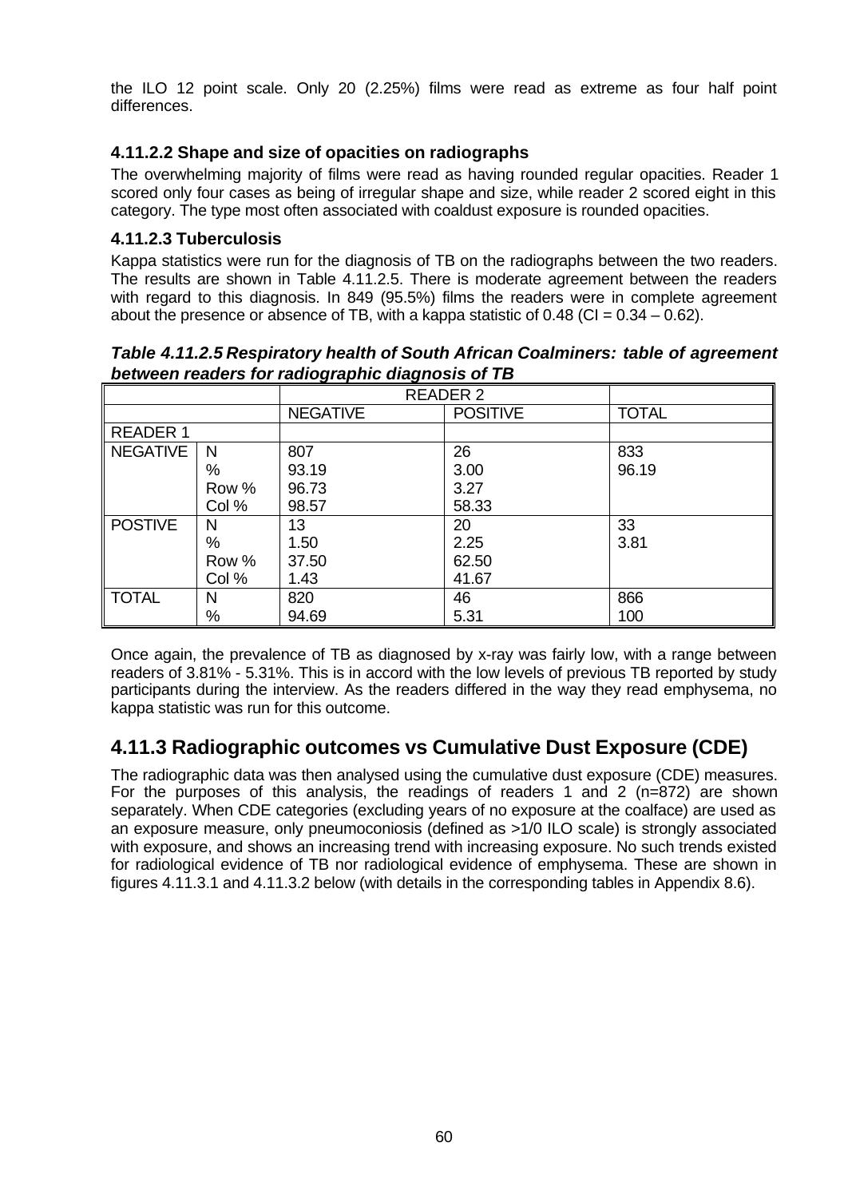the ILO 12 point scale. Only 20 (2.25%) films were read as extreme as four half point differences.

#### 4.11.2.2 Shape and size of opacities on radiographs

The overwhelming majority of films were read as having rounded regular opacities. Reader 1 scored only four cases as being of irregular shape and size, while reader 2 scored eight in this category. The type most often associated with coaldust exposure is rounded opacities.

#### 4.11.2.3 Tuberculosis

Kappa statistics were run for the diagnosis of TB on the radiographs between the two readers. The results are shown in Table 4.11.2.5. There is moderate agreement between the readers with regard to this diagnosis. In 849 (95.5%) films the readers were in complete agreement about the presence or absence of TB, with a kappa statistic of 0.48 (CI = 0.34 – 0.62).

***Table 4.11.2.5 Respiratory health of South African Coalminers: table of agreement between readers for radiographic diagnosis of TB***

| | | READER 2 | | |
|---|---|---|---|---|
| | | NEGATIVE | POSITIVE | TOTAL |
| READER 1 | | | | |
| NEGATIVE | N | 807 | 26 | 833 |
| | % | 93.19 | 3.00 | 96.19 |
| | Row % | 96.73 | 3.27 | |
| | Col % | 98.57 | 58.33 | |
| POSTIVE | N | 13 | 20 | 33 |
| | % | 1.50 | 2.25 | 3.81 |
| | Row % | 37.50 | 62.50 | |
| | Col % | 1.43 | 41.67 | |
| TOTAL | N | 820 | 46 | 866 |
| | % | 94.69 | 5.31 | 100 |

Once again, the prevalence of TB as diagnosed by x-ray was fairly low, with a range between readers of 3.81% - 5.31%. This is in accord with the low levels of previous TB reported by study participants during the interview. As the readers differed in the way they read emphysema, no kappa statistic was run for this outcome.

## 4.11.3 Radiographic outcomes vs Cumulative Dust Exposure (CDE)

The radiographic data was then analysed using the cumulative dust exposure (CDE) measures. For the purposes of this analysis, the readings of readers 1 and 2 (n=872) are shown separately. When CDE categories (excluding years of no exposure at the coalface) are used as an exposure measure, only pneumoconiosis (defined as >1/0 ILO scale) is strongly associated with exposure, and shows an increasing trend with increasing exposure. No such trends existed for radiological evidence of TB nor radiological evidence of emphysema. These are shown in figures 4.11.3.1 and 4.11.3.2 below (with details in the corresponding tables in Appendix 8.6).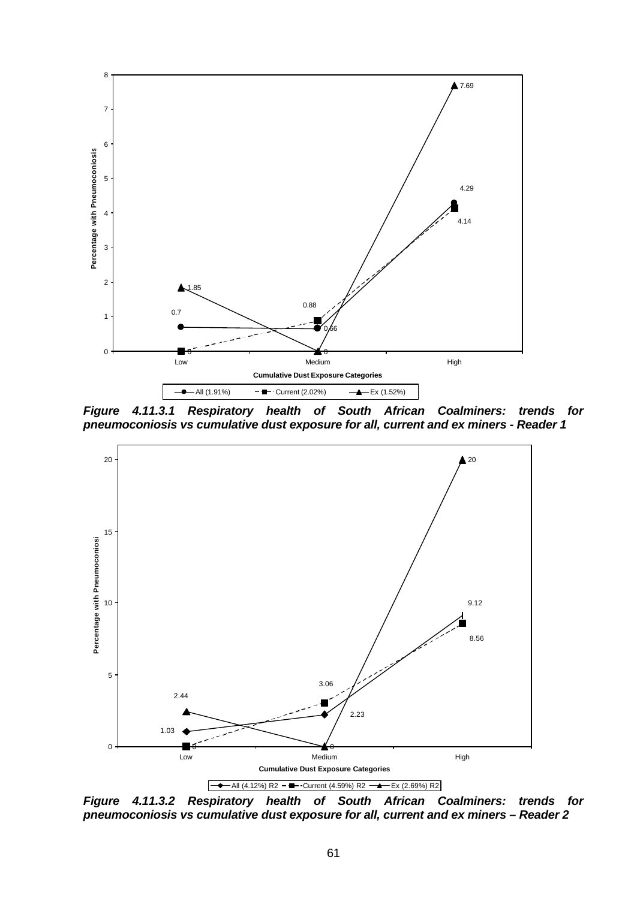*__Figure 4.11.3.1 Respiratory health of South African Coalminers: trends for pneumoconiosis vs cumulative dust exposure for all, current and ex miners - Reader 1__*

*__Figure 4.11.3.2 Respiratory health of South African Coalminers: trends for pneumoconiosis vs cumulative dust exposure for all, current and ex miners – Reader 2__*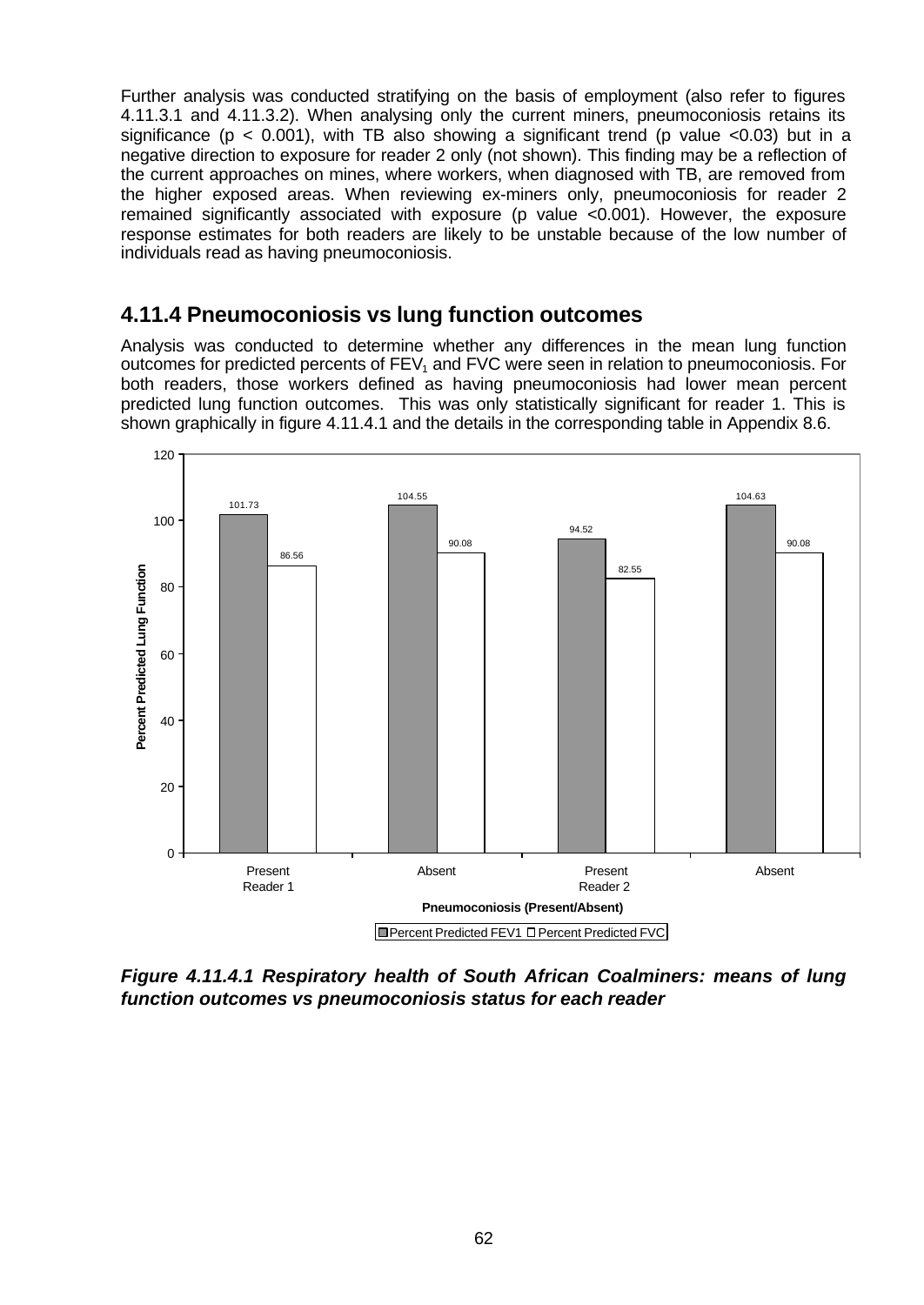Further analysis was conducted stratifying on the basis of employment (also refer to figures 4.11.3.1 and 4.11.3.2). When analysing only the current miners, pneumoconiosis retains its significance ($p < 0.001$), with TB also showing a significant trend (p value <0.03) but in a negative direction to exposure for reader 2 only (not shown). This finding may be a reflection of the current approaches on mines, where workers, when diagnosed with TB, are removed from the higher exposed areas. When reviewing ex-miners only, pneumoconiosis for reader 2 remained significantly associated with exposure (p value <0.001). However, the exposure response estimates for both readers are likely to be unstable because of the low number of individuals read as having pneumoconiosis.

## 4.11.4 Pneumoconiosis vs lung function outcomes

Analysis was conducted to determine whether any differences in the mean lung function outcomes for predicted percents of $FEV_1$ and FVC were seen in relation to pneumoconiosis. For both readers, those workers defined as having pneumoconiosis had lower mean percent predicted lung function outcomes. This was only statistically significant for reader 1. This is shown graphically in figure 4.11.4.1 and the details in the corresponding table in Appendix 8.6.

| Pneumoconiosis (Present/Absent) | Percent Predicted FEV1 | Percent Predicted FVC |
|---|---|---|
| Reader 1 – Present | 101.73 | 86.56 |
| Reader 1 – Absent | 104.55 | 90.08 |
| Reader 2 – Present | 94.52 | 82.55 |
| Reader 2 – Absent | 104.63 | 90.08 |

***Figure 4.11.4.1 Respiratory health of South African Coalminers: means of lung function outcomes vs pneumoconiosis status for each reader***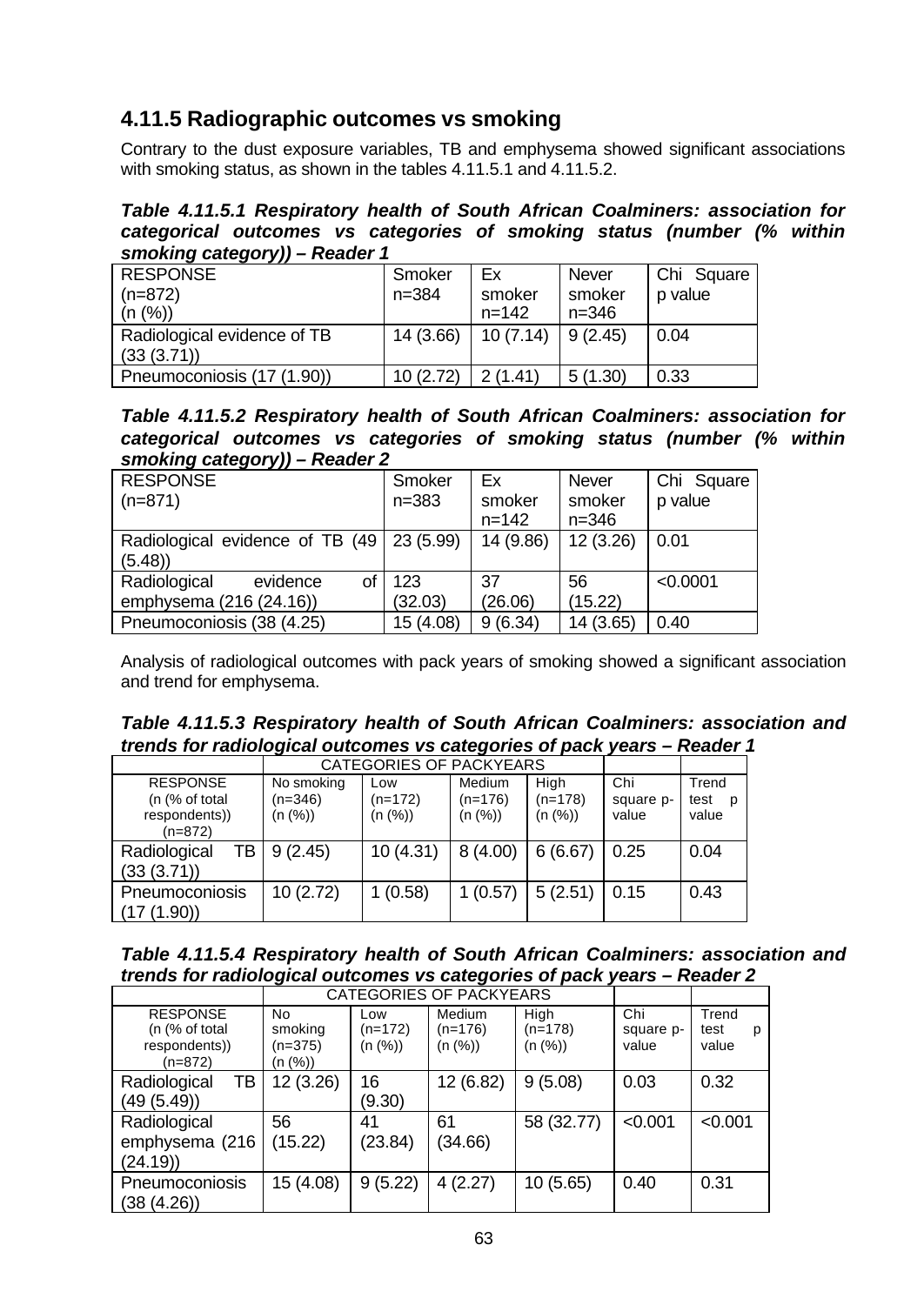### 4.11.5 Radiographic outcomes vs smoking

Contrary to the dust exposure variables, TB and emphysema showed significant associations with smoking status, as shown in the tables 4.11.5.1 and 4.11.5.2.

***Table 4.11.5.1 Respiratory health of South African Coalminers: association for categorical outcomes vs categories of smoking status (number (% within smoking category)) – Reader 1***

| RESPONSE (n=872) (n (%)) | Smoker n=384 | Ex smoker n=142 | Never smoker n=346 | Chi Square p value |
|---|---|---|---|---|
| Radiological evidence of TB (33 (3.71)) | 14 (3.66) | 10 (7.14) | 9 (2.45) | 0.04 |
| Pneumoconiosis (17 (1.90)) | 10 (2.72) | 2 (1.41) | 5 (1.30) | 0.33 |

***Table 4.11.5.2 Respiratory health of South African Coalminers: association for categorical outcomes vs categories of smoking status (number (% within smoking category)) – Reader 2***

| RESPONSE (n=871) | Smoker n=383 | Ex smoker n=142 | Never smoker n=346 | Chi Square p value |
|---|---|---|---|---|
| Radiological evidence of TB (49 (5.48)) | 23 (5.99) | 14 (9.86) | 12 (3.26) | 0.01 |
| Radiological evidence of emphysema (216 (24.16)) | 123 (32.03) | 37 (26.06) | 56 (15.22) | <0.0001 |
| Pneumoconiosis (38 (4.25) | 15 (4.08) | 9 (6.34) | 14 (3.65) | 0.40 |

Analysis of radiological outcomes with pack years of smoking showed a significant association and trend for emphysema.

***Table 4.11.5.3 Respiratory health of South African Coalminers: association and trends for radiological outcomes vs categories of pack years – Reader 1***

| | CATEGORIES OF PACKYEARS | | | | | |
|---|---|---|---|---|---|---|
| RESPONSE (n (% of total respondents)) (n=872) | No smoking (n=346) (n (%)) | Low (n=172) (n (%)) | Medium (n=176) (n (%)) | High (n=178) (n (%)) | Chi square p-value | Trend test p value |
| Radiological TB (33 (3.71)) | 9 (2.45) | 10 (4.31) | 8 (4.00) | 6 (6.67) | 0.25 | 0.04 |
| Pneumoconiosis (17 (1.90)) | 10 (2.72) | 1 (0.58) | 1 (0.57) | 5 (2.51) | 0.15 | 0.43 |

***Table 4.11.5.4 Respiratory health of South African Coalminers: association and trends for radiological outcomes vs categories of pack years – Reader 2***

| | CATEGORIES OF PACKYEARS | | | | | |
|---|---|---|---|---|---|---|
| RESPONSE (n (% of total respondents)) (n=872) | No smoking (n=375) (n (%)) | Low (n=172) (n (%)) | Medium (n=176) (n (%)) | High (n=178) (n (%)) | Chi square p-value | Trend test p value |
| Radiological TB (49 (5.49)) | 12 (3.26) | 16 (9.30) | 12 (6.82) | 9 (5.08) | 0.03 | 0.32 |
| Radiological emphysema (216 (24.19)) | 56 (15.22) | 41 (23.84) | 61 (34.66) | 58 (32.77) | <0.001 | <0.001 |
| Pneumoconiosis (38 (4.26)) | 15 (4.08) | 9 (5.22) | 4 (2.27) | 10 (5.65) | 0.40 | 0.31 |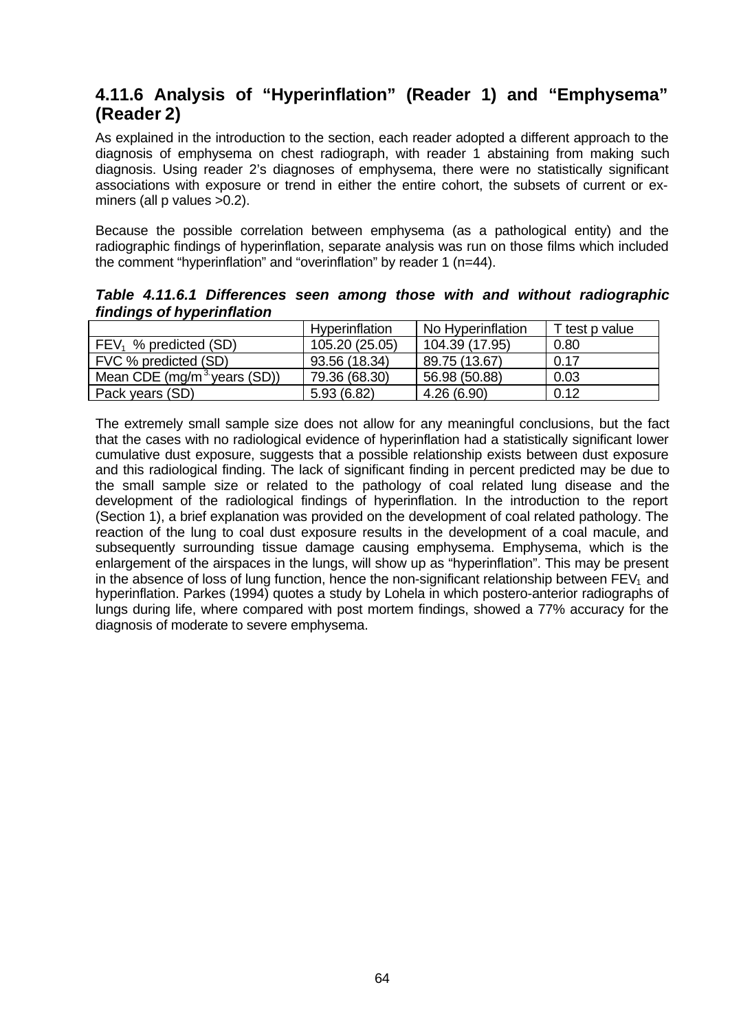### 4.11.6 Analysis of "Hyperinflation" (Reader 1) and "Emphysema" (Reader 2)

As explained in the introduction to the section, each reader adopted a different approach to the diagnosis of emphysema on chest radiograph, with reader 1 abstaining from making such diagnosis. Using reader 2's diagnoses of emphysema, there were no statistically significant associations with exposure or trend in either the entire cohort, the subsets of current or ex-miners (all p values >0.2).

Because the possible correlation between emphysema (as a pathological entity) and the radiographic findings of hyperinflation, separate analysis was run on those films which included the comment "hyperinflation" and "overinflation" by reader 1 (n=44).

***Table 4.11.6.1 Differences seen among those with and without radiographic findings of hyperinflation***

| | Hyperinflation | No Hyperinflation | T test p value |
|---|---|---|---|
| $FEV_1$ % predicted (SD) | 105.20 (25.05) | 104.39 (17.95) | 0.80 |
| FVC % predicted (SD) | 93.56 (18.34) | 89.75 (13.67) | 0.17 |
| Mean CDE ($mg/m^3$ years (SD)) | 79.36 (68.30) | 56.98 (50.88) | 0.03 |
| Pack years (SD) | 5.93 (6.82) | 4.26 (6.90) | 0.12 |

The extremely small sample size does not allow for any meaningful conclusions, but the fact that the cases with no radiological evidence of hyperinflation had a statistically significant lower cumulative dust exposure, suggests that a possible relationship exists between dust exposure and this radiological finding. The lack of significant finding in percent predicted may be due to the small sample size or related to the pathology of coal related lung disease and the development of the radiological findings of hyperinflation. In the introduction to the report (Section 1), a brief explanation was provided on the development of coal related pathology. The reaction of the lung to coal dust exposure results in the development of a coal macule, and subsequently surrounding tissue damage causing emphysema. Emphysema, which is the enlargement of the airspaces in the lungs, will show up as "hyperinflation". This may be present in the absence of loss of lung function, hence the non-significant relationship between $FEV_1$ and hyperinflation. Parkes (1994) quotes a study by Lohela in which postero-anterior radiographs of lungs during life, where compared with post mortem findings, showed a 77% accuracy for the diagnosis of moderate to severe emphysema.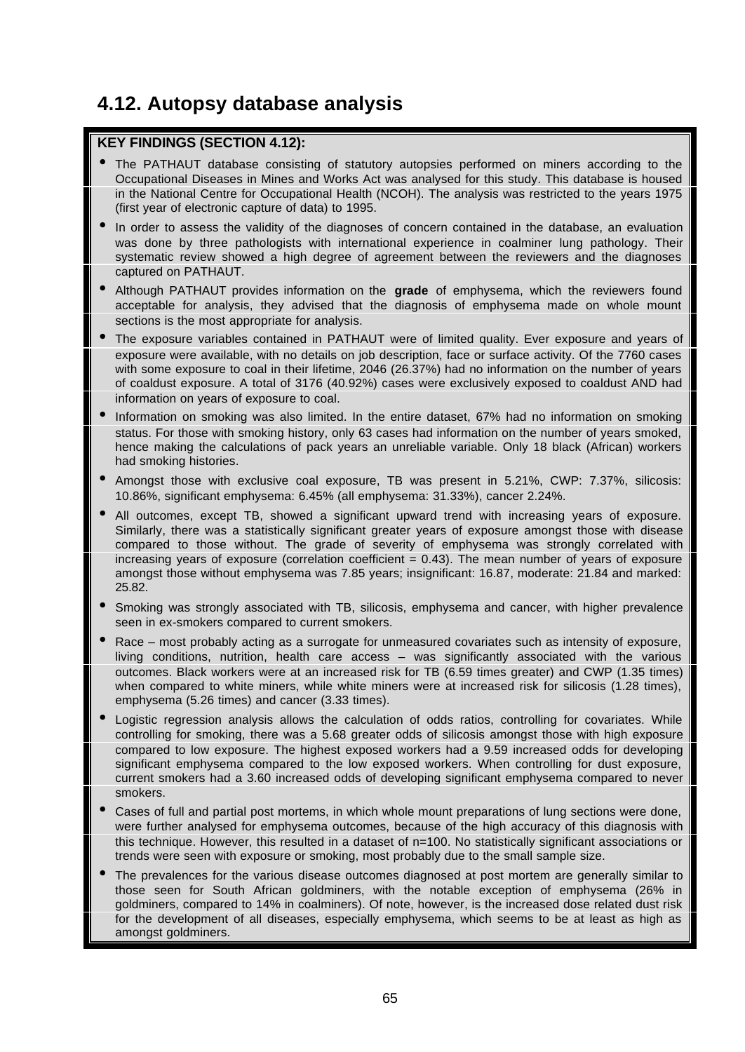## 4.12. Autopsy database analysis

**KEY FINDINGS (SECTION 4.12):**

- The PATHAUT database consisting of statutory autopsies performed on miners according to the Occupational Diseases in Mines and Works Act was analysed for this study. This database is housed in the National Centre for Occupational Health (NCOH). The analysis was restricted to the years 1975 (first year of electronic capture of data) to 1995.
- In order to assess the validity of the diagnoses of concern contained in the database, an evaluation was done by three pathologists with international experience in coalminer lung pathology. Their systematic review showed a high degree of agreement between the reviewers and the diagnoses captured on PATHAUT.
- Although PATHAUT provides information on the **grade** of emphysema, which the reviewers found acceptable for analysis, they advised that the diagnosis of emphysema made on whole mount sections is the most appropriate for analysis.
- The exposure variables contained in PATHAUT were of limited quality. Ever exposure and years of exposure were available, with no details on job description, face or surface activity. Of the 7760 cases with some exposure to coal in their lifetime, 2046 (26.37%) had no information on the number of years of coaldust exposure. A total of 3176 (40.92%) cases were exclusively exposed to coaldust AND had information on years of exposure to coal.
- Information on smoking was also limited. In the entire dataset, 67% had no information on smoking status. For those with smoking history, only 63 cases had information on the number of years smoked, hence making the calculations of pack years an unreliable variable. Only 18 black (African) workers had smoking histories.
- Amongst those with exclusive coal exposure, TB was present in 5.21%, CWP: 7.37%, silicosis: 10.86%, significant emphysema: 6.45% (all emphysema: 31.33%), cancer 2.24%.
- All outcomes, except TB, showed a significant upward trend with increasing years of exposure. Similarly, there was a statistically significant greater years of exposure amongst those with disease compared to those without. The grade of severity of emphysema was strongly correlated with increasing years of exposure (correlation coefficient = 0.43). The mean number of years of exposure amongst those without emphysema was 7.85 years; insignificant: 16.87, moderate: 21.84 and marked: 25.82.
- Smoking was strongly associated with TB, silicosis, emphysema and cancer, with higher prevalence seen in ex-smokers compared to current smokers.
- Race – most probably acting as a surrogate for unmeasured covariates such as intensity of exposure, living conditions, nutrition, health care access – was significantly associated with the various outcomes. Black workers were at an increased risk for TB (6.59 times greater) and CWP (1.35 times) when compared to white miners, while white miners were at increased risk for silicosis (1.28 times), emphysema (5.26 times) and cancer (3.33 times).
- Logistic regression analysis allows the calculation of odds ratios, controlling for covariates. While controlling for smoking, there was a 5.68 greater odds of silicosis amongst those with high exposure compared to low exposure. The highest exposed workers had a 9.59 increased odds for developing significant emphysema compared to the low exposed workers. When controlling for dust exposure, current smokers had a 3.60 increased odds of developing significant emphysema compared to never smokers.
- Cases of full and partial post mortems, in which whole mount preparations of lung sections were done, were further analysed for emphysema outcomes, because of the high accuracy of this diagnosis with this technique. However, this resulted in a dataset of n=100. No statistically significant associations or trends were seen with exposure or smoking, most probably due to the small sample size.
- The prevalences for the various disease outcomes diagnosed at post mortem are generally similar to those seen for South African goldminers, with the notable exception of emphysema (26% in goldminers, compared to 14% in coalminers). Of note, however, is the increased dose related dust risk for the development of all diseases, especially emphysema, which seems to be at least as high as amongst goldminers.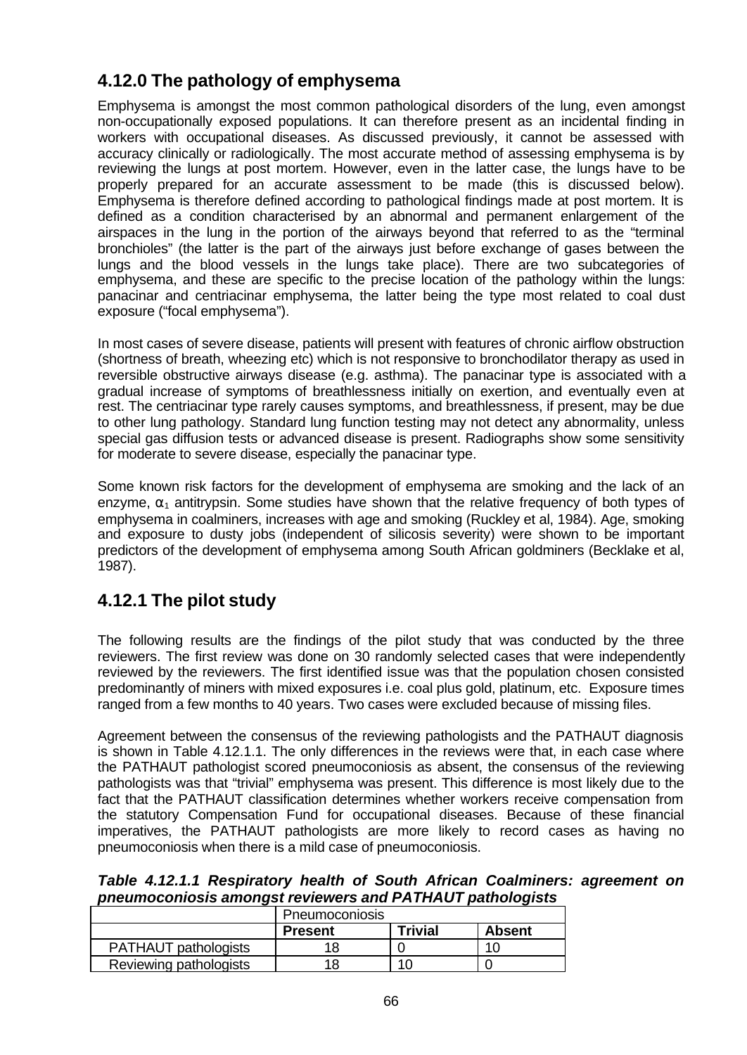## 4.12.0 The pathology of emphysema

Emphysema is amongst the most common pathological disorders of the lung, even amongst non-occupationally exposed populations. It can therefore present as an incidental finding in workers with occupational diseases. As discussed previously, it cannot be assessed with accuracy clinically or radiologically. The most accurate method of assessing emphysema is by reviewing the lungs at post mortem. However, even in the latter case, the lungs have to be properly prepared for an accurate assessment to be made (this is discussed below). Emphysema is therefore defined according to pathological findings made at post mortem. It is defined as a condition characterised by an abnormal and permanent enlargement of the airspaces in the lung in the portion of the airways beyond that referred to as the "terminal bronchioles" (the latter is the part of the airways just before exchange of gases between the lungs and the blood vessels in the lungs take place). There are two subcategories of emphysema, and these are specific to the precise location of the pathology within the lungs: panacinar and centriacinar emphysema, the latter being the type most related to coal dust exposure ("focal emphysema").

In most cases of severe disease, patients will present with features of chronic airflow obstruction (shortness of breath, wheezing etc) which is not responsive to bronchodilator therapy as used in reversible obstructive airways disease (e.g. asthma). The panacinar type is associated with a gradual increase of symptoms of breathlessness initially on exertion, and eventually even at rest. The centriacinar type rarely causes symptoms, and breathlessness, if present, may be due to other lung pathology. Standard lung function testing may not detect any abnormality, unless special gas diffusion tests or advanced disease is present. Radiographs show some sensitivity for moderate to severe disease, especially the panacinar type.

Some known risk factors for the development of emphysema are smoking and the lack of an enzyme, $\alpha_1$ antitrypsin. Some studies have shown that the relative frequency of both types of emphysema in coalminers, increases with age and smoking (Ruckley et al, 1984). Age, smoking and exposure to dusty jobs (independent of silicosis severity) were shown to be important predictors of the development of emphysema among South African goldminers (Becklake et al, 1987).

## 4.12.1 The pilot study

The following results are the findings of the pilot study that was conducted by the three reviewers. The first review was done on 30 randomly selected cases that were independently reviewed by the reviewers. The first identified issue was that the population chosen consisted predominantly of miners with mixed exposures i.e. coal plus gold, platinum, etc. Exposure times ranged from a few months to 40 years. Two cases were excluded because of missing files.

Agreement between the consensus of the reviewing pathologists and the PATHAUT diagnosis is shown in Table 4.12.1.1. The only differences in the reviews were that, in each case where the PATHAUT pathologist scored pneumoconiosis as absent, the consensus of the reviewing pathologists was that "trivial" emphysema was present. This difference is most likely due to the fact that the PATHAUT classification determines whether workers receive compensation from the statutory Compensation Fund for occupational diseases. Because of these financial imperatives, the PATHAUT pathologists are more likely to record cases as having no pneumoconiosis when there is a mild case of pneumoconiosis.

***Table 4.12.1.1 Respiratory health of South African Coalminers: agreement on pneumoconiosis amongst reviewers and PATHAUT pathologists***

| | Pneumoconiosis | | |
|---|---|---|---|
| | **Present** | **Trivial** | **Absent** |
| PATHAUT pathologists | 18 | 0 | 10 |
| Reviewing pathologists | 18 | 10 | 0 |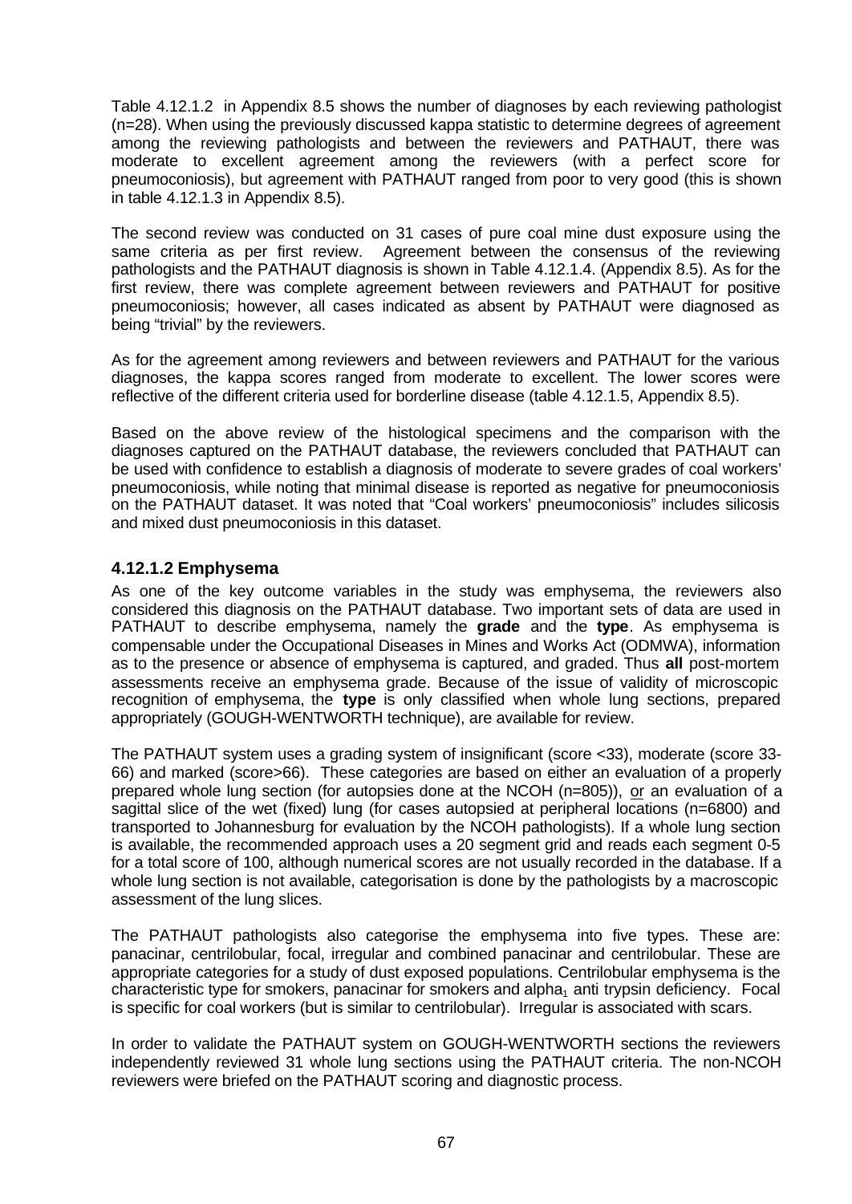Table 4.12.1.2 in Appendix 8.5 shows the number of diagnoses by each reviewing pathologist (n=28). When using the previously discussed kappa statistic to determine degrees of agreement among the reviewing pathologists and between the reviewers and PATHAUT, there was moderate to excellent agreement among the reviewers (with a perfect score for pneumoconiosis), but agreement with PATHAUT ranged from poor to very good (this is shown in table 4.12.1.3 in Appendix 8.5).

The second review was conducted on 31 cases of pure coal mine dust exposure using the same criteria as per first review. Agreement between the consensus of the reviewing pathologists and the PATHAUT diagnosis is shown in Table 4.12.1.4. (Appendix 8.5). As for the first review, there was complete agreement between reviewers and PATHAUT for positive pneumoconiosis; however, all cases indicated as absent by PATHAUT were diagnosed as being "trivial" by the reviewers.

As for the agreement among reviewers and between reviewers and PATHAUT for the various diagnoses, the kappa scores ranged from moderate to excellent. The lower scores were reflective of the different criteria used for borderline disease (table 4.12.1.5, Appendix 8.5).

Based on the above review of the histological specimens and the comparison with the diagnoses captured on the PATHAUT database, the reviewers concluded that PATHAUT can be used with confidence to establish a diagnosis of moderate to severe grades of coal workers' pneumoconiosis, while noting that minimal disease is reported as negative for pneumoconiosis on the PATHAUT dataset. It was noted that "Coal workers' pneumoconiosis" includes silicosis and mixed dust pneumoconiosis in this dataset.

### 4.12.1.2 Emphysema

As one of the key outcome variables in the study was emphysema, the reviewers also considered this diagnosis on the PATHAUT database. Two important sets of data are used in PATHAUT to describe emphysema, namely the **grade** and the **type**. As emphysema is compensable under the Occupational Diseases in Mines and Works Act (ODMWA), information as to the presence or absence of emphysema is captured, and graded. Thus **all** post-mortem assessments receive an emphysema grade. Because of the issue of validity of microscopic recognition of emphysema, the **type** is only classified when whole lung sections, prepared appropriately (GOUGH-WENTWORTH technique), are available for review.

The PATHAUT system uses a grading system of insignificant (score <33), moderate (score 33-66) and marked (score>66). These categories are based on either an evaluation of a properly prepared whole lung section (for autopsies done at the NCOH (n=805)), or an evaluation of a sagittal slice of the wet (fixed) lung (for cases autopsied at peripheral locations (n=6800) and transported to Johannesburg for evaluation by the NCOH pathologists). If a whole lung section is available, the recommended approach uses a 20 segment grid and reads each segment 0-5 for a total score of 100, although numerical scores are not usually recorded in the database. If a whole lung section is not available, categorisation is done by the pathologists by a macroscopic assessment of the lung slices.

The PATHAUT pathologists also categorise the emphysema into five types. These are: panacinar, centrilobular, focal, irregular and combined panacinar and centrilobular. These are appropriate categories for a study of dust exposed populations. Centrilobular emphysema is the characteristic type for smokers, panacinar for smokers and alpha$_1$ anti trypsin deficiency. Focal is specific for coal workers (but is similar to centrilobular). Irregular is associated with scars.

In order to validate the PATHAUT system on GOUGH-WENTWORTH sections the reviewers independently reviewed 31 whole lung sections using the PATHAUT criteria. The non-NCOH reviewers were briefed on the PATHAUT scoring and diagnostic process.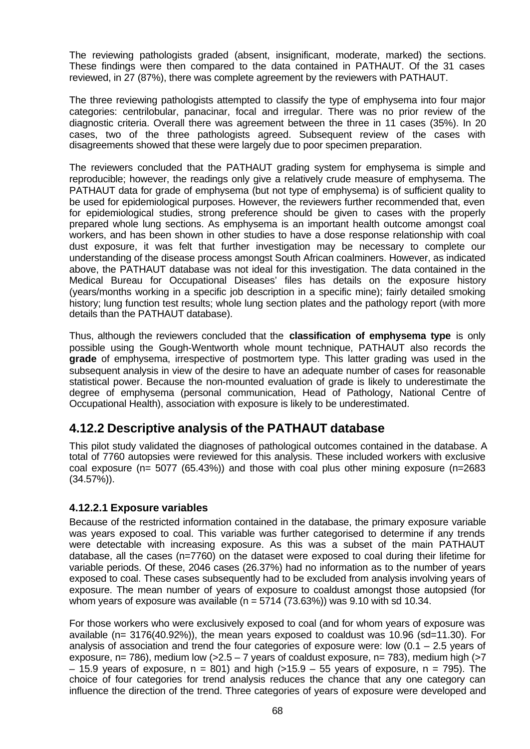The reviewing pathologists graded (absent, insignificant, moderate, marked) the sections. These findings were then compared to the data contained in PATHAUT. Of the 31 cases reviewed, in 27 (87%), there was complete agreement by the reviewers with PATHAUT.

The three reviewing pathologists attempted to classify the type of emphysema into four major categories: centrilobular, panacinar, focal and irregular. There was no prior review of the diagnostic criteria. Overall there was agreement between the three in 11 cases (35%). In 20 cases, two of the three pathologists agreed. Subsequent review of the cases with disagreements showed that these were largely due to poor specimen preparation.

The reviewers concluded that the PATHAUT grading system for emphysema is simple and reproducible; however, the readings only give a relatively crude measure of emphysema. The PATHAUT data for grade of emphysema (but not type of emphysema) is of sufficient quality to be used for epidemiological purposes. However, the reviewers further recommended that, even for epidemiological studies, strong preference should be given to cases with the properly prepared whole lung sections. As emphysema is an important health outcome amongst coal workers, and has been shown in other studies to have a dose response relationship with coal dust exposure, it was felt that further investigation may be necessary to complete our understanding of the disease process amongst South African coalminers. However, as indicated above, the PATHAUT database was not ideal for this investigation. The data contained in the Medical Bureau for Occupational Diseases' files has details on the exposure history (years/months working in a specific job description in a specific mine); fairly detailed smoking history; lung function test results; whole lung section plates and the pathology report (with more details than the PATHAUT database).

Thus, although the reviewers concluded that the **classification of emphysema type** is only possible using the Gough-Wentworth whole mount technique, PATHAUT also records the **grade** of emphysema, irrespective of postmortem type. This latter grading was used in the subsequent analysis in view of the desire to have an adequate number of cases for reasonable statistical power. Because the non-mounted evaluation of grade is likely to underestimate the degree of emphysema (personal communication, Head of Pathology, National Centre of Occupational Health), association with exposure is likely to be underestimated.

## 4.12.2 Descriptive analysis of the PATHAUT database

This pilot study validated the diagnoses of pathological outcomes contained in the database. A total of 7760 autopsies were reviewed for this analysis. These included workers with exclusive coal exposure (n= 5077 (65.43%)) and those with coal plus other mining exposure (n=2683 (34.57%)).

### 4.12.2.1 Exposure variables

Because of the restricted information contained in the database, the primary exposure variable was years exposed to coal. This variable was further categorised to determine if any trends were detectable with increasing exposure. As this was a subset of the main PATHAUT database, all the cases (n=7760) on the dataset were exposed to coal during their lifetime for variable periods. Of these, 2046 cases (26.37%) had no information as to the number of years exposed to coal. These cases subsequently had to be excluded from analysis involving years of exposure. The mean number of years of exposure to coaldust amongst those autopsied (for whom years of exposure was available (n = 5714 (73.63%)) was 9.10 with sd 10.34.

For those workers who were exclusively exposed to coal (and for whom years of exposure was available (n= 3176(40.92%)), the mean years exposed to coaldust was 10.96 (sd=11.30). For analysis of association and trend the four categories of exposure were: low (0.1 – 2.5 years of exposure, n= 786), medium low (>2.5 – 7 years of coaldust exposure, n= 783), medium high (>7 – 15.9 years of exposure, n = 801) and high (>15.9 – 55 years of exposure, n = 795). The choice of four categories for trend analysis reduces the chance that any one category can influence the direction of the trend. Three categories of years of exposure were developed and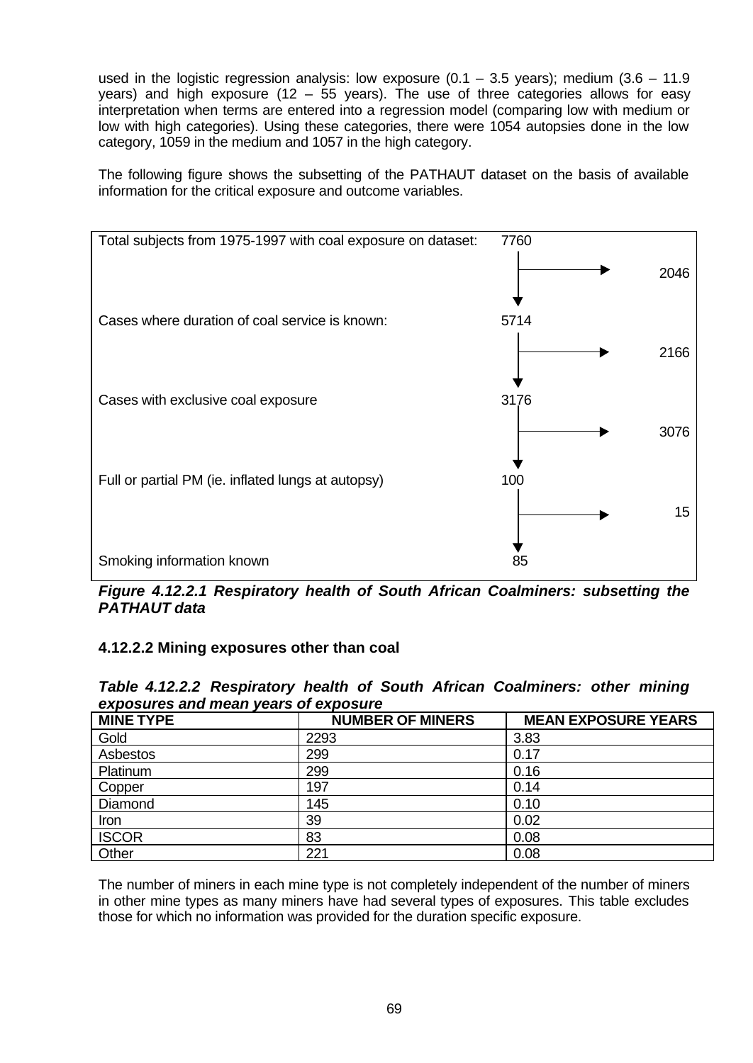used in the logistic regression analysis: low exposure (0.1 – 3.5 years); medium (3.6 – 11.9 years) and high exposure (12 – 55 years). The use of three categories allows for easy interpretation when terms are entered into a regression model (comparing low with medium or low with high categories). Using these categories, there were 1054 autopsies done in the low category, 1059 in the medium and 1057 in the high category.

The following figure shows the subsetting of the PATHAUT dataset on the basis of available information for the critical exposure and outcome variables.

| Step | Remaining | Excluded |
|---|---|---|
| Total subjects from 1975-1997 with coal exposure on dataset: | 7760 | |
| | | 2046 |
| Cases where duration of coal service is known: | 5714 | |
| | | 2166 |
| Cases with exclusive coal exposure | 3176 | |
| | | 3076 |
| Full or partial PM (ie. inflated lungs at autopsy) | 100 | |
| | | 15 |
| Smoking information known | 85 | |

***Figure 4.12.2.1 Respiratory health of South African Coalminers: subsetting the PATHAUT data***

### 4.12.2.2 Mining exposures other than coal

***Table 4.12.2.2 Respiratory health of South African Coalminers: other mining exposures and mean years of exposure***

| MINE TYPE | NUMBER OF MINERS | MEAN EXPOSURE YEARS |
|---|---|---|
| Gold | 2293 | 3.83 |
| Asbestos | 299 | 0.17 |
| Platinum | 299 | 0.16 |
| Copper | 197 | 0.14 |
| Diamond | 145 | 0.10 |
| Iron | 39 | 0.02 |
| ISCOR | 83 | 0.08 |
| Other | 221 | 0.08 |

The number of miners in each mine type is not completely independent of the number of miners in other mine types as many miners have had several types of exposures. This table excludes those for which no information was provided for the duration specific exposure.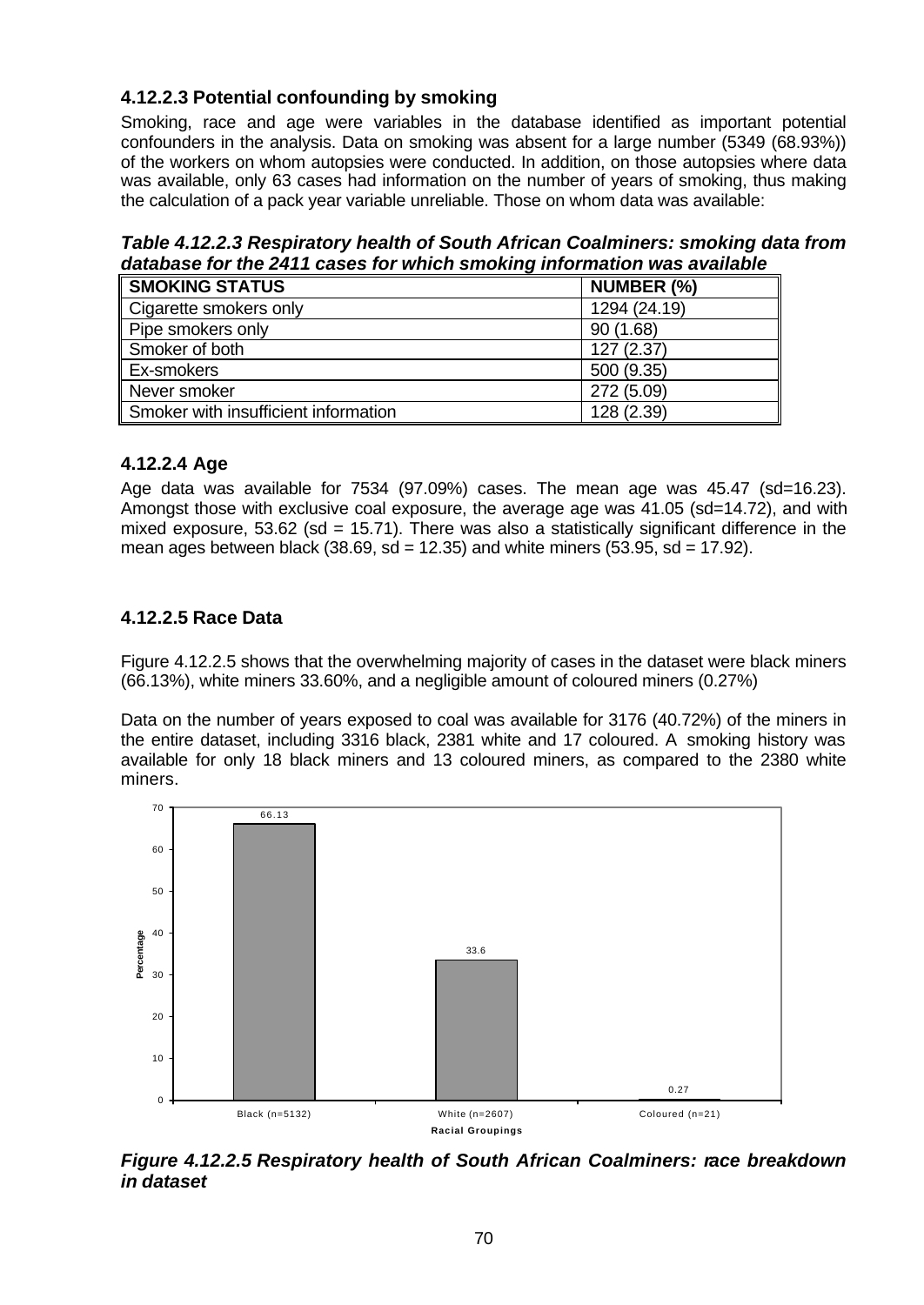### 4.12.2.3 Potential confounding by smoking

Smoking, race and age were variables in the database identified as important potential confounders in the analysis. Data on smoking was absent for a large number (5349 (68.93%)) of the workers on whom autopsies were conducted. In addition, on those autopsies where data was available, only 63 cases had information on the number of years of smoking, thus making the calculation of a pack year variable unreliable. Those on whom data was available:

***Table 4.12.2.3 Respiratory health of South African Coalminers: smoking data from database for the 2411 cases for which smoking information was available***

| SMOKING STATUS | NUMBER (%) |
|---|---|
| Cigarette smokers only | 1294 (24.19) |
| Pipe smokers only | 90 (1.68) |
| Smoker of both | 127 (2.37) |
| Ex-smokers | 500 (9.35) |
| Never smoker | 272 (5.09) |
| Smoker with insufficient information | 128 (2.39) |

### 4.12.2.4 Age

Age data was available for 7534 (97.09%) cases. The mean age was 45.47 (sd=16.23). Amongst those with exclusive coal exposure, the average age was 41.05 (sd=14.72), and with mixed exposure, 53.62 (sd = 15.71). There was also a statistically significant difference in the mean ages between black (38.69, sd = 12.35) and white miners (53.95, sd = 17.92).

### 4.12.2.5 Race Data

Figure 4.12.2.5 shows that the overwhelming majority of cases in the dataset were black miners (66.13%), white miners 33.60%, and a negligible amount of coloured miners (0.27%)

Data on the number of years exposed to coal was available for 3176 (40.72%) of the miners in the entire dataset, including 3316 black, 2381 white and 17 coloured. A smoking history was available for only 18 black miners and 13 coloured miners, as compared to the 2380 white miners.

***Figure 4.12.2.5 Respiratory health of South African Coalminers: race breakdown in dataset***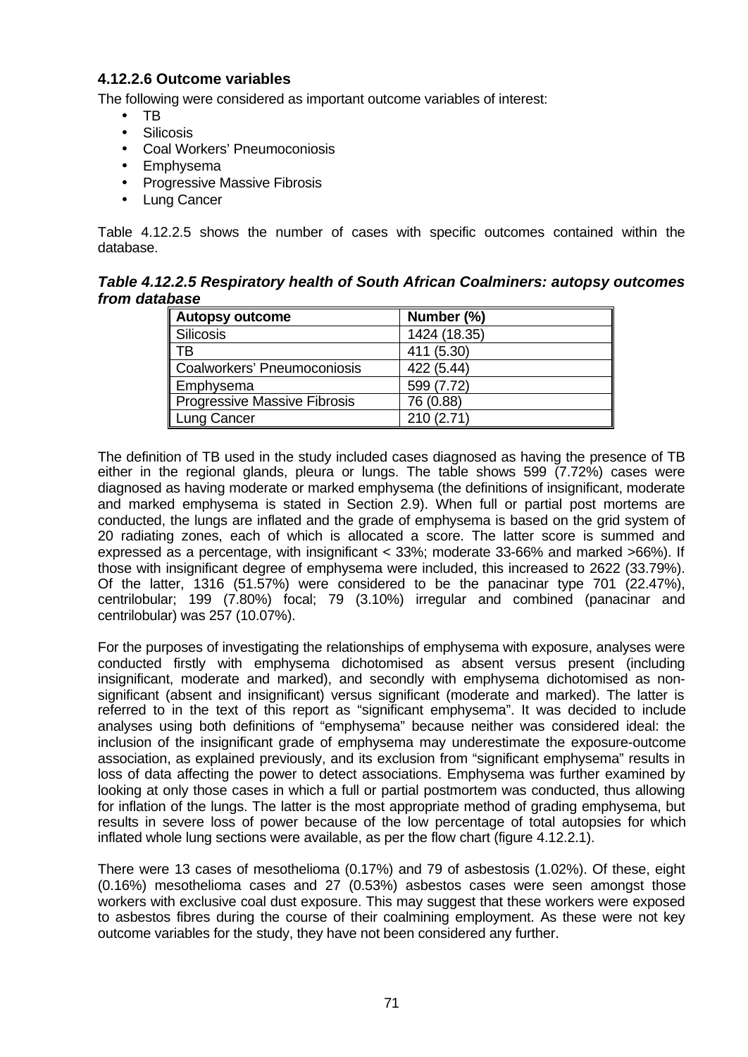### 4.12.2.6 Outcome variables

The following were considered as important outcome variables of interest:

- TB
- Silicosis
- Coal Workers' Pneumoconiosis
- Emphysema
- Progressive Massive Fibrosis
- Lung Cancer

Table 4.12.2.5 shows the number of cases with specific outcomes contained within the database.

***Table 4.12.2.5 Respiratory health of South African Coalminers: autopsy outcomes from database***

| Autopsy outcome | Number (%) |
|---|---|
| Silicosis | 1424 (18.35) |
| TB | 411 (5.30) |
| Coalworkers' Pneumoconiosis | 422 (5.44) |
| Emphysema | 599 (7.72) |
| Progressive Massive Fibrosis | 76 (0.88) |
| Lung Cancer | 210 (2.71) |

The definition of TB used in the study included cases diagnosed as having the presence of TB either in the regional glands, pleura or lungs. The table shows 599 (7.72%) cases were diagnosed as having moderate or marked emphysema (the definitions of insignificant, moderate and marked emphysema is stated in Section 2.9). When full or partial post mortems are conducted, the lungs are inflated and the grade of emphysema is based on the grid system of 20 radiating zones, each of which is allocated a score. The latter score is summed and expressed as a percentage, with insignificant < 33%; moderate 33-66% and marked >66%). If those with insignificant degree of emphysema were included, this increased to 2622 (33.79%). Of the latter, 1316 (51.57%) were considered to be the panacinar type 701 (22.47%), centrilobular; 199 (7.80%) focal; 79 (3.10%) irregular and combined (panacinar and centrilobular) was 257 (10.07%).

For the purposes of investigating the relationships of emphysema with exposure, analyses were conducted firstly with emphysema dichotomised as absent versus present (including insignificant, moderate and marked), and secondly with emphysema dichotomised as non-significant (absent and insignificant) versus significant (moderate and marked). The latter is referred to in the text of this report as "significant emphysema". It was decided to include analyses using both definitions of "emphysema" because neither was considered ideal: the inclusion of the insignificant grade of emphysema may underestimate the exposure-outcome association, as explained previously, and its exclusion from "significant emphysema" results in loss of data affecting the power to detect associations. Emphysema was further examined by looking at only those cases in which a full or partial postmortem was conducted, thus allowing for inflation of the lungs. The latter is the most appropriate method of grading emphysema, but results in severe loss of power because of the low percentage of total autopsies for which inflated whole lung sections were available, as per the flow chart (figure 4.12.2.1).

There were 13 cases of mesothelioma (0.17%) and 79 of asbestosis (1.02%). Of these, eight (0.16%) mesothelioma cases and 27 (0.53%) asbestos cases were seen amongst those workers with exclusive coal dust exposure. This may suggest that these workers were exposed to asbestos fibres during the course of their coalmining employment. As these were not key outcome variables for the study, they have not been considered any further.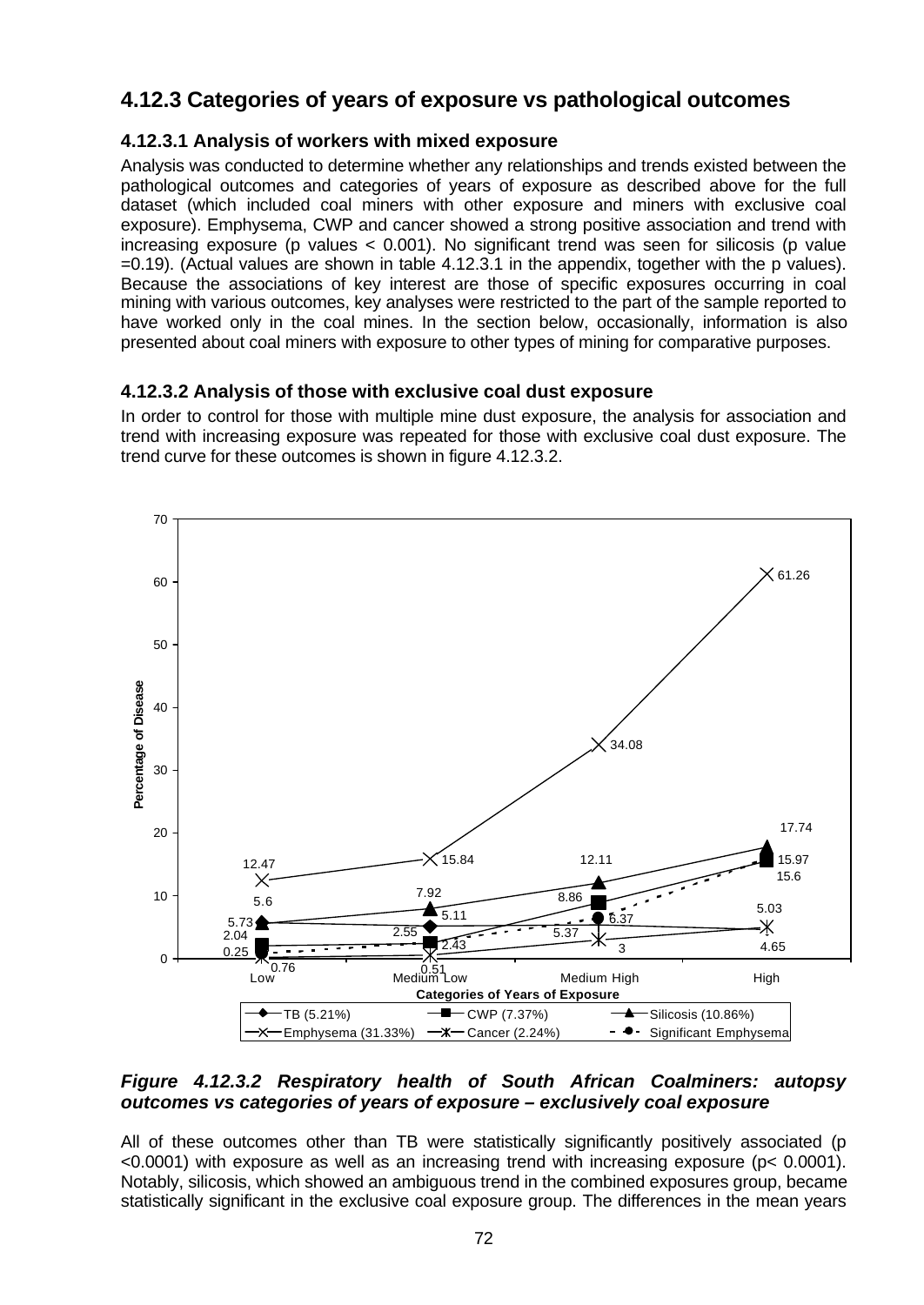## 4.12.3 Categories of years of exposure vs pathological outcomes

### 4.12.3.1 Analysis of workers with mixed exposure

Analysis was conducted to determine whether any relationships and trends existed between the pathological outcomes and categories of years of exposure as described above for the full dataset (which included coal miners with other exposure and miners with exclusive coal exposure). Emphysema, CWP and cancer showed a strong positive association and trend with increasing exposure (p values < 0.001). No significant trend was seen for silicosis (p value =0.19). (Actual values are shown in table 4.12.3.1 in the appendix, together with the p values). Because the associations of key interest are those of specific exposures occurring in coal mining with various outcomes, key analyses were restricted to the part of the sample reported to have worked only in the coal mines. In the section below, occasionally, information is also presented about coal miners with exposure to other types of mining for comparative purposes.

### 4.12.3.2 Analysis of those with exclusive coal dust exposure

In order to control for those with multiple mine dust exposure, the analysis for association and trend with increasing exposure was repeated for those with exclusive coal dust exposure. The trend curve for these outcomes is shown in figure 4.12.3.2.

***Figure 4.12.3.2 Respiratory health of South African Coalminers: autopsy outcomes vs categories of years of exposure – exclusively coal exposure***

All of these outcomes other than TB were statistically significantly positively associated (p <0.0001) with exposure as well as an increasing trend with increasing exposure (p< 0.0001). Notably, silicosis, which showed an ambiguous trend in the combined exposures group, became statistically significant in the exclusive coal exposure group. The differences in the mean years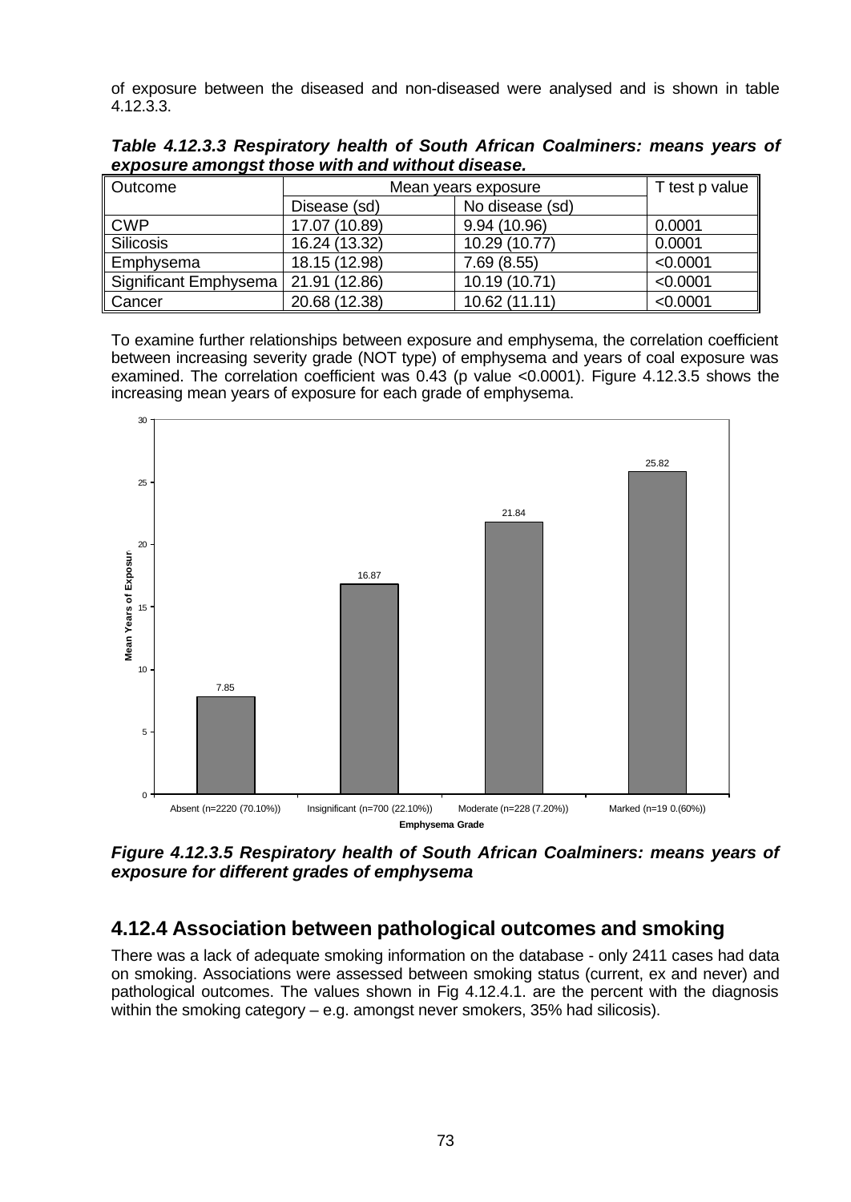of exposure between the diseased and non-diseased were analysed and is shown in table 4.12.3.3.

***Table 4.12.3.3 Respiratory health of South African Coalminers: means years of exposure amongst those with and without disease.***

| Outcome | Mean years exposure | | T test p value |
|---|---|---|---|
| | Disease (sd) | No disease (sd) | |
| CWP | 17.07 (10.89) | 9.94 (10.96) | 0.0001 |
| Silicosis | 16.24 (13.32) | 10.29 (10.77) | 0.0001 |
| Emphysema | 18.15 (12.98) | 7.69 (8.55) | <0.0001 |
| Significant Emphysema | 21.91 (12.86) | 10.19 (10.71) | <0.0001 |
| Cancer | 20.68 (12.38) | 10.62 (11.11) | <0.0001 |

To examine further relationships between exposure and emphysema, the correlation coefficient between increasing severity grade (NOT type) of emphysema and years of coal exposure was examined. The correlation coefficient was 0.43 (p value <0.0001). Figure 4.12.3.5 shows the increasing mean years of exposure for each grade of emphysema.

| Emphysema Grade | Mean Years of Exposure |
|---|---|
| Absent (n=2220 (70.10%)) | 7.85 |
| Insignificant (n=700 (22.10%)) | 16.87 |
| Moderate (n=228 (7.20%)) | 21.84 |
| Marked (n=19 0.(60%)) | 25.82 |

***Figure 4.12.3.5 Respiratory health of South African Coalminers: means years of exposure for different grades of emphysema***

## 4.12.4 Association between pathological outcomes and smoking

There was a lack of adequate smoking information on the database - only 2411 cases had data on smoking. Associations were assessed between smoking status (current, ex and never) and pathological outcomes. The values shown in Fig 4.12.4.1. are the percent with the diagnosis within the smoking category – e.g. amongst never smokers, 35% had silicosis).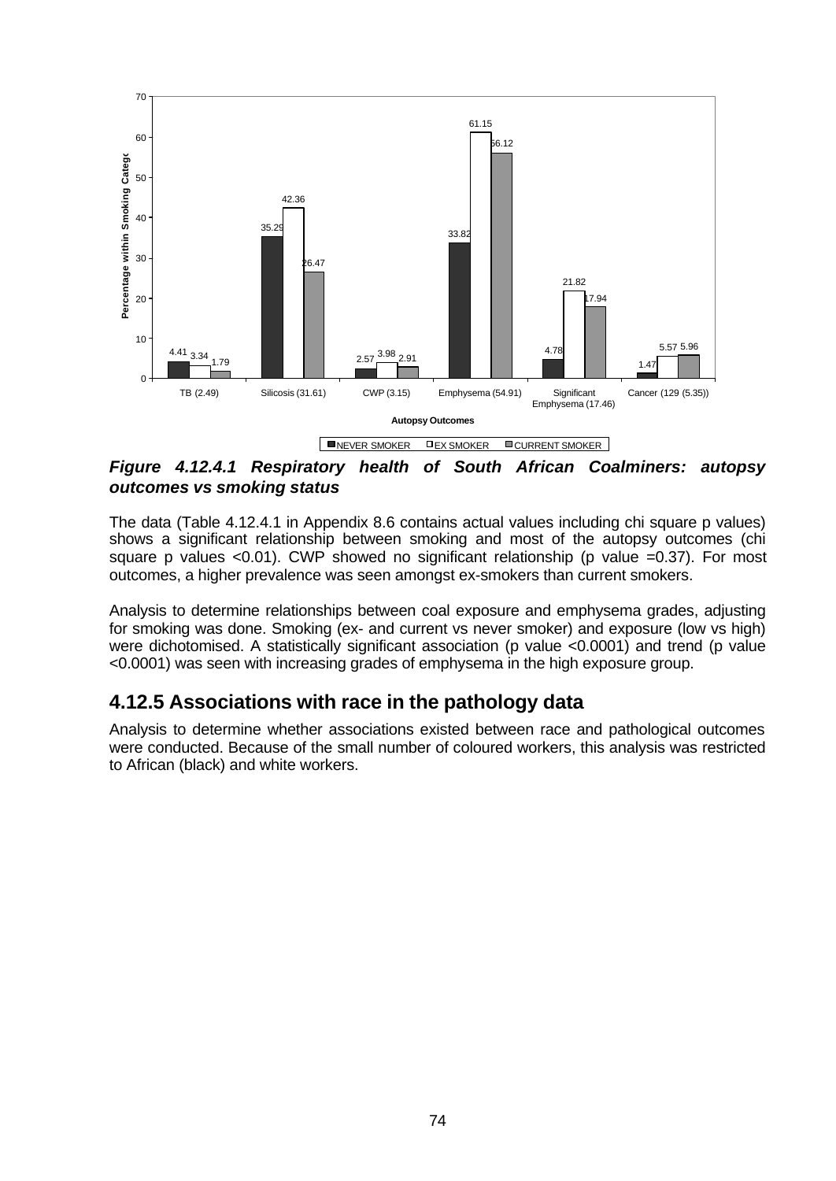**Figure 4.12.4.1 Respiratory health of South African Coalminers: autopsy outcomes vs smoking status**

The data (Table 4.12.4.1 in Appendix 8.6 contains actual values including chi square p values) shows a significant relationship between smoking and most of the autopsy outcomes (chi square p values <0.01). CWP showed no significant relationship (p value =0.37). For most outcomes, a higher prevalence was seen amongst ex-smokers than current smokers.

Analysis to determine relationships between coal exposure and emphysema grades, adjusting for smoking was done. Smoking (ex- and current vs never smoker) and exposure (low vs high) were dichotomised. A statistically significant association (p value <0.0001) and trend (p value <0.0001) was seen with increasing grades of emphysema in the high exposure group.

## 4.12.5 Associations with race in the pathology data

Analysis to determine whether associations existed between race and pathological outcomes were conducted. Because of the small number of coloured workers, this analysis was restricted to African (black) and white workers.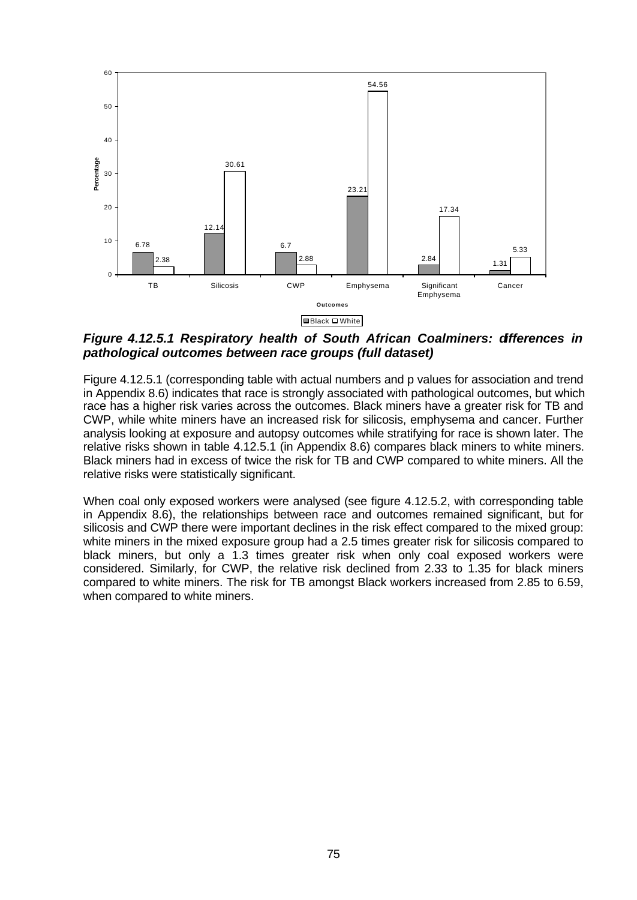**Figure 4.12.5.1 Respiratory health of South African Coalminers: differences in pathological outcomes between race groups (full dataset)**

| Outcomes | Black | White |
|---|---|---|
| TB | 6.78 | 2.38 |
| Silicosis | 12.14 | 30.61 |
| CWP | 6.7 | 2.88 |
| Emphysema | 23.21 | 54.56 |
| Significant Emphysema | 2.84 | 17.34 |
| Cancer | 1.31 | 5.33 |

Figure 4.12.5.1 (corresponding table with actual numbers and p values for association and trend in Appendix 8.6) indicates that race is strongly associated with pathological outcomes, but which race has a higher risk varies across the outcomes. Black miners have a greater risk for TB and CWP, while white miners have an increased risk for silicosis, emphysema and cancer. Further analysis looking at exposure and autopsy outcomes while stratifying for race is shown later. The relative risks shown in table 4.12.5.1 (in Appendix 8.6) compares black miners to white miners. Black miners had in excess of twice the risk for TB and CWP compared to white miners. All the relative risks were statistically significant.

When coal only exposed workers were analysed (see figure 4.12.5.2, with corresponding table in Appendix 8.6), the relationships between race and outcomes remained significant, but for silicosis and CWP there were important declines in the risk effect compared to the mixed group: white miners in the mixed exposure group had a 2.5 times greater risk for silicosis compared to black miners, but only a 1.3 times greater risk when only coal exposed workers were considered. Similarly, for CWP, the relative risk declined from 2.33 to 1.35 for black miners compared to white miners. The risk for TB amongst Black workers increased from 2.85 to 6.59, when compared to white miners.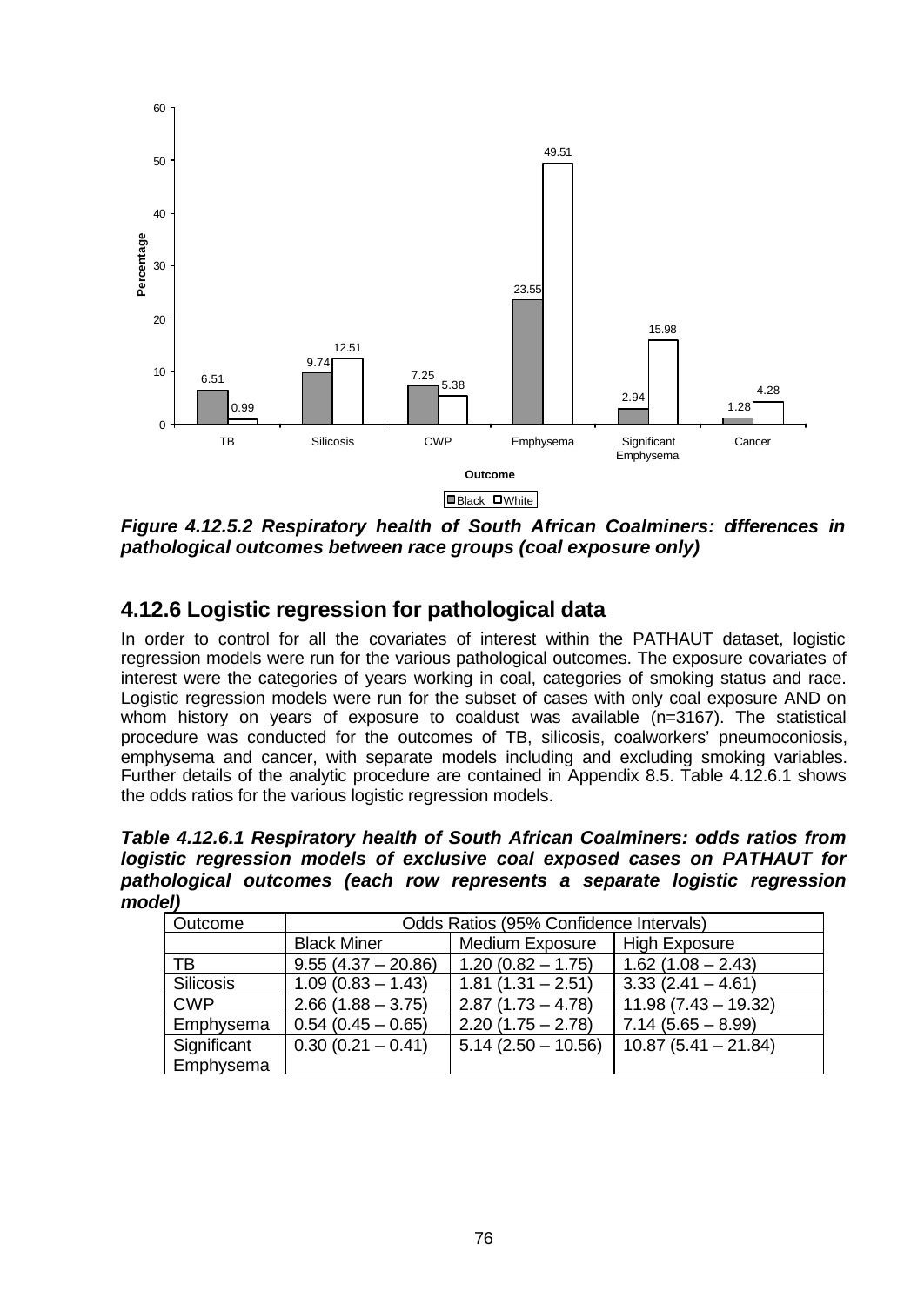*Figure 4.12.5.2 Respiratory health of South African Coalminers: differences in pathological outcomes between race groups (coal exposure only)*

## 4.12.6 Logistic regression for pathological data

In order to control for all the covariates of interest within the PATHAUT dataset, logistic regression models were run for the various pathological outcomes. The exposure covariates of interest were the categories of years working in coal, categories of smoking status and race. Logistic regression models were run for the subset of cases with only coal exposure AND on whom history on years of exposure to coaldust was available (n=3167). The statistical procedure was conducted for the outcomes of TB, silicosis, coalworkers' pneumoconiosis, emphysema and cancer, with separate models including and excluding smoking variables. Further details of the analytic procedure are contained in Appendix 8.5. Table 4.12.6.1 shows the odds ratios for the various logistic regression models.

***Table 4.12.6.1 Respiratory health of South African Coalminers: odds ratios from logistic regression models of exclusive coal exposed cases on PATHAUT for pathological outcomes (each row represents a separate logistic regression model)***

| Outcome | Odds Ratios (95% Confidence Intervals) | | |
|---|---|---|---|
| | Black Miner | Medium Exposure | High Exposure |
| TB | 9.55 (4.37 – 20.86) | 1.20 (0.82 – 1.75) | 1.62 (1.08 – 2.43) |
| Silicosis | 1.09 (0.83 – 1.43) | 1.81 (1.31 – 2.51) | 3.33 (2.41 – 4.61) |
| CWP | 2.66 (1.88 – 3.75) | 2.87 (1.73 – 4.78) | 11.98 (7.43 – 19.32) |
| Emphysema | 0.54 (0.45 – 0.65) | 2.20 (1.75 – 2.78) | 7.14 (5.65 – 8.99) |
| Significant Emphysema | 0.30 (0.21 – 0.41) | 5.14 (2.50 – 10.56) | 10.87 (5.41 – 21.84) |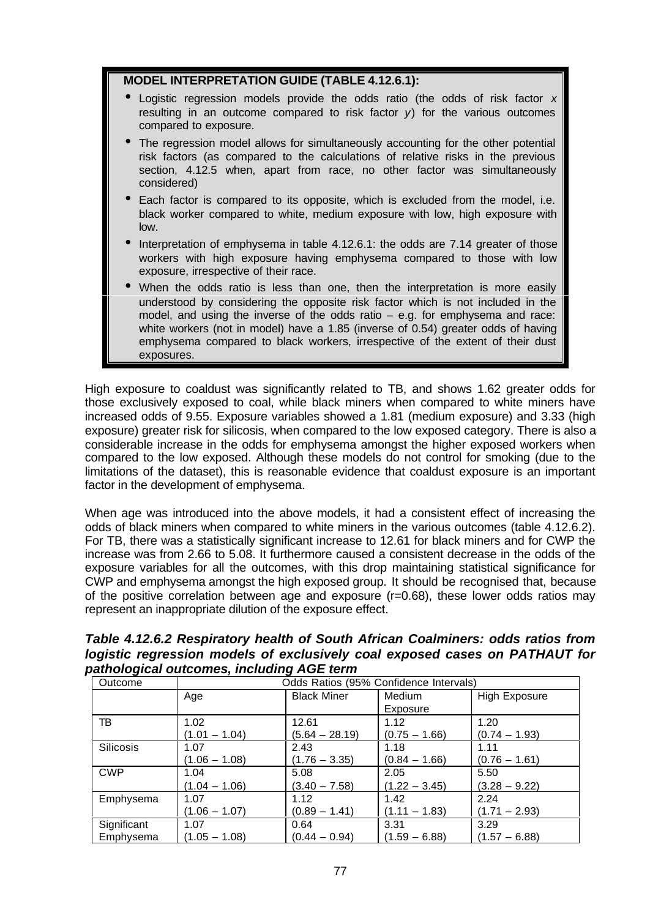**MODEL INTERPRETATION GUIDE (TABLE 4.12.6.1):**

- Logistic regression models provide the odds ratio (the odds of risk factor *x* resulting in an outcome compared to risk factor *y*) for the various outcomes compared to exposure.
- The regression model allows for simultaneously accounting for the other potential risk factors (as compared to the calculations of relative risks in the previous section, 4.12.5 when, apart from race, no other factor was simultaneously considered)
- Each factor is compared to its opposite, which is excluded from the model, i.e. black worker compared to white, medium exposure with low, high exposure with low.
- Interpretation of emphysema in table 4.12.6.1: the odds are 7.14 greater of those workers with high exposure having emphysema compared to those with low exposure, irrespective of their race.
- When the odds ratio is less than one, then the interpretation is more easily understood by considering the opposite risk factor which is not included in the model, and using the inverse of the odds ratio – e.g. for emphysema and race: white workers (not in model) have a 1.85 (inverse of 0.54) greater odds of having emphysema compared to black workers, irrespective of the extent of their dust exposures.

High exposure to coaldust was significantly related to TB, and shows 1.62 greater odds for those exclusively exposed to coal, while black miners when compared to white miners have increased odds of 9.55. Exposure variables showed a 1.81 (medium exposure) and 3.33 (high exposure) greater risk for silicosis, when compared to the low exposed category. There is also a considerable increase in the odds for emphysema amongst the higher exposed workers when compared to the low exposed. Although these models do not control for smoking (due to the limitations of the dataset), this is reasonable evidence that coaldust exposure is an important factor in the development of emphysema.

When age was introduced into the above models, it had a consistent effect of increasing the odds of black miners when compared to white miners in the various outcomes (table 4.12.6.2). For TB, there was a statistically significant increase to 12.61 for black miners and for CWP the increase was from 2.66 to 5.08. It furthermore caused a consistent decrease in the odds of the exposure variables for all the outcomes, with this drop maintaining statistical significance for CWP and emphysema amongst the high exposed group. It should be recognised that, because of the positive correlation between age and exposure (r=0.68), these lower odds ratios may represent an inappropriate dilution of the exposure effect.

***Table 4.12.6.2 Respiratory health of South African Coalminers: odds ratios from logistic regression models of exclusively coal exposed cases on PATHAUT for pathological outcomes, including AGE term***

| Outcome | Odds Ratios (95% Confidence Intervals) | | | |
|---|---|---|---|---|
| | Age | Black Miner | Medium Exposure | High Exposure |
| TB | 1.02 (1.01 – 1.04) | 12.61 (5.64 – 28.19) | 1.12 (0.75 – 1.66) | 1.20 (0.74 – 1.93) |
| Silicosis | 1.07 (1.06 – 1.08) | 2.43 (1.76 – 3.35) | 1.18 (0.84 – 1.66) | 1.11 (0.76 – 1.61) |
| CWP | 1.04 (1.04 – 1.06) | 5.08 (3.40 – 7.58) | 2.05 (1.22 – 3.45) | 5.50 (3.28 – 9.22) |
| Emphysema | 1.07 (1.06 – 1.07) | 1.12 (0.89 – 1.41) | 1.42 (1.11 – 1.83) | 2.24 (1.71 – 2.93) |
| Significant Emphysema | 1.07 (1.05 – 1.08) | 0.64 (0.44 – 0.94) | 3.31 (1.59 – 6.88) | 3.29 (1.57 – 6.88) |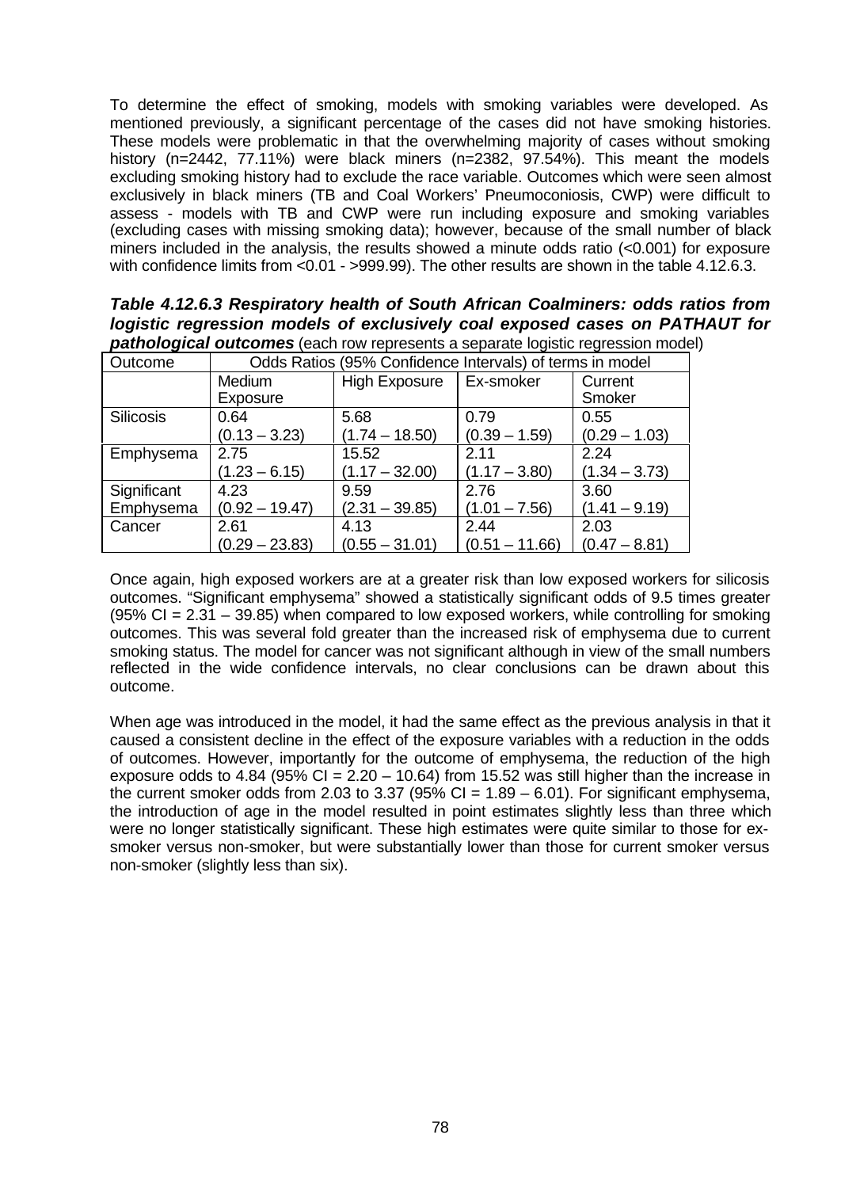To determine the effect of smoking, models with smoking variables were developed. As mentioned previously, a significant percentage of the cases did not have smoking histories. These models were problematic in that the overwhelming majority of cases without smoking history (n=2442, 77.11%) were black miners (n=2382, 97.54%). This meant the models excluding smoking history had to exclude the race variable. Outcomes which were seen almost exclusively in black miners (TB and Coal Workers' Pneumoconiosis, CWP) were difficult to assess - models with TB and CWP were run including exposure and smoking variables (excluding cases with missing smoking data); however, because of the small number of black miners included in the analysis, the results showed a minute odds ratio (<0.001) for exposure with confidence limits from <0.01 - >999.99). The other results are shown in the table 4.12.6.3.

***Table 4.12.6.3 Respiratory health of South African Coalminers: odds ratios from logistic regression models of exclusively coal exposed cases on PATHAUT for pathological outcomes*** (each row represents a separate logistic regression model)

| Outcome | Odds Ratios (95% Confidence Intervals) of terms in model | | | |
|---|---|---|---|---|
| | Medium Exposure | High Exposure | Ex-smoker | Current Smoker |
| Silicosis | 0.64 (0.13 – 3.23) | 5.68 (1.74 – 18.50) | 0.79 (0.39 – 1.59) | 0.55 (0.29 – 1.03) |
| Emphysema | 2.75 (1.23 – 6.15) | 15.52 (1.17 – 32.00) | 2.11 (1.17 – 3.80) | 2.24 (1.34 – 3.73) |
| Significant Emphysema | 4.23 (0.92 – 19.47) | 9.59 (2.31 – 39.85) | 2.76 (1.01 – 7.56) | 3.60 (1.41 – 9.19) |
| Cancer | 2.61 (0.29 – 23.83) | 4.13 (0.55 – 31.01) | 2.44 (0.51 – 11.66) | 2.03 (0.47 – 8.81) |

Once again, high exposed workers are at a greater risk than low exposed workers for silicosis outcomes. "Significant emphysema" showed a statistically significant odds of 9.5 times greater (95% CI = 2.31 – 39.85) when compared to low exposed workers, while controlling for smoking outcomes. This was several fold greater than the increased risk of emphysema due to current smoking status. The model for cancer was not significant although in view of the small numbers reflected in the wide confidence intervals, no clear conclusions can be drawn about this outcome.

When age was introduced in the model, it had the same effect as the previous analysis in that it caused a consistent decline in the effect of the exposure variables with a reduction in the odds of outcomes. However, importantly for the outcome of emphysema, the reduction of the high exposure odds to 4.84 (95% CI = 2.20 – 10.64) from 15.52 was still higher than the increase in the current smoker odds from 2.03 to 3.37 (95% CI = 1.89 – 6.01). For significant emphysema, the introduction of age in the model resulted in point estimates slightly less than three which were no longer statistically significant. These high estimates were quite similar to those for ex-smoker versus non-smoker, but were substantially lower than those for current smoker versus non-smoker (slightly less than six).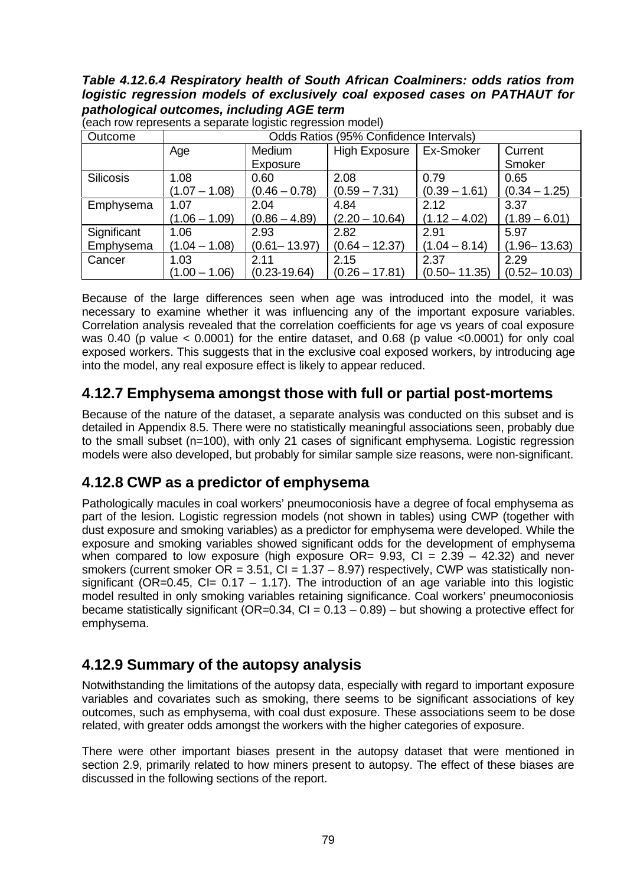***Table 4.12.6.4 Respiratory health of South African Coalminers: odds ratios from logistic regression models of exclusively coal exposed cases on PATHAUT for pathological outcomes, including AGE term***

(each row represents a separate logistic regression model)

| Outcome | Odds Ratios (95% Confidence Intervals) | | | | |
|---|---|---|---|---|---|
| | Age | Medium Exposure | High Exposure | Ex-Smoker | Current Smoker |
| Silicosis | 1.08 (1.07 – 1.08) | 0.60 (0.46 – 0.78) | 2.08 (0.59 – 7.31) | 0.79 (0.39 – 1.61) | 0.65 (0.34 – 1.25) |
| Emphysema | 1.07 (1.06 – 1.09) | 2.04 (0.86 – 4.89) | 4.84 (2.20 – 10.64) | 2.12 (1.12 – 4.02) | 3.37 (1.89 – 6.01) |
| Significant Emphysema | 1.06 (1.04 – 1.08) | 2.93 (0.61– 13.97) | 2.82 (0.64 – 12.37) | 2.91 (1.04 – 8.14) | 5.97 (1.96– 13.63) |
| Cancer | 1.03 (1.00 – 1.06) | 2.11 (0.23-19.64) | 2.15 (0.26 – 17.81) | 2.37 (0.50– 11.35) | 2.29 (0.52– 10.03) |

Because of the large differences seen when age was introduced into the model, it was necessary to examine whether it was influencing any of the important exposure variables. Correlation analysis revealed that the correlation coefficients for age vs years of coal exposure was 0.40 (p value < 0.0001) for the entire dataset, and 0.68 (p value <0.0001) for only coal exposed workers. This suggests that in the exclusive coal exposed workers, by introducing age into the model, any real exposure effect is likely to appear reduced.

## 4.12.7 Emphysema amongst those with full or partial post-mortems

Because of the nature of the dataset, a separate analysis was conducted on this subset and is detailed in Appendix 8.5. There were no statistically meaningful associations seen, probably due to the small subset (n=100), with only 21 cases of significant emphysema. Logistic regression models were also developed, but probably for similar sample size reasons, were non-significant.

## 4.12.8 CWP as a predictor of emphysema

Pathologically macules in coal workers' pneumoconiosis have a degree of focal emphysema as part of the lesion. Logistic regression models (not shown in tables) using CWP (together with dust exposure and smoking variables) as a predictor for emphysema were developed. While the exposure and smoking variables showed significant odds for the development of emphysema when compared to low exposure (high exposure OR= 9.93, CI = 2.39 – 42.32) and never smokers (current smoker OR = 3.51, CI = 1.37 – 8.97) respectively, CWP was statistically non-significant (OR=0.45, CI= 0.17 – 1.17). The introduction of an age variable into this logistic model resulted in only smoking variables retaining significance. Coal workers' pneumoconiosis became statistically significant (OR=0.34, CI = 0.13 – 0.89) – but showing a protective effect for emphysema.

## 4.12.9 Summary of the autopsy analysis

Notwithstanding the limitations of the autopsy data, especially with regard to important exposure variables and covariates such as smoking, there seems to be significant associations of key outcomes, such as emphysema, with coal dust exposure. These associations seem to be dose related, with greater odds amongst the workers with the higher categories of exposure.

There were other important biases present in the autopsy dataset that were mentioned in section 2.9, primarily related to how miners present to autopsy. The effect of these biases are discussed in the following sections of the report.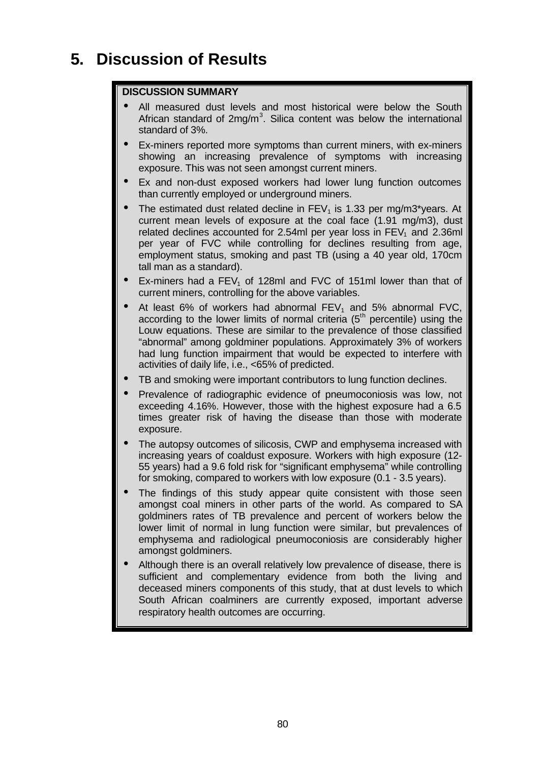# 5. Discussion of Results

**DISCUSSION SUMMARY**

- All measured dust levels and most historical were below the South African standard of 2mg/$m^3$. Silica content was below the international standard of 3%.
- Ex-miners reported more symptoms than current miners, with ex-miners showing an increasing prevalence of symptoms with increasing exposure. This was not seen amongst current miners.
- Ex and non-dust exposed workers had lower lung function outcomes than currently employed or underground miners.
- The estimated dust related decline in $FEV_1$ is 1.33 per mg/m3*years. At current mean levels of exposure at the coal face (1.91 mg/m3), dust related declines accounted for 2.54ml per year loss in $FEV_1$ and 2.36ml per year of FVC while controlling for declines resulting from age, employment status, smoking and past TB (using a 40 year old, 170cm tall man as a standard).
- Ex-miners had a $FEV_1$ of 128ml and FVC of 151ml lower than that of current miners, controlling for the above variables.
- At least 6% of workers had abnormal $FEV_1$ and 5% abnormal FVC, according to the lower limits of normal criteria ($5^{th}$ percentile) using the Louw equations. These are similar to the prevalence of those classified "abnormal" among goldminer populations. Approximately 3% of workers had lung function impairment that would be expected to interfere with activities of daily life, i.e., <65% of predicted.
- TB and smoking were important contributors to lung function declines.
- Prevalence of radiographic evidence of pneumoconiosis was low, not exceeding 4.16%. However, those with the highest exposure had a 6.5 times greater risk of having the disease than those with moderate exposure.
- The autopsy outcomes of silicosis, CWP and emphysema increased with increasing years of coaldust exposure. Workers with high exposure (12-55 years) had a 9.6 fold risk for "significant emphysema" while controlling for smoking, compared to workers with low exposure (0.1 - 3.5 years).
- The findings of this study appear quite consistent with those seen amongst coal miners in other parts of the world. As compared to SA goldminers rates of TB prevalence and percent of workers below the lower limit of normal in lung function were similar, but prevalences of emphysema and radiological pneumoconiosis are considerably higher amongst goldminers.
- Although there is an overall relatively low prevalence of disease, there is sufficient and complementary evidence from both the living and deceased miners components of this study, that at dust levels to which South African coalminers are currently exposed, important adverse respiratory health outcomes are occurring.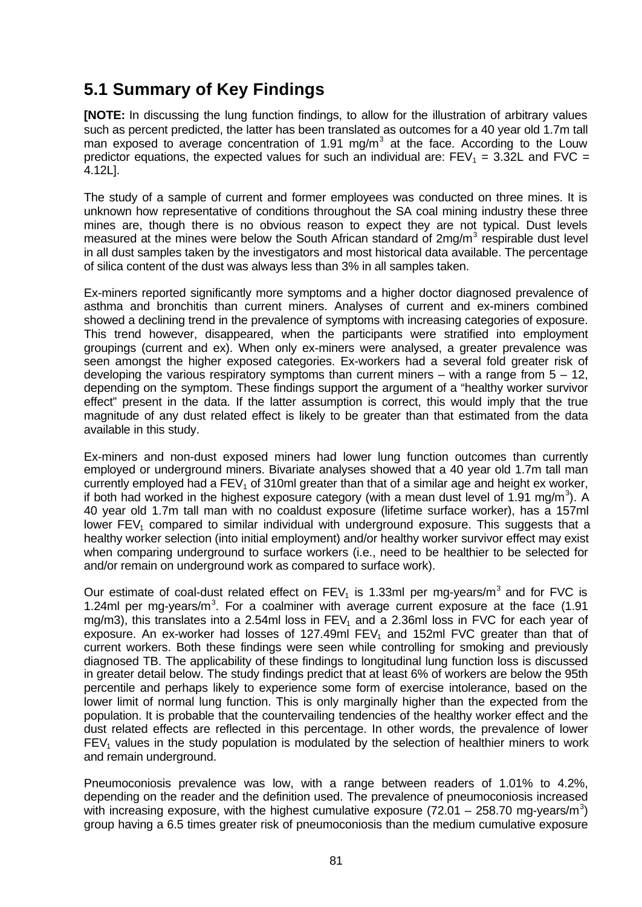## 5.1 Summary of Key Findings

**[NOTE:** In discussing the lung function findings, to allow for the illustration of arbitrary values such as percent predicted, the latter has been translated as outcomes for a 40 year old 1.7m tall man exposed to average concentration of 1.91 mg/m$^3$ at the face. According to the Louw predictor equations, the expected values for such an individual are: $FEV_1$ = 3.32L and FVC = 4.12L].

The study of a sample of current and former employees was conducted on three mines. It is unknown how representative of conditions throughout the SA coal mining industry these three mines are, though there is no obvious reason to expect they are not typical. Dust levels measured at the mines were below the South African standard of 2mg/m$^3$ respirable dust level in all dust samples taken by the investigators and most historical data available. The percentage of silica content of the dust was always less than 3% in all samples taken.

Ex-miners reported significantly more symptoms and a higher doctor diagnosed prevalence of asthma and bronchitis than current miners. Analyses of current and ex-miners combined showed a declining trend in the prevalence of symptoms with increasing categories of exposure. This trend however, disappeared, when the participants were stratified into employment groupings (current and ex). When only ex-miners were analysed, a greater prevalence was seen amongst the higher exposed categories. Ex-workers had a several fold greater risk of developing the various respiratory symptoms than current miners – with a range from 5 – 12, depending on the symptom. These findings support the argument of a "healthy worker survivor effect" present in the data. If the latter assumption is correct, this would imply that the true magnitude of any dust related effect is likely to be greater than that estimated from the data available in this study.

Ex-miners and non-dust exposed miners had lower lung function outcomes than currently employed or underground miners. Bivariate analyses showed that a 40 year old 1.7m tall man currently employed had a $FEV_1$ of 310ml greater than that of a similar age and height ex worker, if both had worked in the highest exposure category (with a mean dust level of 1.91 mg/m$^3$). A 40 year old 1.7m tall man with no coaldust exposure (lifetime surface worker), has a 157ml lower $FEV_1$ compared to similar individual with underground exposure. This suggests that a healthy worker selection (into initial employment) and/or healthy worker survivor effect may exist when comparing underground to surface workers (i.e., need to be healthier to be selected for and/or remain on underground work as compared to surface work).

Our estimate of coal-dust related effect on $FEV_1$ is 1.33ml per mg-years/m$^3$ and for FVC is 1.24ml per mg-years/m$^3$. For a coalminer with average current exposure at the face (1.91 mg/m3), this translates into a 2.54ml loss in $FEV_1$ and a 2.36ml loss in FVC for each year of exposure. An ex-worker had losses of 127.49ml $FEV_1$ and 152ml FVC greater than that of current workers. Both these findings were seen while controlling for smoking and previously diagnosed TB. The applicability of these findings to longitudinal lung function loss is discussed in greater detail below. The study findings predict that at least 6% of workers are below the 95th percentile and perhaps likely to experience some form of exercise intolerance, based on the lower limit of normal lung function. This is only marginally higher than the expected from the population. It is probable that the countervailing tendencies of the healthy worker effect and the dust related effects are reflected in this percentage. In other words, the prevalence of lower $FEV_1$ values in the study population is modulated by the selection of healthier miners to work and remain underground.

Pneumoconiosis prevalence was low, with a range between readers of 1.01% to 4.2%, depending on the reader and the definition used. The prevalence of pneumoconiosis increased with increasing exposure, with the highest cumulative exposure (72.01 – 258.70 mg-years/m$^3$) group having a 6.5 times greater risk of pneumoconiosis than the medium cumulative exposure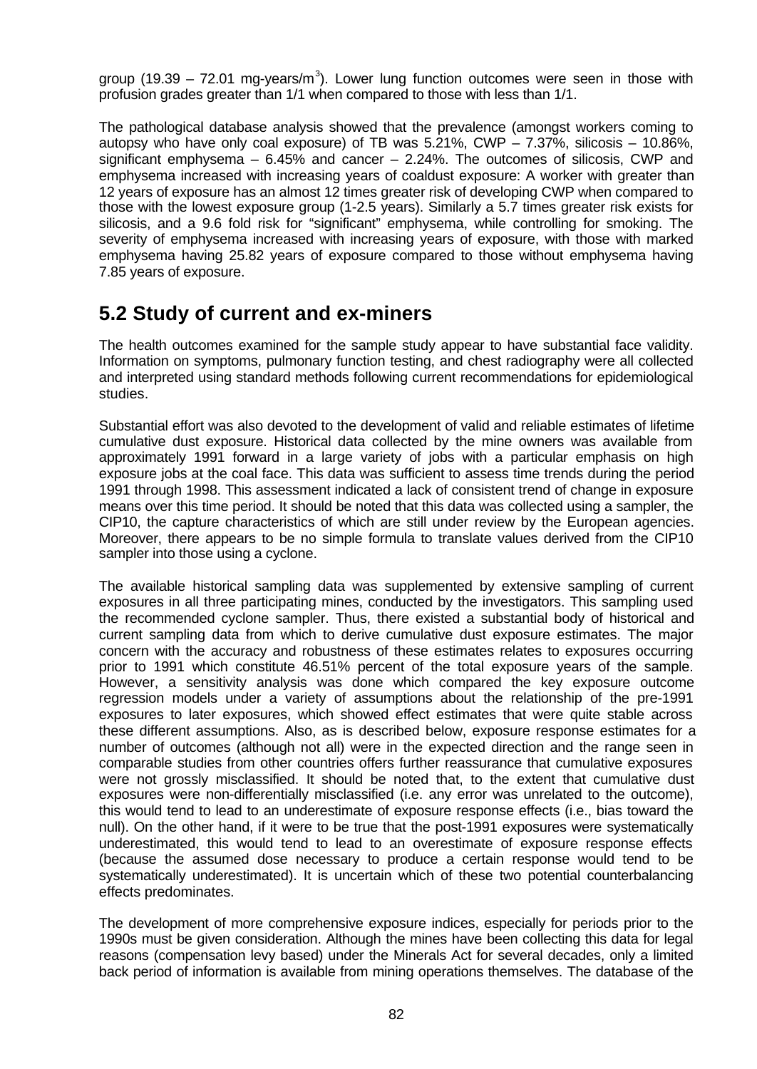group (19.39 – 72.01 mg-years/m$^3$). Lower lung function outcomes were seen in those with profusion grades greater than 1/1 when compared to those with less than 1/1.

The pathological database analysis showed that the prevalence (amongst workers coming to autopsy who have only coal exposure) of TB was 5.21%, CWP – 7.37%, silicosis – 10.86%, significant emphysema – 6.45% and cancer – 2.24%. The outcomes of silicosis, CWP and emphysema increased with increasing years of coaldust exposure: A worker with greater than 12 years of exposure has an almost 12 times greater risk of developing CWP when compared to those with the lowest exposure group (1-2.5 years). Similarly a 5.7 times greater risk exists for silicosis, and a 9.6 fold risk for "significant" emphysema, while controlling for smoking. The severity of emphysema increased with increasing years of exposure, with those with marked emphysema having 25.82 years of exposure compared to those without emphysema having 7.85 years of exposure.

## 5.2 Study of current and ex-miners

The health outcomes examined for the sample study appear to have substantial face validity. Information on symptoms, pulmonary function testing, and chest radiography were all collected and interpreted using standard methods following current recommendations for epidemiological studies.

Substantial effort was also devoted to the development of valid and reliable estimates of lifetime cumulative dust exposure. Historical data collected by the mine owners was available from approximately 1991 forward in a large variety of jobs with a particular emphasis on high exposure jobs at the coal face. This data was sufficient to assess time trends during the period 1991 through 1998. This assessment indicated a lack of consistent trend of change in exposure means over this time period. It should be noted that this data was collected using a sampler, the CIP10, the capture characteristics of which are still under review by the European agencies. Moreover, there appears to be no simple formula to translate values derived from the CIP10 sampler into those using a cyclone.

The available historical sampling data was supplemented by extensive sampling of current exposures in all three participating mines, conducted by the investigators. This sampling used the recommended cyclone sampler. Thus, there existed a substantial body of historical and current sampling data from which to derive cumulative dust exposure estimates. The major concern with the accuracy and robustness of these estimates relates to exposures occurring prior to 1991 which constitute 46.51% percent of the total exposure years of the sample. However, a sensitivity analysis was done which compared the key exposure outcome regression models under a variety of assumptions about the relationship of the pre-1991 exposures to later exposures, which showed effect estimates that were quite stable across these different assumptions. Also, as is described below, exposure response estimates for a number of outcomes (although not all) were in the expected direction and the range seen in comparable studies from other countries offers further reassurance that cumulative exposures were not grossly misclassified. It should be noted that, to the extent that cumulative dust exposures were non-differentially misclassified (i.e. any error was unrelated to the outcome), this would tend to lead to an underestimate of exposure response effects (i.e., bias toward the null). On the other hand, if it were to be true that the post-1991 exposures were systematically underestimated, this would tend to lead to an overestimate of exposure response effects (because the assumed dose necessary to produce a certain response would tend to be systematically underestimated). It is uncertain which of these two potential counterbalancing effects predominates.

The development of more comprehensive exposure indices, especially for periods prior to the 1990s must be given consideration. Although the mines have been collecting this data for legal reasons (compensation levy based) under the Minerals Act for several decades, only a limited back period of information is available from mining operations themselves. The database of the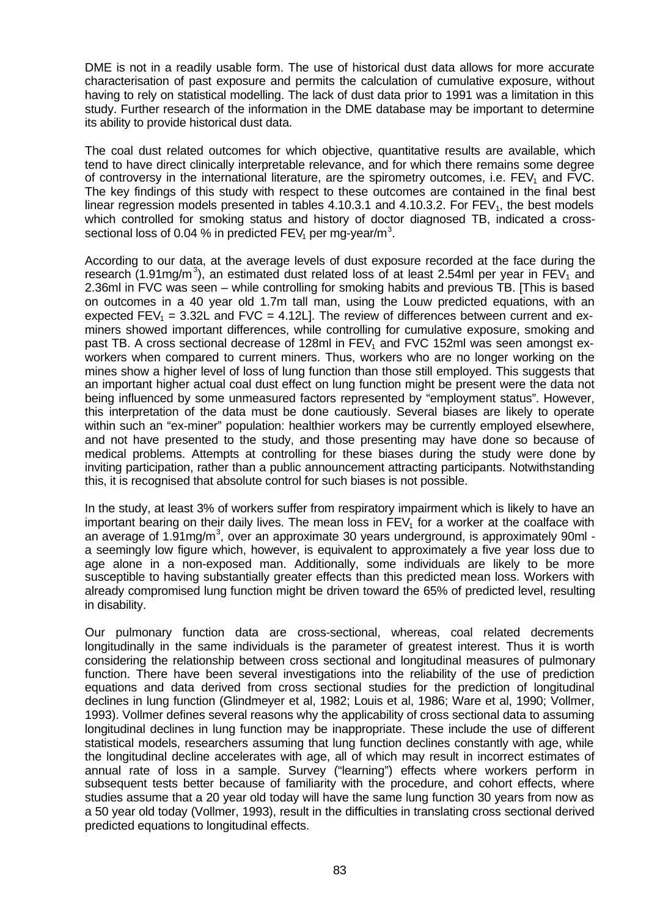DME is not in a readily usable form. The use of historical dust data allows for more accurate characterisation of past exposure and permits the calculation of cumulative exposure, without having to rely on statistical modelling. The lack of dust data prior to 1991 was a limitation in this study. Further research of the information in the DME database may be important to determine its ability to provide historical dust data.

The coal dust related outcomes for which objective, quantitative results are available, which tend to have direct clinically interpretable relevance, and for which there remains some degree of controversy in the international literature, are the spirometry outcomes, i.e. $FEV_1$ and FVC. The key findings of this study with respect to these outcomes are contained in the final best linear regression models presented in tables 4.10.3.1 and 4.10.3.2. For $FEV_1$, the best models which controlled for smoking status and history of doctor diagnosed TB, indicated a cross-sectional loss of 0.04 % in predicted $FEV_1$ per mg-year/$m^3$.

According to our data, at the average levels of dust exposure recorded at the face during the research (1.91mg/$m^3$), an estimated dust related loss of at least 2.54ml per year in $FEV_1$ and 2.36ml in FVC was seen – while controlling for smoking habits and previous TB. [This is based on outcomes in a 40 year old 1.7m tall man, using the Louw predicted equations, with an expected $FEV_1$ = 3.32L and FVC = 4.12L]. The review of differences between current and ex-miners showed important differences, while controlling for cumulative exposure, smoking and past TB. A cross sectional decrease of 128ml in $FEV_1$ and FVC 152ml was seen amongst ex-workers when compared to current miners. Thus, workers who are no longer working on the mines show a higher level of loss of lung function than those still employed. This suggests that an important higher actual coal dust effect on lung function might be present were the data not being influenced by some unmeasured factors represented by "employment status". However, this interpretation of the data must be done cautiously. Several biases are likely to operate within such an "ex-miner" population: healthier workers may be currently employed elsewhere, and not have presented to the study, and those presenting may have done so because of medical problems. Attempts at controlling for these biases during the study were done by inviting participation, rather than a public announcement attracting participants. Notwithstanding this, it is recognised that absolute control for such biases is not possible.

In the study, at least 3% of workers suffer from respiratory impairment which is likely to have an important bearing on their daily lives. The mean loss in $FEV_1$ for a worker at the coalface with an average of 1.91mg/$m^3$, over an approximate 30 years underground, is approximately 90ml - a seemingly low figure which, however, is equivalent to approximately a five year loss due to age alone in a non-exposed man. Additionally, some individuals are likely to be more susceptible to having substantially greater effects than this predicted mean loss. Workers with already compromised lung function might be driven toward the 65% of predicted level, resulting in disability.

Our pulmonary function data are cross-sectional, whereas, coal related decrements longitudinally in the same individuals is the parameter of greatest interest. Thus it is worth considering the relationship between cross sectional and longitudinal measures of pulmonary function. There have been several investigations into the reliability of the use of prediction equations and data derived from cross sectional studies for the prediction of longitudinal declines in lung function (Glindmeyer et al, 1982; Louis et al, 1986; Ware et al, 1990; Vollmer, 1993). Vollmer defines several reasons why the applicability of cross sectional data to assuming longitudinal declines in lung function may be inappropriate. These include the use of different statistical models, researchers assuming that lung function declines constantly with age, while the longitudinal decline accelerates with age, all of which may result in incorrect estimates of annual rate of loss in a sample. Survey ("learning") effects where workers perform in subsequent tests better because of familiarity with the procedure, and cohort effects, where studies assume that a 20 year old today will have the same lung function 30 years from now as a 50 year old today (Vollmer, 1993), result in the difficulties in translating cross sectional derived predicted equations to longitudinal effects.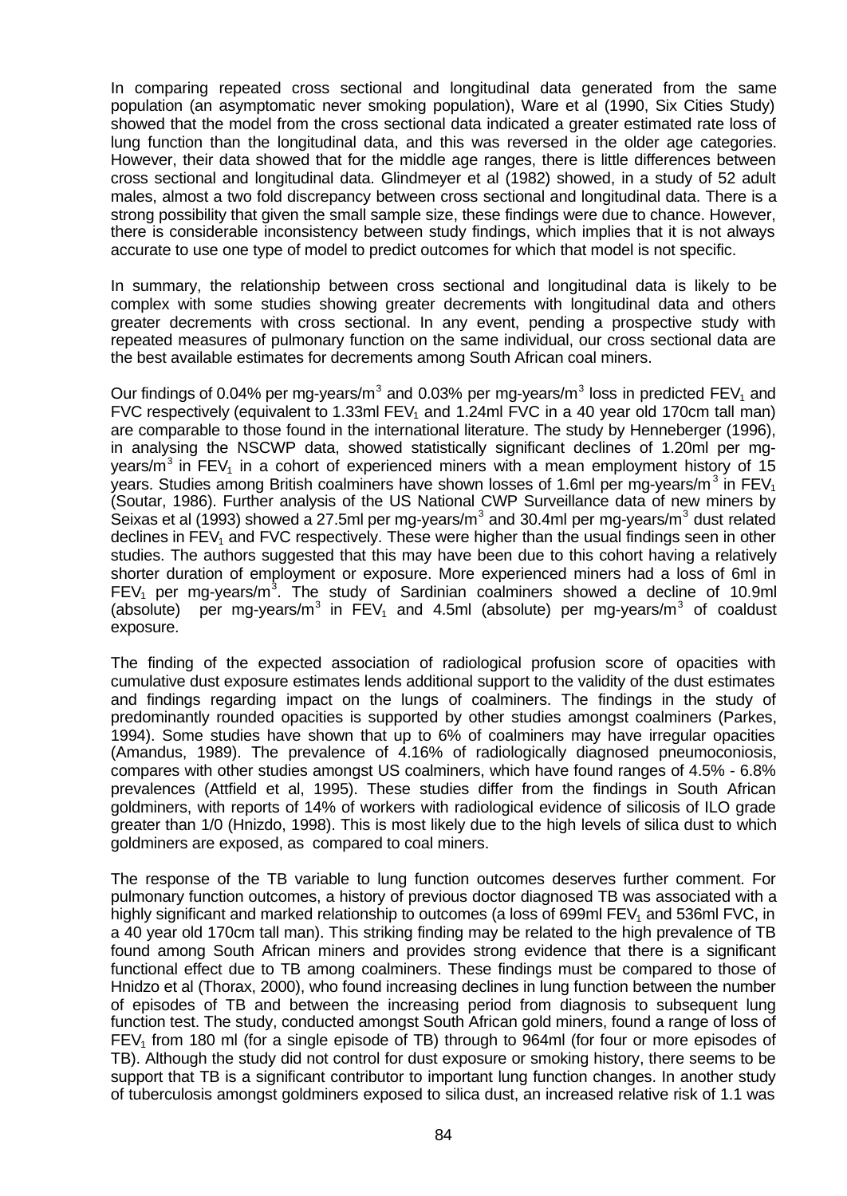In comparing repeated cross sectional and longitudinal data generated from the same population (an asymptomatic never smoking population), Ware et al (1990, Six Cities Study) showed that the model from the cross sectional data indicated a greater estimated rate loss of lung function than the longitudinal data, and this was reversed in the older age categories. However, their data showed that for the middle age ranges, there is little differences between cross sectional and longitudinal data. Glindmeyer et al (1982) showed, in a study of 52 adult males, almost a two fold discrepancy between cross sectional and longitudinal data. There is a strong possibility that given the small sample size, these findings were due to chance. However, there is considerable inconsistency between study findings, which implies that it is not always accurate to use one type of model to predict outcomes for which that model is not specific.

In summary, the relationship between cross sectional and longitudinal data is likely to be complex with some studies showing greater decrements with longitudinal data and others greater decrements with cross sectional. In any event, pending a prospective study with repeated measures of pulmonary function on the same individual, our cross sectional data are the best available estimates for decrements among South African coal miners.

Our findings of 0.04% per mg-years/$m^3$ and 0.03% per mg-years/$m^3$ loss in predicted $FEV_1$ and FVC respectively (equivalent to 1.33ml $FEV_1$ and 1.24ml FVC in a 40 year old 170cm tall man) are comparable to those found in the international literature. The study by Henneberger (1996), in analysing the NSCWP data, showed statistically significant declines of 1.20ml per mg-years/$m^3$ in $FEV_1$ in a cohort of experienced miners with a mean employment history of 15 years. Studies among British coalminers have shown losses of 1.6ml per mg-years/$m^3$ in $FEV_1$ (Soutar, 1986). Further analysis of the US National CWP Surveillance data of new miners by Seixas et al (1993) showed a 27.5ml per mg-years/$m^3$ and 30.4ml per mg-years/$m^3$ dust related declines in $FEV_1$ and FVC respectively. These were higher than the usual findings seen in other studies. The authors suggested that this may have been due to this cohort having a relatively shorter duration of employment or exposure. More experienced miners had a loss of 6ml in $FEV_1$ per mg-years/$m^3$. The study of Sardinian coalminers showed a decline of 10.9ml (absolute) per mg-years/$m^3$ in $FEV_1$ and 4.5ml (absolute) per mg-years/$m^3$ of coaldust exposure.

The finding of the expected association of radiological profusion score of opacities with cumulative dust exposure estimates lends additional support to the validity of the dust estimates and findings regarding impact on the lungs of coalminers. The findings in the study of predominantly rounded opacities is supported by other studies amongst coalminers (Parkes, 1994). Some studies have shown that up to 6% of coalminers may have irregular opacities (Amandus, 1989). The prevalence of 4.16% of radiologically diagnosed pneumoconiosis, compares with other studies amongst US coalminers, which have found ranges of 4.5% - 6.8% prevalences (Attfield et al, 1995). These studies differ from the findings in South African goldminers, with reports of 14% of workers with radiological evidence of silicosis of ILO grade greater than 1/0 (Hnizdo, 1998). This is most likely due to the high levels of silica dust to which goldminers are exposed, as compared to coal miners.

The response of the TB variable to lung function outcomes deserves further comment. For pulmonary function outcomes, a history of previous doctor diagnosed TB was associated with a highly significant and marked relationship to outcomes (a loss of 699ml $FEV_1$ and 536ml FVC, in a 40 year old 170cm tall man). This striking finding may be related to the high prevalence of TB found among South African miners and provides strong evidence that there is a significant functional effect due to TB among coalminers. These findings must be compared to those of Hnidzo et al (Thorax, 2000), who found increasing declines in lung function between the number of episodes of TB and between the increasing period from diagnosis to subsequent lung function test. The study, conducted amongst South African gold miners, found a range of loss of $FEV_1$ from 180 ml (for a single episode of TB) through to 964ml (for four or more episodes of TB). Although the study did not control for dust exposure or smoking history, there seems to be support that TB is a significant contributor to important lung function changes. In another study of tuberculosis amongst goldminers exposed to silica dust, an increased relative risk of 1.1 was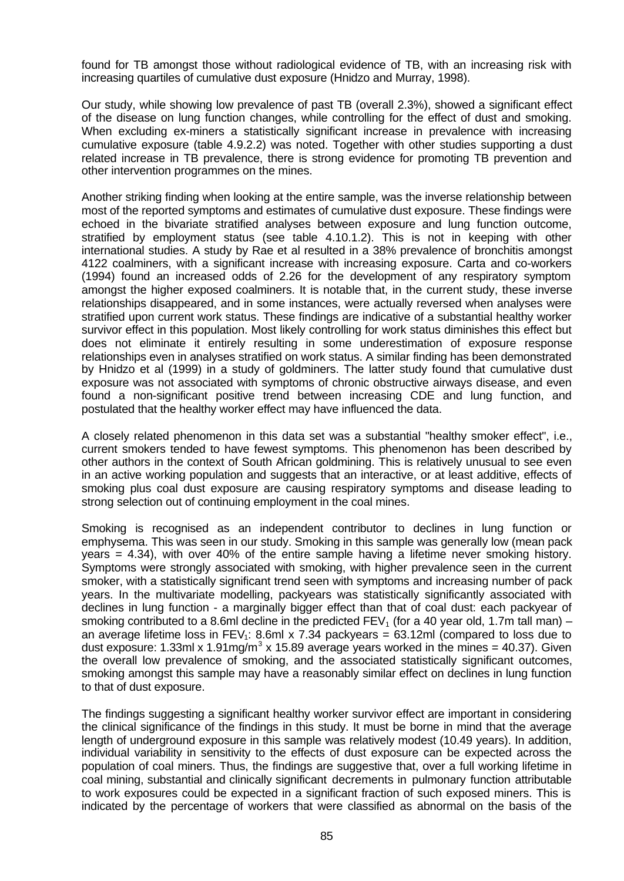found for TB amongst those without radiological evidence of TB, with an increasing risk with increasing quartiles of cumulative dust exposure (Hnidzo and Murray, 1998).

Our study, while showing low prevalence of past TB (overall 2.3%), showed a significant effect of the disease on lung function changes, while controlling for the effect of dust and smoking. When excluding ex-miners a statistically significant increase in prevalence with increasing cumulative exposure (table 4.9.2.2) was noted. Together with other studies supporting a dust related increase in TB prevalence, there is strong evidence for promoting TB prevention and other intervention programmes on the mines.

Another striking finding when looking at the entire sample, was the inverse relationship between most of the reported symptoms and estimates of cumulative dust exposure. These findings were echoed in the bivariate stratified analyses between exposure and lung function outcome, stratified by employment status (see table 4.10.1.2). This is not in keeping with other international studies. A study by Rae et al resulted in a 38% prevalence of bronchitis amongst 4122 coalminers, with a significant increase with increasing exposure. Carta and co-workers (1994) found an increased odds of 2.26 for the development of any respiratory symptom amongst the higher exposed coalminers. It is notable that, in the current study, these inverse relationships disappeared, and in some instances, were actually reversed when analyses were stratified upon current work status. These findings are indicative of a substantial healthy worker survivor effect in this population. Most likely controlling for work status diminishes this effect but does not eliminate it entirely resulting in some underestimation of exposure response relationships even in analyses stratified on work status. A similar finding has been demonstrated by Hnidzo et al (1999) in a study of goldminers. The latter study found that cumulative dust exposure was not associated with symptoms of chronic obstructive airways disease, and even found a non-significant positive trend between increasing CDE and lung function, and postulated that the healthy worker effect may have influenced the data.

A closely related phenomenon in this data set was a substantial "healthy smoker effect", i.e., current smokers tended to have fewest symptoms. This phenomenon has been described by other authors in the context of South African goldmining. This is relatively unusual to see even in an active working population and suggests that an interactive, or at least additive, effects of smoking plus coal dust exposure are causing respiratory symptoms and disease leading to strong selection out of continuing employment in the coal mines.

Smoking is recognised as an independent contributor to declines in lung function or emphysema. This was seen in our study. Smoking in this sample was generally low (mean pack years = 4.34), with over 40% of the entire sample having a lifetime never smoking history. Symptoms were strongly associated with smoking, with higher prevalence seen in the current smoker, with a statistically significant trend seen with symptoms and increasing number of pack years. In the multivariate modelling, packyears was statistically significantly associated with declines in lung function - a marginally bigger effect than that of coal dust: each packyear of smoking contributed to a 8.6ml decline in the predicted $FEV_1$ (for a 40 year old, 1.7m tall man) – an average lifetime loss in $FEV_1$: 8.6ml x 7.34 packyears = 63.12ml (compared to loss due to dust exposure: 1.33ml x 1.91mg/m$^3$ x 15.89 average years worked in the mines = 40.37). Given the overall low prevalence of smoking, and the associated statistically significant outcomes, smoking amongst this sample may have a reasonably similar effect on declines in lung function to that of dust exposure.

The findings suggesting a significant healthy worker survivor effect are important in considering the clinical significance of the findings in this study. It must be borne in mind that the average length of underground exposure in this sample was relatively modest (10.49 years). In addition, individual variability in sensitivity to the effects of dust exposure can be expected across the population of coal miners. Thus, the findings are suggestive that, over a full working lifetime in coal mining, substantial and clinically significant decrements in pulmonary function attributable to work exposures could be expected in a significant fraction of such exposed miners. This is indicated by the percentage of workers that were classified as abnormal on the basis of the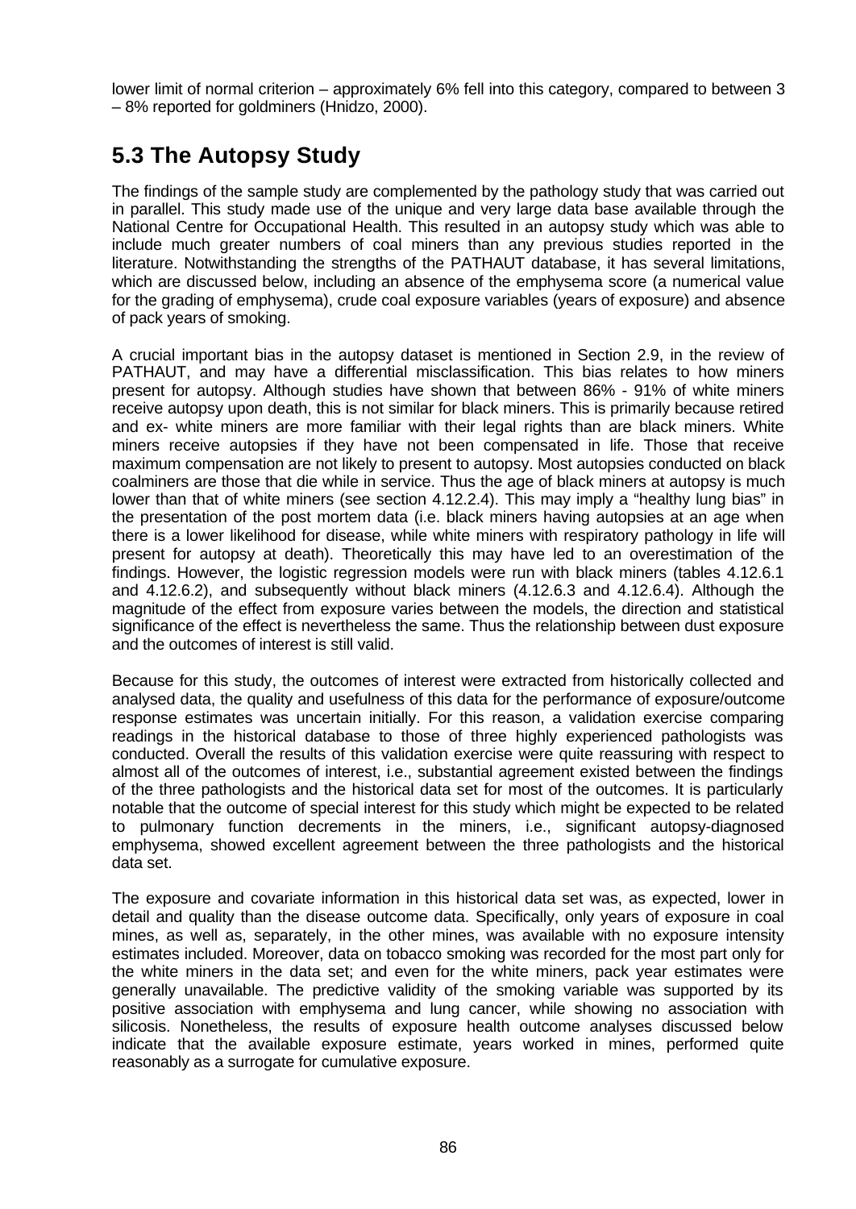lower limit of normal criterion – approximately 6% fell into this category, compared to between 3 – 8% reported for goldminers (Hnidzo, 2000).

## 5.3 The Autopsy Study

The findings of the sample study are complemented by the pathology study that was carried out in parallel. This study made use of the unique and very large data base available through the National Centre for Occupational Health. This resulted in an autopsy study which was able to include much greater numbers of coal miners than any previous studies reported in the literature. Notwithstanding the strengths of the PATHAUT database, it has several limitations, which are discussed below, including an absence of the emphysema score (a numerical value for the grading of emphysema), crude coal exposure variables (years of exposure) and absence of pack years of smoking.

A crucial important bias in the autopsy dataset is mentioned in Section 2.9, in the review of PATHAUT, and may have a differential misclassification. This bias relates to how miners present for autopsy. Although studies have shown that between 86% - 91% of white miners receive autopsy upon death, this is not similar for black miners. This is primarily because retired and ex- white miners are more familiar with their legal rights than are black miners. White miners receive autopsies if they have not been compensated in life. Those that receive maximum compensation are not likely to present to autopsy. Most autopsies conducted on black coalminers are those that die while in service. Thus the age of black miners at autopsy is much lower than that of white miners (see section 4.12.2.4). This may imply a "healthy lung bias" in the presentation of the post mortem data (i.e. black miners having autopsies at an age when there is a lower likelihood for disease, while white miners with respiratory pathology in life will present for autopsy at death). Theoretically this may have led to an overestimation of the findings. However, the logistic regression models were run with black miners (tables 4.12.6.1 and 4.12.6.2), and subsequently without black miners (4.12.6.3 and 4.12.6.4). Although the magnitude of the effect from exposure varies between the models, the direction and statistical significance of the effect is nevertheless the same. Thus the relationship between dust exposure and the outcomes of interest is still valid.

Because for this study, the outcomes of interest were extracted from historically collected and analysed data, the quality and usefulness of this data for the performance of exposure/outcome response estimates was uncertain initially. For this reason, a validation exercise comparing readings in the historical database to those of three highly experienced pathologists was conducted. Overall the results of this validation exercise were quite reassuring with respect to almost all of the outcomes of interest, i.e., substantial agreement existed between the findings of the three pathologists and the historical data set for most of the outcomes. It is particularly notable that the outcome of special interest for this study which might be expected to be related to pulmonary function decrements in the miners, i.e., significant autopsy-diagnosed emphysema, showed excellent agreement between the three pathologists and the historical data set.

The exposure and covariate information in this historical data set was, as expected, lower in detail and quality than the disease outcome data. Specifically, only years of exposure in coal mines, as well as, separately, in the other mines, was available with no exposure intensity estimates included. Moreover, data on tobacco smoking was recorded for the most part only for the white miners in the data set; and even for the white miners, pack year estimates were generally unavailable. The predictive validity of the smoking variable was supported by its positive association with emphysema and lung cancer, while showing no association with silicosis. Nonetheless, the results of exposure health outcome analyses discussed below indicate that the available exposure estimate, years worked in mines, performed quite reasonably as a surrogate for cumulative exposure.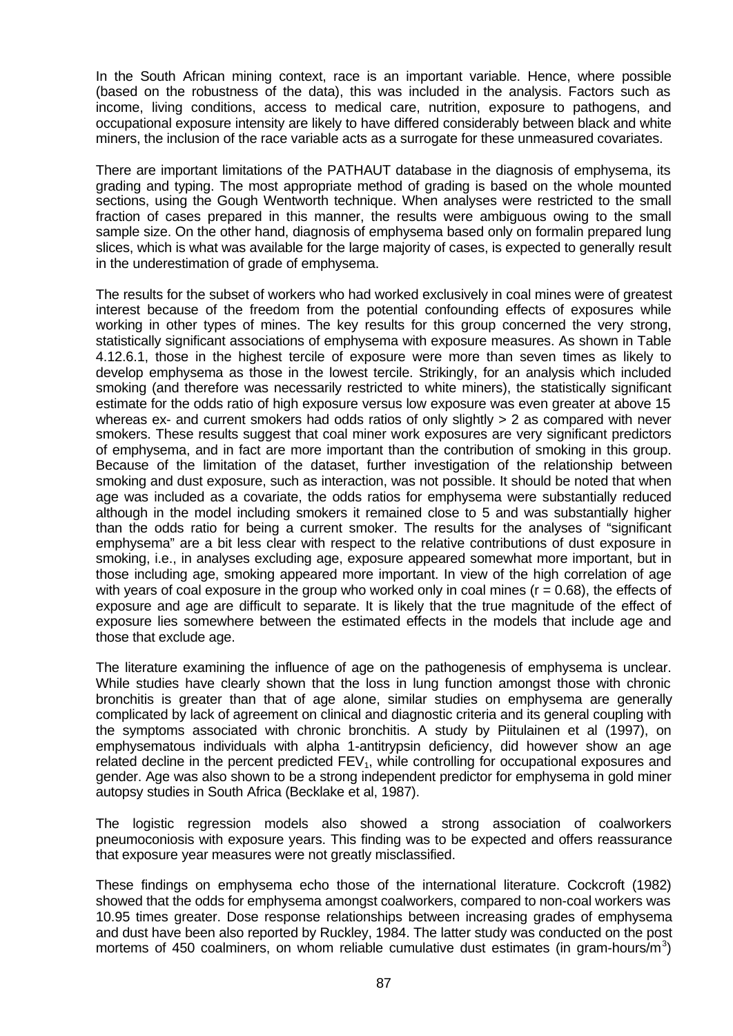In the South African mining context, race is an important variable. Hence, where possible (based on the robustness of the data), this was included in the analysis. Factors such as income, living conditions, access to medical care, nutrition, exposure to pathogens, and occupational exposure intensity are likely to have differed considerably between black and white miners, the inclusion of the race variable acts as a surrogate for these unmeasured covariates.

There are important limitations of the PATHAUT database in the diagnosis of emphysema, its grading and typing. The most appropriate method of grading is based on the whole mounted sections, using the Gough Wentworth technique. When analyses were restricted to the small fraction of cases prepared in this manner, the results were ambiguous owing to the small sample size. On the other hand, diagnosis of emphysema based only on formalin prepared lung slices, which is what was available for the large majority of cases, is expected to generally result in the underestimation of grade of emphysema.

The results for the subset of workers who had worked exclusively in coal mines were of greatest interest because of the freedom from the potential confounding effects of exposures while working in other types of mines. The key results for this group concerned the very strong, statistically significant associations of emphysema with exposure measures. As shown in Table 4.12.6.1, those in the highest tercile of exposure were more than seven times as likely to develop emphysema as those in the lowest tercile. Strikingly, for an analysis which included smoking (and therefore was necessarily restricted to white miners), the statistically significant estimate for the odds ratio of high exposure versus low exposure was even greater at above 15 whereas ex- and current smokers had odds ratios of only slightly > 2 as compared with never smokers. These results suggest that coal miner work exposures are very significant predictors of emphysema, and in fact are more important than the contribution of smoking in this group. Because of the limitation of the dataset, further investigation of the relationship between smoking and dust exposure, such as interaction, was not possible. It should be noted that when age was included as a covariate, the odds ratios for emphysema were substantially reduced although in the model including smokers it remained close to 5 and was substantially higher than the odds ratio for being a current smoker. The results for the analyses of "significant emphysema" are a bit less clear with respect to the relative contributions of dust exposure in smoking, i.e., in analyses excluding age, exposure appeared somewhat more important, but in those including age, smoking appeared more important. In view of the high correlation of age with years of coal exposure in the group who worked only in coal mines ($r = 0.68$), the effects of exposure and age are difficult to separate. It is likely that the true magnitude of the effect of exposure lies somewhere between the estimated effects in the models that include age and those that exclude age.

The literature examining the influence of age on the pathogenesis of emphysema is unclear. While studies have clearly shown that the loss in lung function amongst those with chronic bronchitis is greater than that of age alone, similar studies on emphysema are generally complicated by lack of agreement on clinical and diagnostic criteria and its general coupling with the symptoms associated with chronic bronchitis. A study by Piitulainen et al (1997), on emphysematous individuals with alpha 1-antitrypsin deficiency, did however show an age related decline in the percent predicted $FEV_1$, while controlling for occupational exposures and gender. Age was also shown to be a strong independent predictor for emphysema in gold miner autopsy studies in South Africa (Becklake et al, 1987).

The logistic regression models also showed a strong association of coalworkers pneumoconiosis with exposure years. This finding was to be expected and offers reassurance that exposure year measures were not greatly misclassified.

These findings on emphysema echo those of the international literature. Cockcroft (1982) showed that the odds for emphysema amongst coalworkers, compared to non-coal workers was 10.95 times greater. Dose response relationships between increasing grades of emphysema and dust have been also reported by Ruckley, 1984. The latter study was conducted on the post mortems of 450 coalminers, on whom reliable cumulative dust estimates (in gram-hours/$m^3$)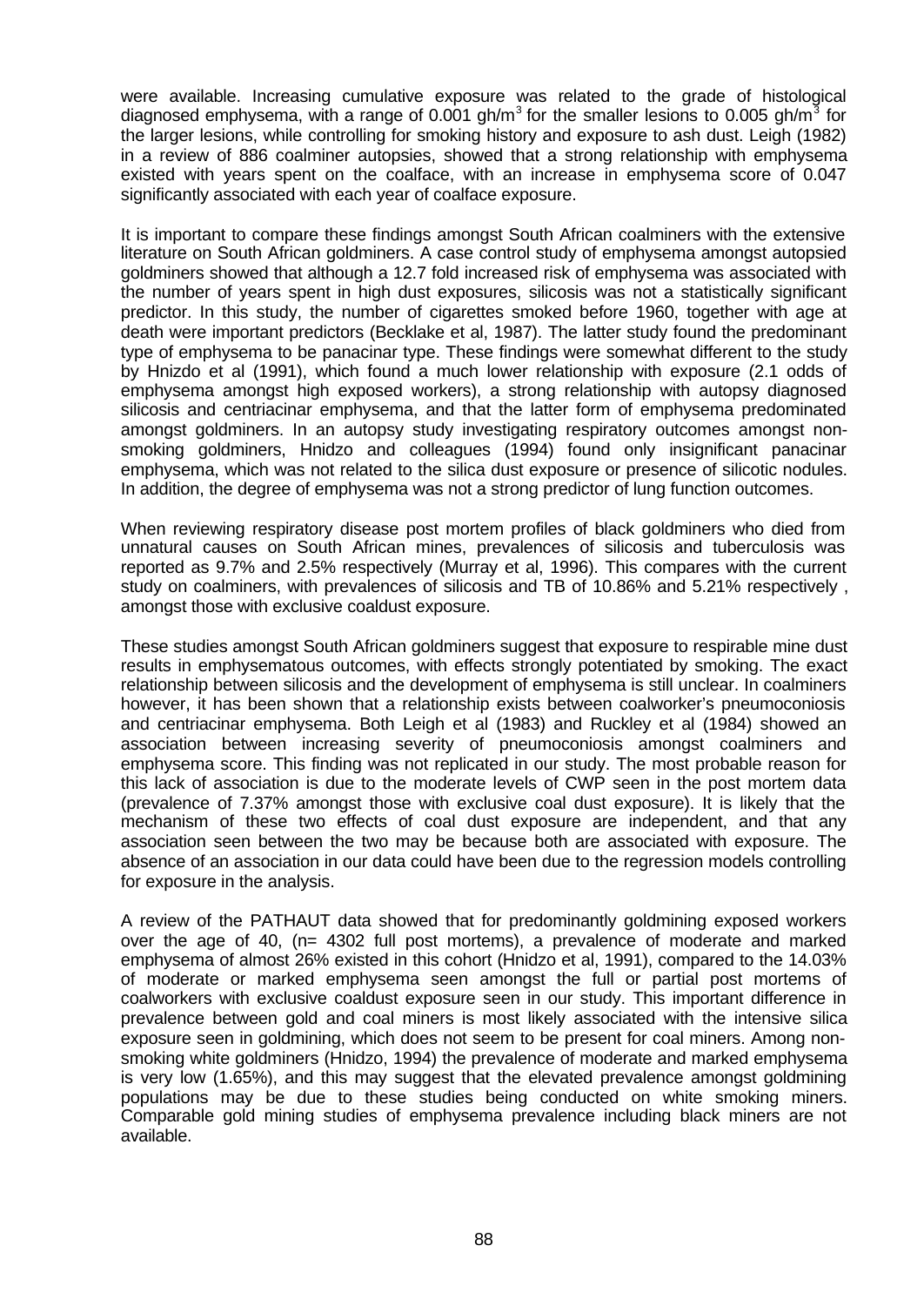were available. Increasing cumulative exposure was related to the grade of histological diagnosed emphysema, with a range of 0.001 $gh/m^3$ for the smaller lesions to 0.005 $gh/m^3$ for the larger lesions, while controlling for smoking history and exposure to ash dust. Leigh (1982) in a review of 886 coalminer autopsies, showed that a strong relationship with emphysema existed with years spent on the coalface, with an increase in emphysema score of 0.047 significantly associated with each year of coalface exposure.

It is important to compare these findings amongst South African coalminers with the extensive literature on South African goldminers. A case control study of emphysema amongst autopsied goldminers showed that although a 12.7 fold increased risk of emphysema was associated with the number of years spent in high dust exposures, silicosis was not a statistically significant predictor. In this study, the number of cigarettes smoked before 1960, together with age at death were important predictors (Becklake et al, 1987). The latter study found the predominant type of emphysema to be panacinar type. These findings were somewhat different to the study by Hnizdo et al (1991), which found a much lower relationship with exposure (2.1 odds of emphysema amongst high exposed workers), a strong relationship with autopsy diagnosed silicosis and centriacinar emphysema, and that the latter form of emphysema predominated amongst goldminers. In an autopsy study investigating respiratory outcomes amongst non-smoking goldminers, Hnidzo and colleagues (1994) found only insignificant panacinar emphysema, which was not related to the silica dust exposure or presence of silicotic nodules. In addition, the degree of emphysema was not a strong predictor of lung function outcomes.

When reviewing respiratory disease post mortem profiles of black goldminers who died from unnatural causes on South African mines, prevalences of silicosis and tuberculosis was reported as 9.7% and 2.5% respectively (Murray et al, 1996). This compares with the current study on coalminers, with prevalences of silicosis and TB of 10.86% and 5.21% respectively , amongst those with exclusive coaldust exposure.

These studies amongst South African goldminers suggest that exposure to respirable mine dust results in emphysematous outcomes, with effects strongly potentiated by smoking. The exact relationship between silicosis and the development of emphysema is still unclear. In coalminers however, it has been shown that a relationship exists between coalworker's pneumoconiosis and centriacinar emphysema. Both Leigh et al (1983) and Ruckley et al (1984) showed an association between increasing severity of pneumoconiosis amongst coalminers and emphysema score. This finding was not replicated in our study. The most probable reason for this lack of association is due to the moderate levels of CWP seen in the post mortem data (prevalence of 7.37% amongst those with exclusive coal dust exposure). It is likely that the mechanism of these two effects of coal dust exposure are independent, and that any association seen between the two may be because both are associated with exposure. The absence of an association in our data could have been due to the regression models controlling for exposure in the analysis.

A review of the PATHAUT data showed that for predominantly goldmining exposed workers over the age of 40, (n= 4302 full post mortems), a prevalence of moderate and marked emphysema of almost 26% existed in this cohort (Hnizdo et al, 1991), compared to the 14.03% of moderate or marked emphysema seen amongst the full or partial post mortems of coalworkers with exclusive coaldust exposure seen in our study. This important difference in prevalence between gold and coal miners is most likely associated with the intensive silica exposure seen in goldmining, which does not seem to be present for coal miners. Among non-smoking white goldminers (Hnidzo, 1994) the prevalence of moderate and marked emphysema is very low (1.65%), and this may suggest that the elevated prevalence amongst goldmining populations may be due to these studies being conducted on white smoking miners. Comparable gold mining studies of emphysema prevalence including black miners are not available.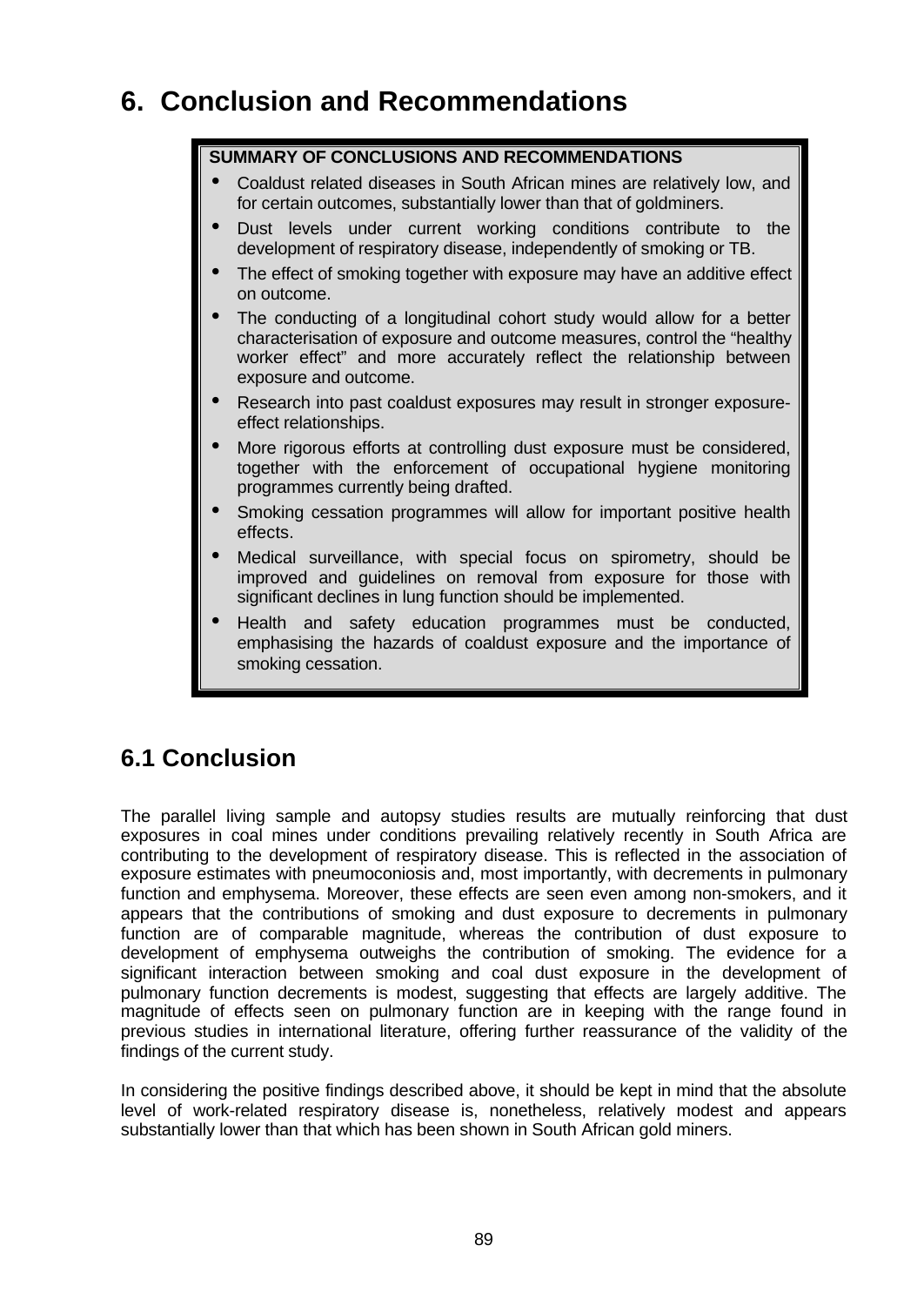# 6. Conclusion and Recommendations

**SUMMARY OF CONCLUSIONS AND RECOMMENDATIONS**

- Coaldust related diseases in South African mines are relatively low, and for certain outcomes, substantially lower than that of goldminers.
- Dust levels under current working conditions contribute to the development of respiratory disease, independently of smoking or TB.
- The effect of smoking together with exposure may have an additive effect on outcome.
- The conducting of a longitudinal cohort study would allow for a better characterisation of exposure and outcome measures, control the "healthy worker effect" and more accurately reflect the relationship between exposure and outcome.
- Research into past coaldust exposures may result in stronger exposure-effect relationships.
- More rigorous efforts at controlling dust exposure must be considered, together with the enforcement of occupational hygiene monitoring programmes currently being drafted.
- Smoking cessation programmes will allow for important positive health effects.
- Medical surveillance, with special focus on spirometry, should be improved and guidelines on removal from exposure for those with significant declines in lung function should be implemented.
- Health and safety education programmes must be conducted, emphasising the hazards of coaldust exposure and the importance of smoking cessation.

## 6.1 Conclusion

The parallel living sample and autopsy studies results are mutually reinforcing that dust exposures in coal mines under conditions prevailing relatively recently in South Africa are contributing to the development of respiratory disease. This is reflected in the association of exposure estimates with pneumoconiosis and, most importantly, with decrements in pulmonary function and emphysema. Moreover, these effects are seen even among non-smokers, and it appears that the contributions of smoking and dust exposure to decrements in pulmonary function are of comparable magnitude, whereas the contribution of dust exposure to development of emphysema outweighs the contribution of smoking. The evidence for a significant interaction between smoking and coal dust exposure in the development of pulmonary function decrements is modest, suggesting that effects are largely additive. The magnitude of effects seen on pulmonary function are in keeping with the range found in previous studies in international literature, offering further reassurance of the validity of the findings of the current study.

In considering the positive findings described above, it should be kept in mind that the absolute level of work-related respiratory disease is, nonetheless, relatively modest and appears substantially lower than that which has been shown in South African gold miners.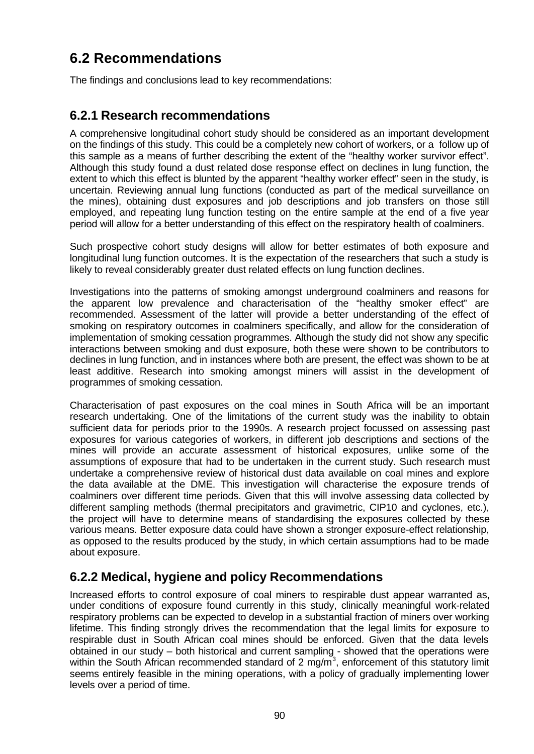## 6.2 Recommendations

The findings and conclusions lead to key recommendations:

### 6.2.1 Research recommendations

A comprehensive longitudinal cohort study should be considered as an important development on the findings of this study. This could be a completely new cohort of workers, or a follow up of this sample as a means of further describing the extent of the "healthy worker survivor effect". Although this study found a dust related dose response effect on declines in lung function, the extent to which this effect is blunted by the apparent "healthy worker effect" seen in the study, is uncertain. Reviewing annual lung functions (conducted as part of the medical surveillance on the mines), obtaining dust exposures and job descriptions and job transfers on those still employed, and repeating lung function testing on the entire sample at the end of a five year period will allow for a better understanding of this effect on the respiratory health of coalminers.

Such prospective cohort study designs will allow for better estimates of both exposure and longitudinal lung function outcomes. It is the expectation of the researchers that such a study is likely to reveal considerably greater dust related effects on lung function declines.

Investigations into the patterns of smoking amongst underground coalminers and reasons for the apparent low prevalence and characterisation of the "healthy smoker effect" are recommended. Assessment of the latter will provide a better understanding of the effect of smoking on respiratory outcomes in coalminers specifically, and allow for the consideration of implementation of smoking cessation programmes. Although the study did not show any specific interactions between smoking and dust exposure, both these were shown to be contributors to declines in lung function, and in instances where both are present, the effect was shown to be at least additive. Research into smoking amongst miners will assist in the development of programmes of smoking cessation.

Characterisation of past exposures on the coal mines in South Africa will be an important research undertaking. One of the limitations of the current study was the inability to obtain sufficient data for periods prior to the 1990s. A research project focussed on assessing past exposures for various categories of workers, in different job descriptions and sections of the mines will provide an accurate assessment of historical exposures, unlike some of the assumptions of exposure that had to be undertaken in the current study. Such research must undertake a comprehensive review of historical dust data available on coal mines and explore the data available at the DME. This investigation will characterise the exposure trends of coalminers over different time periods. Given that this will involve assessing data collected by different sampling methods (thermal precipitators and gravimetric, CIP10 and cyclones, etc.), the project will have to determine means of standardising the exposures collected by these various means. Better exposure data could have shown a stronger exposure-effect relationship, as opposed to the results produced by the study, in which certain assumptions had to be made about exposure.

### 6.2.2 Medical, hygiene and policy Recommendations

Increased efforts to control exposure of coal miners to respirable dust appear warranted as, under conditions of exposure found currently in this study, clinically meaningful work-related respiratory problems can be expected to develop in a substantial fraction of miners over working lifetime. This finding strongly drives the recommendation that the legal limits for exposure to respirable dust in South African coal mines should be enforced. Given that the data levels obtained in our study – both historical and current sampling - showed that the operations were within the South African recommended standard of 2 $mg/m^3$, enforcement of this statutory limit seems entirely feasible in the mining operations, with a policy of gradually implementing lower levels over a period of time.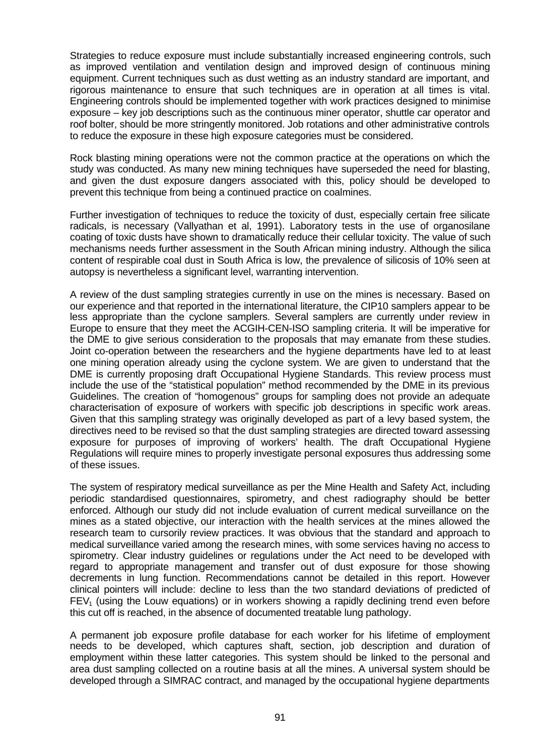Strategies to reduce exposure must include substantially increased engineering controls, such as improved ventilation and ventilation design and improved design of continuous mining equipment. Current techniques such as dust wetting as an industry standard are important, and rigorous maintenance to ensure that such techniques are in operation at all times is vital. Engineering controls should be implemented together with work practices designed to minimise exposure – key job descriptions such as the continuous miner operator, shuttle car operator and roof bolter, should be more stringently monitored. Job rotations and other administrative controls to reduce the exposure in these high exposure categories must be considered.

Rock blasting mining operations were not the common practice at the operations on which the study was conducted. As many new mining techniques have superseded the need for blasting, and given the dust exposure dangers associated with this, policy should be developed to prevent this technique from being a continued practice on coalmines.

Further investigation of techniques to reduce the toxicity of dust, especially certain free silicate radicals, is necessary (Vallyathan et al, 1991). Laboratory tests in the use of organosilane coating of toxic dusts have shown to dramatically reduce their cellular toxicity. The value of such mechanisms needs further assessment in the South African mining industry. Although the silica content of respirable coal dust in South Africa is low, the prevalence of silicosis of 10% seen at autopsy is nevertheless a significant level, warranting intervention.

A review of the dust sampling strategies currently in use on the mines is necessary. Based on our experience and that reported in the international literature, the CIP10 samplers appear to be less appropriate than the cyclone samplers. Several samplers are currently under review in Europe to ensure that they meet the ACGIH-CEN-ISO sampling criteria. It will be imperative for the DME to give serious consideration to the proposals that may emanate from these studies. Joint co-operation between the researchers and the hygiene departments have led to at least one mining operation already using the cyclone system. We are given to understand that the DME is currently proposing draft Occupational Hygiene Standards. This review process must include the use of the "statistical population" method recommended by the DME in its previous Guidelines. The creation of "homogenous" groups for sampling does not provide an adequate characterisation of exposure of workers with specific job descriptions in specific work areas. Given that this sampling strategy was originally developed as part of a levy based system, the directives need to be revised so that the dust sampling strategies are directed toward assessing exposure for purposes of improving of workers' health. The draft Occupational Hygiene Regulations will require mines to properly investigate personal exposures thus addressing some of these issues.

The system of respiratory medical surveillance as per the Mine Health and Safety Act, including periodic standardised questionnaires, spirometry, and chest radiography should be better enforced. Although our study did not include evaluation of current medical surveillance on the mines as a stated objective, our interaction with the health services at the mines allowed the research team to cursorily review practices. It was obvious that the standard and approach to medical surveillance varied among the research mines, with some services having no access to spirometry. Clear industry guidelines or regulations under the Act need to be developed with regard to appropriate management and transfer out of dust exposure for those showing decrements in lung function. Recommendations cannot be detailed in this report. However clinical pointers will include: decline to less than the two standard deviations of predicted of $FEV_1$ (using the Louw equations) or in workers showing a rapidly declining trend even before this cut off is reached, in the absence of documented treatable lung pathology.

A permanent job exposure profile database for each worker for his lifetime of employment needs to be developed, which captures shaft, section, job description and duration of employment within these latter categories. This system should be linked to the personal and area dust sampling collected on a routine basis at all the mines. A universal system should be developed through a SIMRAC contract, and managed by the occupational hygiene departments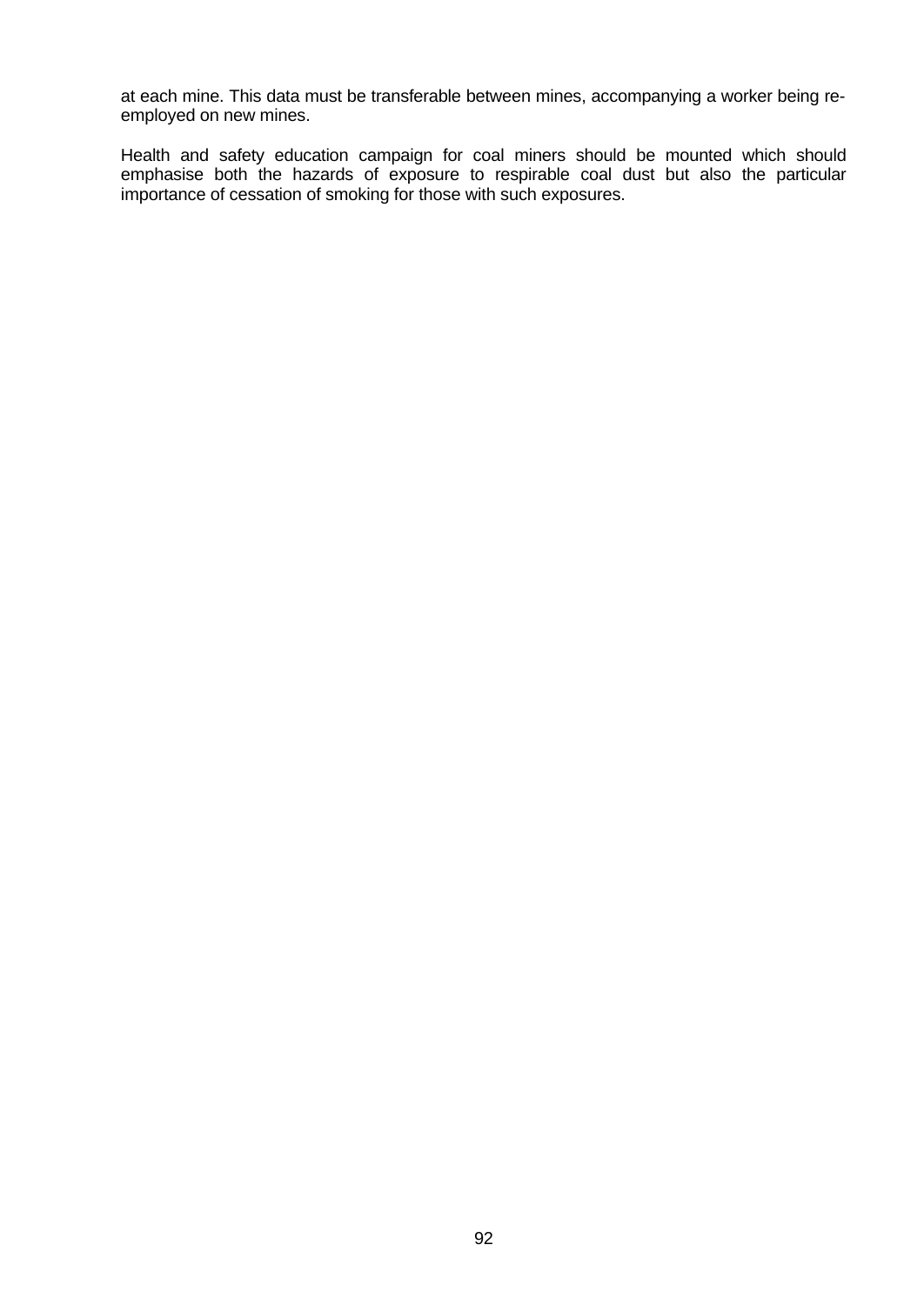at each mine. This data must be transferable between mines, accompanying a worker being re-employed on new mines.

Health and safety education campaign for coal miners should be mounted which should emphasise both the hazards of exposure to respirable coal dust but also the particular importance of cessation of smoking for those with such exposures.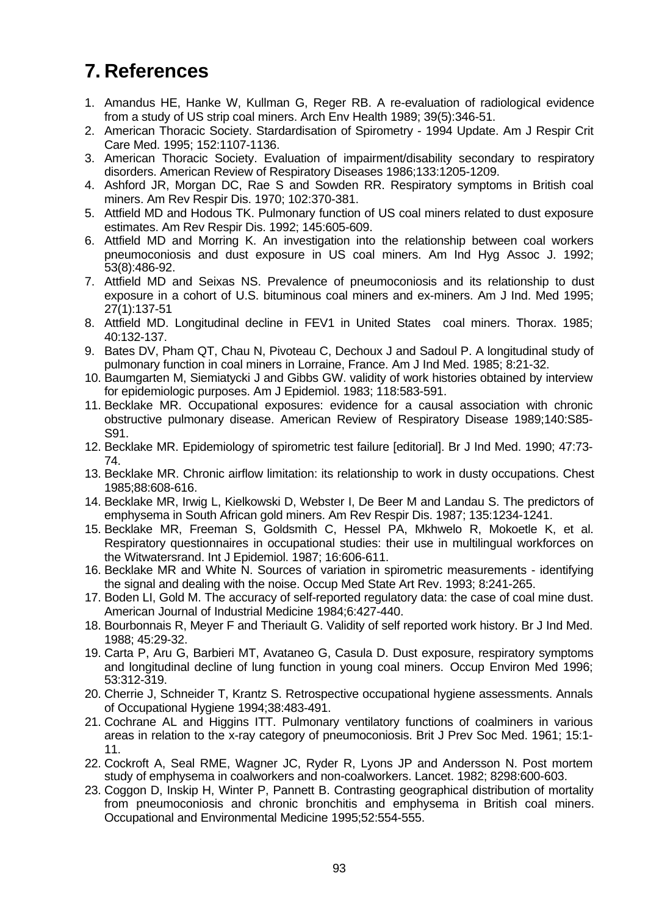# 7. References

1. Amandus HE, Hanke W, Kullman G, Reger RB. A re-evaluation of radiological evidence from a study of US strip coal miners. Arch Env Health 1989; 39(5):346-51.
2. American Thoracic Society. Stardardisation of Spirometry - 1994 Update. Am J Respir Crit Care Med. 1995; 152:1107-1136.
3. American Thoracic Society. Evaluation of impairment/disability secondary to respiratory disorders. American Review of Respiratory Diseases 1986;133:1205-1209.
4. Ashford JR, Morgan DC, Rae S and Sowden RR. Respiratory symptoms in British coal miners. Am Rev Respir Dis. 1970; 102:370-381.
5. Attfield MD and Hodous TK. Pulmonary function of US coal miners related to dust exposure estimates. Am Rev Respir Dis. 1992; 145:605-609.
6. Attfield MD and Morring K. An investigation into the relationship between coal workers pneumoconiosis and dust exposure in US coal miners. Am Ind Hyg Assoc J. 1992; 53(8):486-92.
7. Attfield MD and Seixas NS. Prevalence of pneumoconiosis and its relationship to dust exposure in a cohort of U.S. bituminous coal miners and ex-miners. Am J Ind. Med 1995; 27(1):137-51
8. Attfield MD. Longitudinal decline in FEV1 in United States coal miners. Thorax. 1985; 40:132-137.
9. Bates DV, Pham QT, Chau N, Pivoteau C, Dechoux J and Sadoul P. A longitudinal study of pulmonary function in coal miners in Lorraine, France. Am J Ind Med. 1985; 8:21-32.
10. Baumgarten M, Siemiatycki J and Gibbs GW. validity of work histories obtained by interview for epidemiologic purposes. Am J Epidemiol. 1983; 118:583-591.
11. Becklake MR. Occupational exposures: evidence for a causal association with chronic obstructive pulmonary disease. American Review of Respiratory Disease 1989;140:S85-S91.
12. Becklake MR. Epidemiology of spirometric test failure [editorial]. Br J Ind Med. 1990; 47:73-74.
13. Becklake MR. Chronic airflow limitation: its relationship to work in dusty occupations. Chest 1985;88:608-616.
14. Becklake MR, Irwig L, Kielkowski D, Webster I, De Beer M and Landau S. The predictors of emphysema in South African gold miners. Am Rev Respir Dis. 1987; 135:1234-1241.
15. Becklake MR, Freeman S, Goldsmith C, Hessel PA, Mkhwelo R, Mokoetle K, et al. Respiratory questionnaires in occupational studies: their use in multilingual workforces on the Witwatersrand. Int J Epidemiol. 1987; 16:606-611.
16. Becklake MR and White N. Sources of variation in spirometric measurements - identifying the signal and dealing with the noise. Occup Med State Art Rev. 1993; 8:241-265.
17. Boden LI, Gold M. The accuracy of self-reported regulatory data: the case of coal mine dust. American Journal of Industrial Medicine 1984;6:427-440.
18. Bourbonnais R, Meyer F and Theriault G. Validity of self reported work history. Br J Ind Med. 1988; 45:29-32.
19. Carta P, Aru G, Barbieri MT, Avataneo G, Casula D. Dust exposure, respiratory symptoms and longitudinal decline of lung function in young coal miners. Occup Environ Med 1996; 53:312-319.
20. Cherrie J, Schneider T, Krantz S. Retrospective occupational hygiene assessments. Annals of Occupational Hygiene 1994;38:483-491.
21. Cochrane AL and Higgins ITT. Pulmonary ventilatory functions of coalminers in various areas in relation to the x-ray category of pneumoconiosis. Brit J Prev Soc Med. 1961; 15:1-11.
22. Cockroft A, Seal RME, Wagner JC, Ryder R, Lyons JP and Andersson N. Post mortem study of emphysema in coalworkers and non-coalworkers. Lancet. 1982; 8298:600-603.
23. Coggon D, Inskip H, Winter P, Pannett B. Contrasting geographical distribution of mortality from pneumoconiosis and chronic bronchitis and emphysema in British coal miners. Occupational and Environmental Medicine 1995;52:554-555.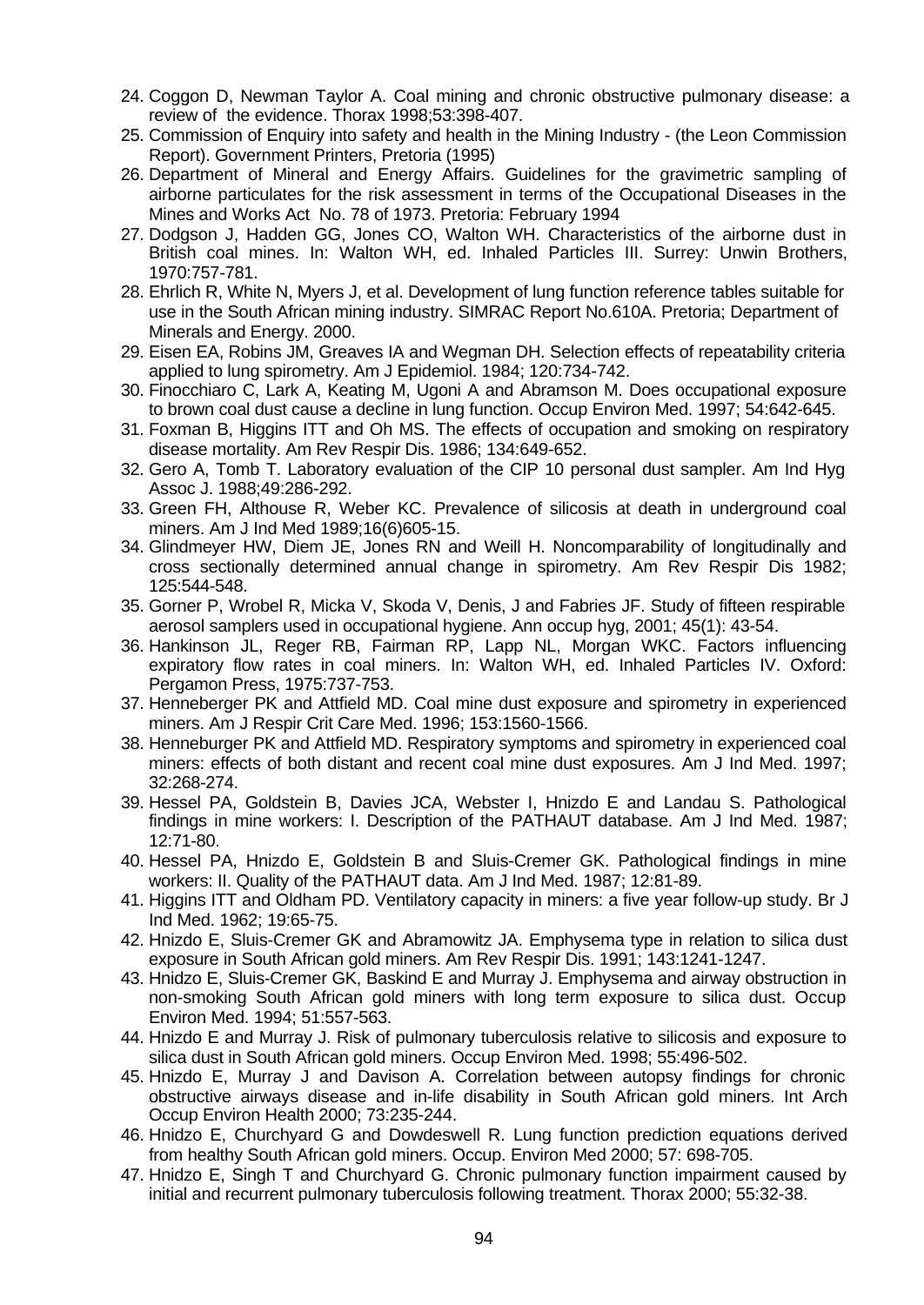24. Coggon D, Newman Taylor A. Coal mining and chronic obstructive pulmonary disease: a review of the evidence. Thorax 1998;53:398-407.
25. Commission of Enquiry into safety and health in the Mining Industry - (the Leon Commission Report). Government Printers, Pretoria (1995)
26. Department of Mineral and Energy Affairs. Guidelines for the gravimetric sampling of airborne particulates for the risk assessment in terms of the Occupational Diseases in the Mines and Works Act No. 78 of 1973. Pretoria: February 1994
27. Dodgson J, Hadden GG, Jones CO, Walton WH. Characteristics of the airborne dust in British coal mines. In: Walton WH, ed. Inhaled Particles III. Surrey: Unwin Brothers, 1970:757-781.
28. Ehrlich R, White N, Myers J, et al. Development of lung function reference tables suitable for use in the South African mining industry. SIMRAC Report No.610A. Pretoria; Department of Minerals and Energy. 2000.
29. Eisen EA, Robins JM, Greaves IA and Wegman DH. Selection effects of repeatability criteria applied to lung spirometry. Am J Epidemiol. 1984; 120:734-742.
30. Finocchiaro C, Lark A, Keating M, Ugoni A and Abramson M. Does occupational exposure to brown coal dust cause a decline in lung function. Occup Environ Med. 1997; 54:642-645.
31. Foxman B, Higgins ITT and Oh MS. The effects of occupation and smoking on respiratory disease mortality. Am Rev Respir Dis. 1986; 134:649-652.
32. Gero A, Tomb T. Laboratory evaluation of the CIP 10 personal dust sampler. Am Ind Hyg Assoc J. 1988;49:286-292.
33. Green FH, Althouse R, Weber KC. Prevalence of silicosis at death in underground coal miners. Am J Ind Med 1989;16(6)605-15.
34. Glindmeyer HW, Diem JE, Jones RN and Weill H. Noncomparability of longitudinally and cross sectionally determined annual change in spirometry. Am Rev Respir Dis 1982; 125:544-548.
35. Gorner P, Wrobel R, Micka V, Skoda V, Denis, J and Fabries JF. Study of fifteen respirable aerosol samplers used in occupational hygiene. Ann occup hyg, 2001; 45(1): 43-54.
36. Hankinson JL, Reger RB, Fairman RP, Lapp NL, Morgan WKC. Factors influencing expiratory flow rates in coal miners. In: Walton WH, ed. Inhaled Particles IV. Oxford: Pergamon Press, 1975:737-753.
37. Henneberger PK and Attfield MD. Coal mine dust exposure and spirometry in experienced miners. Am J Respir Crit Care Med. 1996; 153:1560-1566.
38. Henneburger PK and Attfield MD. Respiratory symptoms and spirometry in experienced coal miners: effects of both distant and recent coal mine dust exposures. Am J Ind Med. 1997; 32:268-274.
39. Hessel PA, Goldstein B, Davies JCA, Webster I, Hnizdo E and Landau S. Pathological findings in mine workers: I. Description of the PATHAUT database. Am J Ind Med. 1987; 12:71-80.
40. Hessel PA, Hnizdo E, Goldstein B and Sluis-Cremer GK. Pathological findings in mine workers: II. Quality of the PATHAUT data. Am J Ind Med. 1987; 12:81-89.
41. Higgins ITT and Oldham PD. Ventilatory capacity in miners: a five year follow-up study. Br J Ind Med. 1962; 19:65-75.
42. Hnizdo E, Sluis-Cremer GK and Abramowitz JA. Emphysema type in relation to silica dust exposure in South African gold miners. Am Rev Respir Dis. 1991; 143:1241-1247.
43. Hnidzo E, Sluis-Cremer GK, Baskind E and Murray J. Emphysema and airway obstruction in non-smoking South African gold miners with long term exposure to silica dust. Occup Environ Med. 1994; 51:557-563.
44. Hnizdo E and Murray J. Risk of pulmonary tuberculosis relative to silicosis and exposure to silica dust in South African gold miners. Occup Environ Med. 1998; 55:496-502.
45. Hnizdo E, Murray J and Davison A. Correlation between autopsy findings for chronic obstructive airways disease and in-life disability in South African gold miners. Int Arch Occup Environ Health 2000; 73:235-244.
46. Hnidzo E, Churchyard G and Dowdeswell R. Lung function prediction equations derived from healthy South African gold miners. Occup. Environ Med 2000; 57: 698-705.
47. Hnidzo E, Singh T and Churchyard G. Chronic pulmonary function impairment caused by initial and recurrent pulmonary tuberculosis following treatment. Thorax 2000; 55:32-38.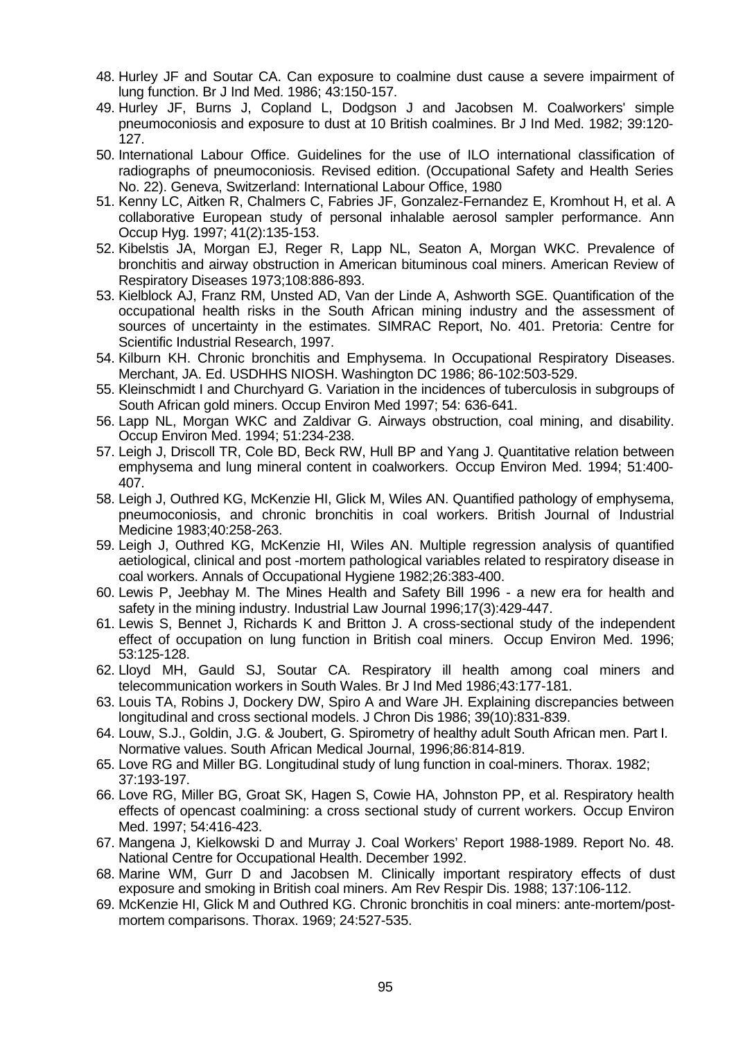48. Hurley JF and Soutar CA. Can exposure to coalmine dust cause a severe impairment of lung function. Br J Ind Med. 1986; 43:150-157.
49. Hurley JF, Burns J, Copland L, Dodgson J and Jacobsen M. Coalworkers' simple pneumoconiosis and exposure to dust at 10 British coalmines. Br J Ind Med. 1982; 39:120-127.
50. International Labour Office. Guidelines for the use of ILO international classification of radiographs of pneumoconiosis. Revised edition. (Occupational Safety and Health Series No. 22). Geneva, Switzerland: International Labour Office, 1980
51. Kenny LC, Aitken R, Chalmers C, Fabries JF, Gonzalez-Fernandez E, Kromhout H, et al. A collaborative European study of personal inhalable aerosol sampler performance. Ann Occup Hyg. 1997; 41(2):135-153.
52. Kibelstis JA, Morgan EJ, Reger R, Lapp NL, Seaton A, Morgan WKC. Prevalence of bronchitis and airway obstruction in American bituminous coal miners. American Review of Respiratory Diseases 1973;108:886-893.
53. Kielblock AJ, Franz RM, Unsted AD, Van der Linde A, Ashworth SGE. Quantification of the occupational health risks in the South African mining industry and the assessment of sources of uncertainty in the estimates. SIMRAC Report, No. 401. Pretoria: Centre for Scientific Industrial Research, 1997.
54. Kilburn KH. Chronic bronchitis and Emphysema. In Occupational Respiratory Diseases. Merchant, JA. Ed. USDHHS NIOSH. Washington DC 1986; 86-102:503-529.
55. Kleinschmidt I and Churchyard G. Variation in the incidences of tuberculosis in subgroups of South African gold miners. Occup Environ Med 1997; 54: 636-641.
56. Lapp NL, Morgan WKC and Zaldivar G. Airways obstruction, coal mining, and disability. Occup Environ Med. 1994; 51:234-238.
57. Leigh J, Driscoll TR, Cole BD, Beck RW, Hull BP and Yang J. Quantitative relation between emphysema and lung mineral content in coalworkers. Occup Environ Med. 1994; 51:400-407.
58. Leigh J, Outhred KG, McKenzie HI, Glick M, Wiles AN. Quantified pathology of emphysema, pneumoconiosis, and chronic bronchitis in coal workers. British Journal of Industrial Medicine 1983;40:258-263.
59. Leigh J, Outhred KG, McKenzie HI, Wiles AN. Multiple regression analysis of quantified aetiological, clinical and post -mortem pathological variables related to respiratory disease in coal workers. Annals of Occupational Hygiene 1982;26:383-400.
60. Lewis P, Jeebhay M. The Mines Health and Safety Bill 1996 - a new era for health and safety in the mining industry. Industrial Law Journal 1996;17(3):429-447.
61. Lewis S, Bennet J, Richards K and Britton J. A cross-sectional study of the independent effect of occupation on lung function in British coal miners. Occup Environ Med. 1996; 53:125-128.
62. Lloyd MH, Gauld SJ, Soutar CA. Respiratory ill health among coal miners and telecommunication workers in South Wales. Br J Ind Med 1986;43:177-181.
63. Louis TA, Robins J, Dockery DW, Spiro A and Ware JH. Explaining discrepancies between longitudinal and cross sectional models. J Chron Dis 1986; 39(10):831-839.
64. Louw, S.J., Goldin, J.G. & Joubert, G. Spirometry of healthy adult South African men. Part I. Normative values. South African Medical Journal, 1996;86:814-819.
65. Love RG and Miller BG. Longitudinal study of lung function in coal-miners. Thorax. 1982; 37:193-197.
66. Love RG, Miller BG, Groat SK, Hagen S, Cowie HA, Johnston PP, et al. Respiratory health effects of opencast coalmining: a cross sectional study of current workers. Occup Environ Med. 1997; 54:416-423.
67. Mangena J, Kielkowski D and Murray J. Coal Workers' Report 1988-1989. Report No. 48. National Centre for Occupational Health. December 1992.
68. Marine WM, Gurr D and Jacobsen M. Clinically important respiratory effects of dust exposure and smoking in British coal miners. Am Rev Respir Dis. 1988; 137:106-112.
69. McKenzie HI, Glick M and Outhred KG. Chronic bronchitis in coal miners: ante-mortem/post-mortem comparisons. Thorax. 1969; 24:527-535.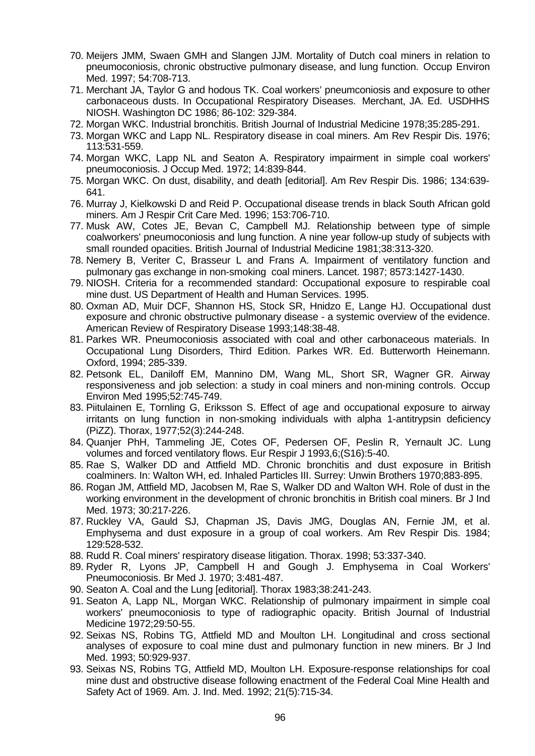70. Meijers JMM, Swaen GMH and Slangen JJM. Mortality of Dutch coal miners in relation to pneumoconiosis, chronic obstructive pulmonary disease, and lung function. Occup Environ Med. 1997; 54:708-713.
71. Merchant JA, Taylor G and hodous TK. Coal workers' pneumconiosis and exposure to other carbonaceous dusts. In Occupational Respiratory Diseases. Merchant, JA. Ed. USDHHS NIOSH. Washington DC 1986; 86-102: 329-384.
72. Morgan WKC. Industrial bronchitis. British Journal of Industrial Medicine 1978;35:285-291.
73. Morgan WKC and Lapp NL. Respiratory disease in coal miners. Am Rev Respir Dis. 1976; 113:531-559.
74. Morgan WKC, Lapp NL and Seaton A. Respiratory impairment in simple coal workers' pneumoconiosis. J Occup Med. 1972; 14:839-844.
75. Morgan WKC. On dust, disability, and death [editorial]. Am Rev Respir Dis. 1986; 134:639-641.
76. Murray J, Kielkowski D and Reid P. Occupational disease trends in black South African gold miners. Am J Respir Crit Care Med. 1996; 153:706-710.
77. Musk AW, Cotes JE, Bevan C, Campbell MJ. Relationship between type of simple coalworkers' pneumoconiosis and lung function. A nine year follow-up study of subjects with small rounded opacities. British Journal of Industrial Medicine 1981;38:313-320.
78. Nemery B, Veriter C, Brasseur L and Frans A. Impairment of ventilatory function and pulmonary gas exchange in non-smoking coal miners. Lancet. 1987; 8573:1427-1430.
79. NIOSH. Criteria for a recommended standard: Occupational exposure to respirable coal mine dust. US Department of Health and Human Services. 1995.
80. Oxman AD, Muir DCF, Shannon HS, Stock SR, Hnidzo E, Lange HJ. Occupational dust exposure and chronic obstructive pulmonary disease - a systemic overview of the evidence. American Review of Respiratory Disease 1993;148:38-48.
81. Parkes WR. Pneumoconiosis associated with coal and other carbonaceous materials. In Occupational Lung Disorders, Third Edition. Parkes WR. Ed. Butterworth Heinemann. Oxford, 1994; 285-339.
82. Petsonk EL, Daniloff EM, Mannino DM, Wang ML, Short SR, Wagner GR. Airway responsiveness and job selection: a study in coal miners and non-mining controls. Occup Environ Med 1995;52:745-749.
83. Piitulainen E, Tornling G, Eriksson S. Effect of age and occupational exposure to airway irritants on lung function in non-smoking individuals with alpha 1-antitrypsin deficiency (PiZZ). Thorax, 1977;52(3):244-248.
84. Quanjer PhH, Tammeling JE, Cotes OF, Pedersen OF, Peslin R, Yernault JC. Lung volumes and forced ventilatory flows. Eur Respir J 1993,6;(S16):5-40.
85. Rae S, Walker DD and Attfield MD. Chronic bronchitis and dust exposure in British coalminers. In: Walton WH, ed. Inhaled Particles III. Surrey: Unwin Brothers 1970;883-895.
86. Rogan JM, Attfield MD, Jacobsen M, Rae S, Walker DD and Walton WH. Role of dust in the working environment in the development of chronic bronchitis in British coal miners. Br J Ind Med. 1973; 30:217-226.
87. Ruckley VA, Gauld SJ, Chapman JS, Davis JMG, Douglas AN, Fernie JM, et al. Emphysema and dust exposure in a group of coal workers. Am Rev Respir Dis. 1984; 129:528-532.
88. Rudd R. Coal miners' respiratory disease litigation. Thorax. 1998; 53:337-340.
89. Ryder R, Lyons JP, Campbell H and Gough J. Emphysema in Coal Workers' Pneumoconiosis. Br Med J. 1970; 3:481-487.
90. Seaton A. Coal and the Lung [editorial]. Thorax 1983;38:241-243.
91. Seaton A, Lapp NL, Morgan WKC. Relationship of pulmonary impairment in simple coal workers' pneumoconiosis to type of radiographic opacity. British Journal of Industrial Medicine 1972;29:50-55.
92. Seixas NS, Robins TG, Attfield MD and Moulton LH. Longitudinal and cross sectional analyses of exposure to coal mine dust and pulmonary function in new miners. Br J Ind Med. 1993; 50:929-937.
93. Seixas NS, Robins TG, Attfield MD, Moulton LH. Exposure-response relationships for coal mine dust and obstructive disease following enactment of the Federal Coal Mine Health and Safety Act of 1969. Am. J. Ind. Med. 1992; 21(5):715-34.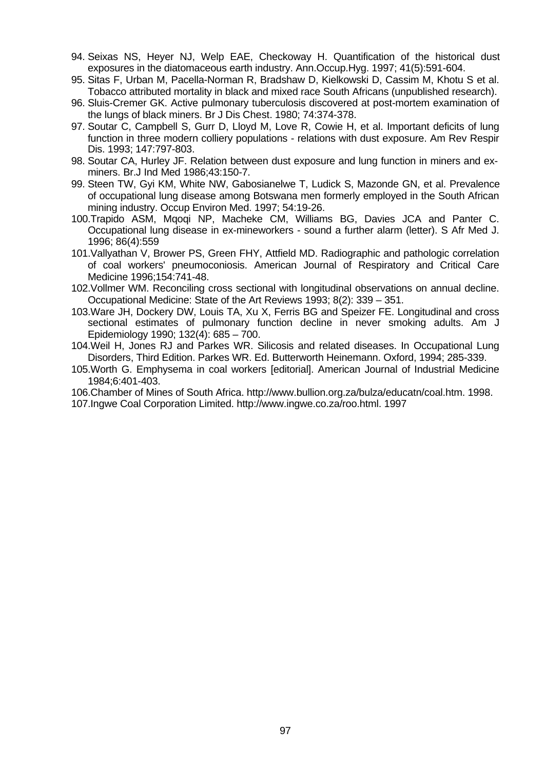94. Seixas NS, Heyer NJ, Welp EAE, Checkoway H. Quantification of the historical dust exposures in the diatomaceous earth industry. Ann.Occup.Hyg. 1997; 41(5):591-604.
95. Sitas F, Urban M, Pacella-Norman R, Bradshaw D, Kielkowski D, Cassim M, Khotu S et al. Tobacco attributed mortality in black and mixed race South Africans (unpublished research).
96. Sluis-Cremer GK. Active pulmonary tuberculosis discovered at post-mortem examination of the lungs of black miners. Br J Dis Chest. 1980; 74:374-378.
97. Soutar C, Campbell S, Gurr D, Lloyd M, Love R, Cowie H, et al. Important deficits of lung function in three modern colliery populations - relations with dust exposure. Am Rev Respir Dis. 1993; 147:797-803.
98. Soutar CA, Hurley JF. Relation between dust exposure and lung function in miners and ex-miners. Br.J Ind Med 1986;43:150-7.
99. Steen TW, Gyi KM, White NW, Gabosianelwe T, Ludick S, Mazonde GN, et al. Prevalence of occupational lung disease among Botswana men formerly employed in the South African mining industry. Occup Environ Med. 1997; 54:19-26.
100. Trapido ASM, Mqoqi NP, Macheke CM, Williams BG, Davies JCA and Panter C. Occupational lung disease in ex-mineworkers - sound a further alarm (letter). S Afr Med J. 1996; 86(4):559
101. Vallyathan V, Brower PS, Green FHY, Attfield MD. Radiographic and pathologic correlation of coal workers' pneumoconiosis. American Journal of Respiratory and Critical Care Medicine 1996;154:741-48.
102. Vollmer WM. Reconciling cross sectional with longitudinal observations on annual decline. Occupational Medicine: State of the Art Reviews 1993; 8(2): 339 – 351.
103. Ware JH, Dockery DW, Louis TA, Xu X, Ferris BG and Speizer FE. Longitudinal and cross sectional estimates of pulmonary function decline in never smoking adults. Am J Epidemiology 1990; 132(4): 685 – 700.
104. Weil H, Jones RJ and Parkes WR. Silicosis and related diseases. In Occupational Lung Disorders, Third Edition. Parkes WR. Ed. Butterworth Heinemann. Oxford, 1994; 285-339.
105. Worth G. Emphysema in coal workers [editorial]. American Journal of Industrial Medicine 1984;6:401-403.
106. Chamber of Mines of South Africa. http://www.bullion.org.za/bulza/educatn/coal.htm. 1998.
107. Ingwe Coal Corporation Limited. http://www.ingwe.co.za/roo.html. 1997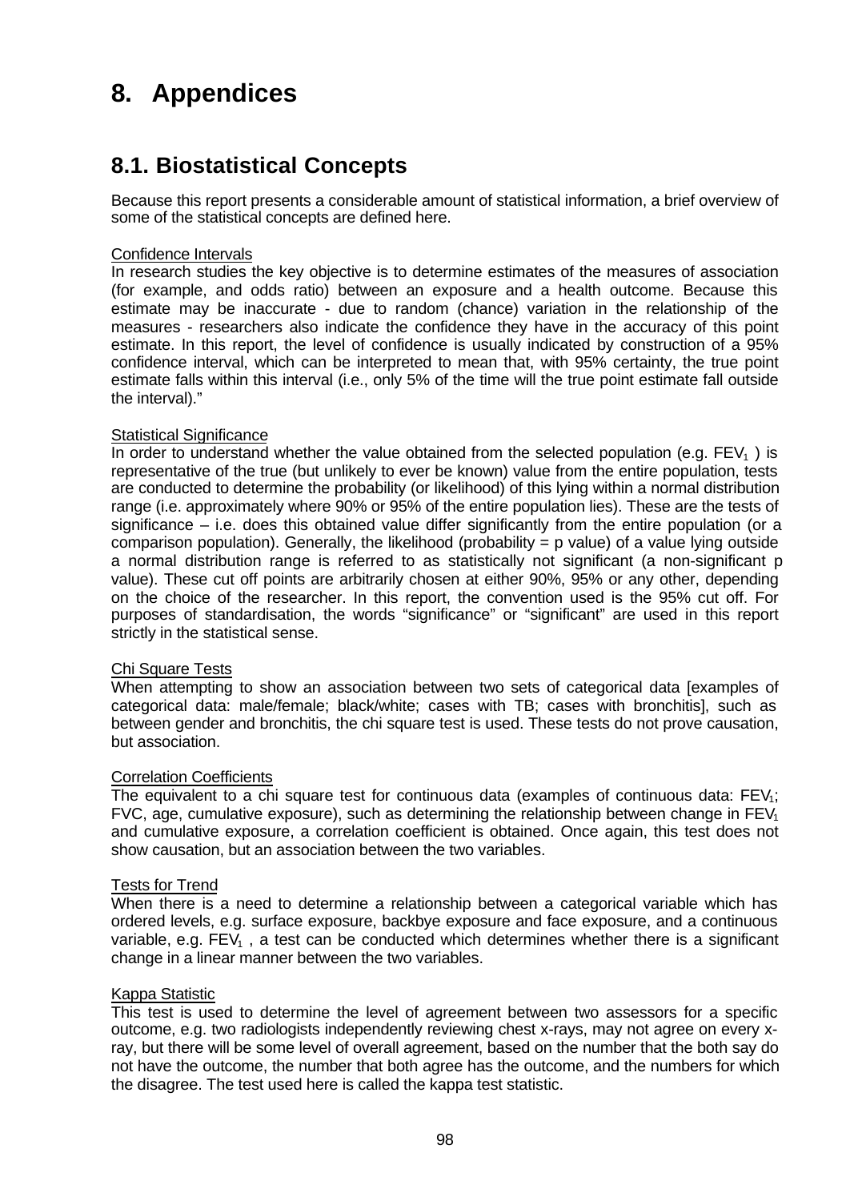# 8. Appendices

## 8.1. Biostatistical Concepts

Because this report presents a considerable amount of statistical information, a brief overview of some of the statistical concepts are defined here.

Confidence Intervals

In research studies the key objective is to determine estimates of the measures of association (for example, and odds ratio) between an exposure and a health outcome. Because this estimate may be inaccurate - due to random (chance) variation in the relationship of the measures - researchers also indicate the confidence they have in the accuracy of this point estimate. In this report, the level of confidence is usually indicated by construction of a 95% confidence interval, which can be interpreted to mean that, with 95% certainty, the true point estimate falls within this interval (i.e., only 5% of the time will the true point estimate fall outside the interval)."

Statistical Significance

In order to understand whether the value obtained from the selected population (e.g. $FEV_1$ ) is representative of the true (but unlikely to ever be known) value from the entire population, tests are conducted to determine the probability (or likelihood) of this lying within a normal distribution range (i.e. approximately where 90% or 95% of the entire population lies). These are the tests of significance – i.e. does this obtained value differ significantly from the entire population (or a comparison population). Generally, the likelihood (probability = p value) of a value lying outside a normal distribution range is referred to as statistically not significant (a non-significant p value). These cut off points are arbitrarily chosen at either 90%, 95% or any other, depending on the choice of the researcher. In this report, the convention used is the 95% cut off. For purposes of standardisation, the words "significance" or "significant" are used in this report strictly in the statistical sense.

Chi Square Tests

When attempting to show an association between two sets of categorical data [examples of categorical data: male/female; black/white; cases with TB; cases with bronchitis], such as between gender and bronchitis, the chi square test is used. These tests do not prove causation, but association.

Correlation Coefficients

The equivalent to a chi square test for continuous data (examples of continuous data: $FEV_1$; FVC, age, cumulative exposure), such as determining the relationship between change in $FEV_1$ and cumulative exposure, a correlation coefficient is obtained. Once again, this test does not show causation, but an association between the two variables.

Tests for Trend

When there is a need to determine a relationship between a categorical variable which has ordered levels, e.g. surface exposure, backbye exposure and face exposure, and a continuous variable, e.g. $FEV_1$ , a test can be conducted which determines whether there is a significant change in a linear manner between the two variables.

Kappa Statistic

This test is used to determine the level of agreement between two assessors for a specific outcome, e.g. two radiologists independently reviewing chest x-rays, may not agree on every x-ray, but there will be some level of overall agreement, based on the number that the both say do not have the outcome, the number that both agree has the outcome, and the numbers for which the disagree. The test used here is called the kappa test statistic.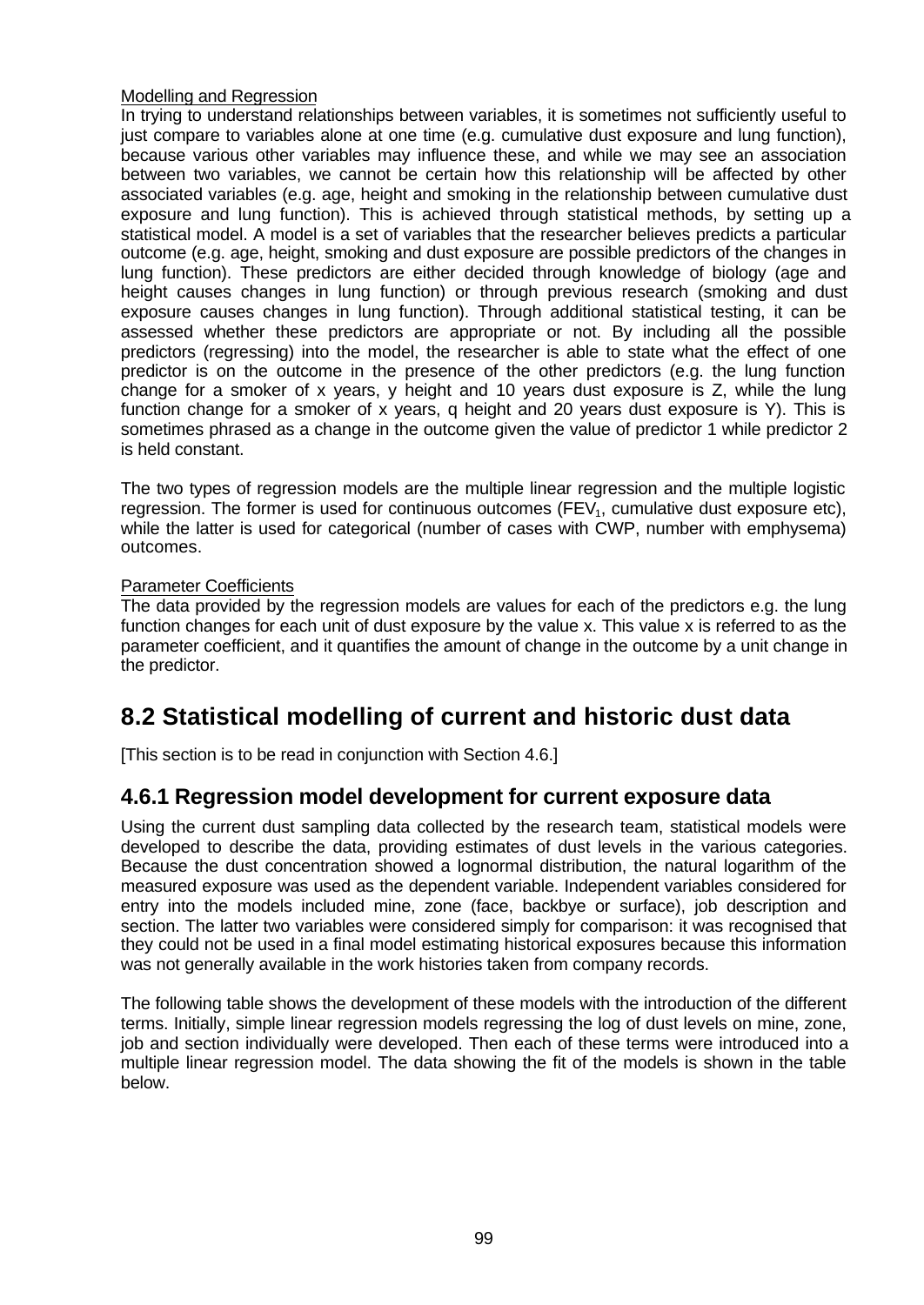Modelling and Regression

In trying to understand relationships between variables, it is sometimes not sufficiently useful to just compare to variables alone at one time (e.g. cumulative dust exposure and lung function), because various other variables may influence these, and while we may see an association between two variables, we cannot be certain how this relationship will be affected by other associated variables (e.g. age, height and smoking in the relationship between cumulative dust exposure and lung function). This is achieved through statistical methods, by setting up a statistical model. A model is a set of variables that the researcher believes predicts a particular outcome (e.g. age, height, smoking and dust exposure are possible predictors of the changes in lung function). These predictors are either decided through knowledge of biology (age and height causes changes in lung function) or through previous research (smoking and dust exposure causes changes in lung function). Through additional statistical testing, it can be assessed whether these predictors are appropriate or not. By including all the possible predictors (regressing) into the model, the researcher is able to state what the effect of one predictor is on the outcome in the presence of the other predictors (e.g. the lung function change for a smoker of x years, y height and 10 years dust exposure is Z, while the lung function change for a smoker of x years, q height and 20 years dust exposure is Y). This is sometimes phrased as a change in the outcome given the value of predictor 1 while predictor 2 is held constant.

The two types of regression models are the multiple linear regression and the multiple logistic regression. The former is used for continuous outcomes ($FEV_1$, cumulative dust exposure etc), while the latter is used for categorical (number of cases with CWP, number with emphysema) outcomes.

Parameter Coefficients

The data provided by the regression models are values for each of the predictors e.g. the lung function changes for each unit of dust exposure by the value x. This value x is referred to as the parameter coefficient, and it quantifies the amount of change in the outcome by a unit change in the predictor.

## 8.2 Statistical modelling of current and historic dust data

[This section is to be read in conjunction with Section 4.6.]

### 4.6.1 Regression model development for current exposure data

Using the current dust sampling data collected by the research team, statistical models were developed to describe the data, providing estimates of dust levels in the various categories. Because the dust concentration showed a lognormal distribution, the natural logarithm of the measured exposure was used as the dependent variable. Independent variables considered for entry into the models included mine, zone (face, backbye or surface), job description and section. The latter two variables were considered simply for comparison: it was recognised that they could not be used in a final model estimating historical exposures because this information was not generally available in the work histories taken from company records.

The following table shows the development of these models with the introduction of the different terms. Initially, simple linear regression models regressing the log of dust levels on mine, zone, job and section individually were developed. Then each of these terms were introduced into a multiple linear regression model. The data showing the fit of the models is shown in the table below.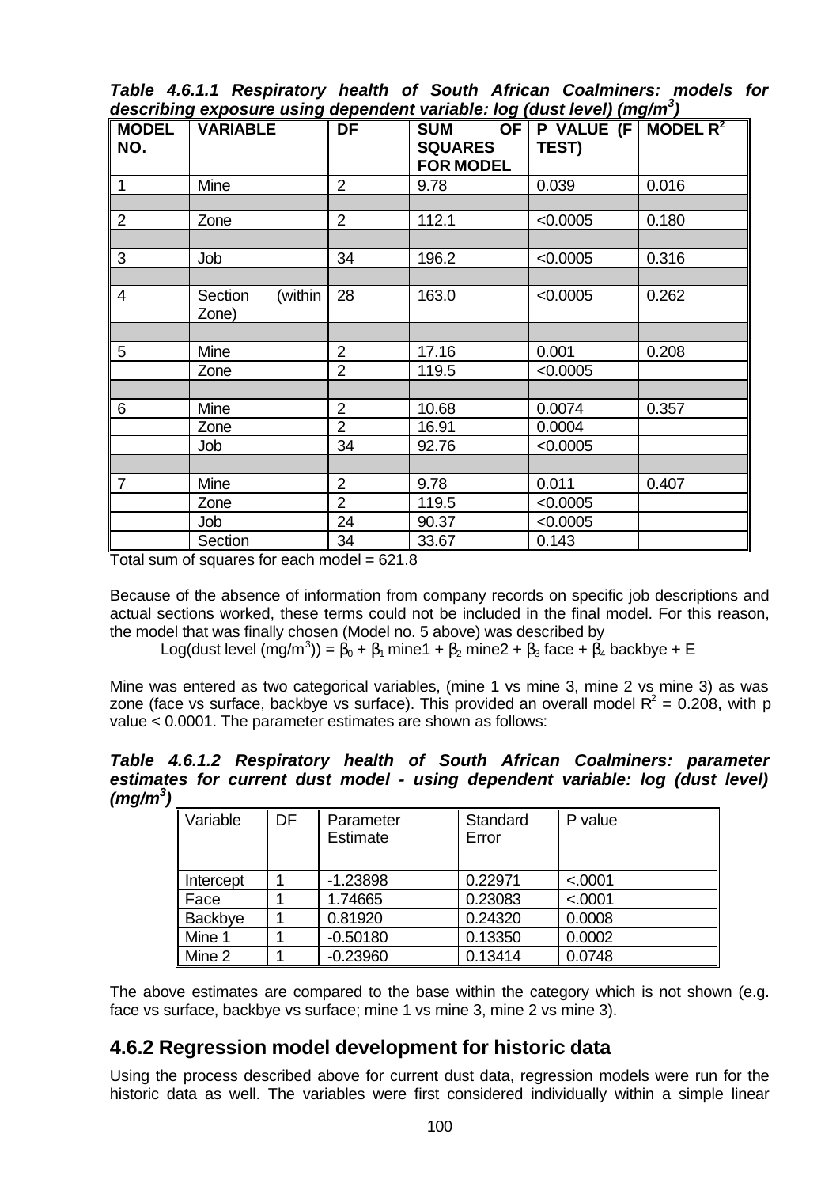***Table 4.6.1.1 Respiratory health of South African Coalminers: models for describing exposure using dependent variable: log (dust level) (mg/m$^3$)***

| MODEL NO. | VARIABLE | DF | SUM OF SQUARES FOR MODEL | P VALUE (F TEST) | MODEL $R^2$ |
|---|---|---|---|---|---|
| 1 | Mine | 2 | 9.78 | 0.039 | 0.016 |
| | | | | | |
| 2 | Zone | 2 | 112.1 | <0.0005 | 0.180 |
| | | | | | |
| 3 | Job | 34 | 196.2 | <0.0005 | 0.316 |
| | | | | | |
| 4 | Section (within Zone) | 28 | 163.0 | <0.0005 | 0.262 |
| | | | | | |
| 5 | Mine | 2 | 17.16 | 0.001 | 0.208 |
| | Zone | 2 | 119.5 | <0.0005 | |
| | | | | | |
| 6 | Mine | 2 | 10.68 | 0.0074 | 0.357 |
| | Zone | 2 | 16.91 | 0.0004 | |
| | Job | 34 | 92.76 | <0.0005 | |
| | | | | | |
| 7 | Mine | 2 | 9.78 | 0.011 | 0.407 |
| | Zone | 2 | 119.5 | <0.0005 | |
| | Job | 24 | 90.37 | <0.0005 | |
| | Section | 34 | 33.67 | 0.143 | |

Total sum of squares for each model = 621.8

Because of the absence of information from company records on specific job descriptions and actual sections worked, these terms could not be included in the final model. For this reason, the model that was finally chosen (Model no. 5 above) was described by

$$\text{Log(dust level (mg/m}^3\text{))} = \beta_0 + \beta_1 \text{ mine1} + \beta_2 \text{ mine2} + \beta_3 \text{ face} + \beta_4 \text{ backbye} + E$$

Mine was entered as two categorical variables, (mine 1 vs mine 3, mine 2 vs mine 3) as was zone (face vs surface, backbye vs surface). This provided an overall model $R^2 = 0.208$, with p value < 0.0001. The parameter estimates are shown as follows:

***Table 4.6.1.2 Respiratory health of South African Coalminers: parameter estimates for current dust model - using dependent variable: log (dust level) (mg/m$^3$)***

| Variable | DF | Parameter Estimate | Standard Error | P value |
|---|---|---|---|---|
| | | | | |
| Intercept | 1 | -1.23898 | 0.22971 | <.0001 |
| Face | 1 | 1.74665 | 0.23083 | <.0001 |
| Backbye | 1 | 0.81920 | 0.24320 | 0.0008 |
| Mine 1 | 1 | -0.50180 | 0.13350 | 0.0002 |
| Mine 2 | 1 | -0.23960 | 0.13414 | 0.0748 |

The above estimates are compared to the base within the category which is not shown (e.g. face vs surface, backbye vs surface; mine 1 vs mine 3, mine 2 vs mine 3).

## 4.6.2 Regression model development for historic data

Using the process described above for current dust data, regression models were run for the historic data as well. The variables were first considered individually within a simple linear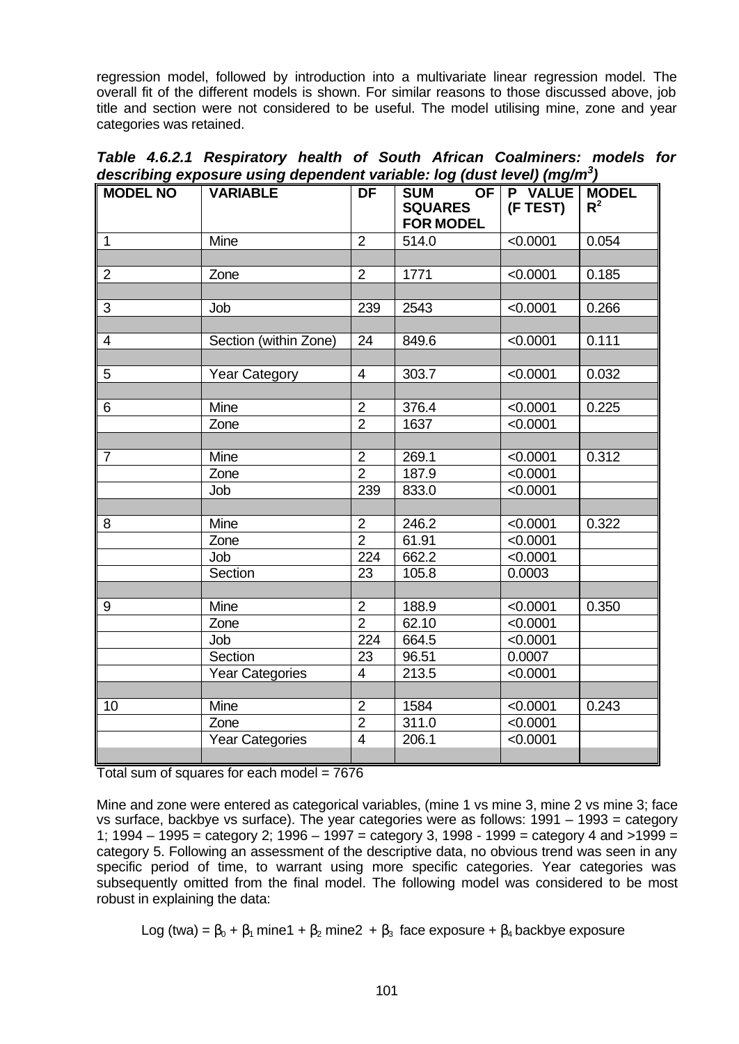regression model, followed by introduction into a multivariate linear regression model. The overall fit of the different models is shown. For similar reasons to those discussed above, job title and section were not considered to be useful. The model utilising mine, zone and year categories was retained.

***Table 4.6.2.1 Respiratory health of South African Coalminers: models for describing exposure using dependent variable: log (dust level) (mg/m³)***

| MODEL NO | VARIABLE | DF | SUM OF SQUARES FOR MODEL | P VALUE (F TEST) | MODEL $R^2$ |
|---|---|---|---|---|---|
| 1 | Mine | 2 | 514.0 | <0.0001 | 0.054 |
| | | | | | |
| 2 | Zone | 2 | 1771 | <0.0001 | 0.185 |
| | | | | | |
| 3 | Job | 239 | 2543 | <0.0001 | 0.266 |
| | | | | | |
| 4 | Section (within Zone) | 24 | 849.6 | <0.0001 | 0.111 |
| | | | | | |
| 5 | Year Category | 4 | 303.7 | <0.0001 | 0.032 |
| | | | | | |
| 6 | Mine | 2 | 376.4 | <0.0001 | 0.225 |
| | Zone | 2 | 1637 | <0.0001 | |
| | | | | | |
| 7 | Mine | 2 | 269.1 | <0.0001 | 0.312 |
| | Zone | 2 | 187.9 | <0.0001 | |
| | Job | 239 | 833.0 | <0.0001 | |
| | | | | | |
| 8 | Mine | 2 | 246.2 | <0.0001 | 0.322 |
| | Zone | 2 | 61.91 | <0.0001 | |
| | Job | 224 | 662.2 | <0.0001 | |
| | Section | 23 | 105.8 | 0.0003 | |
| | | | | | |
| 9 | Mine | 2 | 188.9 | <0.0001 | 0.350 |
| | Zone | 2 | 62.10 | <0.0001 | |
| | Job | 224 | 664.5 | <0.0001 | |
| | Section | 23 | 96.51 | 0.0007 | |
| | Year Categories | 4 | 213.5 | <0.0001 | |
| | | | | | |
| 10 | Mine | 2 | 1584 | <0.0001 | 0.243 |
| | Zone | 2 | 311.0 | <0.0001 | |
| | Year Categories | 4 | 206.1 | <0.0001 | |
| | | | | | |

Total sum of squares for each model = 7676

Mine and zone were entered as categorical variables, (mine 1 vs mine 3, mine 2 vs mine 3; face vs surface, backbye vs surface). The year categories were as follows: 1991 – 1993 = category 1; 1994 – 1995 = category 2; 1996 – 1997 = category 3, 1998 - 1999 = category 4 and >1999 = category 5. Following an assessment of the descriptive data, no obvious trend was seen in any specific period of time, to warrant using more specific categories. Year categories was subsequently omitted from the final model. The following model was considered to be most robust in explaining the data:

$$\text{Log (twa)} = \beta_0 + \beta_1 \text{ mine1} + \beta_2 \text{ mine2} + \beta_3 \text{ face exposure} + \beta_4 \text{ backbye exposure}$$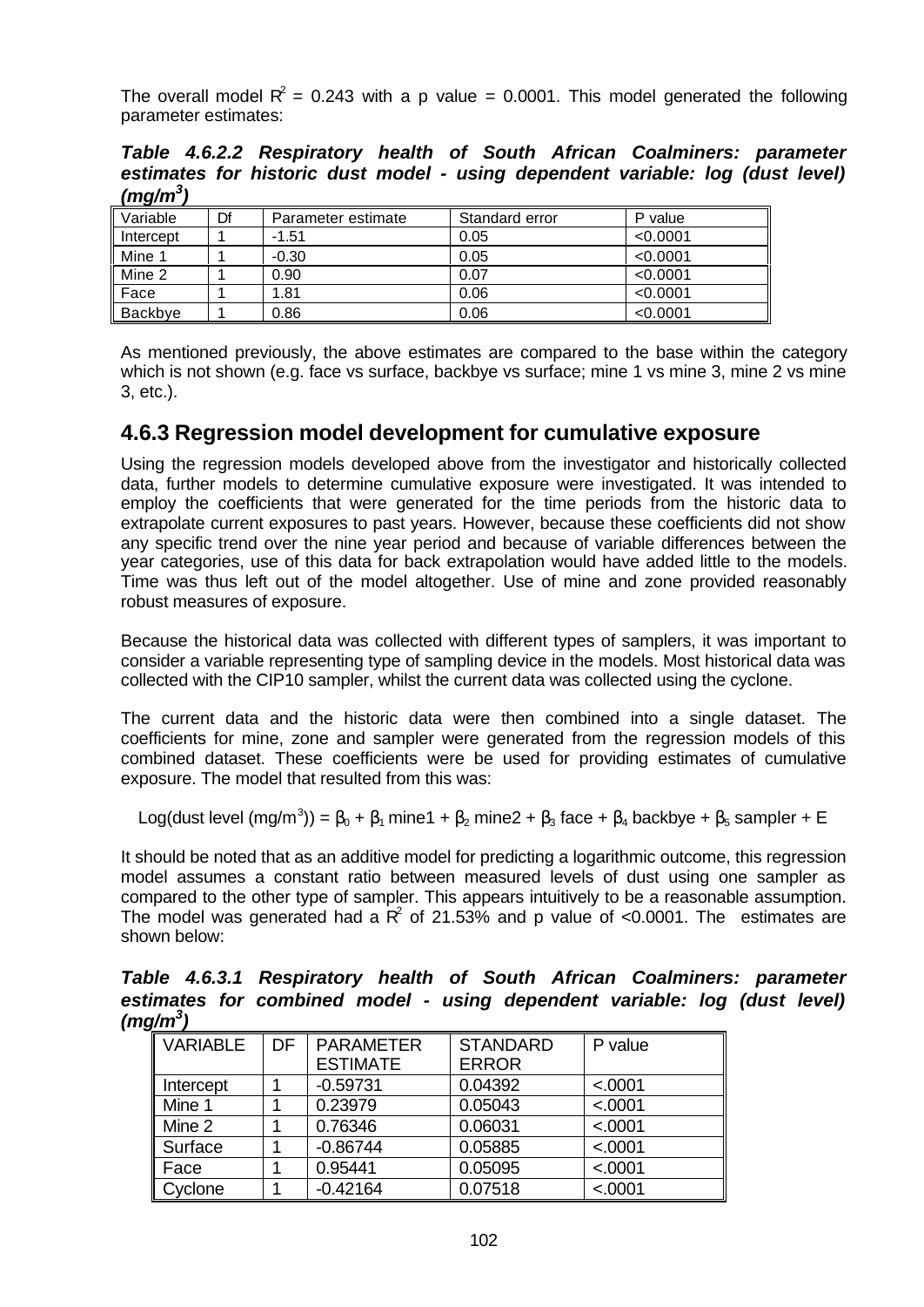The overall model $R^2$ = 0.243 with a p value = 0.0001. This model generated the following parameter estimates:

***Table 4.6.2.2 Respiratory health of South African Coalminers: parameter estimates for historic dust model - using dependent variable: log (dust level) (mg/m$^3$)***

| Variable | Df | Parameter estimate | Standard error | P value |
|---|---|---|---|---|
| Intercept | 1 | -1.51 | 0.05 | <0.0001 |
| Mine 1 | 1 | -0.30 | 0.05 | <0.0001 |
| Mine 2 | 1 | 0.90 | 0.07 | <0.0001 |
| Face | 1 | 1.81 | 0.06 | <0.0001 |
| Backbye | 1 | 0.86 | 0.06 | <0.0001 |

As mentioned previously, the above estimates are compared to the base within the category which is not shown (e.g. face vs surface, backbye vs surface; mine 1 vs mine 3, mine 2 vs mine 3, etc.).

## 4.6.3 Regression model development for cumulative exposure

Using the regression models developed above from the investigator and historically collected data, further models to determine cumulative exposure were investigated. It was intended to employ the coefficients that were generated for the time periods from the historic data to extrapolate current exposures to past years. However, because these coefficients did not show any specific trend over the nine year period and because of variable differences between the year categories, use of this data for back extrapolation would have added little to the models. Time was thus left out of the model altogether. Use of mine and zone provided reasonably robust measures of exposure.

Because the historical data was collected with different types of samplers, it was important to consider a variable representing type of sampling device in the models. Most historical data was collected with the CIP10 sampler, whilst the current data was collected using the cyclone.

The current data and the historic data were then combined into a single dataset. The coefficients for mine, zone and sampler were generated from the regression models of this combined dataset. These coefficients were be used for providing estimates of cumulative exposure. The model that resulted from this was:

$$\text{Log(dust level (mg/m}^3)) = \beta_0 + \beta_1 \text{ mine1} + \beta_2 \text{ mine2} + \beta_3 \text{ face} + \beta_4 \text{ backbye} + \beta_5 \text{ sampler} + \text{E}$$

It should be noted that as an additive model for predicting a logarithmic outcome, this regression model assumes a constant ratio between measured levels of dust using one sampler as compared to the other type of sampler. This appears intuitively to be a reasonable assumption. The model was generated had a $R^2$ of 21.53% and p value of <0.0001. The estimates are shown below:

***Table 4.6.3.1 Respiratory health of South African Coalminers: parameter estimates for combined model - using dependent variable: log (dust level) (mg/m$^3$)***

| VARIABLE | DF | PARAMETER ESTIMATE | STANDARD ERROR | P value |
|---|---|---|---|---|
| Intercept | 1 | -0.59731 | 0.04392 | <.0001 |
| Mine 1 | 1 | 0.23979 | 0.05043 | <.0001 |
| Mine 2 | 1 | 0.76346 | 0.06031 | <.0001 |
| Surface | 1 | -0.86744 | 0.05885 | <.0001 |
| Face | 1 | 0.95441 | 0.05095 | <.0001 |
| Cyclone | 1 | -0.42164 | 0.07518 | <.0001 |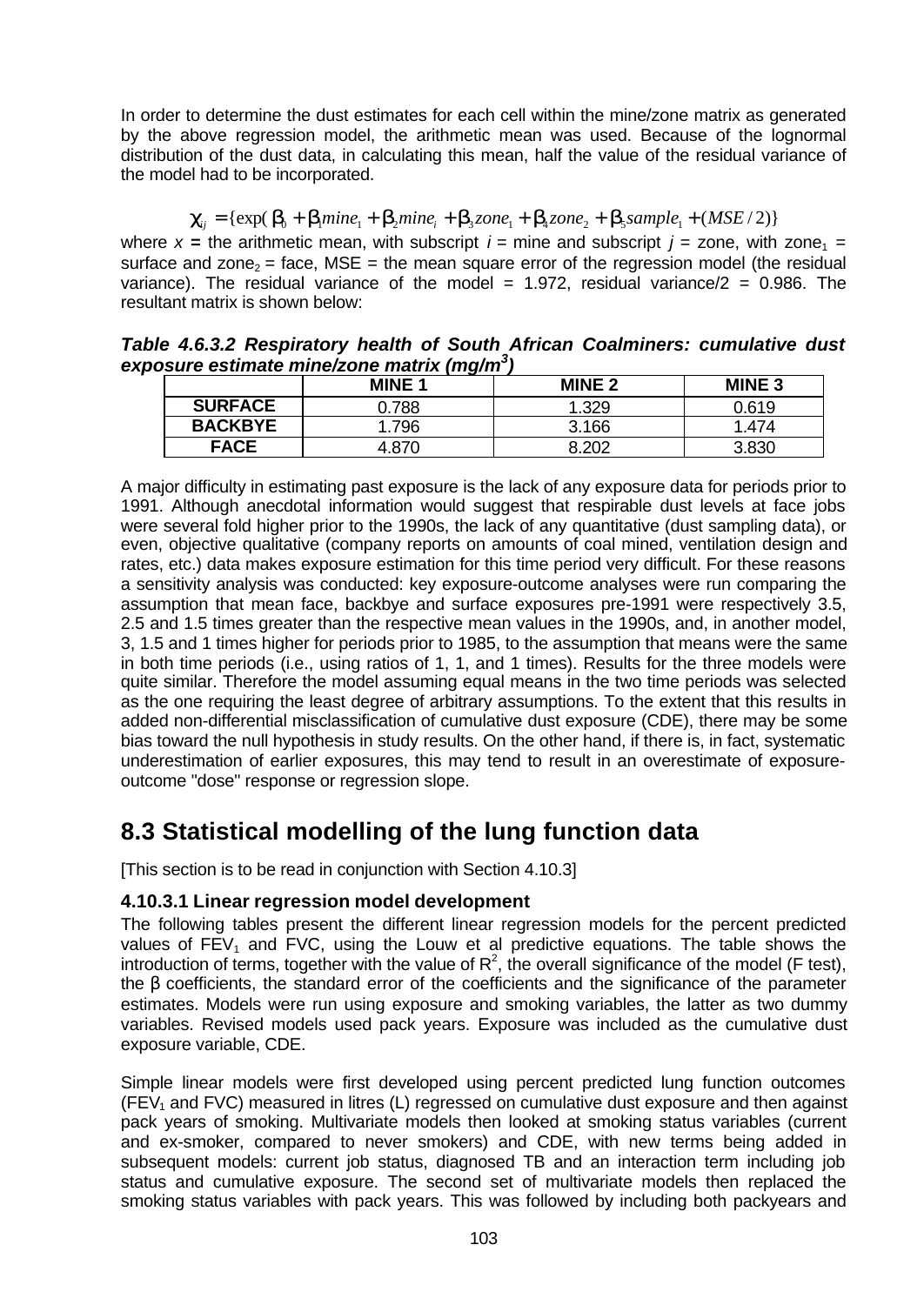In order to determine the dust estimates for each cell within the mine/zone matrix as generated by the above regression model, the arithmetic mean was used. Because of the lognormal distribution of the dust data, in calculating this mean, half the value of the residual variance of the model had to be incorporated.

$$\chi_{ij} = \{\exp(\beta_0 + \beta_1 mine_1 + \beta_2 mine_i + \beta_3 zone_1 + \beta_4 zone_2 + \beta_5 sample_1 + (MSE/2)\}$$

where $x$ = the arithmetic mean, with subscript $i$ = mine and subscript $j$ = zone, with $zone_1$ = surface and $zone_2$ = face, MSE = the mean square error of the regression model (the residual variance). The residual variance of the model = 1.972, residual variance/2 = 0.986. The resultant matrix is shown below:

***Table 4.6.3.2 Respiratory health of South African Coalminers: cumulative dust exposure estimate mine/zone matrix (mg/m$^3$)***

| | MINE 1 | MINE 2 | MINE 3 |
|---|---|---|---|
| SURFACE | 0.788 | 1.329 | 0.619 |
| BACKBYE | 1.796 | 3.166 | 1.474 |
| FACE | 4.870 | 8.202 | 3.830 |

A major difficulty in estimating past exposure is the lack of any exposure data for periods prior to 1991. Although anecdotal information would suggest that respirable dust levels at face jobs were several fold higher prior to the 1990s, the lack of any quantitative (dust sampling data), or even, objective qualitative (company reports on amounts of coal mined, ventilation design and rates, etc.) data makes exposure estimation for this time period very difficult. For these reasons a sensitivity analysis was conducted: key exposure-outcome analyses were run comparing the assumption that mean face, backbye and surface exposures pre-1991 were respectively 3.5, 2.5 and 1.5 times greater than the respective mean values in the 1990s, and, in another model, 3, 1.5 and 1 times higher for periods prior to 1985, to the assumption that means were the same in both time periods (i.e., using ratios of 1, 1, and 1 times). Results for the three models were quite similar. Therefore the model assuming equal means in the two time periods was selected as the one requiring the least degree of arbitrary assumptions. To the extent that this results in added non-differential misclassification of cumulative dust exposure (CDE), there may be some bias toward the null hypothesis in study results. On the other hand, if there is, in fact, systematic underestimation of earlier exposures, this may tend to result in an overestimate of exposure-outcome "dose" response or regression slope.

## 8.3 Statistical modelling of the lung function data

[This section is to be read in conjunction with Section 4.10.3]

### 4.10.3.1 Linear regression model development

The following tables present the different linear regression models for the percent predicted values of $FEV_1$ and FVC, using the Louw et al predictive equations. The table shows the introduction of terms, together with the value of $R^2$, the overall significance of the model (F test), the β coefficients, the standard error of the coefficients and the significance of the parameter estimates. Models were run using exposure and smoking variables, the latter as two dummy variables. Revised models used pack years. Exposure was included as the cumulative dust exposure variable, CDE.

Simple linear models were first developed using percent predicted lung function outcomes ($FEV_1$ and FVC) measured in litres (L) regressed on cumulative dust exposure and then against pack years of smoking. Multivariate models then looked at smoking status variables (current and ex-smoker, compared to never smokers) and CDE, with new terms being added in subsequent models: current job status, diagnosed TB and an interaction term including job status and cumulative exposure. The second set of multivariate models then replaced the smoking status variables with pack years. This was followed by including both packyears and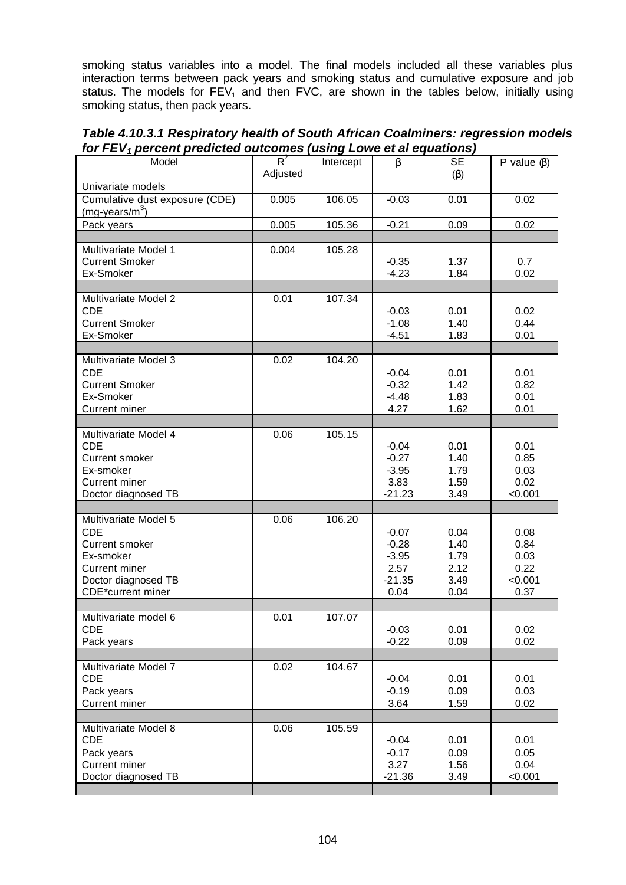smoking status variables into a model. The final models included all these variables plus interaction terms between pack years and smoking status and cumulative exposure and job status. The models for $FEV_1$ and then FVC, are shown in the tables below, initially using smoking status, then pack years.

***Table 4.10.3.1 Respiratory health of South African Coalminers: regression models for $FEV_1$ percent predicted outcomes (using Lowe et al equations)***

| Model | $R^2$ Adjusted | Intercept | β | SE (β) | P value (β) |
|---|---|---|---|---|---|
| Univariate models | | | | | |
| Cumulative dust exposure (CDE) (mg-years/$m^3$) | 0.005 | 106.05 | -0.03 | 0.01 | 0.02 |
| Pack years | 0.005 | 105.36 | -0.21 | 0.09 | 0.02 |
| | | | | | |
| Multivariate Model 1 | 0.004 | 105.28 | | | |
| Current Smoker | | | -0.35 | 1.37 | 0.7 |
| Ex-Smoker | | | -4.23 | 1.84 | 0.02 |
| | | | | | |
| Multivariate Model 2 | 0.01 | 107.34 | | | |
| CDE | | | -0.03 | 0.01 | 0.02 |
| Current Smoker | | | -1.08 | 1.40 | 0.44 |
| Ex-Smoker | | | -4.51 | 1.83 | 0.01 |
| | | | | | |
| Multivariate Model 3 | 0.02 | 104.20 | | | |
| CDE | | | -0.04 | 0.01 | 0.01 |
| Current Smoker | | | -0.32 | 1.42 | 0.82 |
| Ex-Smoker | | | -4.48 | 1.83 | 0.01 |
| Current miner | | | 4.27 | 1.62 | 0.01 |
| | | | | | |
| Multivariate Model 4 | 0.06 | 105.15 | | | |
| CDE | | | -0.04 | 0.01 | 0.01 |
| Current smoker | | | -0.27 | 1.40 | 0.85 |
| Ex-smoker | | | -3.95 | 1.79 | 0.03 |
| Current miner | | | 3.83 | 1.59 | 0.02 |
| Doctor diagnosed TB | | | -21.23 | 3.49 | <0.001 |
| | | | | | |
| Multivariate Model 5 | 0.06 | 106.20 | | | |
| CDE | | | -0.07 | 0.04 | 0.08 |
| Current smoker | | | -0.28 | 1.40 | 0.84 |
| Ex-smoker | | | -3.95 | 1.79 | 0.03 |
| Current miner | | | 2.57 | 2.12 | 0.22 |
| Doctor diagnosed TB | | | -21.35 | 3.49 | <0.001 |
| CDE*current miner | | | 0.04 | 0.04 | 0.37 |
| | | | | | |
| Multivariate model 6 | 0.01 | 107.07 | | | |
| CDE | | | -0.03 | 0.01 | 0.02 |
| Pack years | | | -0.22 | 0.09 | 0.02 |
| | | | | | |
| Multivariate Model 7 | 0.02 | 104.67 | | | |
| CDE | | | -0.04 | 0.01 | 0.01 |
| Pack years | | | -0.19 | 0.09 | 0.03 |
| Current miner | | | 3.64 | 1.59 | 0.02 |
| | | | | | |
| Multivariate Model 8 | 0.06 | 105.59 | | | |
| CDE | | | -0.04 | 0.01 | 0.01 |
| Pack years | | | -0.17 | 0.09 | 0.05 |
| Current miner | | | 3.27 | 1.56 | 0.04 |
| Doctor diagnosed TB | | | -21.36 | 3.49 | <0.001 |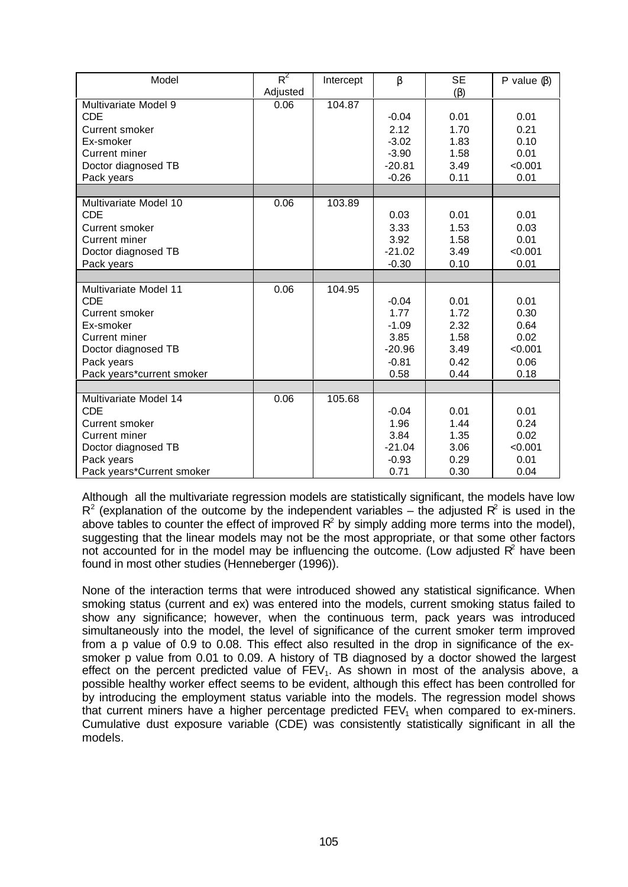| Model | $R^2$ Adjusted | Intercept | β | SE (β) | P value (β) |
|---|---|---|---|---|---|
| Multivariate Model 9 | 0.06 | 104.87 | | | |
| CDE | | | -0.04 | 0.01 | 0.01 |
| Current smoker | | | 2.12 | 1.70 | 0.21 |
| Ex-smoker | | | -3.02 | 1.83 | 0.10 |
| Current miner | | | -3.90 | 1.58 | 0.01 |
| Doctor diagnosed TB | | | -20.81 | 3.49 | <0.001 |
| Pack years | | | -0.26 | 0.11 | 0.01 |
| | | | | | |
| Multivariate Model 10 | 0.06 | 103.89 | | | |
| CDE | | | 0.03 | 0.01 | 0.01 |
| Current smoker | | | 3.33 | 1.53 | 0.03 |
| Current miner | | | 3.92 | 1.58 | 0.01 |
| Doctor diagnosed TB | | | -21.02 | 3.49 | <0.001 |
| Pack years | | | -0.30 | 0.10 | 0.01 |
| | | | | | |
| Multivariate Model 11 | 0.06 | 104.95 | | | |
| CDE | | | -0.04 | 0.01 | 0.01 |
| Current smoker | | | 1.77 | 1.72 | 0.30 |
| Ex-smoker | | | -1.09 | 2.32 | 0.64 |
| Current miner | | | 3.85 | 1.58 | 0.02 |
| Doctor diagnosed TB | | | -20.96 | 3.49 | <0.001 |
| Pack years | | | -0.81 | 0.42 | 0.06 |
| Pack years*current smoker | | | 0.58 | 0.44 | 0.18 |
| | | | | | |
| Multivariate Model 14 | 0.06 | 105.68 | | | |
| CDE | | | -0.04 | 0.01 | 0.01 |
| Current smoker | | | 1.96 | 1.44 | 0.24 |
| Current miner | | | 3.84 | 1.35 | 0.02 |
| Doctor diagnosed TB | | | -21.04 | 3.06 | <0.001 |
| Pack years | | | -0.93 | 0.29 | 0.01 |
| Pack years*Current smoker | | | 0.71 | 0.30 | 0.04 |

Although all the multivariate regression models are statistically significant, the models have low $R^2$ (explanation of the outcome by the independent variables – the adjusted $R^2$ is used in the above tables to counter the effect of improved $R^2$ by simply adding more terms into the model), suggesting that the linear models may not be the most appropriate, or that some other factors not accounted for in the model may be influencing the outcome. (Low adjusted $R^2$ have been found in most other studies (Henneberger (1996)).

None of the interaction terms that were introduced showed any statistical significance. When smoking status (current and ex) was entered into the models, current smoking status failed to show any significance; however, when the continuous term, pack years was introduced simultaneously into the model, the level of significance of the current smoker term improved from a p value of 0.9 to 0.08. This effect also resulted in the drop in significance of the ex-smoker p value from 0.01 to 0.09. A history of TB diagnosed by a doctor showed the largest effect on the percent predicted value of $FEV_1$. As shown in most of the analysis above, a possible healthy worker effect seems to be evident, although this effect has been controlled for by introducing the employment status variable into the models. The regression model shows that current miners have a higher percentage predicted $FEV_1$ when compared to ex-miners. Cumulative dust exposure variable (CDE) was consistently statistically significant in all the models.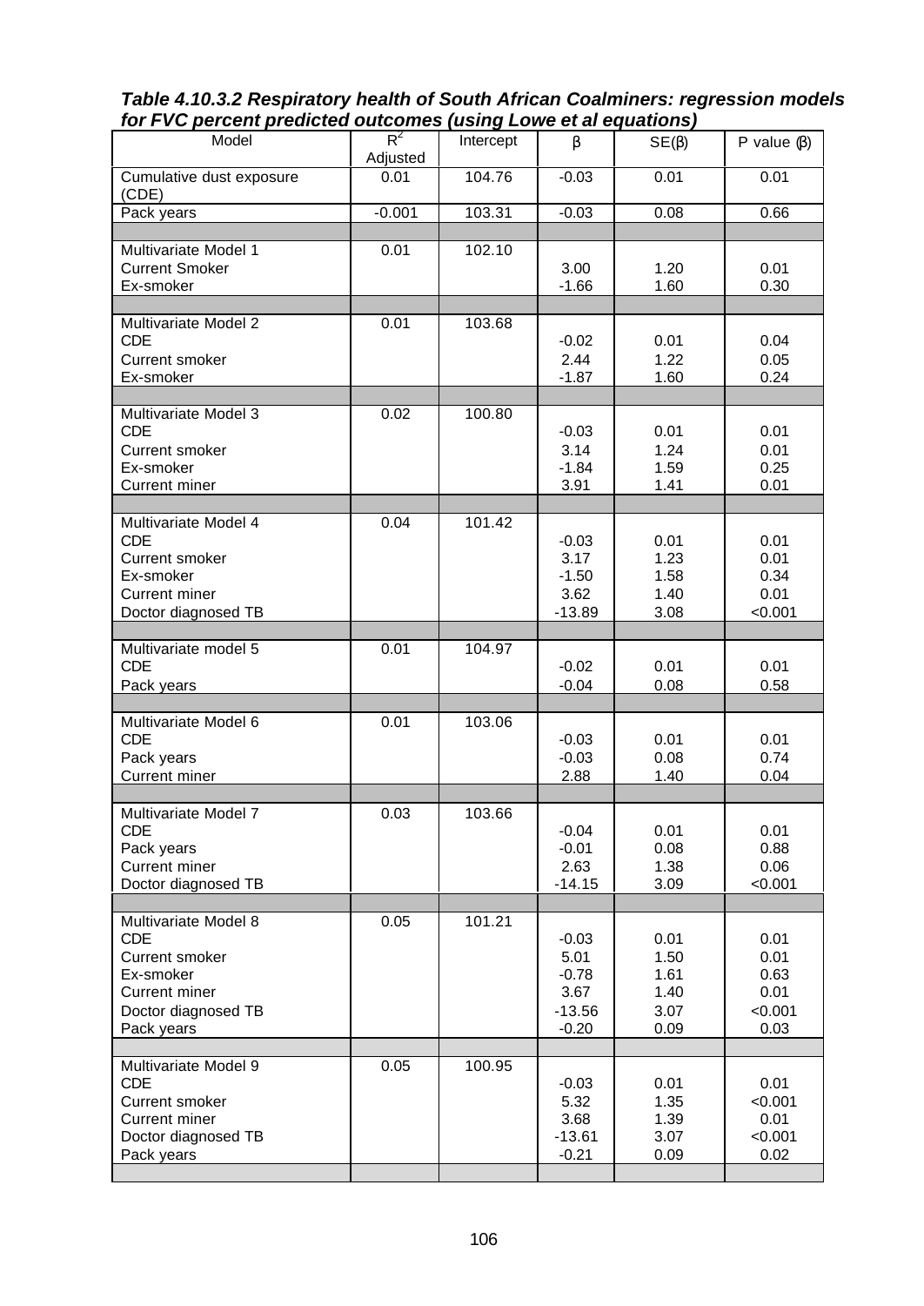***Table 4.10.3.2 Respiratory health of South African Coalminers: regression models for FVC percent predicted outcomes (using Lowe et al equations)***

| Model | $R^2$ Adjusted | Intercept | β | SE(β) | P value (β) |
|---|---|---|---|---|---|
| Cumulative dust exposure (CDE) | 0.01 | 104.76 | -0.03 | 0.01 | 0.01 |
| Pack years | -0.001 | 103.31 | -0.03 | 0.08 | 0.66 |
| | | | | | |
| Multivariate Model 1 | 0.01 | 102.10 | | | |
| Current Smoker | | | 3.00 | 1.20 | 0.01 |
| Ex-smoker | | | -1.66 | 1.60 | 0.30 |
| | | | | | |
| Multivariate Model 2 | 0.01 | 103.68 | | | |
| CDE | | | -0.02 | 0.01 | 0.04 |
| Current smoker | | | 2.44 | 1.22 | 0.05 |
| Ex-smoker | | | -1.87 | 1.60 | 0.24 |
| | | | | | |
| Multivariate Model 3 | 0.02 | 100.80 | | | |
| CDE | | | -0.03 | 0.01 | 0.01 |
| Current smoker | | | 3.14 | 1.24 | 0.01 |
| Ex-smoker | | | -1.84 | 1.59 | 0.25 |
| Current miner | | | 3.91 | 1.41 | 0.01 |
| | | | | | |
| Multivariate Model 4 | 0.04 | 101.42 | | | |
| CDE | | | -0.03 | 0.01 | 0.01 |
| Current smoker | | | 3.17 | 1.23 | 0.01 |
| Ex-smoker | | | -1.50 | 1.58 | 0.34 |
| Current miner | | | 3.62 | 1.40 | 0.01 |
| Doctor diagnosed TB | | | -13.89 | 3.08 | <0.001 |
| | | | | | |
| Multivariate model 5 | 0.01 | 104.97 | | | |
| CDE | | | -0.02 | 0.01 | 0.01 |
| Pack years | | | -0.04 | 0.08 | 0.58 |
| | | | | | |
| Multivariate Model 6 | 0.01 | 103.06 | | | |
| CDE | | | -0.03 | 0.01 | 0.01 |
| Pack years | | | -0.03 | 0.08 | 0.74 |
| Current miner | | | 2.88 | 1.40 | 0.04 |
| | | | | | |
| Multivariate Model 7 | 0.03 | 103.66 | | | |
| CDE | | | -0.04 | 0.01 | 0.01 |
| Pack years | | | -0.01 | 0.08 | 0.88 |
| Current miner | | | 2.63 | 1.38 | 0.06 |
| Doctor diagnosed TB | | | -14.15 | 3.09 | <0.001 |
| | | | | | |
| Multivariate Model 8 | 0.05 | 101.21 | | | |
| CDE | | | -0.03 | 0.01 | 0.01 |
| Current smoker | | | 5.01 | 1.50 | 0.01 |
| Ex-smoker | | | -0.78 | 1.61 | 0.63 |
| Current miner | | | 3.67 | 1.40 | 0.01 |
| Doctor diagnosed TB | | | -13.56 | 3.07 | <0.001 |
| Pack years | | | -0.20 | 0.09 | 0.03 |
| | | | | | |
| Multivariate Model 9 | 0.05 | 100.95 | | | |
| CDE | | | -0.03 | 0.01 | 0.01 |
| Current smoker | | | 5.32 | 1.35 | <0.001 |
| Current miner | | | 3.68 | 1.39 | 0.01 |
| Doctor diagnosed TB | | | -13.61 | 3.07 | <0.001 |
| Pack years | | | -0.21 | 0.09 | 0.02 |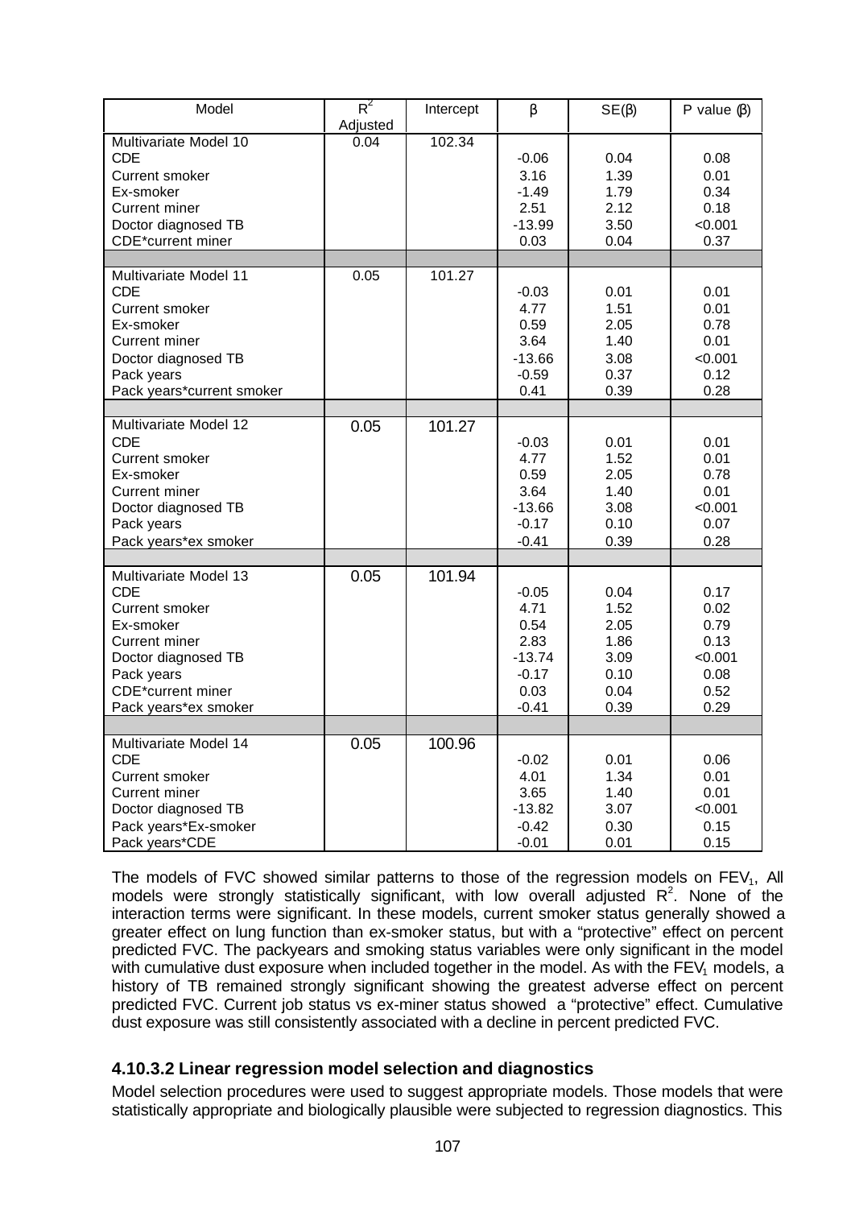| Model | $R^2$ Adjusted | Intercept | β | SE(β) | P value (β) |
|---|---|---|---|---|---|
| Multivariate Model 10 | 0.04 | 102.34 | | | |
| CDE | | | -0.06 | 0.04 | 0.08 |
| Current smoker | | | 3.16 | 1.39 | 0.01 |
| Ex-smoker | | | -1.49 | 1.79 | 0.34 |
| Current miner | | | 2.51 | 2.12 | 0.18 |
| Doctor diagnosed TB | | | -13.99 | 3.50 | <0.001 |
| CDE*current miner | | | 0.03 | 0.04 | 0.37 |
| | | | | | |
| Multivariate Model 11 | 0.05 | 101.27 | | | |
| CDE | | | -0.03 | 0.01 | 0.01 |
| Current smoker | | | 4.77 | 1.51 | 0.01 |
| Ex-smoker | | | 0.59 | 2.05 | 0.78 |
| Current miner | | | 3.64 | 1.40 | 0.01 |
| Doctor diagnosed TB | | | -13.66 | 3.08 | <0.001 |
| Pack years | | | -0.59 | 0.37 | 0.12 |
| Pack years*current smoker | | | 0.41 | 0.39 | 0.28 |
| | | | | | |
| Multivariate Model 12 | 0.05 | 101.27 | | | |
| CDE | | | -0.03 | 0.01 | 0.01 |
| Current smoker | | | 4.77 | 1.52 | 0.01 |
| Ex-smoker | | | 0.59 | 2.05 | 0.78 |
| Current miner | | | 3.64 | 1.40 | 0.01 |
| Doctor diagnosed TB | | | -13.66 | 3.08 | <0.001 |
| Pack years | | | -0.17 | 0.10 | 0.07 |
| Pack years*ex smoker | | | -0.41 | 0.39 | 0.28 |
| | | | | | |
| Multivariate Model 13 | 0.05 | 101.94 | | | |
| CDE | | | -0.05 | 0.04 | 0.17 |
| Current smoker | | | 4.71 | 1.52 | 0.02 |
| Ex-smoker | | | 0.54 | 2.05 | 0.79 |
| Current miner | | | 2.83 | 1.86 | 0.13 |
| Doctor diagnosed TB | | | -13.74 | 3.09 | <0.001 |
| Pack years | | | -0.17 | 0.10 | 0.08 |
| CDE*current miner | | | 0.03 | 0.04 | 0.52 |
| Pack years*ex smoker | | | -0.41 | 0.39 | 0.29 |
| | | | | | |
| Multivariate Model 14 | 0.05 | 100.96 | | | |
| CDE | | | -0.02 | 0.01 | 0.06 |
| Current smoker | | | 4.01 | 1.34 | 0.01 |
| Current miner | | | 3.65 | 1.40 | 0.01 |
| Doctor diagnosed TB | | | -13.82 | 3.07 | <0.001 |
| Pack years*Ex-smoker | | | -0.42 | 0.30 | 0.15 |
| Pack years*CDE | | | -0.01 | 0.01 | 0.15 |

The models of FVC showed similar patterns to those of the regression models on $FEV_1$. All models were strongly statistically significant, with low overall adjusted $R^2$. None of the interaction terms were significant. In these models, current smoker status generally showed a greater effect on lung function than ex-smoker status, but with a "protective" effect on percent predicted FVC. The packyears and smoking status variables were only significant in the model with cumulative dust exposure when included together in the model. As with the $FEV_1$ models, a history of TB remained strongly significant showing the greatest adverse effect on percent predicted FVC. Current job status vs ex-miner status showed a "protective" effect. Cumulative dust exposure was still consistently associated with a decline in percent predicted FVC.

### 4.10.3.2 Linear regression model selection and diagnostics

Model selection procedures were used to suggest appropriate models. Those models that were statistically appropriate and biologically plausible were subjected to regression diagnostics. This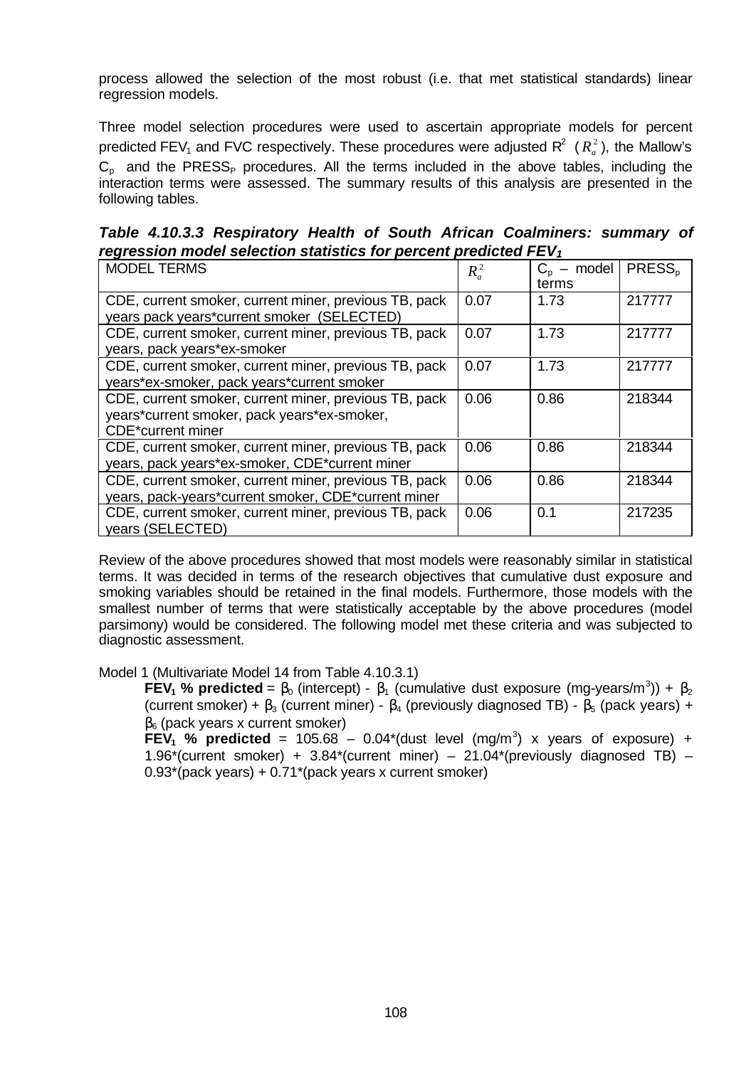process allowed the selection of the most robust (i.e. that met statistical standards) linear regression models.

Three model selection procedures were used to ascertain appropriate models for percent predicted $FEV_1$ and FVC respectively. These procedures were adjusted $R^2$ ($R_a^2$), the Mallow's $C_p$ and the $PRESS_P$ procedures. All the terms included in the above tables, including the interaction terms were assessed. The summary results of this analysis are presented in the following tables.

***Table 4.10.3.3 Respiratory Health of South African Coalminers: summary of regression model selection statistics for percent predicted $FEV_1$***

| MODEL TERMS | $R_a^2$ | $C_p$ – model terms | $PRESS_p$ |
|---|---|---|---|
| CDE, current smoker, current miner, previous TB, pack years pack years*current smoker (SELECTED) | 0.07 | 1.73 | 217777 |
| CDE, current smoker, current miner, previous TB, pack years, pack years*ex-smoker | 0.07 | 1.73 | 217777 |
| CDE, current smoker, current miner, previous TB, pack years*ex-smoker, pack years*current smoker | 0.07 | 1.73 | 217777 |
| CDE, current smoker, current miner, previous TB, pack years*current smoker, pack years*ex-smoker, CDE*current miner | 0.06 | 0.86 | 218344 |
| CDE, current smoker, current miner, previous TB, pack years, pack years*ex-smoker, CDE*current miner | 0.06 | 0.86 | 218344 |
| CDE, current smoker, current miner, previous TB, pack years, pack-years*current smoker, CDE*current miner | 0.06 | 0.86 | 218344 |
| CDE, current smoker, current miner, previous TB, pack years (SELECTED) | 0.06 | 0.1 | 217235 |

Review of the above procedures showed that most models were reasonably similar in statistical terms. It was decided in terms of the research objectives that cumulative dust exposure and smoking variables should be retained in the final models. Furthermore, those models with the smallest number of terms that were statistically acceptable by the above procedures (model parsimony) would be considered. The following model met these criteria and was subjected to diagnostic assessment.

Model 1 (Multivariate Model 14 from Table 4.10.3.1)

**$FEV_1$ % predicted** = $\beta_0$ (intercept) - $\beta_1$ (cumulative dust exposure (mg-years/$m^3$)) + $\beta_2$ (current smoker) + $\beta_3$ (current miner) - $\beta_4$ (previously diagnosed TB) - $\beta_5$ (pack years) + $\beta_6$ (pack years x current smoker)

**$FEV_1$ % predicted** = 105.68 – 0.04*(dust level (mg/$m^3$) x years of exposure) + 1.96*(current smoker) + 3.84*(current miner) – 21.04*(previously diagnosed TB) – 0.93*(pack years) + 0.71*(pack years x current smoker)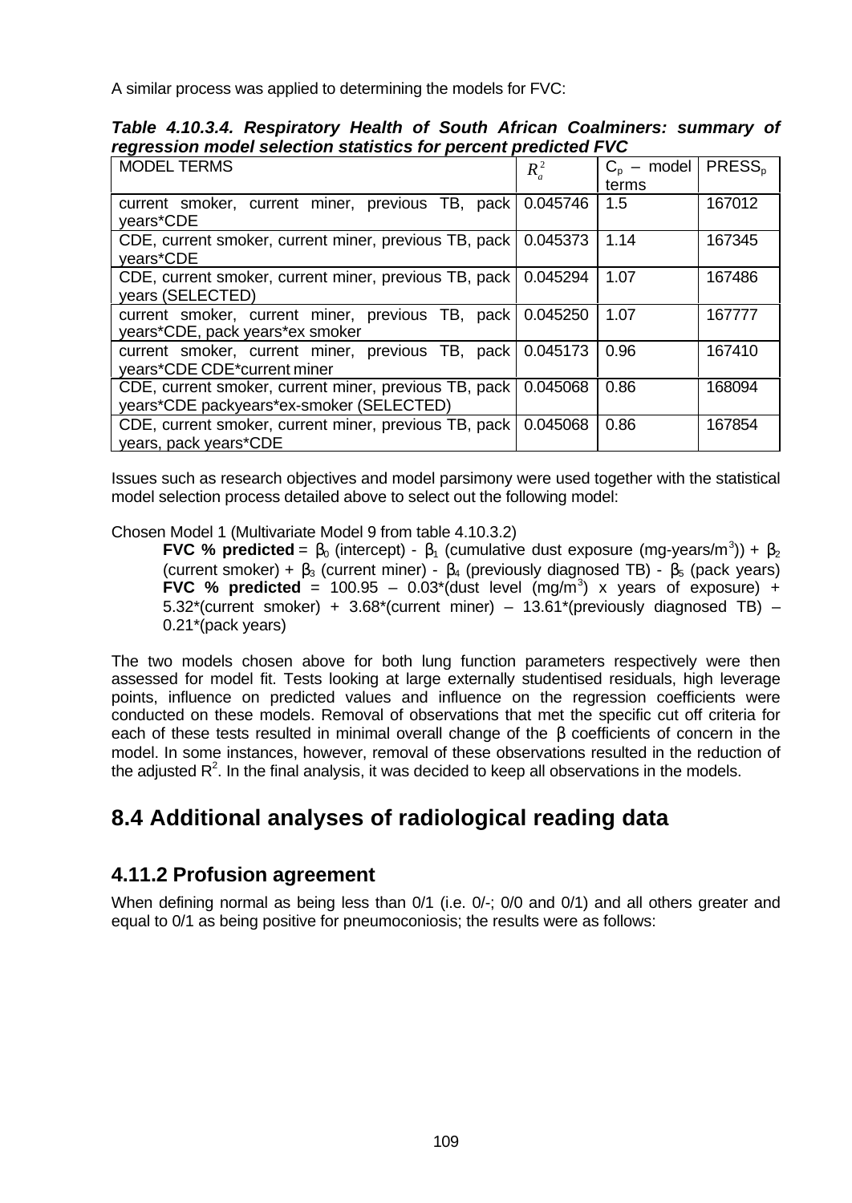A similar process was applied to determining the models for FVC:

***Table 4.10.3.4. Respiratory Health of South African Coalminers: summary of regression model selection statistics for percent predicted FVC***

| MODEL TERMS | $R_a^2$ | $C_p$ – model terms | $PRESS_p$ |
|---|---|---|---|
| current smoker, current miner, previous TB, pack years*CDE | 0.045746 | 1.5 | 167012 |
| CDE, current smoker, current miner, previous TB, pack years*CDE | 0.045373 | 1.14 | 167345 |
| CDE, current smoker, current miner, previous TB, pack years (SELECTED) | 0.045294 | 1.07 | 167486 |
| current smoker, current miner, previous TB, pack years*CDE, pack years*ex smoker | 0.045250 | 1.07 | 167777 |
| current smoker, current miner, previous TB, pack years*CDE CDE*current miner | 0.045173 | 0.96 | 167410 |
| CDE, current smoker, current miner, previous TB, pack years*CDE packyears*ex-smoker (SELECTED) | 0.045068 | 0.86 | 168094 |
| CDE, current smoker, current miner, previous TB, pack years, pack years*CDE | 0.045068 | 0.86 | 167854 |

Issues such as research objectives and model parsimony were used together with the statistical model selection process detailed above to select out the following model:

Chosen Model 1 (Multivariate Model 9 from table 4.10.3.2)

> **FVC % predicted** = $\beta_0$ (intercept) - $\beta_1$ (cumulative dust exposure (mg-years/$m^3$)) + $\beta_2$ (current smoker) + $\beta_3$ (current miner) - $\beta_4$ (previously diagnosed TB) - $\beta_5$ (pack years)
> **FVC % predicted** = 100.95 – 0.03*(dust level (mg/$m^3$) x years of exposure) + 5.32*(current smoker) + 3.68*(current miner) – 13.61*(previously diagnosed TB) – 0.21*(pack years)

The two models chosen above for both lung function parameters respectively were then assessed for model fit. Tests looking at large externally studentised residuals, high leverage points, influence on predicted values and influence on the regression coefficients were conducted on these models. Removal of observations that met the specific cut off criteria for each of these tests resulted in minimal overall change of the $\beta$ coefficients of concern in the model. In some instances, however, removal of these observations resulted in the reduction of the adjusted $R^2$. In the final analysis, it was decided to keep all observations in the models.

## 8.4 Additional analyses of radiological reading data

### 4.11.2 Profusion agreement

When defining normal as being less than 0/1 (i.e. 0/-; 0/0 and 0/1) and all others greater and equal to 0/1 as being positive for pneumoconiosis; the results were as follows: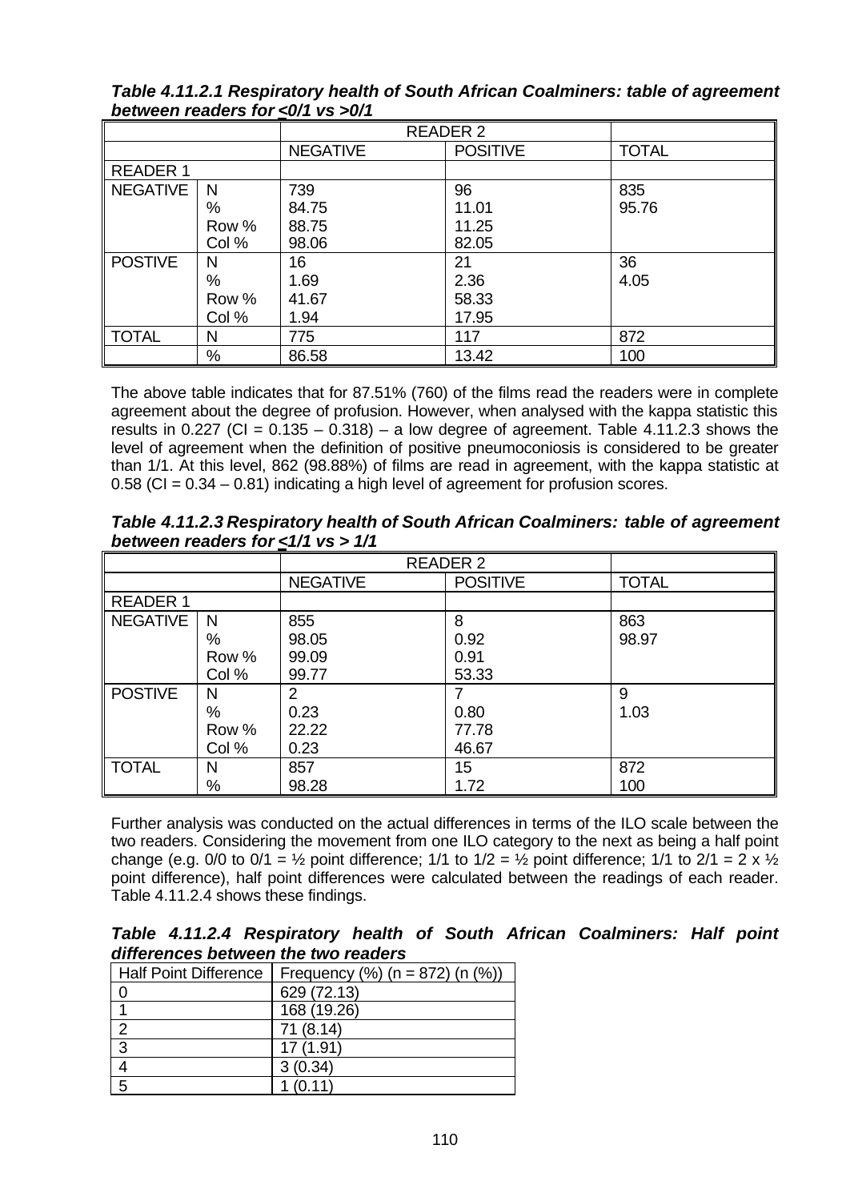***Table 4.11.2.1 Respiratory health of South African Coalminers: table of agreement between readers for ≤0/1 vs >0/1***

| | | READER 2 | | |
|---|---|---|---|---|
| | | NEGATIVE | POSITIVE | TOTAL |
| READER 1 | | | | |
| NEGATIVE | N<br>%<br>Row %<br>Col % | 739<br>84.75<br>88.75<br>98.06 | 96<br>11.01<br>11.25<br>82.05 | 835<br>95.76 |
| POSTIVE | N<br>%<br>Row %<br>Col % | 16<br>1.69<br>41.67<br>1.94 | 21<br>2.36<br>58.33<br>17.95 | 36<br>4.05 |
| TOTAL | N<br>% | 775<br>86.58 | 117<br>13.42 | 872<br>100 |

The above table indicates that for 87.51% (760) of the films read the readers were in complete agreement about the degree of profusion. However, when analysed with the kappa statistic this results in 0.227 (CI = 0.135 – 0.318) – a low degree of agreement. Table 4.11.2.3 shows the level of agreement when the definition of positive pneumoconiosis is considered to be greater than 1/1. At this level, 862 (98.88%) of films are read in agreement, with the kappa statistic at 0.58 (CI = 0.34 – 0.81) indicating a high level of agreement for profusion scores.

***Table 4.11.2.3 Respiratory health of South African Coalminers: table of agreement between readers for ≤1/1 vs > 1/1***

| | | READER 2 | | |
|---|---|---|---|---|
| | | NEGATIVE | POSITIVE | TOTAL |
| READER 1 | | | | |
| NEGATIVE | N<br>%<br>Row %<br>Col % | 855<br>98.05<br>99.09<br>99.77 | 8<br>0.92<br>0.91<br>53.33 | 863<br>98.97 |
| POSTIVE | N<br>%<br>Row %<br>Col % | 2<br>0.23<br>22.22<br>0.23 | 7<br>0.80<br>77.78<br>46.67 | 9<br>1.03 |
| TOTAL | N<br>% | 857<br>98.28 | 15<br>1.72 | 872<br>100 |

Further analysis was conducted on the actual differences in terms of the ILO scale between the two readers. Considering the movement from one ILO category to the next as being a half point change (e.g. 0/0 to 0/1 = ½ point difference; 1/1 to 1/2 = ½ point difference; 1/1 to 2/1 = 2 x ½ point difference), half point differences were calculated between the readings of each reader. Table 4.11.2.4 shows these findings.

***Table 4.11.2.4 Respiratory health of South African Coalminers: Half point differences between the two readers***

| Half Point Difference | Frequency (%) (n = 872) (n (%)) |
|---|---|
| 0 | 629 (72.13) |
| 1 | 168 (19.26) |
| 2 | 71 (8.14) |
| 3 | 17 (1.91) |
| 4 | 3 (0.34) |
| 5 | 1 (0.11) |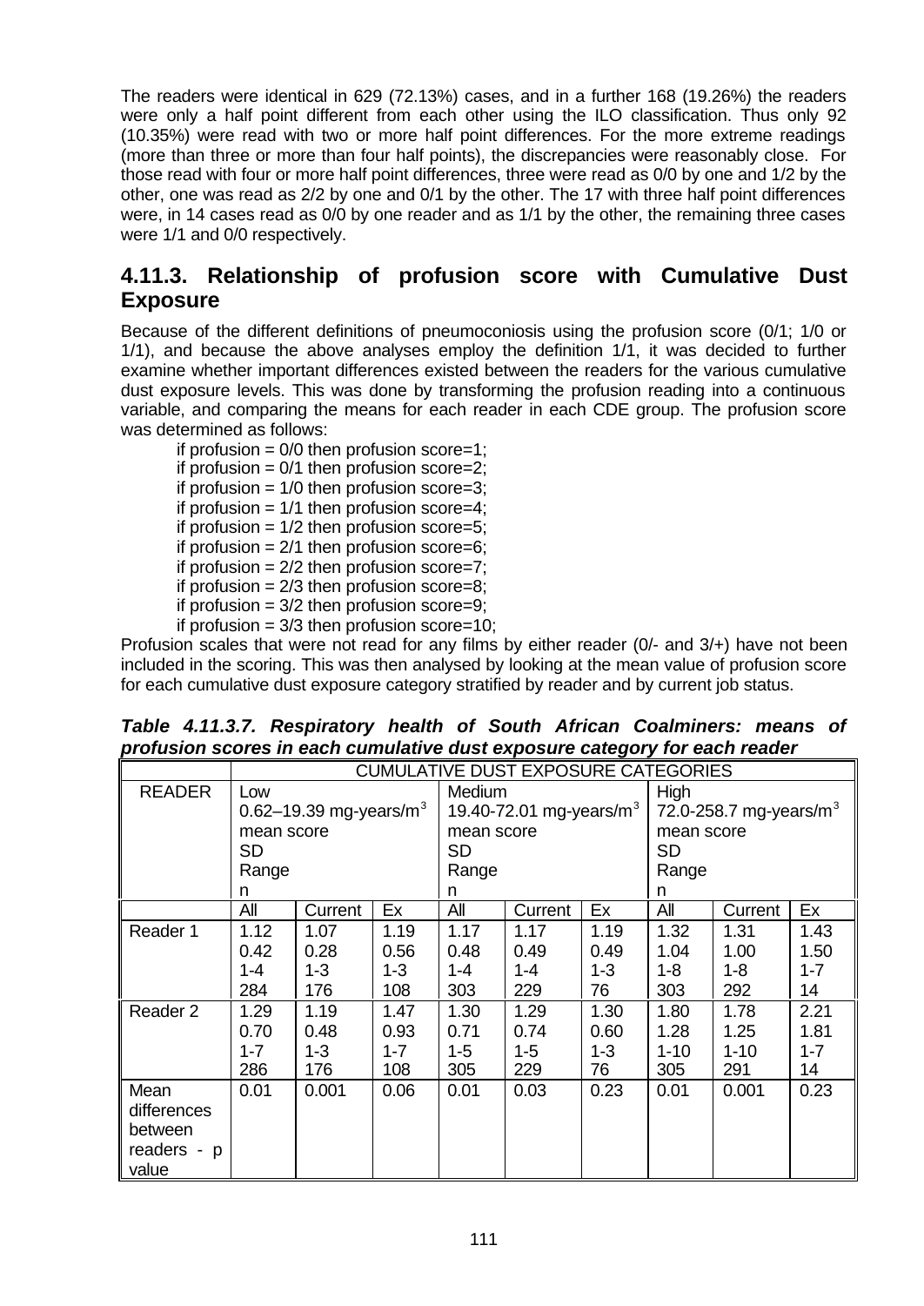The readers were identical in 629 (72.13%) cases, and in a further 168 (19.26%) the readers were only a half point different from each other using the ILO classification. Thus only 92 (10.35%) were read with two or more half point differences. For the more extreme readings (more than three or more than four half points), the discrepancies were reasonably close. For those read with four or more half point differences, three were read as 0/0 by one and 1/2 by the other, one was read as 2/2 by one and 0/1 by the other. The 17 with three half point differences were, in 14 cases read as 0/0 by one reader and as 1/1 by the other, the remaining three cases were 1/1 and 0/0 respectively.

## 4.11.3. Relationship of profusion score with Cumulative Dust Exposure

Because of the different definitions of pneumoconiosis using the profusion score (0/1; 1/0 or 1/1), and because the above analyses employ the definition 1/1, it was decided to further examine whether important differences existed between the readers for the various cumulative dust exposure levels. This was done by transforming the profusion reading into a continuous variable, and comparing the means for each reader in each CDE group. The profusion score was determined as follows:

if profusion = 0/0 then profusion score=1;
if profusion = 0/1 then profusion score=2;
if profusion = 1/0 then profusion score=3;
if profusion = 1/1 then profusion score=4;
if profusion = 1/2 then profusion score=5;
if profusion = 2/1 then profusion score=6;
if profusion = 2/2 then profusion score=7;
if profusion = 2/3 then profusion score=8;
if profusion = 3/2 then profusion score=9;
if profusion = 3/3 then profusion score=10;

Profusion scales that were not read for any films by either reader (0/- and 3/+) have not been included in the scoring. This was then analysed by looking at the mean value of profusion score for each cumulative dust exposure category stratified by reader and by current job status.

***Table 4.11.3.7. Respiratory health of South African Coalminers: means of profusion scores in each cumulative dust exposure category for each reader***

| | CUMULATIVE DUST EXPOSURE CATEGORIES | | | | | | | | |
|---|---|---|---|---|---|---|---|---|---|
| READER | Low<br>0.62–19.39 mg-years/m$^3$<br>mean score<br>SD<br>Range<br>n | | | Medium<br>19.40-72.01 mg-years/m$^3$<br>mean score<br>SD<br>Range<br>n | | | High<br>72.0-258.7 mg-years/m$^3$<br>mean score<br>SD<br>Range<br>n | | |
| | All | Current | Ex | All | Current | Ex | All | Current | Ex |
| Reader 1 | 1.12<br>0.42<br>1-4<br>284 | 1.07<br>0.28<br>1-3<br>176 | 1.19<br>0.56<br>1-3<br>108 | 1.17<br>0.48<br>1-4<br>303 | 1.17<br>0.49<br>1-4<br>229 | 1.19<br>0.49<br>1-3<br>76 | 1.32<br>1.04<br>1-8<br>303 | 1.31<br>1.00<br>1-8<br>292 | 1.43<br>1.50<br>1-7<br>14 |
| Reader 2 | 1.29<br>0.70<br>1-7<br>286 | 1.19<br>0.48<br>1-3<br>176 | 1.47<br>0.93<br>1-7<br>108 | 1.30<br>0.71<br>1-5<br>305 | 1.29<br>0.74<br>1-5<br>229 | 1.30<br>0.60<br>1-3<br>76 | 1.80<br>1.28<br>1-10<br>305 | 1.78<br>1.25<br>1-10<br>291 | 2.21<br>1.81<br>1-7<br>14 |
| Mean differences between readers - p value | 0.01 | 0.001 | 0.06 | 0.01 | 0.03 | 0.23 | 0.01 | 0.001 | 0.23 |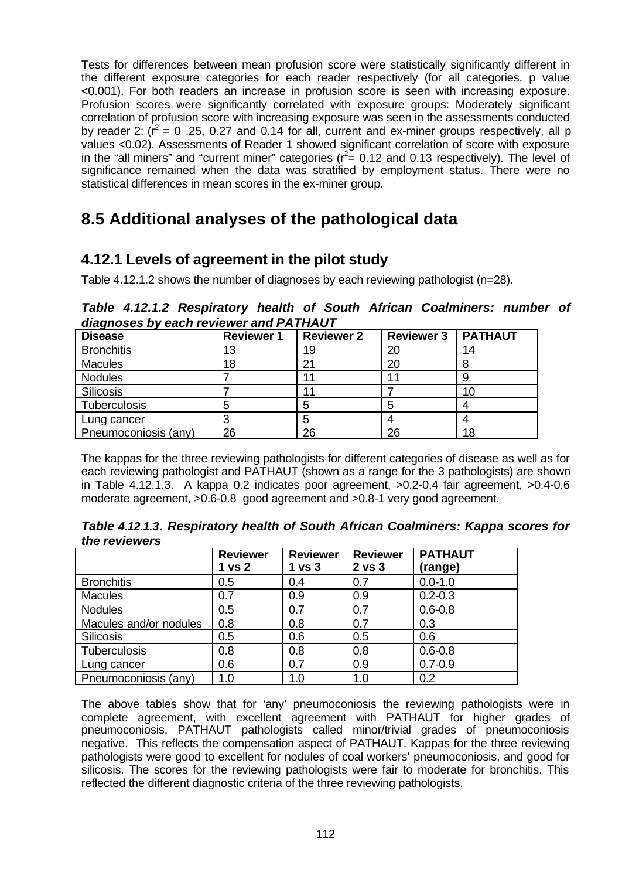Tests for differences between mean profusion score were statistically significantly different in the different exposure categories for each reader respectively (for all categories, p value <0.001). For both readers an increase in profusion score is seen with increasing exposure. Profusion scores were significantly correlated with exposure groups: Moderately significant correlation of profusion score with increasing exposure was seen in the assessments conducted by reader 2: ($r^2$ = 0 .25, 0.27 and 0.14 for all, current and ex-miner groups respectively, all p values <0.02). Assessments of Reader 1 showed significant correlation of score with exposure in the "all miners" and "current miner" categories ($r^2$= 0.12 and 0.13 respectively). The level of significance remained when the data was stratified by employment status. There were no statistical differences in mean scores in the ex-miner group.

## 8.5 Additional analyses of the pathological data

### 4.12.1 Levels of agreement in the pilot study

Table 4.12.1.2 shows the number of diagnoses by each reviewing pathologist (n=28).

***Table 4.12.1.2 Respiratory health of South African Coalminers: number of diagnoses by each reviewer and PATHAUT***

| Disease | Reviewer 1 | Reviewer 2 | Reviewer 3 | PATHAUT |
|---|---|---|---|---|
| Bronchitis | 13 | 19 | 20 | 14 |
| Macules | 18 | 21 | 20 | 8 |
| Nodules | 7 | 11 | 11 | 9 |
| Silicosis | 7 | 11 | 7 | 10 |
| Tuberculosis | 5 | 5 | 5 | 4 |
| Lung cancer | 3 | 5 | 4 | 4 |
| Pneumoconiosis (any) | 26 | 26 | 26 | 18 |

The kappas for the three reviewing pathologists for different categories of disease as well as for each reviewing pathologist and PATHAUT (shown as a range for the 3 pathologists) are shown in Table 4.12.1.3. A kappa 0.2 indicates poor agreement, >0.2-0.4 fair agreement, >0.4-0.6 moderate agreement, >0.6-0.8 good agreement and >0.8-1 very good agreement.

***Table 4.12.1.3. Respiratory health of South African Coalminers: Kappa scores for the reviewers***

| | Reviewer 1 vs 2 | Reviewer 1 vs 3 | Reviewer 2 vs 3 | PATHAUT (range) |
|---|---|---|---|---|
| Bronchitis | 0.5 | 0.4 | 0.7 | 0.0-1.0 |
| Macules | 0.7 | 0.9 | 0.9 | 0.2-0.3 |
| Nodules | 0.5 | 0.7 | 0.7 | 0.6-0.8 |
| Macules and/or nodules | 0.8 | 0.8 | 0.7 | 0.3 |
| Silicosis | 0.5 | 0.6 | 0.5 | 0.6 |
| Tuberculosis | 0.8 | 0.8 | 0.8 | 0.6-0.8 |
| Lung cancer | 0.6 | 0.7 | 0.9 | 0.7-0.9 |
| Pneumoconiosis (any) | 1.0 | 1.0 | 1.0 | 0.2 |

The above tables show that for 'any' pneumoconiosis the reviewing pathologists were in complete agreement, with excellent agreement with PATHAUT for higher grades of pneumoconiosis. PATHAUT pathologists called minor/trivial grades of pneumoconiosis negative. This reflects the compensation aspect of PATHAUT. Kappas for the three reviewing pathologists were good to excellent for nodules of coal workers' pneumoconiosis, and good for silicosis. The scores for the reviewing pathologists were fair to moderate for bronchitis. This reflected the different diagnostic criteria of the three reviewing pathologists.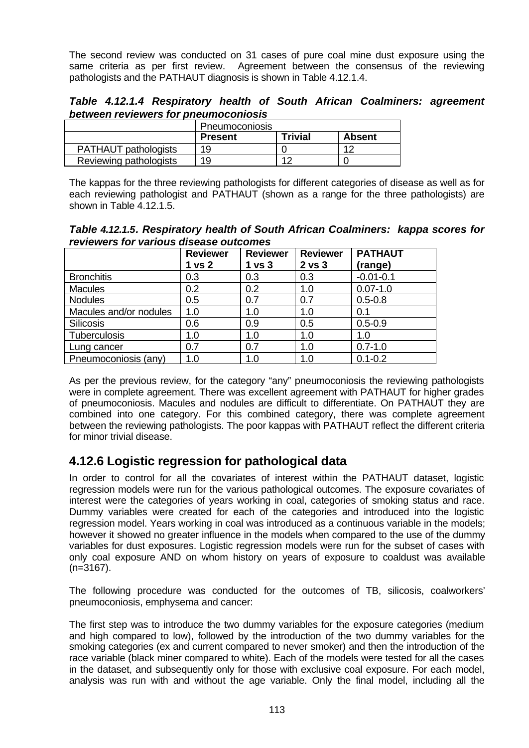The second review was conducted on 31 cases of pure coal mine dust exposure using the same criteria as per first review. Agreement between the consensus of the reviewing pathologists and the PATHAUT diagnosis is shown in Table 4.12.1.4.

***Table 4.12.1.4 Respiratory health of South African Coalminers: agreement between reviewers for pneumoconiosis***

| | Pneumoconiosis | | |
|---|---|---|---|
| | **Present** | **Trivial** | **Absent** |
| PATHAUT pathologists | 19 | 0 | 12 |
| Reviewing pathologists | 19 | 12 | 0 |

The kappas for the three reviewing pathologists for different categories of disease as well as for each reviewing pathologist and PATHAUT (shown as a range for the three pathologists) are shown in Table 4.12.1.5.

***Table 4.12.1.5. Respiratory health of South African Coalminers: kappa scores for reviewers for various disease outcomes***

| | **Reviewer 1 vs 2** | **Reviewer 1 vs 3** | **Reviewer 2 vs 3** | **PATHAUT (range)** |
|---|---|---|---|---|
| Bronchitis | 0.3 | 0.3 | 0.3 | -0.01-0.1 |
| Macules | 0.2 | 0.2 | 1.0 | 0.07-1.0 |
| Nodules | 0.5 | 0.7 | 0.7 | 0.5-0.8 |
| Macules and/or nodules | 1.0 | 1.0 | 1.0 | 0.1 |
| Silicosis | 0.6 | 0.9 | 0.5 | 0.5-0.9 |
| Tuberculosis | 1.0 | 1.0 | 1.0 | 1.0 |
| Lung cancer | 0.7 | 0.7 | 1.0 | 0.7-1.0 |
| Pneumoconiosis (any) | 1.0 | 1.0 | 1.0 | 0.1-0.2 |

As per the previous review, for the category "any" pneumoconiosis the reviewing pathologists were in complete agreement. There was excellent agreement with PATHAUT for higher grades of pneumoconiosis. Macules and nodules are difficult to differentiate. On PATHAUT they are combined into one category. For this combined category, there was complete agreement between the reviewing pathologists. The poor kappas with PATHAUT reflect the different criteria for minor trivial disease.

## 4.12.6 Logistic regression for pathological data

In order to control for all the covariates of interest within the PATHAUT dataset, logistic regression models were run for the various pathological outcomes. The exposure covariates of interest were the categories of years working in coal, categories of smoking status and race. Dummy variables were created for each of the categories and introduced into the logistic regression model. Years working in coal was introduced as a continuous variable in the models; however it showed no greater influence in the models when compared to the use of the dummy variables for dust exposures. Logistic regression models were run for the subset of cases with only coal exposure AND on whom history on years of exposure to coaldust was available (n=3167).

The following procedure was conducted for the outcomes of TB, silicosis, coalworkers' pneumoconiosis, emphysema and cancer:

The first step was to introduce the two dummy variables for the exposure categories (medium and high compared to low), followed by the introduction of the two dummy variables for the smoking categories (ex and current compared to never smoker) and then the introduction of the race variable (black miner compared to white). Each of the models were tested for all the cases in the dataset, and subsequently only for those with exclusive coal exposure. For each model, analysis was run with and without the age variable. Only the final model, including all the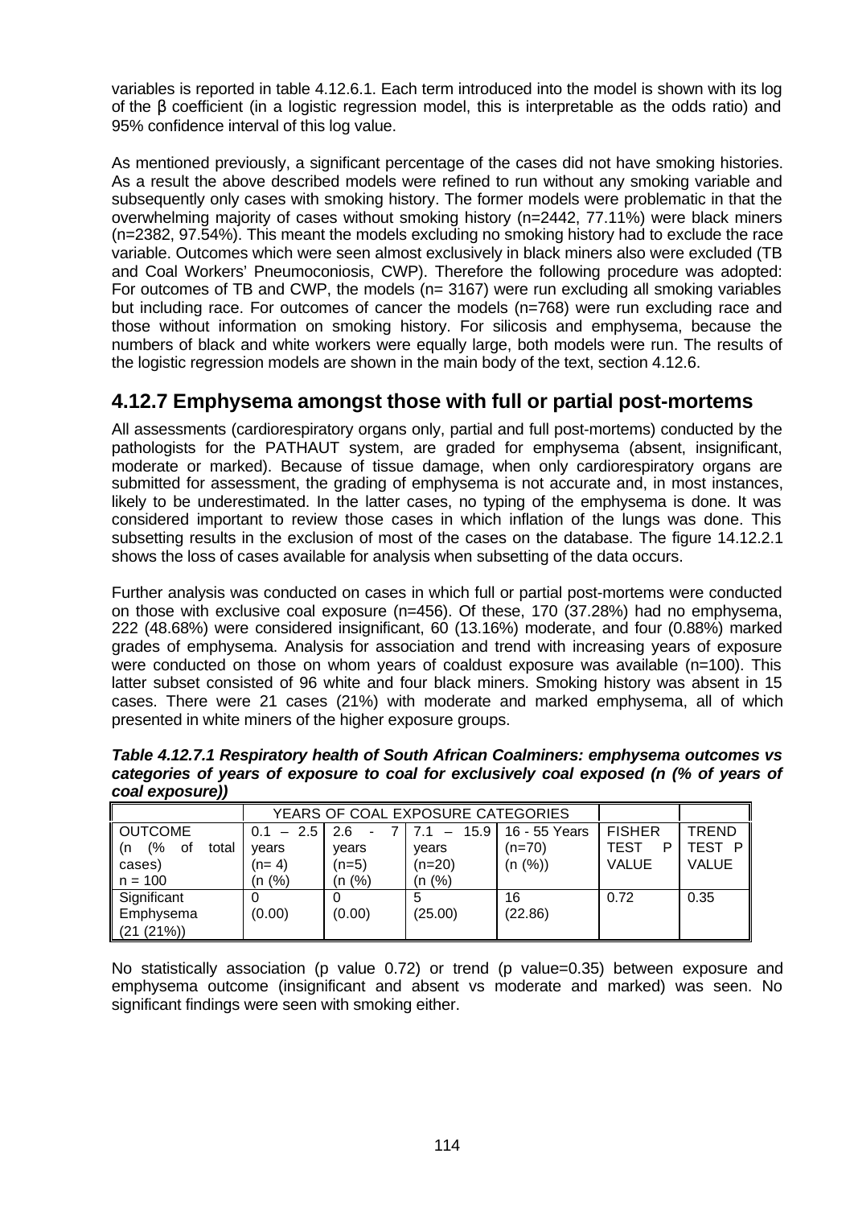variables is reported in table 4.12.6.1. Each term introduced into the model is shown with its log of the β coefficient (in a logistic regression model, this is interpretable as the odds ratio) and 95% confidence interval of this log value.

As mentioned previously, a significant percentage of the cases did not have smoking histories. As a result the above described models were refined to run without any smoking variable and subsequently only cases with smoking history. The former models were problematic in that the overwhelming majority of cases without smoking history (n=2442, 77.11%) were black miners (n=2382, 97.54%). This meant the models excluding no smoking history had to exclude the race variable. Outcomes which were seen almost exclusively in black miners also were excluded (TB and Coal Workers' Pneumoconiosis, CWP). Therefore the following procedure was adopted: For outcomes of TB and CWP, the models (n= 3167) were run excluding all smoking variables but including race. For outcomes of cancer the models (n=768) were run excluding race and those without information on smoking history. For silicosis and emphysema, because the numbers of black and white workers were equally large, both models were run. The results of the logistic regression models are shown in the main body of the text, section 4.12.6.

## 4.12.7 Emphysema amongst those with full or partial post-mortems

All assessments (cardiorespiratory organs only, partial and full post-mortems) conducted by the pathologists for the PATHAUT system, are graded for emphysema (absent, insignificant, moderate or marked). Because of tissue damage, when only cardiorespiratory organs are submitted for assessment, the grading of emphysema is not accurate and, in most instances, likely to be underestimated. In the latter cases, no typing of the emphysema is done. It was considered important to review those cases in which inflation of the lungs was done. This subsetting results in the exclusion of most of the cases on the database. The figure 14.12.2.1 shows the loss of cases available for analysis when subsetting of the data occurs.

Further analysis was conducted on cases in which full or partial post-mortems were conducted on those with exclusive coal exposure (n=456). Of these, 170 (37.28%) had no emphysema, 222 (48.68%) were considered insignificant, 60 (13.16%) moderate, and four (0.88%) marked grades of emphysema. Analysis for association and trend with increasing years of exposure were conducted on those on whom years of coaldust exposure was available (n=100). This latter subset consisted of 96 white and four black miners. Smoking history was absent in 15 cases. There were 21 cases (21%) with moderate and marked emphysema, all of which presented in white miners of the higher exposure groups.

***Table 4.12.7.1 Respiratory health of South African Coalminers: emphysema outcomes vs categories of years of exposure to coal for exclusively coal exposed (n (% of years of coal exposure))***

| | YEARS OF COAL EXPOSURE CATEGORIES | | | | | |
|---|---|---|---|---|---|---|
| OUTCOME (n (% of total cases) n = 100 | 0.1 – 2.5 years (n= 4) (n (%) | 2.6 - 7 years (n=5) (n (%) | 7.1 – 15.9 years (n=20) (n (%) | 16 - 55 Years (n=70) (n (%)) | FISHER TEST P VALUE | TREND TEST P VALUE |
| Significant Emphysema (21 (21%)) | 0 (0.00) | 0 (0.00) | 5 (25.00) | 16 (22.86) | 0.72 | 0.35 |

No statistically association (p value 0.72) or trend (p value=0.35) between exposure and emphysema outcome (insignificant and absent vs moderate and marked) was seen. No significant findings were seen with smoking either.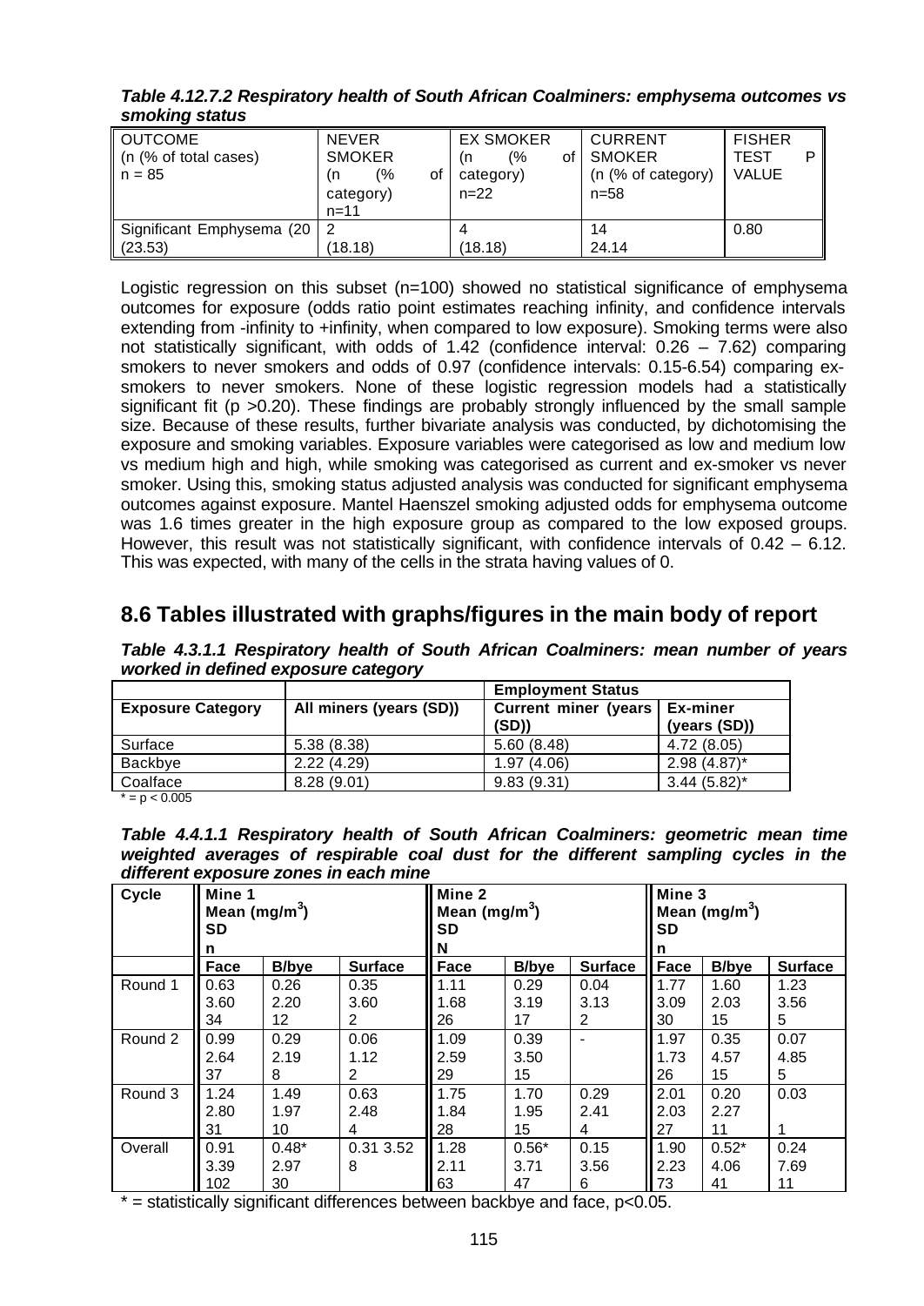***Table 4.12.7.2 Respiratory health of South African Coalminers: emphysema outcomes vs smoking status***

| OUTCOME (n (% of total cases) n = 85 | NEVER SMOKER (n (% of category) n=11 | EX SMOKER (n (% of category) n=22 | CURRENT SMOKER (n (% of category) n=58 | FISHER TEST P VALUE |
|---|---|---|---|---|
| Significant Emphysema (20 (23.53) | 2 (18.18) | 4 (18.18) | 14 24.14 | 0.80 |

Logistic regression on this subset (n=100) showed no statistical significance of emphysema outcomes for exposure (odds ratio point estimates reaching infinity, and confidence intervals extending from -infinity to +infinity, when compared to low exposure). Smoking terms were also not statistically significant, with odds of 1.42 (confidence interval: 0.26 – 7.62) comparing smokers to never smokers and odds of 0.97 (confidence intervals: 0.15-6.54) comparing ex-smokers to never smokers. None of these logistic regression models had a statistically significant fit ($p > 0.20$). These findings are probably strongly influenced by the small sample size. Because of these results, further bivariate analysis was conducted, by dichotomising the exposure and smoking variables. Exposure variables were categorised as low and medium low vs medium high and high, while smoking was categorised as current and ex-smoker vs never smoker. Using this, smoking status adjusted analysis was conducted for significant emphysema outcomes against exposure. Mantel Haenszel smoking adjusted odds for emphysema outcome was 1.6 times greater in the high exposure group as compared to the low exposed groups. However, this result was not statistically significant, with confidence intervals of 0.42 – 6.12. This was expected, with many of the cells in the strata having values of 0.

## 8.6 Tables illustrated with graphs/figures in the main body of report

***Table 4.3.1.1 Respiratory health of South African Coalminers: mean number of years worked in defined exposure category***

| | | Employment Status | |
|---|---|---|---|
| **Exposure Category** | **All miners (years (SD))** | **Current miner (years (SD))** | **Ex-miner (years (SD))** |
| Surface | 5.38 (8.38) | 5.60 (8.48) | 4.72 (8.05) |
| Backbye | 2.22 (4.29) | 1.97 (4.06) | 2.98 (4.87)* |
| Coalface | 8.28 (9.01) | 9.83 (9.31) | 3.44 (5.82)* |

* = $p < 0.005$

***Table 4.4.1.1 Respiratory health of South African Coalminers: geometric mean time weighted averages of respirable coal dust for the different sampling cycles in the different exposure zones in each mine***

| Cycle | Mine 1 Mean ($mg/m^3$) SD n | | | Mine 2 Mean ($mg/m^3$) SD N | | | Mine 3 Mean ($mg/m^3$) SD n | | |
|---|---|---|---|---|---|---|---|---|---|
| | **Face** | **B/bye** | **Surface** | **Face** | **B/bye** | **Surface** | **Face** | **B/bye** | **Surface** |
| Round 1 | 0.63 3.60 34 | 0.26 2.20 12 | 0.35 3.60 2 | 1.11 1.68 26 | 0.29 3.19 17 | 0.04 3.13 2 | 1.77 3.09 30 | 1.60 2.03 15 | 1.23 3.56 5 |
| Round 2 | 0.99 2.64 37 | 0.29 2.19 8 | 0.06 1.12 2 | 1.09 2.59 29 | 0.39 3.50 15 | - | 1.97 1.73 26 | 0.35 4.57 15 | 0.07 4.85 5 |
| Round 3 | 1.24 2.80 31 | 1.49 1.97 10 | 0.63 2.48 4 | 1.75 1.84 28 | 1.70 1.95 15 | 0.29 2.41 4 | 2.01 2.03 27 | 0.20 2.27 11 | 0.03 1 |
| Overall | 0.91 3.39 102 | 0.48* 2.97 30 | 0.31 3.52 8 | 1.28 2.11 63 | 0.56* 3.71 47 | 0.15 3.56 6 | 1.90 2.23 73 | 0.52* 4.06 41 | 0.24 7.69 11 |

* = statistically significant differences between backbye and face, $p<0.05$.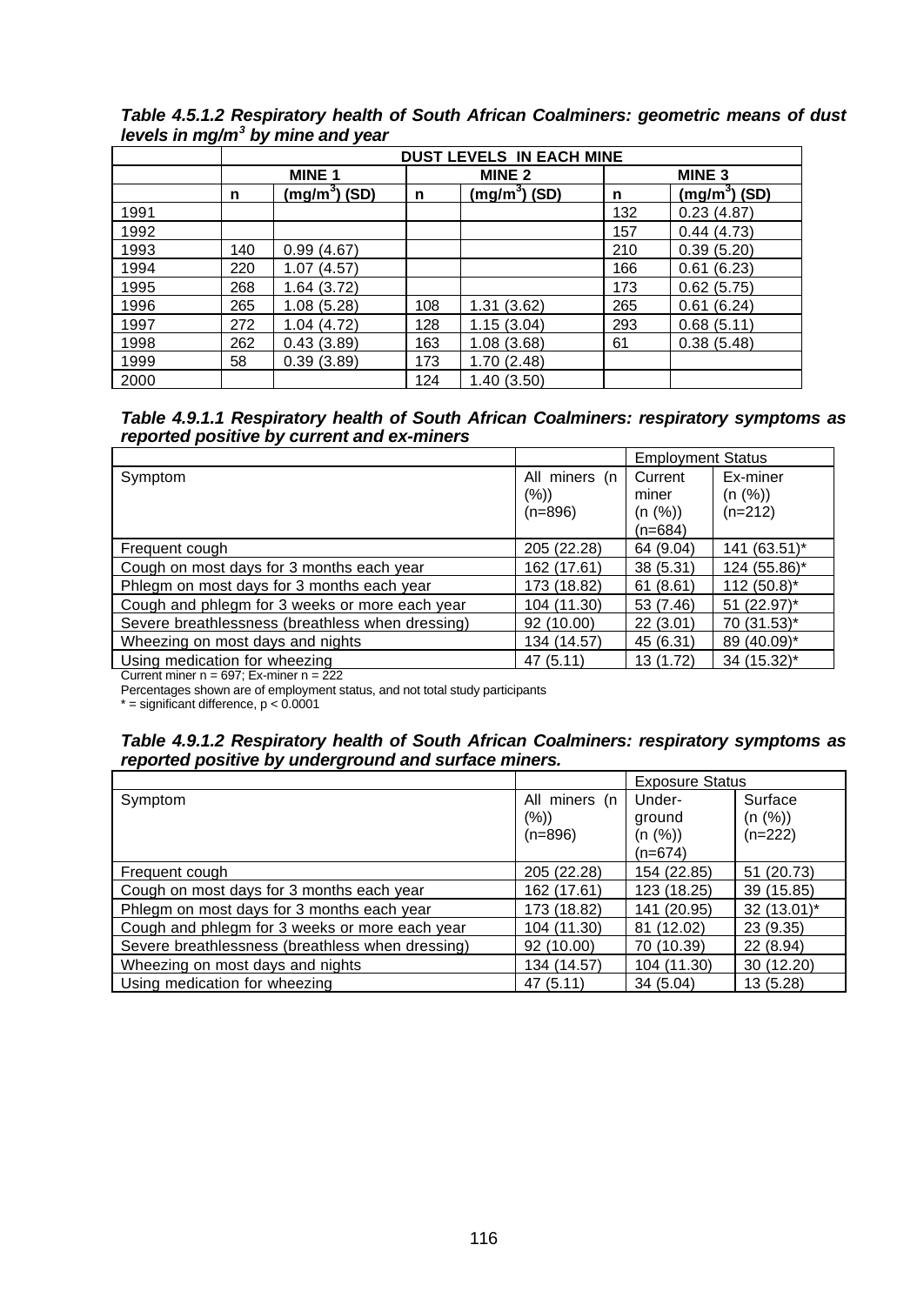***Table 4.5.1.2 Respiratory health of South African Coalminers: geometric means of dust levels in mg/m$^3$ by mine and year***

| | DUST LEVELS IN EACH MINE | | | | | |
|---|---|---|---|---|---|---|
| | MINE 1 | | MINE 2 | | MINE 3 | |
| | n | (mg/m$^3$) (SD) | n | (mg/m$^3$) (SD) | n | (mg/m$^3$) (SD) |
| 1991 | | | | | 132 | 0.23 (4.87) |
| 1992 | | | | | 157 | 0.44 (4.73) |
| 1993 | 140 | 0.99 (4.67) | | | 210 | 0.39 (5.20) |
| 1994 | 220 | 1.07 (4.57) | | | 166 | 0.61 (6.23) |
| 1995 | 268 | 1.64 (3.72) | | | 173 | 0.62 (5.75) |
| 1996 | 265 | 1.08 (5.28) | 108 | 1.31 (3.62) | 265 | 0.61 (6.24) |
| 1997 | 272 | 1.04 (4.72) | 128 | 1.15 (3.04) | 293 | 0.68 (5.11) |
| 1998 | 262 | 0.43 (3.89) | 163 | 1.08 (3.68) | 61 | 0.38 (5.48) |
| 1999 | 58 | 0.39 (3.89) | 173 | 1.70 (2.48) | | |
| 2000 | | | 124 | 1.40 (3.50) | | |

***Table 4.9.1.1 Respiratory health of South African Coalminers: respiratory symptoms as reported positive by current and ex-miners***

| | | Employment Status | |
|---|---|---|---|
| Symptom | All miners (n (%)) (n=896) | Current miner (n (%)) (n=684) | Ex-miner (n (%)) (n=212) |
| Frequent cough | 205 (22.28) | 64 (9.04) | 141 (63.51)* |
| Cough on most days for 3 months each year | 162 (17.61) | 38 (5.31) | 124 (55.86)* |
| Phlegm on most days for 3 months each year | 173 (18.82) | 61 (8.61) | 112 (50.8)* |
| Cough and phlegm for 3 weeks or more each year | 104 (11.30) | 53 (7.46) | 51 (22.97)* |
| Severe breathlessness (breathless when dressing) | 92 (10.00) | 22 (3.01) | 70 (31.53)* |
| Wheezing on most days and nights | 134 (14.57) | 45 (6.31) | 89 (40.09)* |
| Using medication for wheezing | 47 (5.11) | 13 (1.72) | 34 (15.32)* |

Current miner n = 697; Ex-miner n = 222

Percentages shown are of employment status, and not total study participants

* = significant difference, $p < 0.0001$

***Table 4.9.1.2 Respiratory health of South African Coalminers: respiratory symptoms as reported positive by underground and surface miners.***

| | | Exposure Status | |
|---|---|---|---|
| Symptom | All miners (n (%)) (n=896) | Under-ground (n (%)) (n=674) | Surface (n (%)) (n=222) |
| Frequent cough | 205 (22.28) | 154 (22.85) | 51 (20.73) |
| Cough on most days for 3 months each year | 162 (17.61) | 123 (18.25) | 39 (15.85) |
| Phlegm on most days for 3 months each year | 173 (18.82) | 141 (20.95) | 32 (13.01)* |
| Cough and phlegm for 3 weeks or more each year | 104 (11.30) | 81 (12.02) | 23 (9.35) |
| Severe breathlessness (breathless when dressing) | 92 (10.00) | 70 (10.39) | 22 (8.94) |
| Wheezing on most days and nights | 134 (14.57) | 104 (11.30) | 30 (12.20) |
| Using medication for wheezing | 47 (5.11) | 34 (5.04) | 13 (5.28) |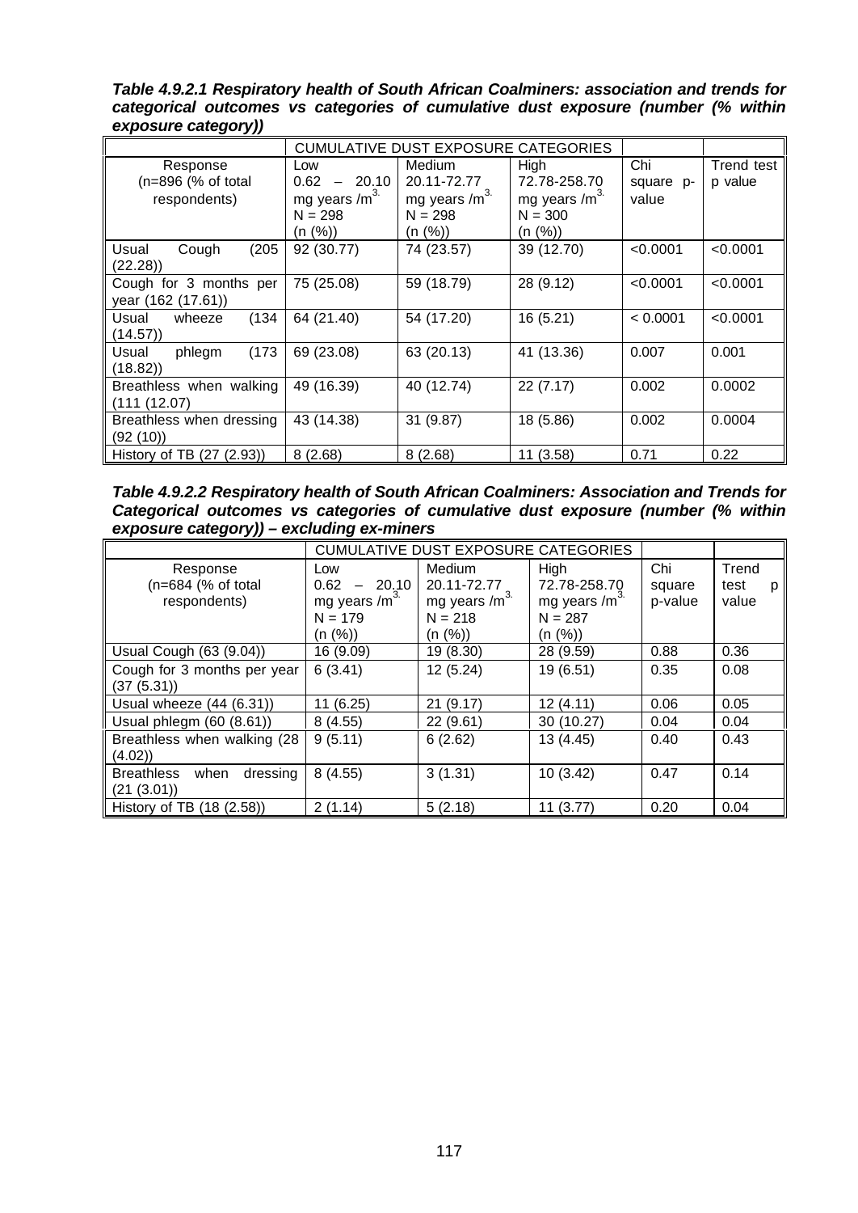***Table 4.9.2.1 Respiratory health of South African Coalminers: association and trends for categorical outcomes vs categories of cumulative dust exposure (number (% within exposure category))***

| | CUMULATIVE DUST EXPOSURE CATEGORIES | | | | |
|---|---|---|---|---|---|
| Response (n=896 (% of total respondents) | Low 0.62 – 20.10 mg years /m$^{3.}$ N = 298 (n (%)) | Medium 20.11-72.77 mg years /m$^{3.}$ N = 298 (n (%)) | High 72.78-258.70 mg years /m$^{3.}$ N = 300 (n (%)) | Chi square p-value | Trend test p value |
| Usual Cough (205 (22.28)) | 92 (30.77) | 74 (23.57) | 39 (12.70) | <0.0001 | <0.0001 |
| Cough for 3 months per year (162 (17.61)) | 75 (25.08) | 59 (18.79) | 28 (9.12) | <0.0001 | <0.0001 |
| Usual wheeze (134 (14.57)) | 64 (21.40) | 54 (17.20) | 16 (5.21) | < 0.0001 | <0.0001 |
| Usual phlegm (173 (18.82)) | 69 (23.08) | 63 (20.13) | 41 (13.36) | 0.007 | 0.001 |
| Breathless when walking (111 (12.07) | 49 (16.39) | 40 (12.74) | 22 (7.17) | 0.002 | 0.0002 |
| Breathless when dressing (92 (10)) | 43 (14.38) | 31 (9.87) | 18 (5.86) | 0.002 | 0.0004 |
| History of TB (27 (2.93)) | 8 (2.68) | 8 (2.68) | 11 (3.58) | 0.71 | 0.22 |

***Table 4.9.2.2 Respiratory health of South African Coalminers: Association and Trends for Categorical outcomes vs categories of cumulative dust exposure (number (% within exposure category)) – excluding ex-miners***

| | CUMULATIVE DUST EXPOSURE CATEGORIES | | | | |
|---|---|---|---|---|---|
| Response (n=684 (% of total respondents) | Low 0.62 – 20.10 mg years /m$^{3.}$ N = 179 (n (%)) | Medium 20.11-72.77 mg years /m$^{3.}$ N = 218 (n (%)) | High 72.78-258.70 mg years /m$^{3.}$ N = 287 (n (%)) | Chi square p-value | Trend test p value |
| Usual Cough (63 (9.04)) | 16 (9.09) | 19 (8.30) | 28 (9.59) | 0.88 | 0.36 |
| Cough for 3 months per year (37 (5.31)) | 6 (3.41) | 12 (5.24) | 19 (6.51) | 0.35 | 0.08 |
| Usual wheeze (44 (6.31)) | 11 (6.25) | 21 (9.17) | 12 (4.11) | 0.06 | 0.05 |
| Usual phlegm (60 (8.61)) | 8 (4.55) | 22 (9.61) | 30 (10.27) | 0.04 | 0.04 |
| Breathless when walking (28 (4.02)) | 9 (5.11) | 6 (2.62) | 13 (4.45) | 0.40 | 0.43 |
| Breathless when dressing (21 (3.01)) | 8 (4.55) | 3 (1.31) | 10 (3.42) | 0.47 | 0.14 |
| History of TB (18 (2.58)) | 2 (1.14) | 5 (2.18) | 11 (3.77) | 0.20 | 0.04 |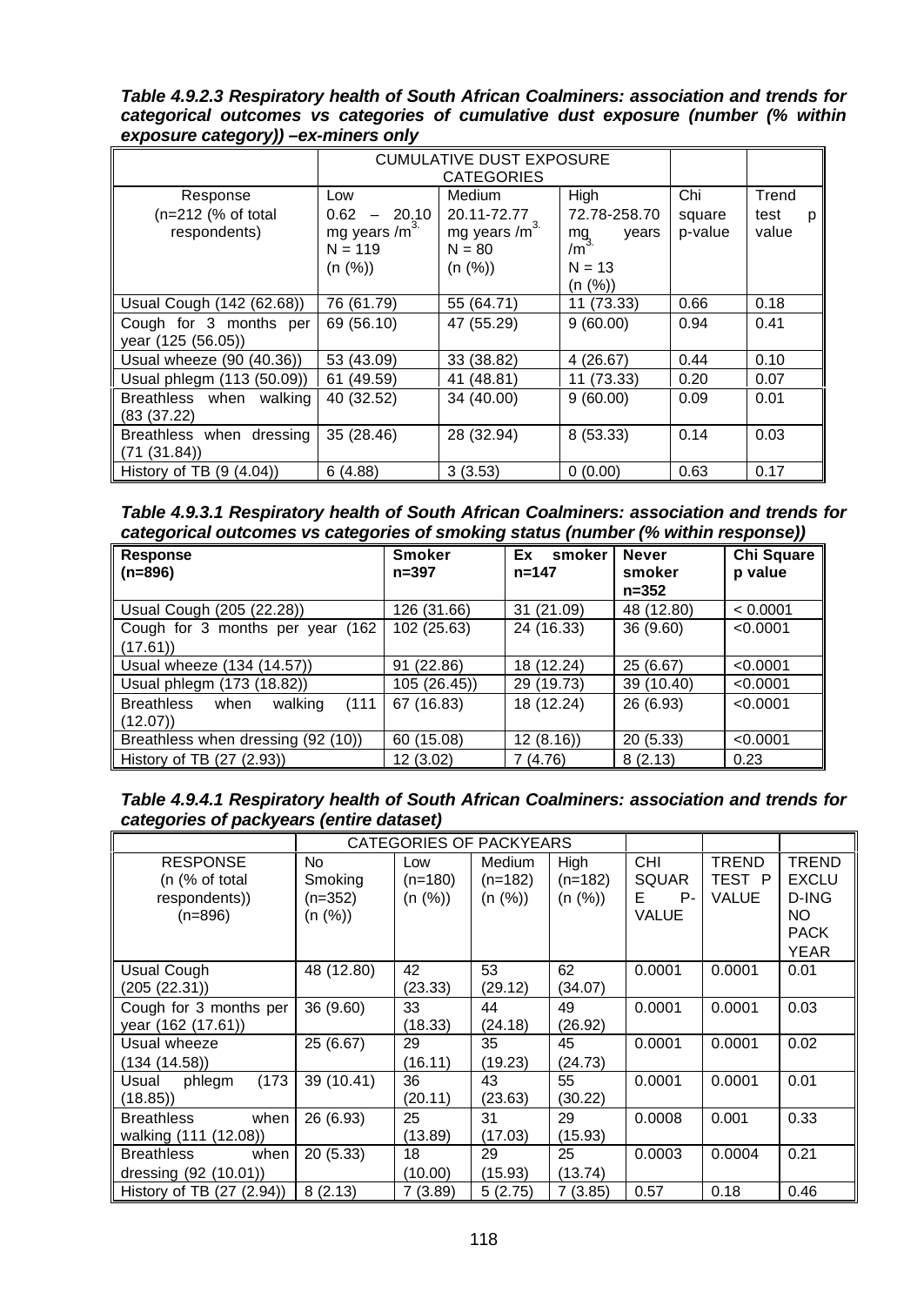***Table 4.9.2.3 Respiratory health of South African Coalminers: association and trends for categorical outcomes vs categories of cumulative dust exposure (number (% within exposure category)) –ex-miners only***

| | CUMULATIVE DUST EXPOSURE CATEGORIES | | | | |
|---|---|---|---|---|---|
| Response (n=212 (% of total respondents) | Low 0.62 – 20.10 mg years /$m^3$ N = 119 (n (%)) | Medium 20.11-72.77 mg years /$m^3$ N = 80 (n (%)) | High 72.78-258.70 mg years /$m^3$ N = 13 (n (%)) | Chi square p-value | Trend test p value |
| Usual Cough (142 (62.68)) | 76 (61.79) | 55 (64.71) | 11 (73.33) | 0.66 | 0.18 |
| Cough for 3 months per year (125 (56.05)) | 69 (56.10) | 47 (55.29) | 9 (60.00) | 0.94 | 0.41 |
| Usual wheeze (90 (40.36)) | 53 (43.09) | 33 (38.82) | 4 (26.67) | 0.44 | 0.10 |
| Usual phlegm (113 (50.09)) | 61 (49.59) | 41 (48.81) | 11 (73.33) | 0.20 | 0.07 |
| Breathless when walking (83 (37.22) | 40 (32.52) | 34 (40.00) | 9 (60.00) | 0.09 | 0.01 |
| Breathless when dressing (71 (31.84)) | 35 (28.46) | 28 (32.94) | 8 (53.33) | 0.14 | 0.03 |
| History of TB (9 (4.04)) | 6 (4.88) | 3 (3.53) | 0 (0.00) | 0.63 | 0.17 |

***Table 4.9.3.1 Respiratory health of South African Coalminers: association and trends for categorical outcomes vs categories of smoking status (number (% within response))***

| **Response (n=896)** | **Smoker n=397** | **Ex smoker n=147** | **Never smoker n=352** | **Chi Square p value** |
|---|---|---|---|---|
| Usual Cough (205 (22.28)) | 126 (31.66) | 31 (21.09) | 48 (12.80) | < 0.0001 |
| Cough for 3 months per year (162 (17.61)) | 102 (25.63) | 24 (16.33) | 36 (9.60) | <0.0001 |
| Usual wheeze (134 (14.57)) | 91 (22.86) | 18 (12.24) | 25 (6.67) | <0.0001 |
| Usual phlegm (173 (18.82)) | 105 (26.45)) | 29 (19.73) | 39 (10.40) | <0.0001 |
| Breathless when walking (111 (12.07)) | 67 (16.83) | 18 (12.24) | 26 (6.93) | <0.0001 |
| Breathless when dressing (92 (10)) | 60 (15.08) | 12 (8.16)) | 20 (5.33) | <0.0001 |
| History of TB (27 (2.93)) | 12 (3.02) | 7 (4.76) | 8 (2.13) | 0.23 |

***Table 4.9.4.1 Respiratory health of South African Coalminers: association and trends for categories of packyears (entire dataset)***

| | CATEGORIES OF PACKYEARS | | | | | | |
|---|---|---|---|---|---|---|---|
| RESPONSE (n (% of total respondents)) (n=896) | No Smoking (n=352) (n (%)) | Low (n=180) (n (%)) | Medium (n=182) (n (%)) | High (n=182) (n (%)) | CHI SQUARE P-VALUE | TREND TEST P VALUE | TREND EXCLUDING NO PACK YEAR |
| Usual Cough (205 (22.31)) | 48 (12.80) | 42 (23.33) | 53 (29.12) | 62 (34.07) | 0.0001 | 0.0001 | 0.01 |
| Cough for 3 months per year (162 (17.61)) | 36 (9.60) | 33 (18.33) | 44 (24.18) | 49 (26.92) | 0.0001 | 0.0001 | 0.03 |
| Usual wheeze (134 (14.58)) | 25 (6.67) | 29 (16.11) | 35 (19.23) | 45 (24.73) | 0.0001 | 0.0001 | 0.02 |
| Usual phlegm (173 (18.85)) | 39 (10.41) | 36 (20.11) | 43 (23.63) | 55 (30.22) | 0.0001 | 0.0001 | 0.01 |
| Breathless when walking (111 (12.08)) | 26 (6.93) | 25 (13.89) | 31 (17.03) | 29 (15.93) | 0.0008 | 0.001 | 0.33 |
| Breathless when dressing (92 (10.01)) | 20 (5.33) | 18 (10.00) | 29 (15.93) | 25 (13.74) | 0.0003 | 0.0004 | 0.21 |
| History of TB (27 (2.94)) | 8 (2.13) | 7 (3.89) | 5 (2.75) | 7 (3.85) | 0.57 | 0.18 | 0.46 |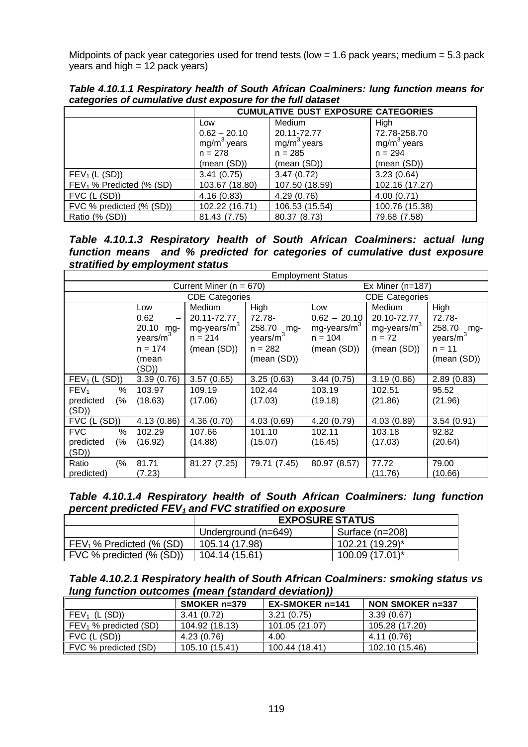Midpoints of pack year categories used for trend tests (low = 1.6 pack years; medium = 5.3 pack years and high = 12 pack years)

***Table 4.10.1.1 Respiratory health of South African Coalminers: lung function means for categories of cumulative dust exposure for the full dataset***

| | CUMULATIVE DUST EXPOSURE CATEGORIES | | |
|---|---|---|---|
| | Low 0.62 – 20.10 $mg/m^3$ years n = 278 (mean (SD)) | Medium 20.11-72.77 $mg/m^3$ years n = 285 (mean (SD)) | High 72.78-258.70 $mg/m^3$ years n = 294 (mean (SD)) |
| $FEV_1$ (L (SD)) | 3.41 (0.75) | 3.47 (0.72) | 3.23 (0.64) |
| $FEV_1$ % Predicted (% SD) | 103.67 (18.80) | 107.50 (18.59) | 102.16 (17.27) |
| FVC (L (SD)) | 4.16 (0.83) | 4.29 (0.76) | 4.00 (0.71) |
| FVC % predicted (% (SD)) | 102.22 (16.71) | 106.53 (15.54) | 100.76 (15.38) |
| Ratio (% (SD)) | 81.43 (7.75) | 80.37 (8.73) | 79.68 (7.58) |

***Table 4.10.1.3 Respiratory health of South African Coalminers: actual lung function means and % predicted for categories of cumulative dust exposure stratified by employment status***

| | Employment Status | | | | | |
|---|---|---|---|---|---|---|
| | Current Miner (n = 670) | | | Ex Miner (n=187) | | |
| | CDE Categories | | | CDE Categories | | |
| | Low 0.62 – 20.10 mg-years/$m^3$ n = 174 (mean (SD)) | Medium 20.11-72.77 mg-years/$m^3$ n = 214 (mean (SD)) | High 72.78-258.70 mg-years/$m^3$ n = 282 (mean (SD)) | Low 0.62 – 20.10 mg-years/$m^3$ n = 104 (mean (SD)) | Medium 20.10-72.77 mg-years/$m^3$ n = 72 (mean (SD)) | High 72.78-258.70 mg-years/$m^3$ n = 11 (mean (SD)) |
| $FEV_1$ (L (SD)) | 3.39 (0.76) | 3.57 (0.65) | 3.25 (0.63) | 3.44 (0.75) | 3.19 (0.86) | 2.89 (0.83) |
| $FEV_1$ % predicted (% (SD)) | 103.97 (18.63) | 109.19 (17.06) | 102.44 (17.03) | 103.19 (19.18) | 102.51 (21.86) | 95.52 (21.96) |
| FVC (L (SD)) | 4.13 (0.86) | 4.36 (0.70) | 4.03 (0.69) | 4.20 (0.79) | 4.03 (0.89) | 3.54 (0.91) |
| FVC % predicted (% (SD)) | 102.29 (16.92) | 107.66 (14.88) | 101.10 (15.07) | 102.11 (16.45) | 103.18 (17.03) | 92.82 (20.64) |
| Ratio (% predicted) | 81.71 (7.23) | 81.27 (7.25) | 79.71 (7.45) | 80.97 (8.57) | 77.72 (11.76) | 79.00 (10.66) |

***Table 4.10.1.4 Respiratory health of South African Coalminers: lung function percent predicted $FEV_1$ and FVC stratified on exposure***

| | EXPOSURE STATUS | |
|---|---|---|
| | Underground (n=649) | Surface (n=208) |
| $FEV_1$ % Predicted (% (SD) | 105.14 (17.98) | 102.21 (19.29)* |
| FVC % predicted (% (SD)) | 104.14 (15.61) | 100.09 (17.01)* |

***Table 4.10.2.1 Respiratory health of South African Coalminers: smoking status vs lung function outcomes (mean (standard deviation))***

| | SMOKER n=379 | EX-SMOKER n=141 | NON SMOKER n=337 |
|---|---|---|---|
| $FEV_1$ (L (SD)) | 3.41 (0.72) | 3.21 (0.75) | 3.39 (0.67) |
| $FEV_1$ % predicted (SD) | 104.92 (18.13) | 101.05 (21.07) | 105.28 (17.20) |
| FVC (L (SD)) | 4.23 (0.76) | 4.00 | 4.11 (0.76) |
| FVC % predicted (SD) | 105.10 (15.41) | 100.44 (18.41) | 102.10 (15.46) |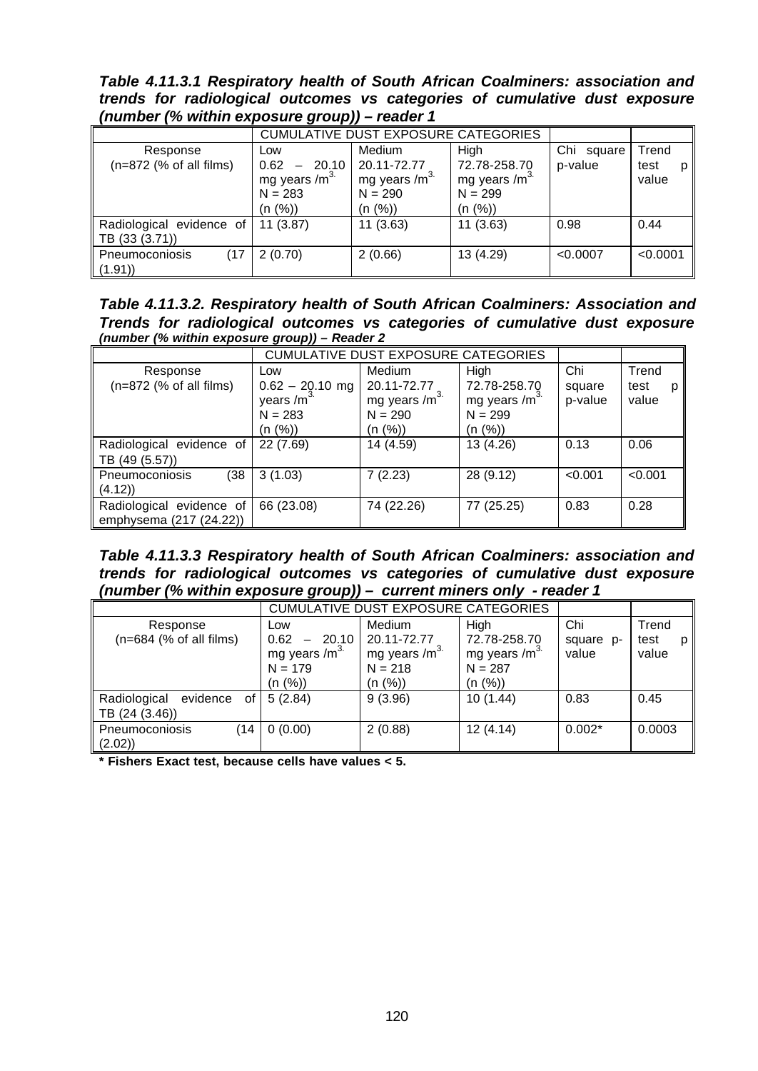***Table 4.11.3.1 Respiratory health of South African Coalminers: association and trends for radiological outcomes vs categories of cumulative dust exposure (number (% within exposure group)) – reader 1***

| | CUMULATIVE DUST EXPOSURE CATEGORIES | | | | |
|---|---|---|---|---|---|
| Response (n=872 (% of all films) | Low 0.62 – 20.10 mg years /m$^{3.}$ N = 283 (n (%)) | Medium 20.11-72.77 mg years /m$^{3.}$ N = 290 (n (%)) | High 72.78-258.70 mg years /m$^{3.}$ N = 299 (n (%)) | Chi square p-value | Trend test p value |
| Radiological evidence of TB (33 (3.71)) | 11 (3.87) | 11 (3.63) | 11 (3.63) | 0.98 | 0.44 |
| Pneumoconiosis (17 (1.91)) | 2 (0.70) | 2 (0.66) | 13 (4.29) | <0.0007 | <0.0001 |

***Table 4.11.3.2. Respiratory health of South African Coalminers: Association and Trends for radiological outcomes vs categories of cumulative dust exposure (number (% within exposure group)) – Reader 2***

| | CUMULATIVE DUST EXPOSURE CATEGORIES | | | | |
|---|---|---|---|---|---|
| Response (n=872 (% of all films) | Low 0.62 – 20.10 mg years /m$^{3.}$ N = 283 (n (%)) | Medium 20.11-72.77 mg years /m$^{3.}$ N = 290 (n (%)) | High 72.78-258.70 mg years /m$^{3.}$ N = 299 (n (%)) | Chi square p-value | Trend test p value |
| Radiological evidence of TB (49 (5.57)) | 22 (7.69) | 14 (4.59) | 13 (4.26) | 0.13 | 0.06 |
| Pneumoconiosis (38 (4.12)) | 3 (1.03) | 7 (2.23) | 28 (9.12) | <0.001 | <0.001 |
| Radiological evidence of emphysema (217 (24.22)) | 66 (23.08) | 74 (22.26) | 77 (25.25) | 0.83 | 0.28 |

***Table 4.11.3.3 Respiratory health of South African Coalminers: association and trends for radiological outcomes vs categories of cumulative dust exposure (number (% within exposure group)) – current miners only - reader 1***

| | CUMULATIVE DUST EXPOSURE CATEGORIES | | | | |
|---|---|---|---|---|---|
| Response (n=684 (% of all films) | Low 0.62 – 20.10 mg years /m$^{3.}$ N = 179 (n (%)) | Medium 20.11-72.77 mg years /m$^{3.}$ N = 218 (n (%)) | High 72.78-258.70 mg years /m$^{3.}$ N = 287 (n (%)) | Chi square p-value | Trend test p value |
| Radiological evidence of TB (24 (3.46)) | 5 (2.84) | 9 (3.96) | 10 (1.44) | 0.83 | 0.45 |
| Pneumoconiosis (14 (2.02)) | 0 (0.00) | 2 (0.88) | 12 (4.14) | 0.002* | 0.0003 |

**\* Fishers Exact test, because cells have values < 5.**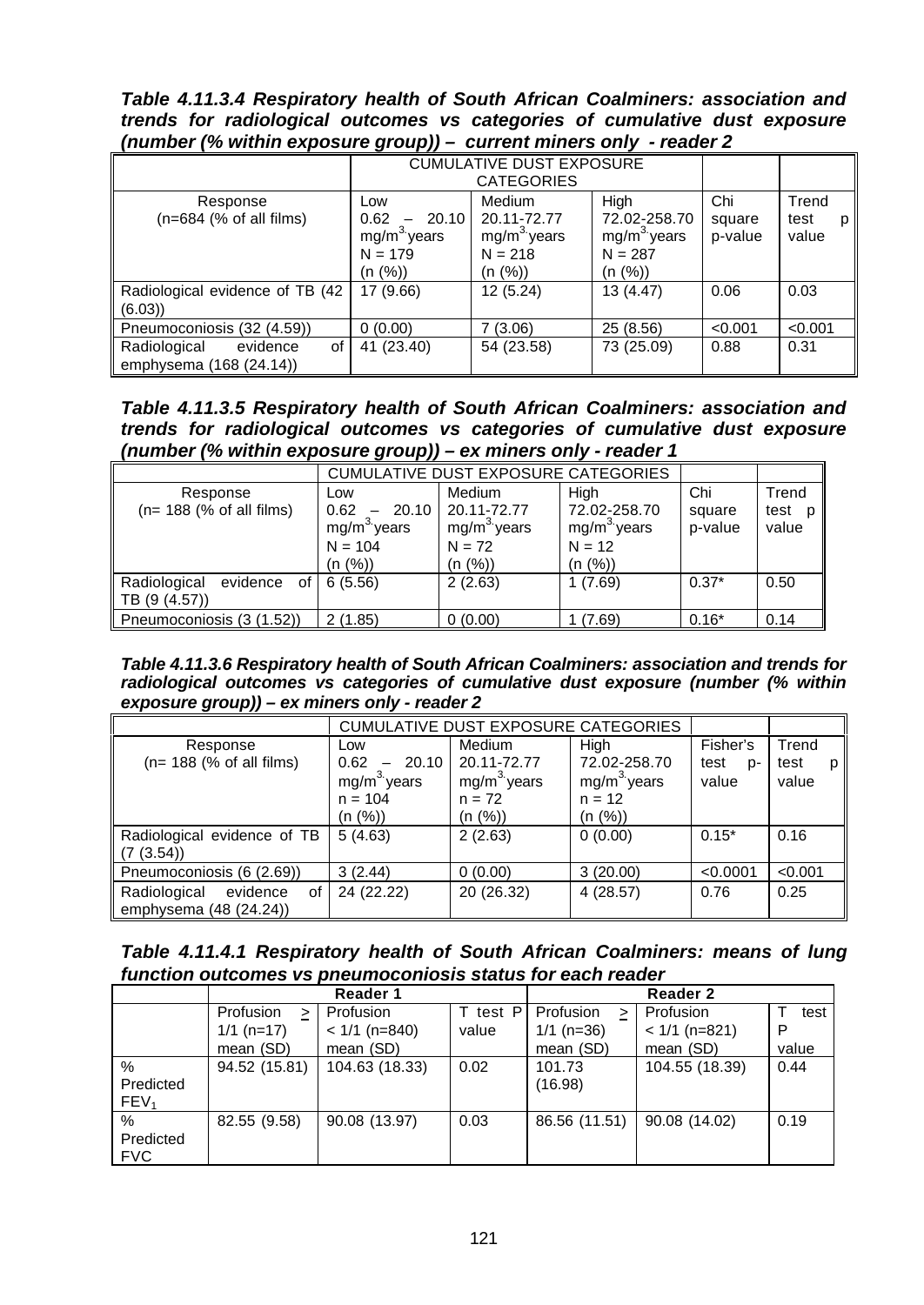***Table 4.11.3.4 Respiratory health of South African Coalminers: association and trends for radiological outcomes vs categories of cumulative dust exposure (number (% within exposure group)) – current miners only - reader 2***

| | CUMULATIVE DUST EXPOSURE CATEGORIES | | | | |
|---|---|---|---|---|---|
| Response (n=684 (% of all films) | Low 0.62 – 20.10 $mg/m^3$ years N = 179 (n (%)) | Medium 20.11-72.77 $mg/m^3$ years N = 218 (n (%)) | High 72.02-258.70 $mg/m^3$ years N = 287 (n (%)) | Chi square p-value | Trend test p value |
| Radiological evidence of TB (42 (6.03)) | 17 (9.66) | 12 (5.24) | 13 (4.47) | 0.06 | 0.03 |
| Pneumoconiosis (32 (4.59)) | 0 (0.00) | 7 (3.06) | 25 (8.56) | <0.001 | <0.001 |
| Radiological evidence of emphysema (168 (24.14)) | 41 (23.40) | 54 (23.58) | 73 (25.09) | 0.88 | 0.31 |

***Table 4.11.3.5 Respiratory health of South African Coalminers: association and trends for radiological outcomes vs categories of cumulative dust exposure (number (% within exposure group)) – ex miners only - reader 1***

| | CUMULATIVE DUST EXPOSURE CATEGORIES | | | | |
|---|---|---|---|---|---|
| Response (n= 188 (% of all films) | Low 0.62 – 20.10 $mg/m^3$ years N = 104 (n (%)) | Medium 20.11-72.77 $mg/m^3$ years N = 72 (n (%)) | High 72.02-258.70 $mg/m^3$ years N = 12 (n (%)) | Chi square p-value | Trend test p value |
| Radiological evidence of TB (9 (4.57)) | 6 (5.56) | 2 (2.63) | 1 (7.69) | 0.37* | 0.50 |
| Pneumoconiosis (3 (1.52)) | 2 (1.85) | 0 (0.00) | 1 (7.69) | 0.16* | 0.14 |

***Table 4.11.3.6 Respiratory health of South African Coalminers: association and trends for radiological outcomes vs categories of cumulative dust exposure (number (% within exposure group)) – ex miners only - reader 2***

| | CUMULATIVE DUST EXPOSURE CATEGORIES | | | | |
|---|---|---|---|---|---|
| Response (n= 188 (% of all films) | Low 0.62 – 20.10 $mg/m^3$ years n = 104 (n (%)) | Medium 20.11-72.77 $mg/m^3$ years n = 72 (n (%)) | High 72.02-258.70 $mg/m^3$ years n = 12 (n (%)) | Fisher's test p-value | Trend test p value |
| Radiological evidence of TB (7 (3.54)) | 5 (4.63) | 2 (2.63) | 0 (0.00) | 0.15* | 0.16 |
| Pneumoconiosis (6 (2.69)) | 3 (2.44) | 0 (0.00) | 3 (20.00) | <0.0001 | <0.001 |
| Radiological evidence of emphysema (48 (24.24)) | 24 (22.22) | 20 (26.32) | 4 (28.57) | 0.76 | 0.25 |

***Table 4.11.4.1 Respiratory health of South African Coalminers: means of lung function outcomes vs pneumoconiosis status for each reader***

| | Reader 1 | | | Reader 2 | | |
|---|---|---|---|---|---|---|
| | Profusion ≥ 1/1 (n=17) mean (SD) | Profusion < 1/1 (n=840) mean (SD) | T test P value | Profusion ≥ 1/1 (n=36) mean (SD) | Profusion < 1/1 (n=821) mean (SD) | T test P value |
| % Predicted $FEV_1$ | 94.52 (15.81) | 104.63 (18.33) | 0.02 | 101.73 (16.98) | 104.55 (18.39) | 0.44 |
| % Predicted FVC | 82.55 (9.58) | 90.08 (13.97) | 0.03 | 86.56 (11.51) | 90.08 (14.02) | 0.19 |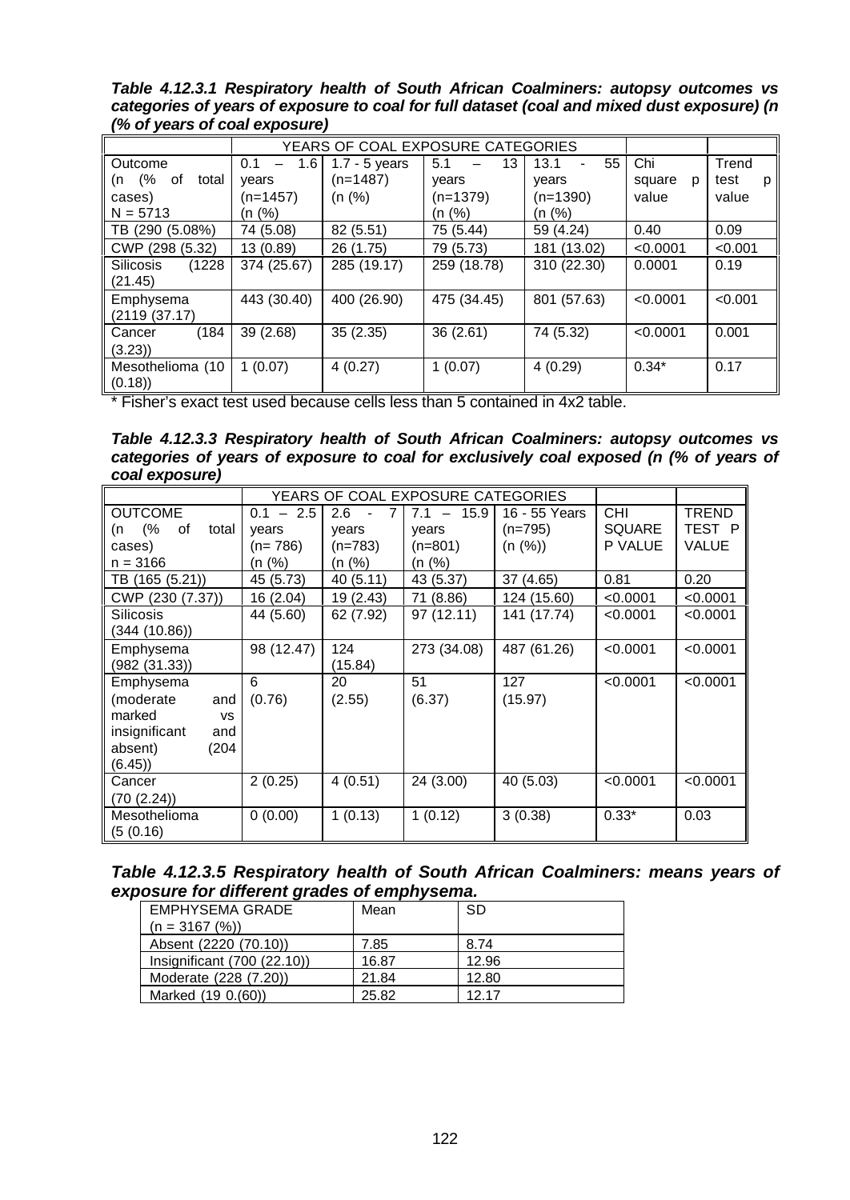***Table 4.12.3.1 Respiratory health of South African Coalminers: autopsy outcomes vs categories of years of exposure to coal for full dataset (coal and mixed dust exposure) (n (% of years of coal exposure)***

| | YEARS OF COAL EXPOSURE CATEGORIES | | | | | |
|---|---|---|---|---|---|---|
| Outcome (n (% of total cases) N = 5713 | 0.1 – 1.6 years (n=1457) (n (%) | 1.7 - 5 years (n=1487) (n (%) | 5.1 – 13 years (n=1379) (n (%) | 13.1 - 55 years (n=1390) (n (%) | Chi square p value | Trend test p value |
| TB (290 (5.08%) | 74 (5.08) | 82 (5.51) | 75 (5.44) | 59 (4.24) | 0.40 | 0.09 |
| CWP (298 (5.32) | 13 (0.89) | 26 (1.75) | 79 (5.73) | 181 (13.02) | <0.0001 | <0.001 |
| Silicosis (1228 (21.45) | 374 (25.67) | 285 (19.17) | 259 (18.78) | 310 (22.30) | 0.0001 | 0.19 |
| Emphysema (2119 (37.17) | 443 (30.40) | 400 (26.90) | 475 (34.45) | 801 (57.63) | <0.0001 | <0.001 |
| Cancer (184 (3.23)) | 39 (2.68) | 35 (2.35) | 36 (2.61) | 74 (5.32) | <0.0001 | 0.001 |
| Mesothelioma (10 (0.18)) | 1 (0.07) | 4 (0.27) | 1 (0.07) | 4 (0.29) | 0.34* | 0.17 |

* Fisher's exact test used because cells less than 5 contained in 4x2 table.

***Table 4.12.3.3 Respiratory health of South African Coalminers: autopsy outcomes vs categories of years of exposure to coal for exclusively coal exposed (n (% of years of coal exposure)***

| | YEARS OF COAL EXPOSURE CATEGORIES | | | | | |
|---|---|---|---|---|---|---|
| OUTCOME (n (% of total cases) n = 3166 | 0.1 – 2.5 years (n= 786) (n (%) | 2.6 - 7 years (n=783) (n (%) | 7.1 – 15.9 years (n=801) (n (%) | 16 - 55 Years (n=795) (n (%)) | CHI SQUARE P VALUE | TREND TEST P VALUE |
| TB (165 (5.21)) | 45 (5.73) | 40 (5.11) | 43 (5.37) | 37 (4.65) | 0.81 | 0.20 |
| CWP (230 (7.37)) | 16 (2.04) | 19 (2.43) | 71 (8.86) | 124 (15.60) | <0.0001 | <0.0001 |
| Silicosis (344 (10.86)) | 44 (5.60) | 62 (7.92) | 97 (12.11) | 141 (17.74) | <0.0001 | <0.0001 |
| Emphysema (982 (31.33)) | 98 (12.47) | 124 (15.84) | 273 (34.08) | 487 (61.26) | <0.0001 | <0.0001 |
| Emphysema (moderate and marked vs insignificant and absent) (204 (6.45)) | 6 (0.76) | 20 (2.55) | 51 (6.37) | 127 (15.97) | <0.0001 | <0.0001 |
| Cancer (70 (2.24)) | 2 (0.25) | 4 (0.51) | 24 (3.00) | 40 (5.03) | <0.0001 | <0.0001 |
| Mesothelioma (5 (0.16) | 0 (0.00) | 1 (0.13) | 1 (0.12) | 3 (0.38) | 0.33* | 0.03 |

***Table 4.12.3.5 Respiratory health of South African Coalminers: means years of exposure for different grades of emphysema.***

| EMPHYSEMA GRADE (n = 3167 (%)) | Mean | SD |
|---|---|---|
| Absent (2220 (70.10)) | 7.85 | 8.74 |
| Insignificant (700 (22.10)) | 16.87 | 12.96 |
| Moderate (228 (7.20)) | 21.84 | 12.80 |
| Marked (19 0.(60)) | 25.82 | 12.17 |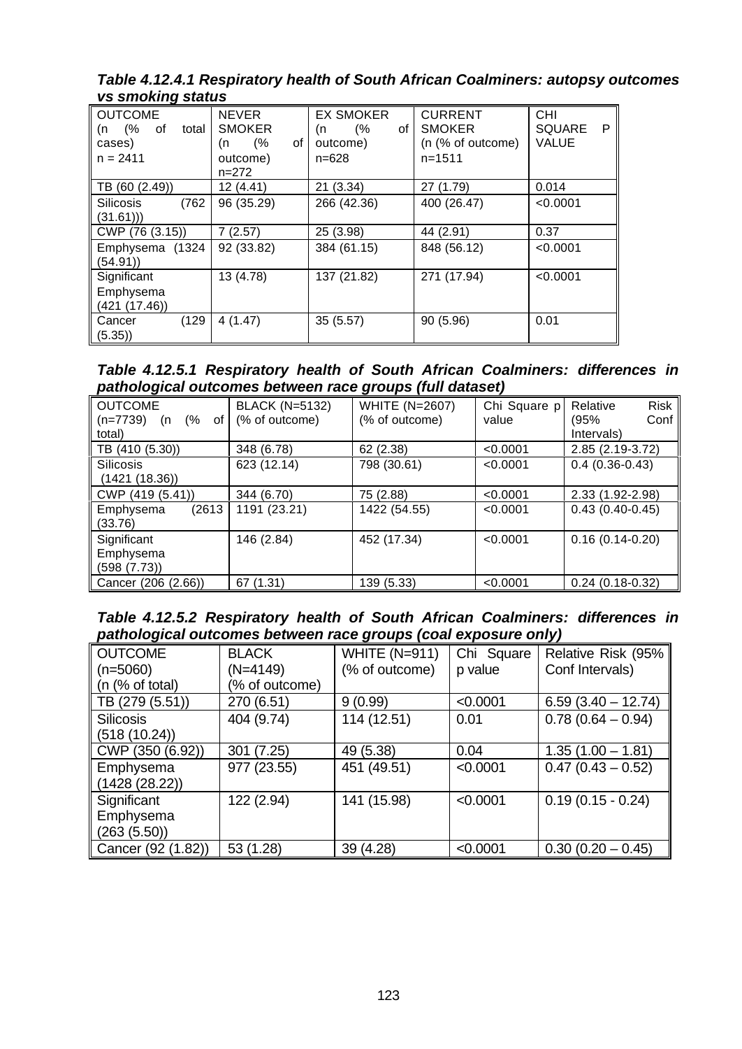***Table 4.12.4.1 Respiratory health of South African Coalminers: autopsy outcomes vs smoking status***

| OUTCOME (n (% of total cases) n = 2411 | NEVER SMOKER (n (% of outcome) n=272 | EX SMOKER (n (% of outcome) n=628 | CURRENT SMOKER (n (% of outcome) n=1511 | CHI SQUARE P VALUE |
|---|---|---|---|---|
| TB (60 (2.49)) | 12 (4.41) | 21 (3.34) | 27 (1.79) | 0.014 |
| Silicosis (762 (31.61))) | 96 (35.29) | 266 (42.36) | 400 (26.47) | <0.0001 |
| CWP (76 (3.15)) | 7 (2.57) | 25 (3.98) | 44 (2.91) | 0.37 |
| Emphysema (1324 (54.91)) | 92 (33.82) | 384 (61.15) | 848 (56.12) | <0.0001 |
| Significant Emphysema (421 (17.46)) | 13 (4.78) | 137 (21.82) | 271 (17.94) | <0.0001 |
| Cancer (129 (5.35)) | 4 (1.47) | 35 (5.57) | 90 (5.96) | 0.01 |

***Table 4.12.5.1 Respiratory health of South African Coalminers: differences in pathological outcomes between race groups (full dataset)***

| OUTCOME (n=7739) (n (% of total) | BLACK (N=5132) (% of outcome) | WHITE (N=2607) (% of outcome) | Chi Square p value | Relative Risk (95% Conf Intervals) |
|---|---|---|---|---|
| TB (410 (5.30)) | 348 (6.78) | 62 (2.38) | <0.0001 | 2.85 (2.19-3.72) |
| Silicosis (1421 (18.36)) | 623 (12.14) | 798 (30.61) | <0.0001 | 0.4 (0.36-0.43) |
| CWP (419 (5.41)) | 344 (6.70) | 75 (2.88) | <0.0001 | 2.33 (1.92-2.98) |
| Emphysema (2613 (33.76) | 1191 (23.21) | 1422 (54.55) | <0.0001 | 0.43 (0.40-0.45) |
| Significant Emphysema (598 (7.73)) | 146 (2.84) | 452 (17.34) | <0.0001 | 0.16 (0.14-0.20) |
| Cancer (206 (2.66)) | 67 (1.31) | 139 (5.33) | <0.0001 | 0.24 (0.18-0.32) |

***Table 4.12.5.2 Respiratory health of South African Coalminers: differences in pathological outcomes between race groups (coal exposure only)***

| OUTCOME (n=5060) (n (% of total) | BLACK (N=4149) (% of outcome) | WHITE (N=911) (% of outcome) | Chi Square p value | Relative Risk (95% Conf Intervals) |
|---|---|---|---|---|
| TB (279 (5.51)) | 270 (6.51) | 9 (0.99) | <0.0001 | 6.59 (3.40 – 12.74) |
| Silicosis (518 (10.24)) | 404 (9.74) | 114 (12.51) | 0.01 | 0.78 (0.64 – 0.94) |
| CWP (350 (6.92)) | 301 (7.25) | 49 (5.38) | 0.04 | 1.35 (1.00 – 1.81) |
| Emphysema (1428 (28.22)) | 977 (23.55) | 451 (49.51) | <0.0001 | 0.47 (0.43 – 0.52) |
| Significant Emphysema (263 (5.50)) | 122 (2.94) | 141 (15.98) | <0.0001 | 0.19 (0.15 - 0.24) |
| Cancer (92 (1.82)) | 53 (1.28) | 39 (4.28) | <0.0001 | 0.30 (0.20 – 0.45) |